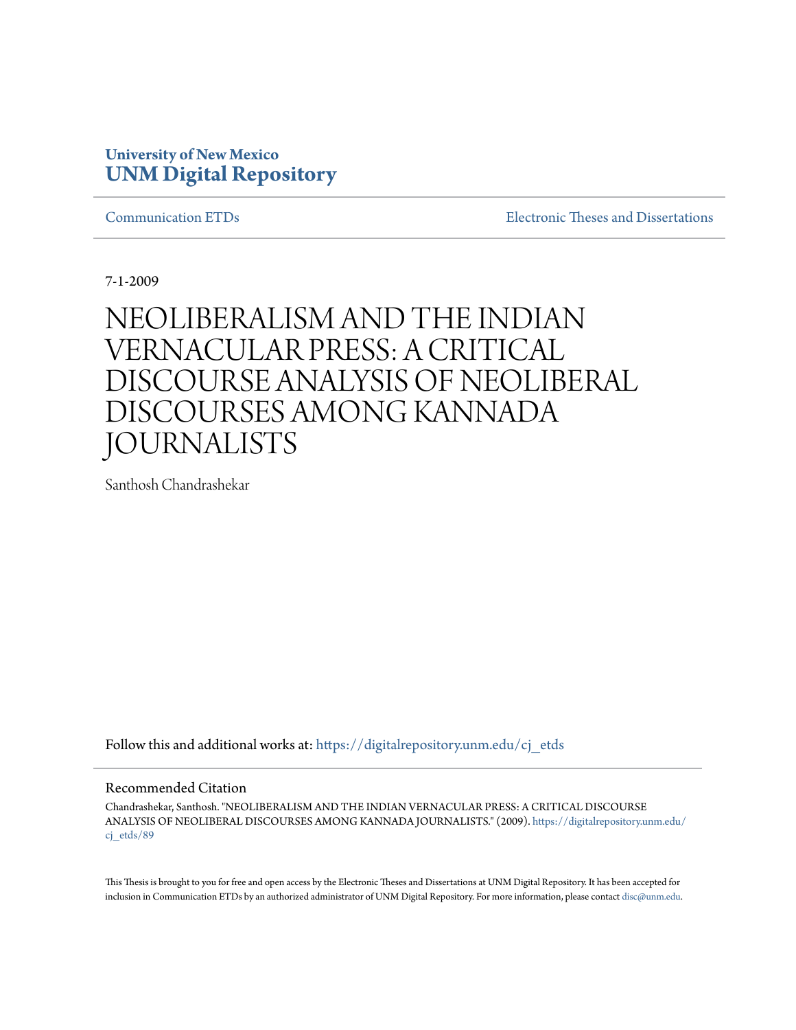**University of New Mexico**
**UNM Digital Repository**

Communication ETDs

Electronic Theses and Dissertations

7-1-2009

# NEOLIBERALISM AND THE INDIAN VERNACULAR PRESS: A CRITICAL DISCOURSE ANALYSIS OF NEOLIBERAL DISCOURSES AMONG KANNADA JOURNALISTS

Santhosh Chandrashekar

Follow this and additional works at: https://digitalrepository.unm.edu/cj_etds

## Recommended Citation

Chandrashekar, Santhosh. "NEOLIBERALISM AND THE INDIAN VERNACULAR PRESS: A CRITICAL DISCOURSE ANALYSIS OF NEOLIBERAL DISCOURSES AMONG KANNADA JOURNALISTS." (2009). https://digitalrepository.unm.edu/cj_etds/89

This Thesis is brought to you for free and open access by the Electronic Theses and Dissertations at UNM Digital Repository. It has been accepted for inclusion in Communication ETDs by an authorized administrator of UNM Digital Repository. For more information, please contact disc@unm.edu.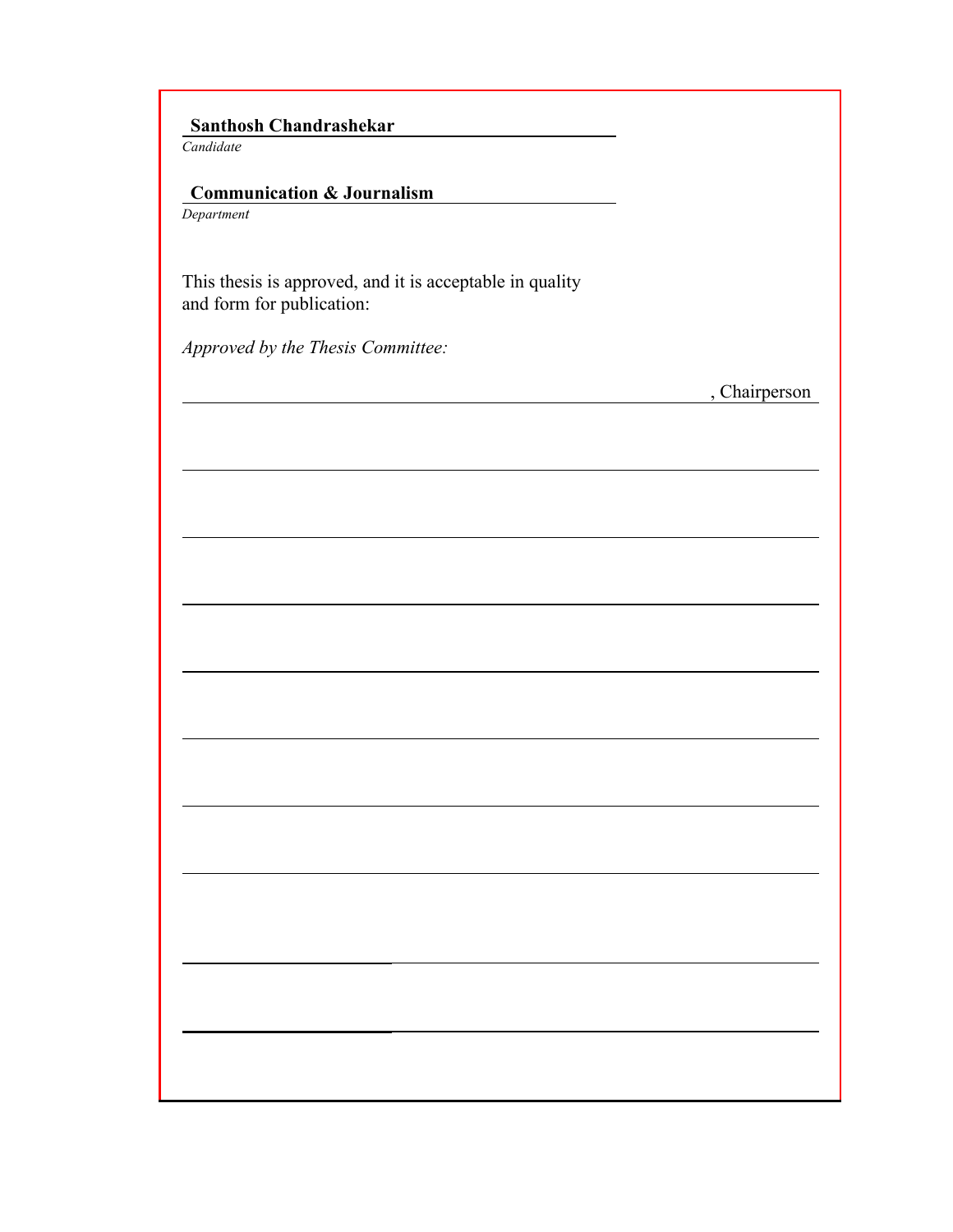**Santhosh Chandrashekar**
*Candidate*

**Communication & Journalism**
*Department*

This thesis is approved, and it is acceptable in quality and form for publication:

*Approved by the Thesis Committee:*

, Chairperson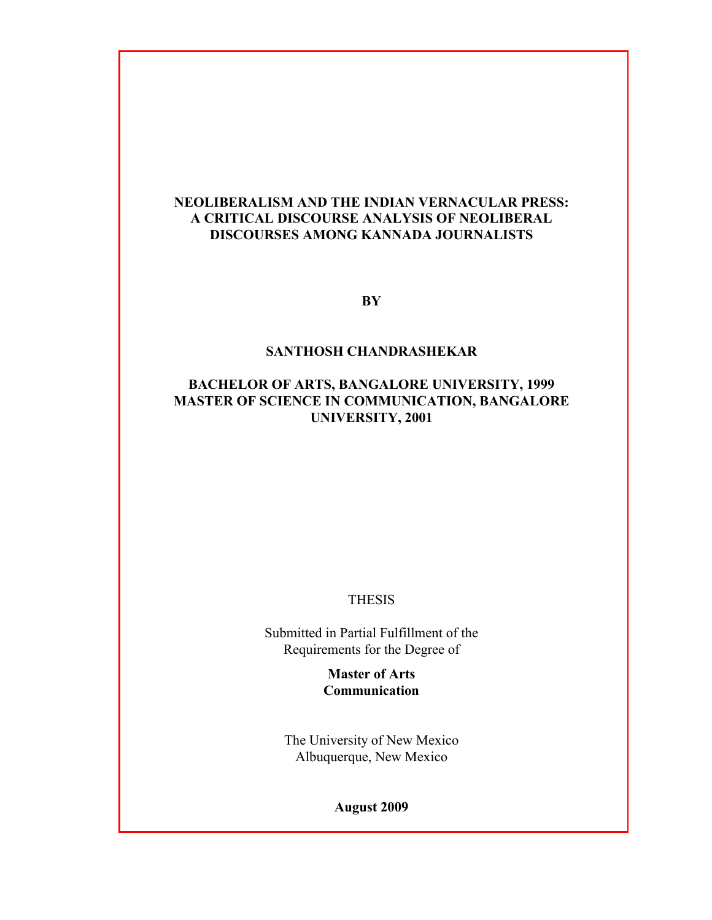# NEOLIBERALISM AND THE INDIAN VERNACULAR PRESS: A CRITICAL DISCOURSE ANALYSIS OF NEOLIBERAL DISCOURSES AMONG KANNADA JOURNALISTS

**BY**

**SANTHOSH CHANDRASHEKAR**

**BACHELOR OF ARTS, BANGALORE UNIVERSITY, 1999**
**MASTER OF SCIENCE IN COMMUNICATION, BANGALORE UNIVERSITY, 2001**

THESIS

Submitted in Partial Fulfillment of the Requirements for the Degree of

**Master of Arts**
**Communication**

The University of New Mexico
Albuquerque, New Mexico

**August 2009**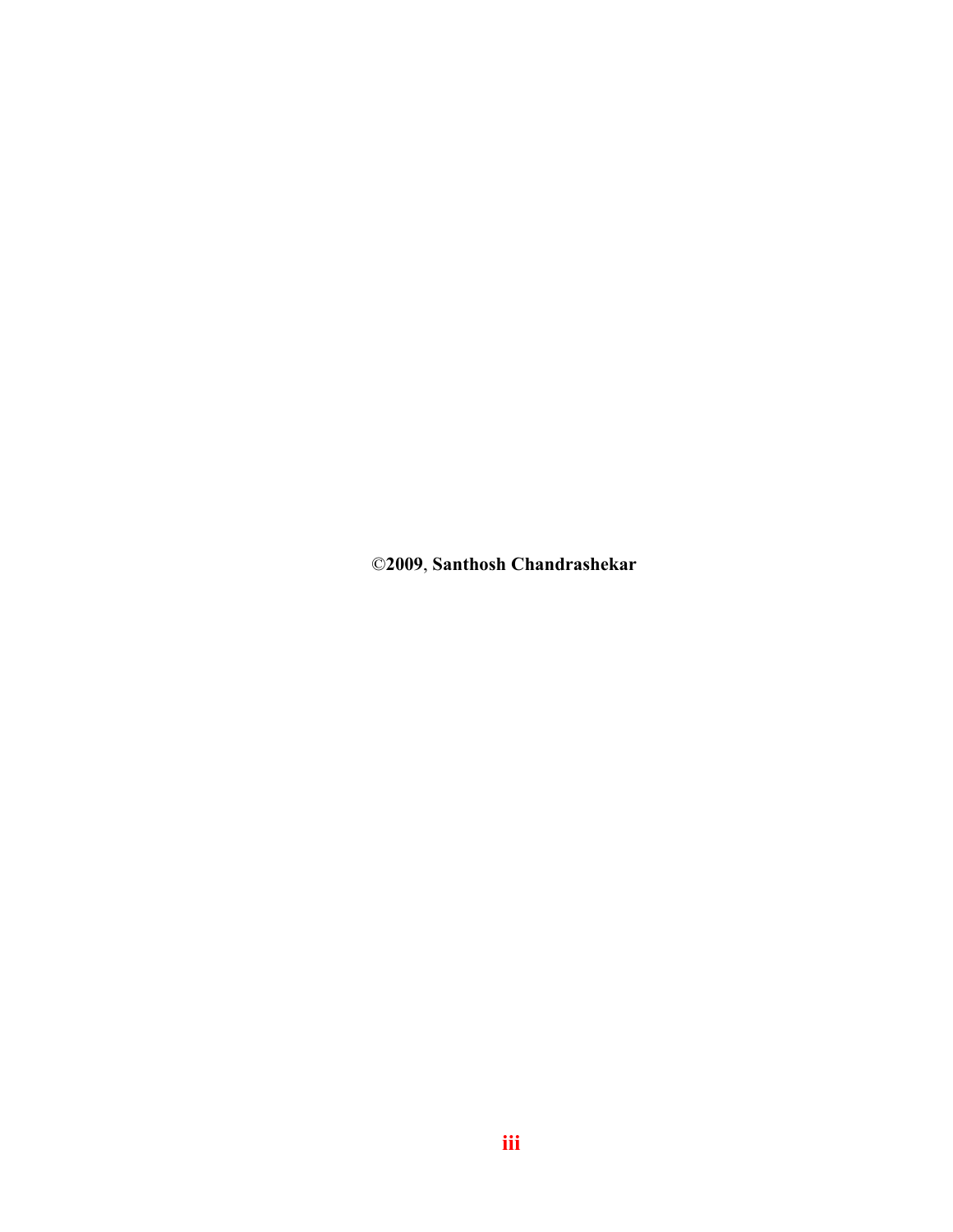**©2009, Santhosh Chandrashekar**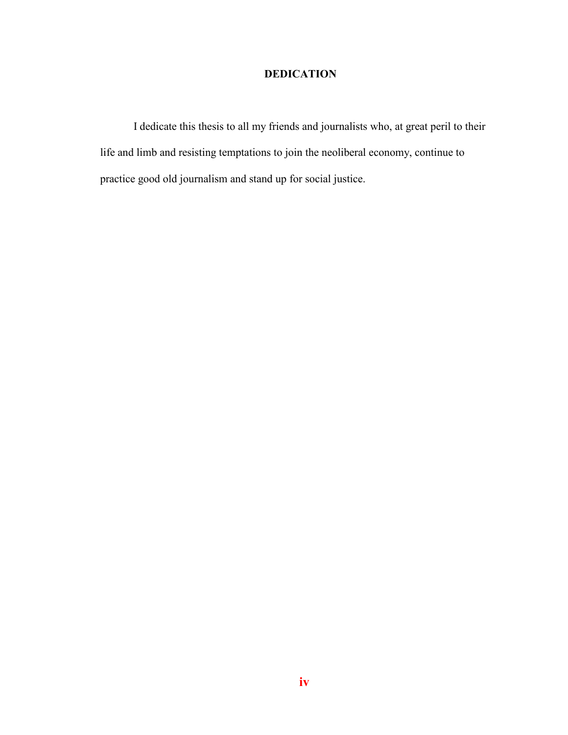# DEDICATION

I dedicate this thesis to all my friends and journalists who, at great peril to their life and limb and resisting temptations to join the neoliberal economy, continue to practice good old journalism and stand up for social justice.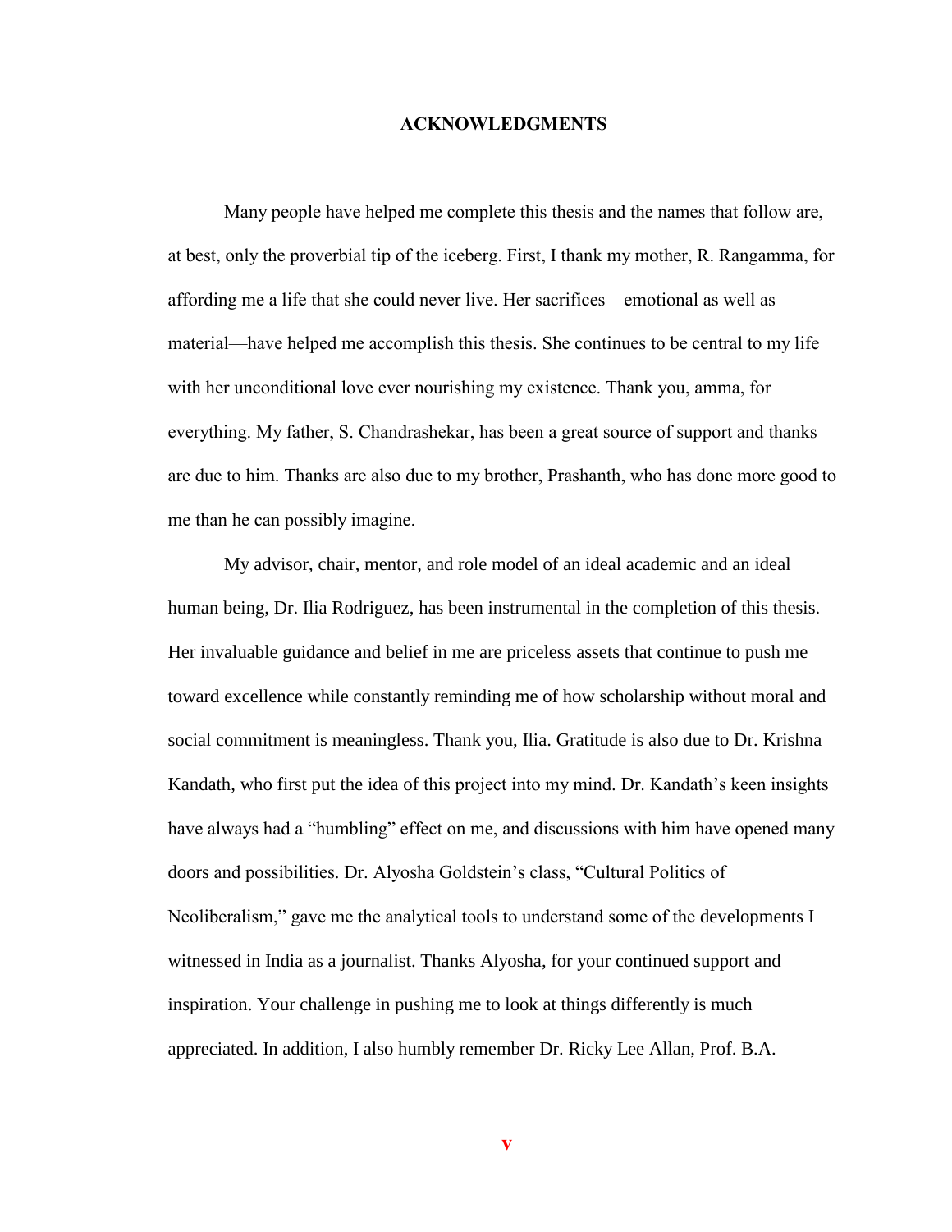# ACKNOWLEDGMENTS

Many people have helped me complete this thesis and the names that follow are, at best, only the proverbial tip of the iceberg. First, I thank my mother, R. Rangamma, for affording me a life that she could never live. Her sacrifices—emotional as well as material—have helped me accomplish this thesis. She continues to be central to my life with her unconditional love ever nourishing my existence. Thank you, amma, for everything. My father, S. Chandrashekar, has been a great source of support and thanks are due to him. Thanks are also due to my brother, Prashanth, who has done more good to me than he can possibly imagine.

My advisor, chair, mentor, and role model of an ideal academic and an ideal human being, Dr. Ilia Rodriguez, has been instrumental in the completion of this thesis. Her invaluable guidance and belief in me are priceless assets that continue to push me toward excellence while constantly reminding me of how scholarship without moral and social commitment is meaningless. Thank you, Ilia. Gratitude is also due to Dr. Krishna Kandath, who first put the idea of this project into my mind. Dr. Kandath's keen insights have always had a "humbling" effect on me, and discussions with him have opened many doors and possibilities. Dr. Alyosha Goldstein's class, "Cultural Politics of Neoliberalism," gave me the analytical tools to understand some of the developments I witnessed in India as a journalist. Thanks Alyosha, for your continued support and inspiration. Your challenge in pushing me to look at things differently is much appreciated. In addition, I also humbly remember Dr. Ricky Lee Allan, Prof. B.A.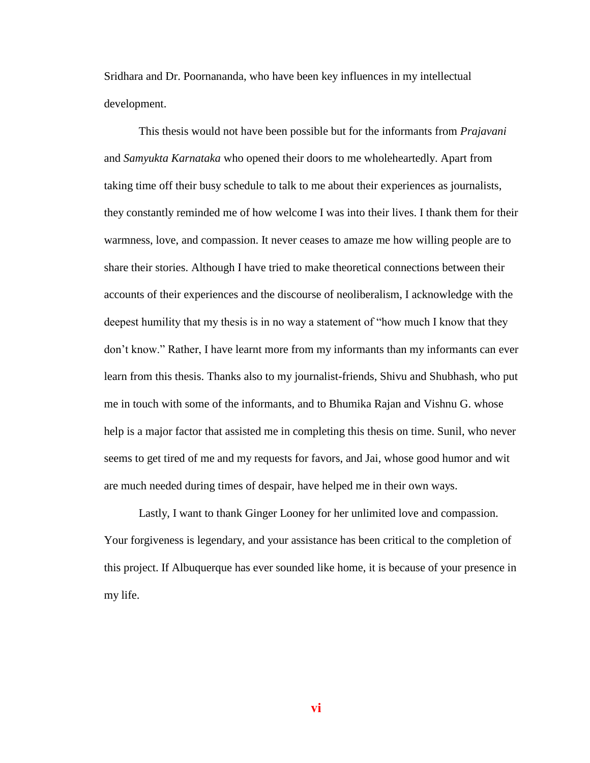Sridhara and Dr. Poornananda, who have been key influences in my intellectual development.

This thesis would not have been possible but for the informants from *Prajavani* and *Samyukta Karnataka* who opened their doors to me wholeheartedly. Apart from taking time off their busy schedule to talk to me about their experiences as journalists, they constantly reminded me of how welcome I was into their lives. I thank them for their warmness, love, and compassion. It never ceases to amaze me how willing people are to share their stories. Although I have tried to make theoretical connections between their accounts of their experiences and the discourse of neoliberalism, I acknowledge with the deepest humility that my thesis is in no way a statement of "how much I know that they don't know." Rather, I have learnt more from my informants than my informants can ever learn from this thesis. Thanks also to my journalist-friends, Shivu and Shubhash, who put me in touch with some of the informants, and to Bhumika Rajan and Vishnu G. whose help is a major factor that assisted me in completing this thesis on time. Sunil, who never seems to get tired of me and my requests for favors, and Jai, whose good humor and wit are much needed during times of despair, have helped me in their own ways.

Lastly, I want to thank Ginger Looney for her unlimited love and compassion. Your forgiveness is legendary, and your assistance has been critical to the completion of this project. If Albuquerque has ever sounded like home, it is because of your presence in my life.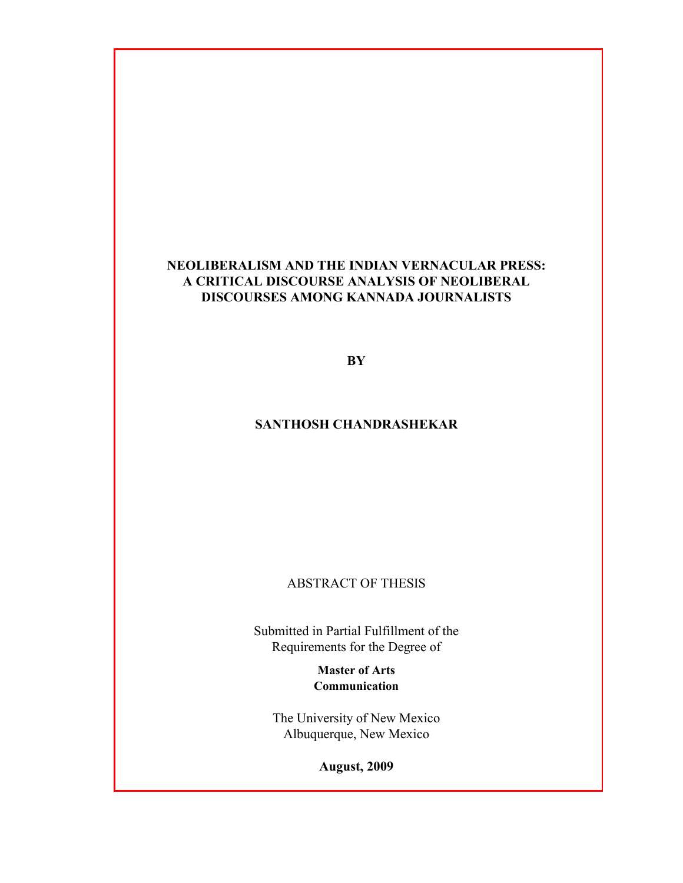**NEOLIBERALISM AND THE INDIAN VERNACULAR PRESS: A CRITICAL DISCOURSE ANALYSIS OF NEOLIBERAL DISCOURSES AMONG KANNADA JOURNALISTS**

**BY**

**SANTHOSH CHANDRASHEKAR**

ABSTRACT OF THESIS

Submitted in Partial Fulfillment of the Requirements for the Degree of

**Master of Arts**
**Communication**

The University of New Mexico
Albuquerque, New Mexico

**August, 2009**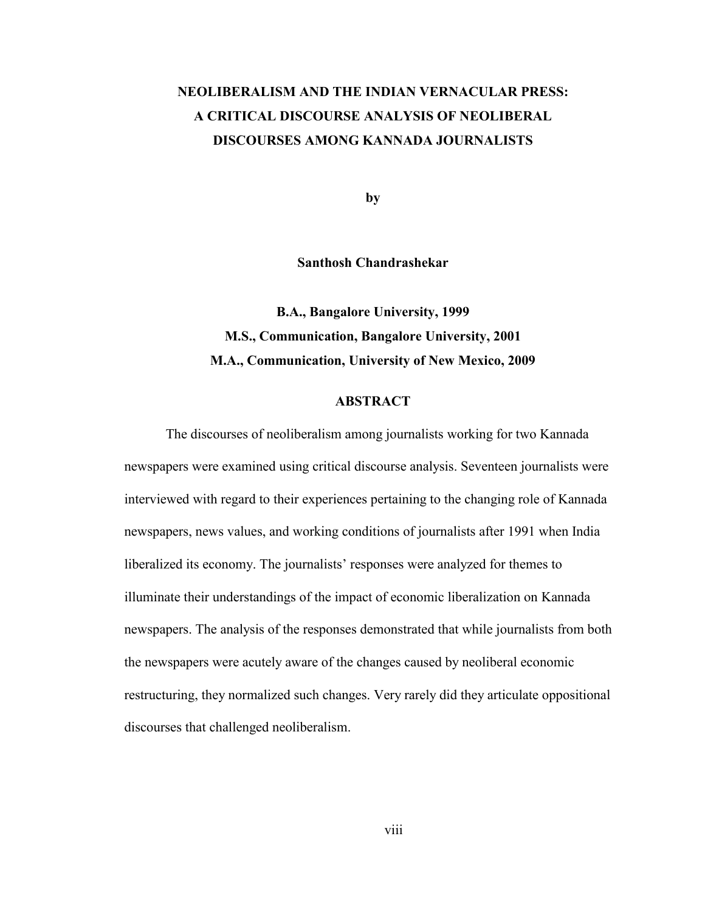**NEOLIBERALISM AND THE INDIAN VERNACULAR PRESS:**
**A CRITICAL DISCOURSE ANALYSIS OF NEOLIBERAL DISCOURSES AMONG KANNADA JOURNALISTS**

**by**

**Santhosh Chandrashekar**

**B.A., Bangalore University, 1999**
**M.S., Communication, Bangalore University, 2001**
**M.A., Communication, University of New Mexico, 2009**

## ABSTRACT

The discourses of neoliberalism among journalists working for two Kannada newspapers were examined using critical discourse analysis. Seventeen journalists were interviewed with regard to their experiences pertaining to the changing role of Kannada newspapers, news values, and working conditions of journalists after 1991 when India liberalized its economy. The journalists' responses were analyzed for themes to illuminate their understandings of the impact of economic liberalization on Kannada newspapers. The analysis of the responses demonstrated that while journalists from both the newspapers were acutely aware of the changes caused by neoliberal economic restructuring, they normalized such changes. Very rarely did they articulate oppositional discourses that challenged neoliberalism.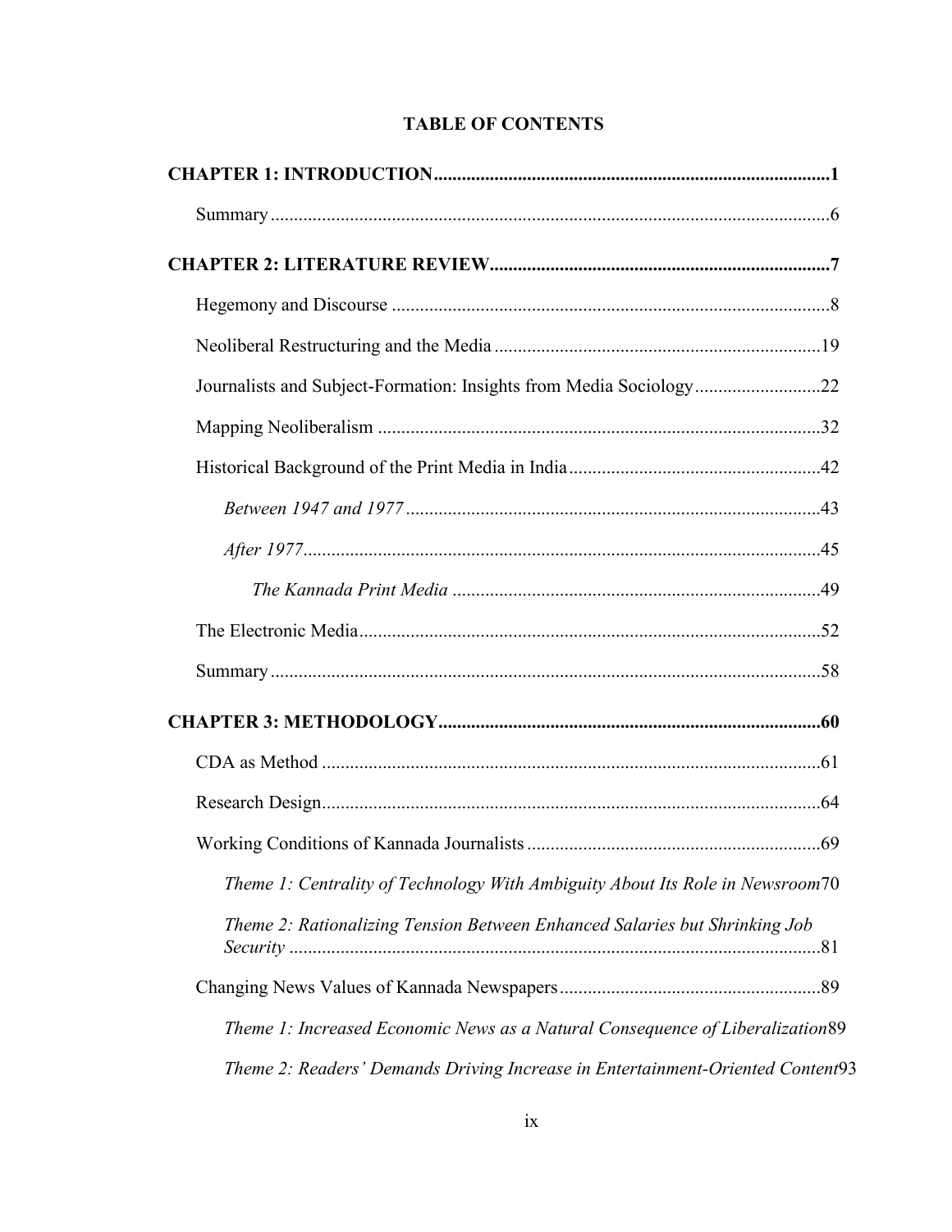# TABLE OF CONTENTS

**CHAPTER 1: INTRODUCTION** .......... **1**

Summary .......... 6

**CHAPTER 2: LITERATURE REVIEW** .......... **7**

Hegemony and Discourse .......... 8

Neoliberal Restructuring and the Media .......... 19

Journalists and Subject-Formation: Insights from Media Sociology .......... 22

Mapping Neoliberalism .......... 32

Historical Background of the Print Media in India .......... 42

*Between 1947 and 1977* .......... 43

*After 1977* .......... 45

*The Kannada Print Media* .......... 49

The Electronic Media .......... 52

Summary .......... 58

**CHAPTER 3: METHODOLOGY** .......... **60**

CDA as Method .......... 61

Research Design .......... 64

Working Conditions of Kannada Journalists .......... 69

*Theme 1: Centrality of Technology With Ambiguity About Its Role in Newsroom* 70

*Theme 2: Rationalizing Tension Between Enhanced Salaries but Shrinking Job Security* .......... 81

Changing News Values of Kannada Newspapers .......... 89

*Theme 1: Increased Economic News as a Natural Consequence of Liberalization* 89

*Theme 2: Readers' Demands Driving Increase in Entertainment-Oriented Content* 93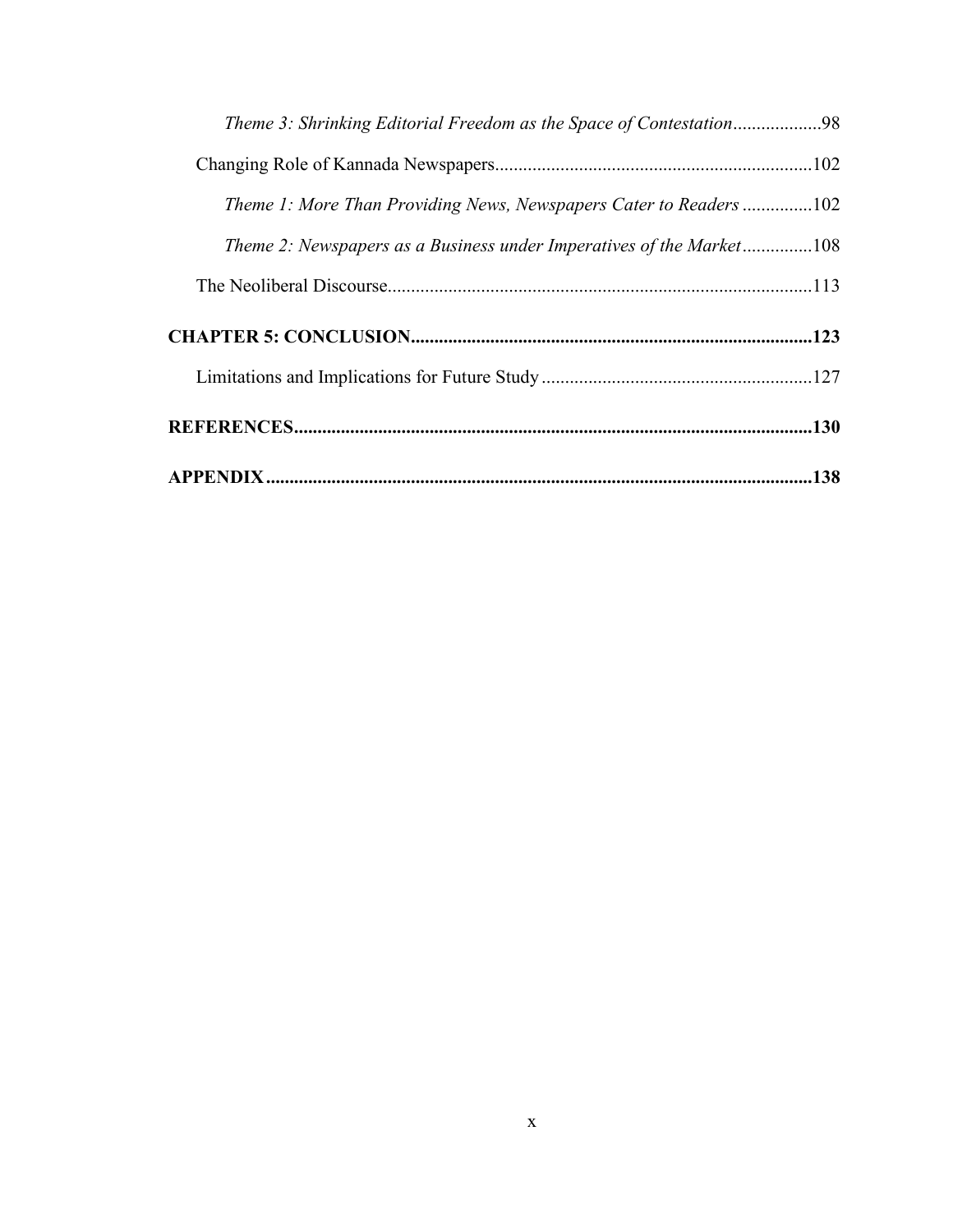*Theme 3: Shrinking Editorial Freedom as the Space of Contestation*..................98

Changing Role of Kannada Newspapers..................................................................102

*Theme 1: More Than Providing News, Newspapers Cater to Readers* ..............102

*Theme 2: Newspapers as a Business under Imperatives of the Market*..............108

The Neoliberal Discourse.........................................................................................113

**CHAPTER 5: CONCLUSION....................................................................................123**

Limitations and Implications for Future Study .........................................................127

**REFERENCES...........................................................................................................130**

**APPENDIX ...................................................................................................................138**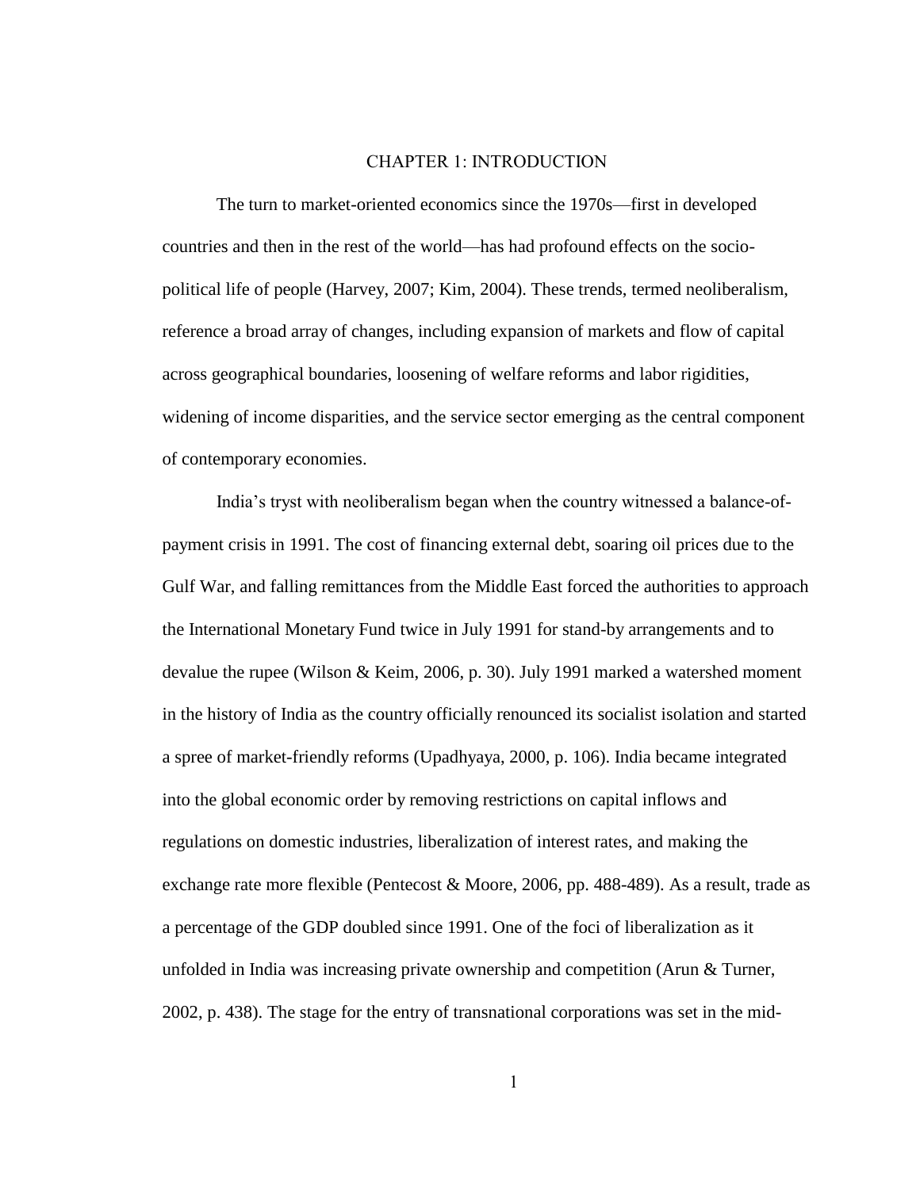# CHAPTER 1: INTRODUCTION

The turn to market-oriented economics since the 1970s—first in developed countries and then in the rest of the world—has had profound effects on the socio-political life of people (Harvey, 2007; Kim, 2004). These trends, termed neoliberalism, reference a broad array of changes, including expansion of markets and flow of capital across geographical boundaries, loosening of welfare reforms and labor rigidities, widening of income disparities, and the service sector emerging as the central component of contemporary economies.

India's tryst with neoliberalism began when the country witnessed a balance-of-payment crisis in 1991. The cost of financing external debt, soaring oil prices due to the Gulf War, and falling remittances from the Middle East forced the authorities to approach the International Monetary Fund twice in July 1991 for stand-by arrangements and to devalue the rupee (Wilson & Keim, 2006, p. 30). July 1991 marked a watershed moment in the history of India as the country officially renounced its socialist isolation and started a spree of market-friendly reforms (Upadhyaya, 2000, p. 106). India became integrated into the global economic order by removing restrictions on capital inflows and regulations on domestic industries, liberalization of interest rates, and making the exchange rate more flexible (Pentecost & Moore, 2006, pp. 488-489). As a result, trade as a percentage of the GDP doubled since 1991. One of the foci of liberalization as it unfolded in India was increasing private ownership and competition (Arun & Turner, 2002, p. 438). The stage for the entry of transnational corporations was set in the mid-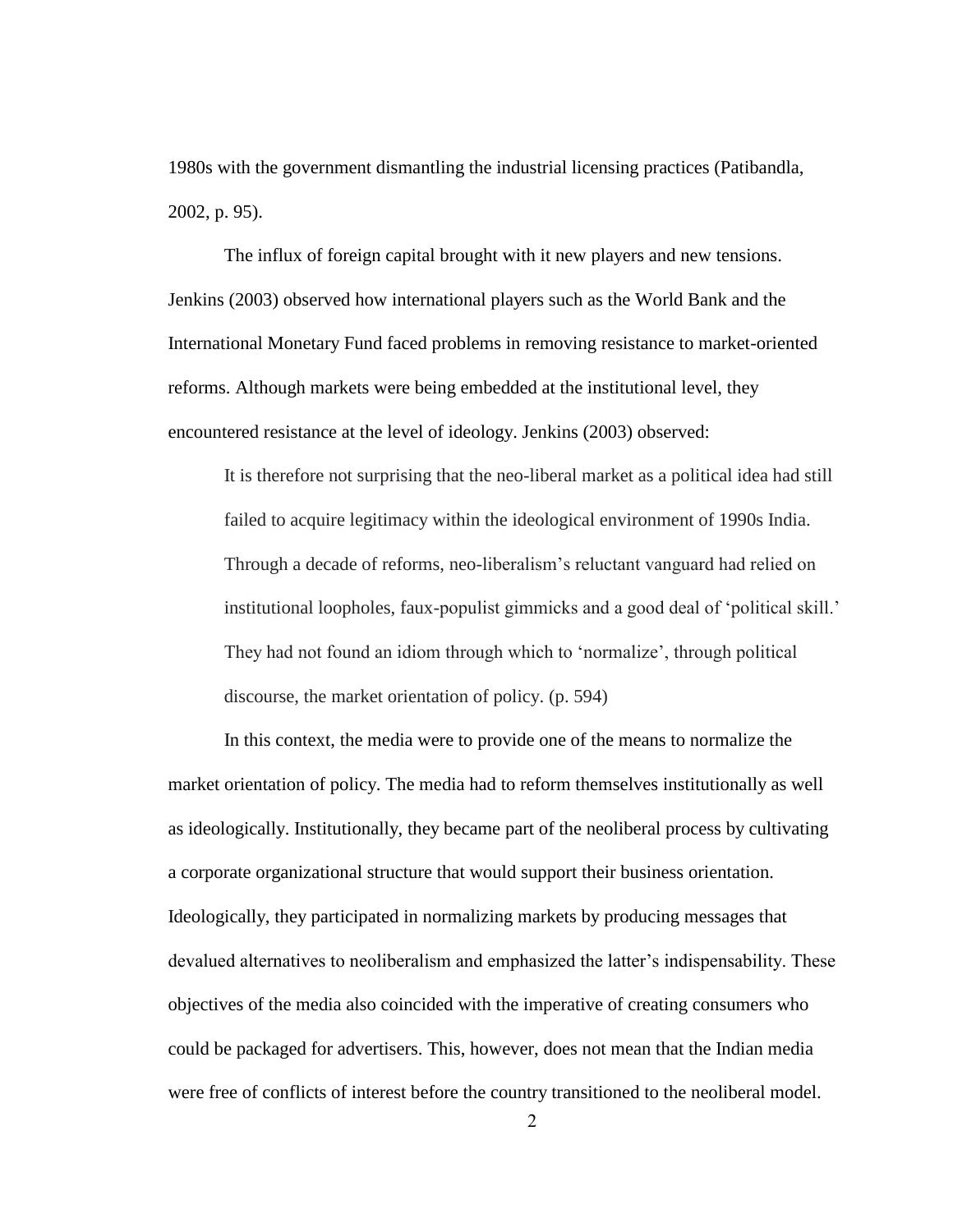1980s with the government dismantling the industrial licensing practices (Patibandla, 2002, p. 95).

The influx of foreign capital brought with it new players and new tensions. Jenkins (2003) observed how international players such as the World Bank and the International Monetary Fund faced problems in removing resistance to market-oriented reforms. Although markets were being embedded at the institutional level, they encountered resistance at the level of ideology. Jenkins (2003) observed:

> It is therefore not surprising that the neo-liberal market as a political idea had still failed to acquire legitimacy within the ideological environment of 1990s India. Through a decade of reforms, neo-liberalism's reluctant vanguard had relied on institutional loopholes, faux-populist gimmicks and a good deal of 'political skill.' They had not found an idiom through which to 'normalize', through political discourse, the market orientation of policy. (p. 594)

In this context, the media were to provide one of the means to normalize the market orientation of policy. The media had to reform themselves institutionally as well as ideologically. Institutionally, they became part of the neoliberal process by cultivating a corporate organizational structure that would support their business orientation. Ideologically, they participated in normalizing markets by producing messages that devalued alternatives to neoliberalism and emphasized the latter's indispensability. These objectives of the media also coincided with the imperative of creating consumers who could be packaged for advertisers. This, however, does not mean that the Indian media were free of conflicts of interest before the country transitioned to the neoliberal model.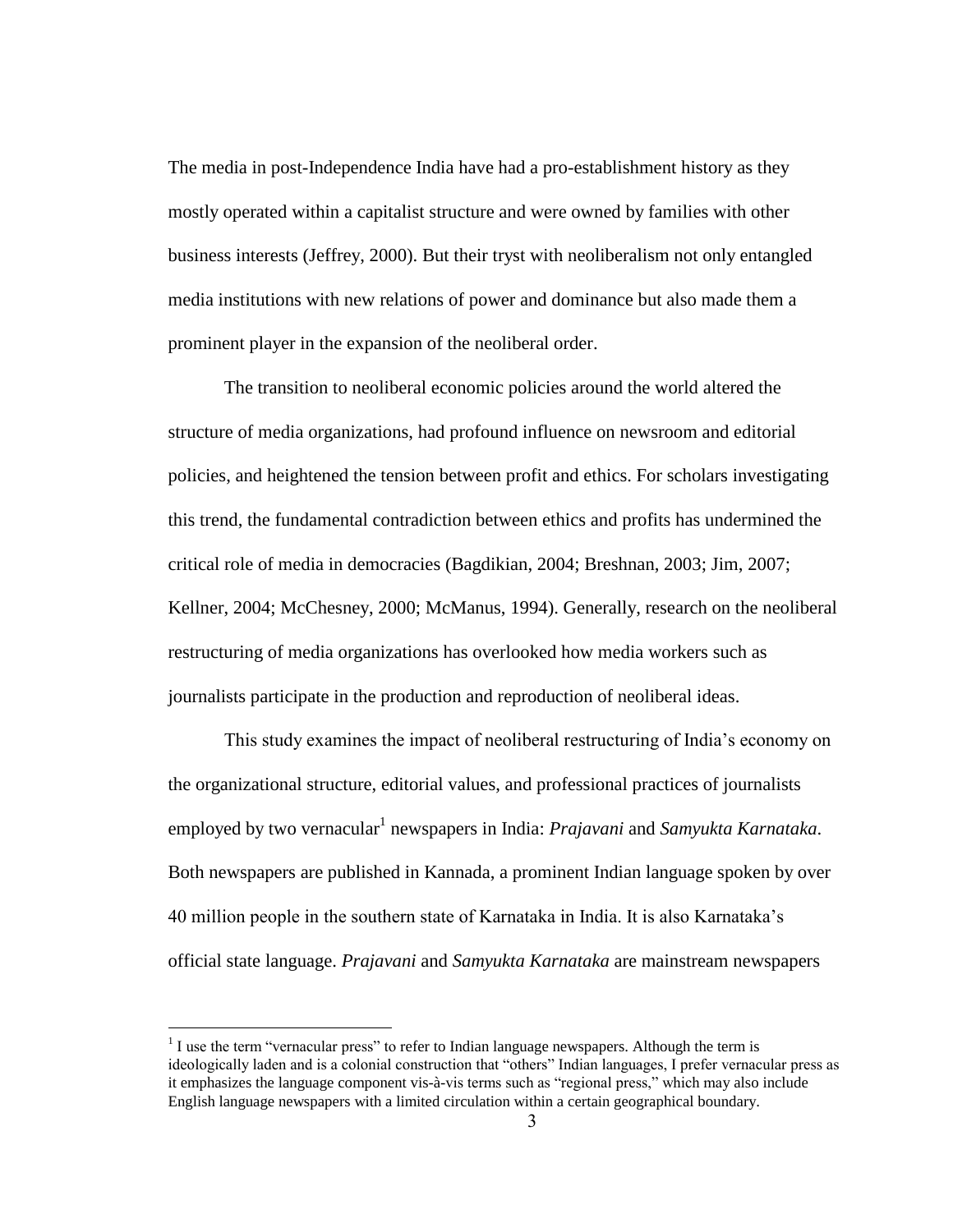The media in post-Independence India have had a pro-establishment history as they mostly operated within a capitalist structure and were owned by families with other business interests (Jeffrey, 2000). But their tryst with neoliberalism not only entangled media institutions with new relations of power and dominance but also made them a prominent player in the expansion of the neoliberal order.

The transition to neoliberal economic policies around the world altered the structure of media organizations, had profound influence on newsroom and editorial policies, and heightened the tension between profit and ethics. For scholars investigating this trend, the fundamental contradiction between ethics and profits has undermined the critical role of media in democracies (Bagdikian, 2004; Breshnan, 2003; Jim, 2007; Kellner, 2004; McChesney, 2000; McManus, 1994). Generally, research on the neoliberal restructuring of media organizations has overlooked how media workers such as journalists participate in the production and reproduction of neoliberal ideas.

This study examines the impact of neoliberal restructuring of India's economy on the organizational structure, editorial values, and professional practices of journalists employed by two vernacular[1] newspapers in India: *Prajavani* and *Samyukta Karnataka*. Both newspapers are published in Kannada, a prominent Indian language spoken by over 40 million people in the southern state of Karnataka in India. It is also Karnataka's official state language. *Prajavani* and *Samyukta Karnataka* are mainstream newspapers

[1] I use the term "vernacular press" to refer to Indian language newspapers. Although the term is ideologically laden and is a colonial construction that "others" Indian languages, I prefer vernacular press as it emphasizes the language component vis-à-vis terms such as "regional press," which may also include English language newspapers with a limited circulation within a certain geographical boundary.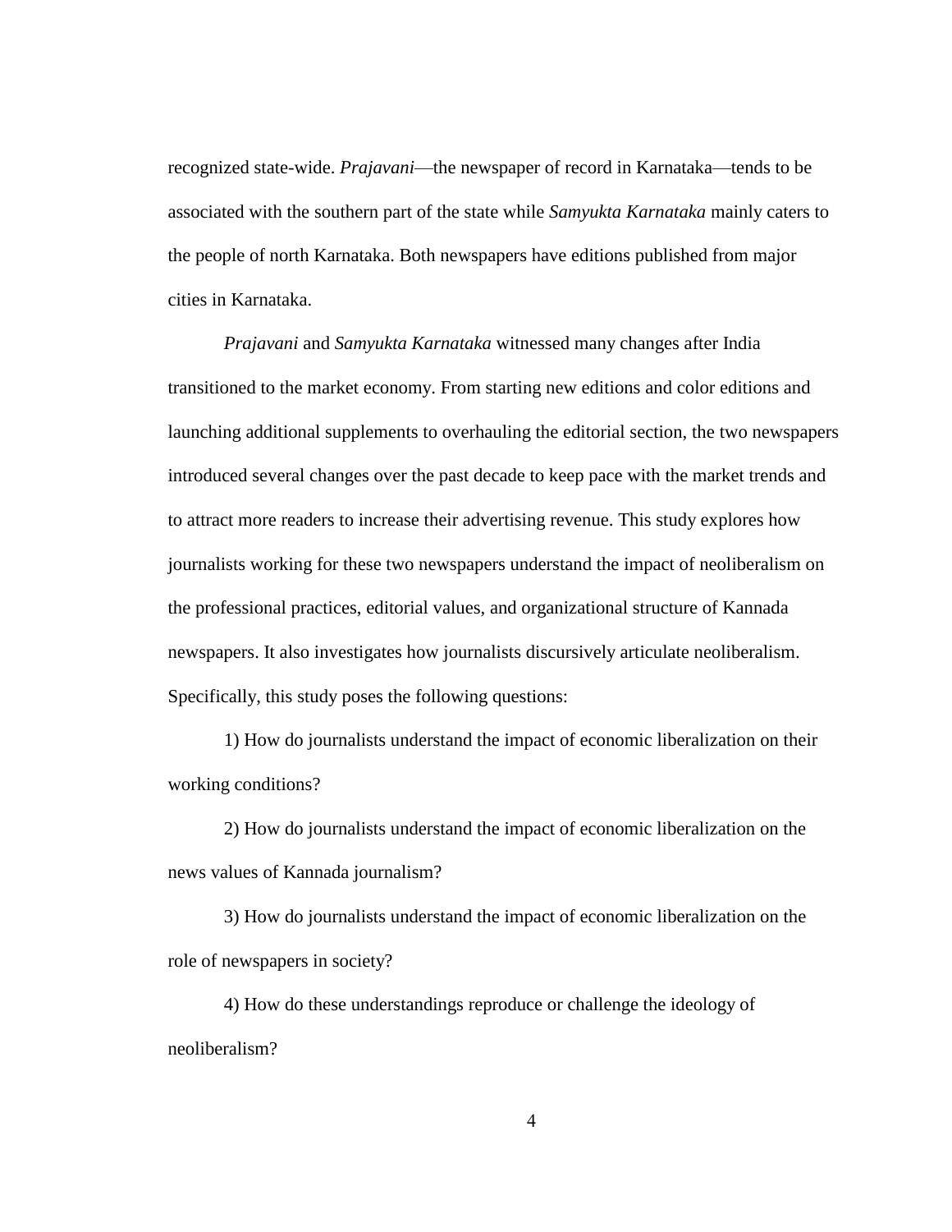recognized state-wide. *Prajavani*—the newspaper of record in Karnataka—tends to be associated with the southern part of the state while *Samyukta Karnataka* mainly caters to the people of north Karnataka. Both newspapers have editions published from major cities in Karnataka.

*Prajavani* and *Samyukta Karnataka* witnessed many changes after India transitioned to the market economy. From starting new editions and color editions and launching additional supplements to overhauling the editorial section, the two newspapers introduced several changes over the past decade to keep pace with the market trends and to attract more readers to increase their advertising revenue. This study explores how journalists working for these two newspapers understand the impact of neoliberalism on the professional practices, editorial values, and organizational structure of Kannada newspapers. It also investigates how journalists discursively articulate neoliberalism. Specifically, this study poses the following questions:

1) How do journalists understand the impact of economic liberalization on their working conditions?

2) How do journalists understand the impact of economic liberalization on the news values of Kannada journalism?

3) How do journalists understand the impact of economic liberalization on the role of newspapers in society?

4) How do these understandings reproduce or challenge the ideology of neoliberalism?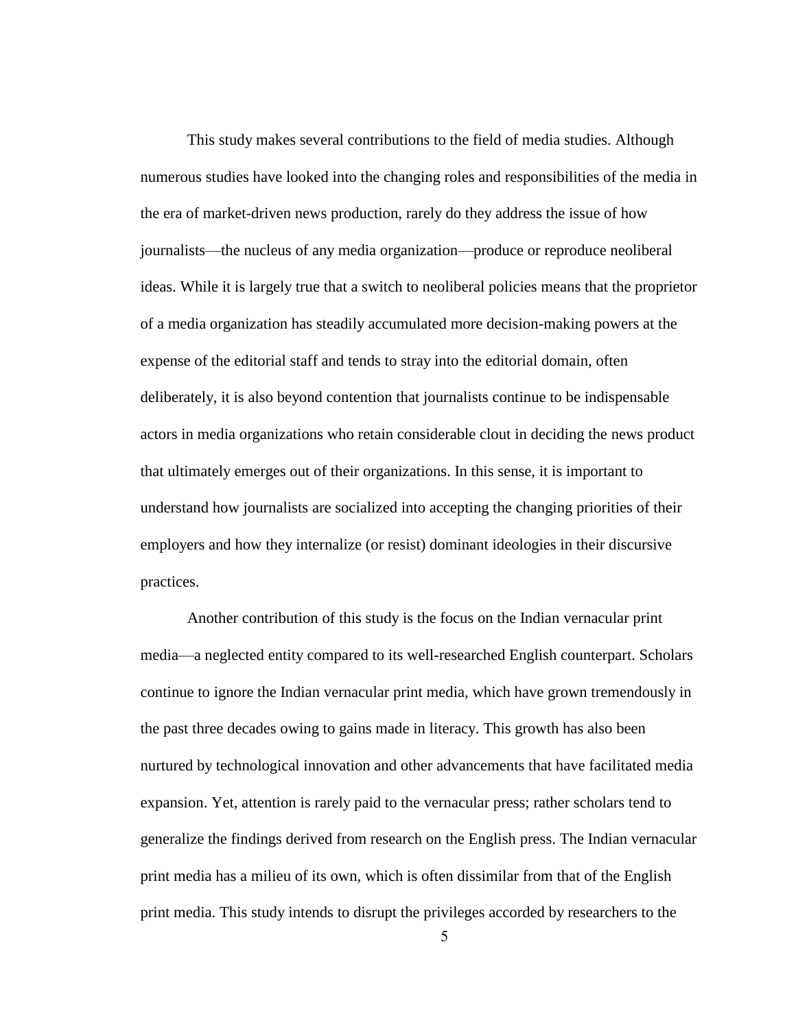This study makes several contributions to the field of media studies. Although numerous studies have looked into the changing roles and responsibilities of the media in the era of market-driven news production, rarely do they address the issue of how journalists—the nucleus of any media organization—produce or reproduce neoliberal ideas. While it is largely true that a switch to neoliberal policies means that the proprietor of a media organization has steadily accumulated more decision-making powers at the expense of the editorial staff and tends to stray into the editorial domain, often deliberately, it is also beyond contention that journalists continue to be indispensable actors in media organizations who retain considerable clout in deciding the news product that ultimately emerges out of their organizations. In this sense, it is important to understand how journalists are socialized into accepting the changing priorities of their employers and how they internalize (or resist) dominant ideologies in their discursive practices.

Another contribution of this study is the focus on the Indian vernacular print media—a neglected entity compared to its well-researched English counterpart. Scholars continue to ignore the Indian vernacular print media, which have grown tremendously in the past three decades owing to gains made in literacy. This growth has also been nurtured by technological innovation and other advancements that have facilitated media expansion. Yet, attention is rarely paid to the vernacular press; rather scholars tend to generalize the findings derived from research on the English press. The Indian vernacular print media has a milieu of its own, which is often dissimilar from that of the English print media. This study intends to disrupt the privileges accorded by researchers to the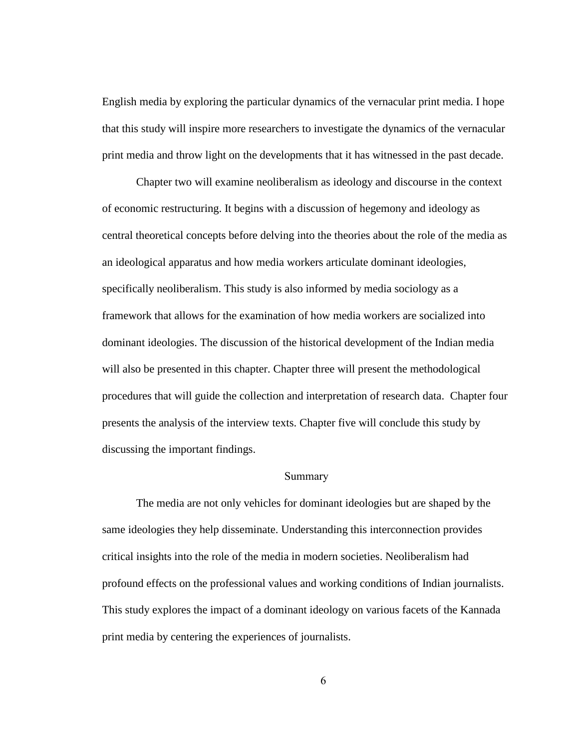English media by exploring the particular dynamics of the vernacular print media. I hope that this study will inspire more researchers to investigate the dynamics of the vernacular print media and throw light on the developments that it has witnessed in the past decade.

Chapter two will examine neoliberalism as ideology and discourse in the context of economic restructuring. It begins with a discussion of hegemony and ideology as central theoretical concepts before delving into the theories about the role of the media as an ideological apparatus and how media workers articulate dominant ideologies, specifically neoliberalism. This study is also informed by media sociology as a framework that allows for the examination of how media workers are socialized into dominant ideologies. The discussion of the historical development of the Indian media will also be presented in this chapter. Chapter three will present the methodological procedures that will guide the collection and interpretation of research data. Chapter four presents the analysis of the interview texts. Chapter five will conclude this study by discussing the important findings.

## Summary

The media are not only vehicles for dominant ideologies but are shaped by the same ideologies they help disseminate. Understanding this interconnection provides critical insights into the role of the media in modern societies. Neoliberalism had profound effects on the professional values and working conditions of Indian journalists. This study explores the impact of a dominant ideology on various facets of the Kannada print media by centering the experiences of journalists.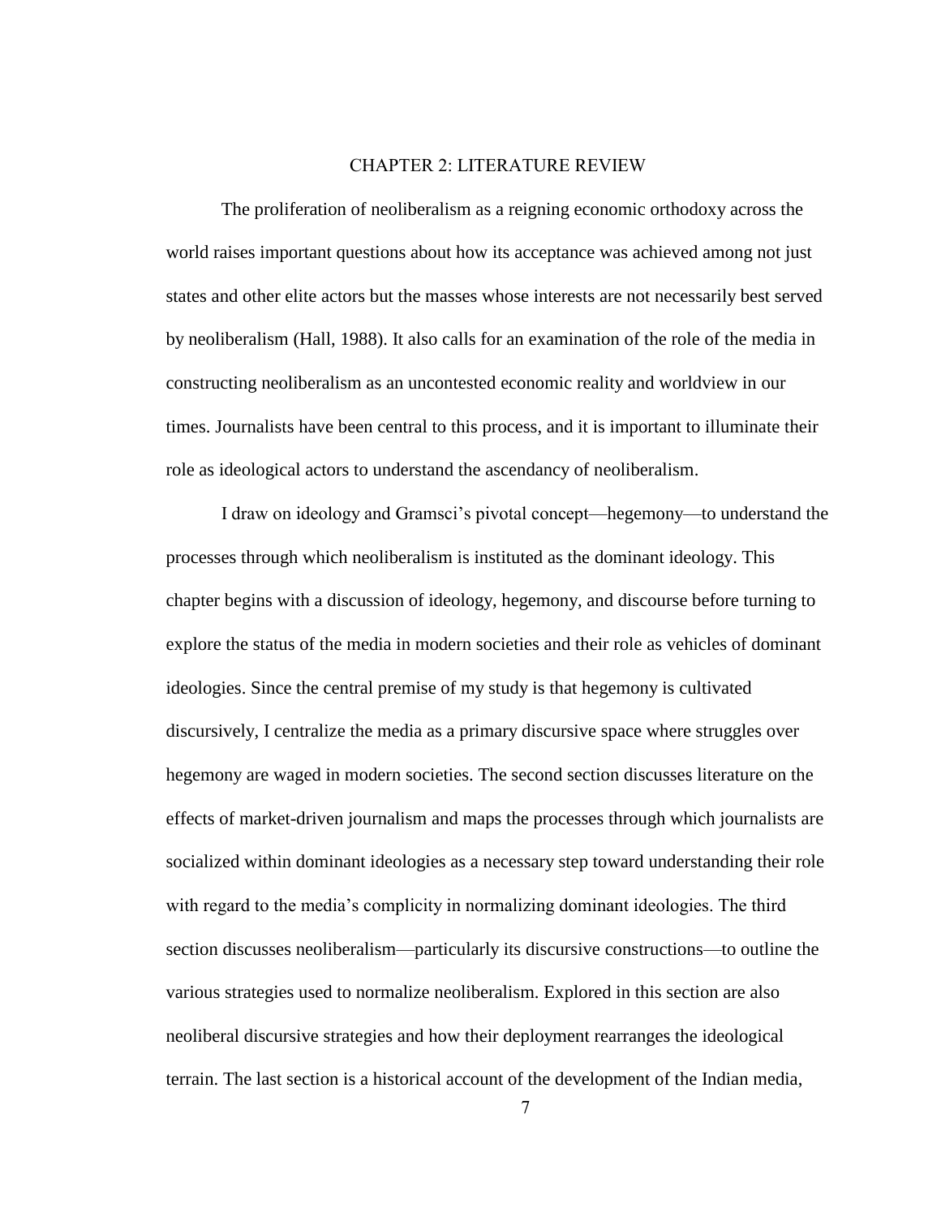# CHAPTER 2: LITERATURE REVIEW

The proliferation of neoliberalism as a reigning economic orthodoxy across the world raises important questions about how its acceptance was achieved among not just states and other elite actors but the masses whose interests are not necessarily best served by neoliberalism (Hall, 1988). It also calls for an examination of the role of the media in constructing neoliberalism as an uncontested economic reality and worldview in our times. Journalists have been central to this process, and it is important to illuminate their role as ideological actors to understand the ascendancy of neoliberalism.

I draw on ideology and Gramsci's pivotal concept—hegemony—to understand the processes through which neoliberalism is instituted as the dominant ideology. This chapter begins with a discussion of ideology, hegemony, and discourse before turning to explore the status of the media in modern societies and their role as vehicles of dominant ideologies. Since the central premise of my study is that hegemony is cultivated discursively, I centralize the media as a primary discursive space where struggles over hegemony are waged in modern societies. The second section discusses literature on the effects of market-driven journalism and maps the processes through which journalists are socialized within dominant ideologies as a necessary step toward understanding their role with regard to the media's complicity in normalizing dominant ideologies. The third section discusses neoliberalism—particularly its discursive constructions—to outline the various strategies used to normalize neoliberalism. Explored in this section are also neoliberal discursive strategies and how their deployment rearranges the ideological terrain. The last section is a historical account of the development of the Indian media,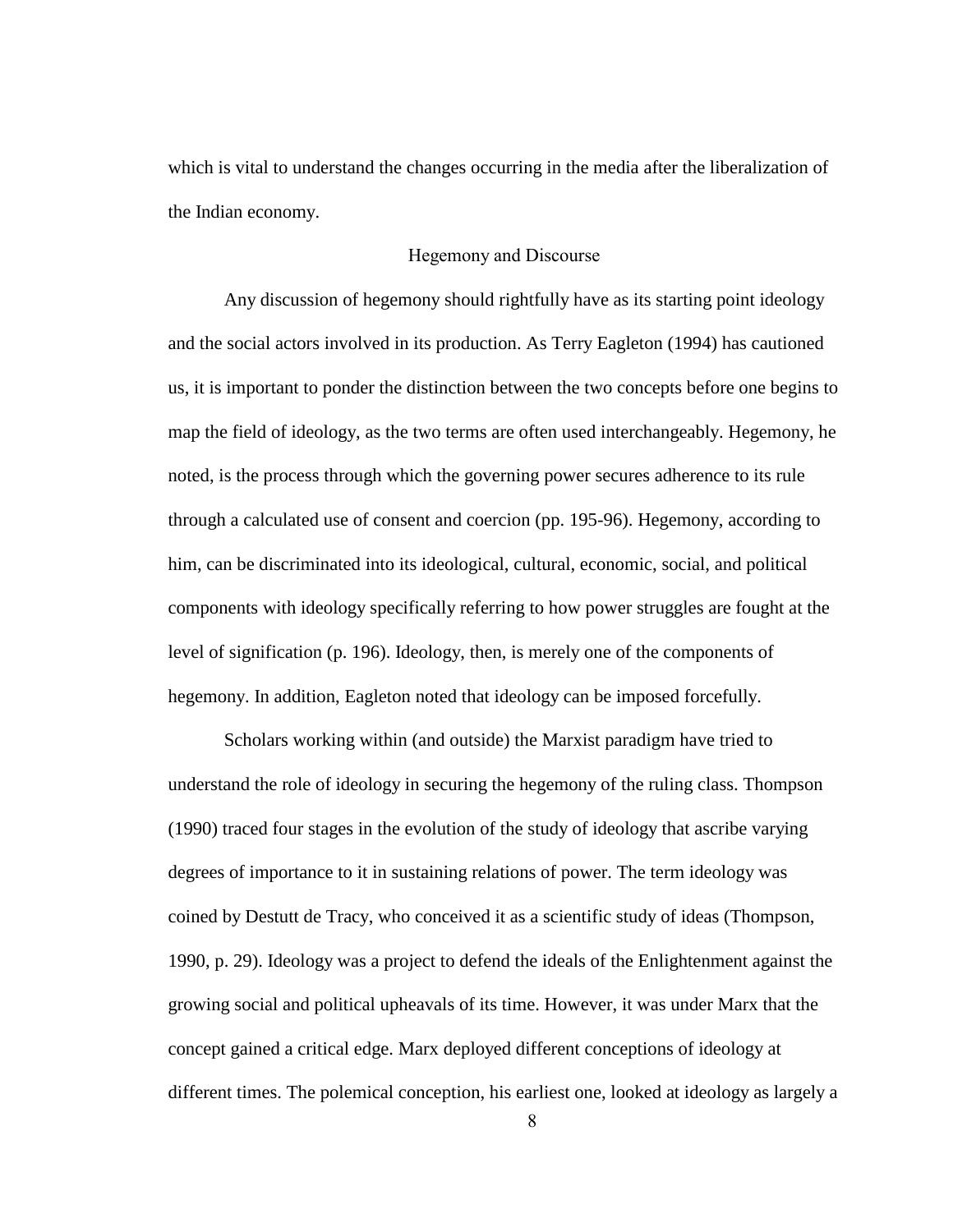which is vital to understand the changes occurring in the media after the liberalization of the Indian economy.

## Hegemony and Discourse

Any discussion of hegemony should rightfully have as its starting point ideology and the social actors involved in its production. As Terry Eagleton (1994) has cautioned us, it is important to ponder the distinction between the two concepts before one begins to map the field of ideology, as the two terms are often used interchangeably. Hegemony, he noted, is the process through which the governing power secures adherence to its rule through a calculated use of consent and coercion (pp. 195-96). Hegemony, according to him, can be discriminated into its ideological, cultural, economic, social, and political components with ideology specifically referring to how power struggles are fought at the level of signification (p. 196). Ideology, then, is merely one of the components of hegemony. In addition, Eagleton noted that ideology can be imposed forcefully.

Scholars working within (and outside) the Marxist paradigm have tried to understand the role of ideology in securing the hegemony of the ruling class. Thompson (1990) traced four stages in the evolution of the study of ideology that ascribe varying degrees of importance to it in sustaining relations of power. The term ideology was coined by Destutt de Tracy, who conceived it as a scientific study of ideas (Thompson, 1990, p. 29). Ideology was a project to defend the ideals of the Enlightenment against the growing social and political upheavals of its time. However, it was under Marx that the concept gained a critical edge. Marx deployed different conceptions of ideology at different times. The polemical conception, his earliest one, looked at ideology as largely a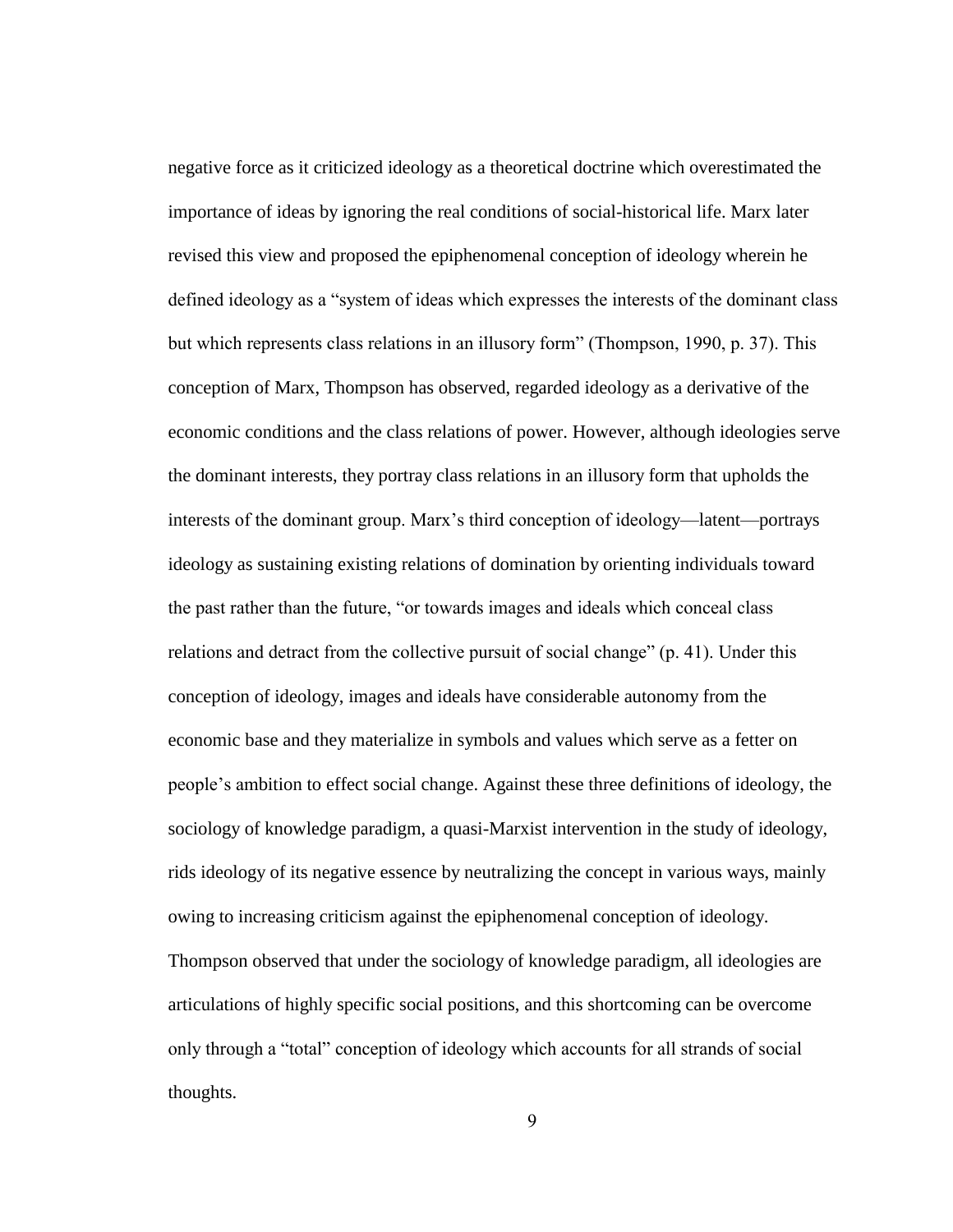negative force as it criticized ideology as a theoretical doctrine which overestimated the importance of ideas by ignoring the real conditions of social-historical life. Marx later revised this view and proposed the epiphenomenal conception of ideology wherein he defined ideology as a "system of ideas which expresses the interests of the dominant class but which represents class relations in an illusory form" (Thompson, 1990, p. 37). This conception of Marx, Thompson has observed, regarded ideology as a derivative of the economic conditions and the class relations of power. However, although ideologies serve the dominant interests, they portray class relations in an illusory form that upholds the interests of the dominant group. Marx's third conception of ideology—latent—portrays ideology as sustaining existing relations of domination by orienting individuals toward the past rather than the future, "or towards images and ideals which conceal class relations and detract from the collective pursuit of social change" (p. 41). Under this conception of ideology, images and ideals have considerable autonomy from the economic base and they materialize in symbols and values which serve as a fetter on people's ambition to effect social change. Against these three definitions of ideology, the sociology of knowledge paradigm, a quasi-Marxist intervention in the study of ideology, rids ideology of its negative essence by neutralizing the concept in various ways, mainly owing to increasing criticism against the epiphenomenal conception of ideology. Thompson observed that under the sociology of knowledge paradigm, all ideologies are articulations of highly specific social positions, and this shortcoming can be overcome only through a "total" conception of ideology which accounts for all strands of social thoughts.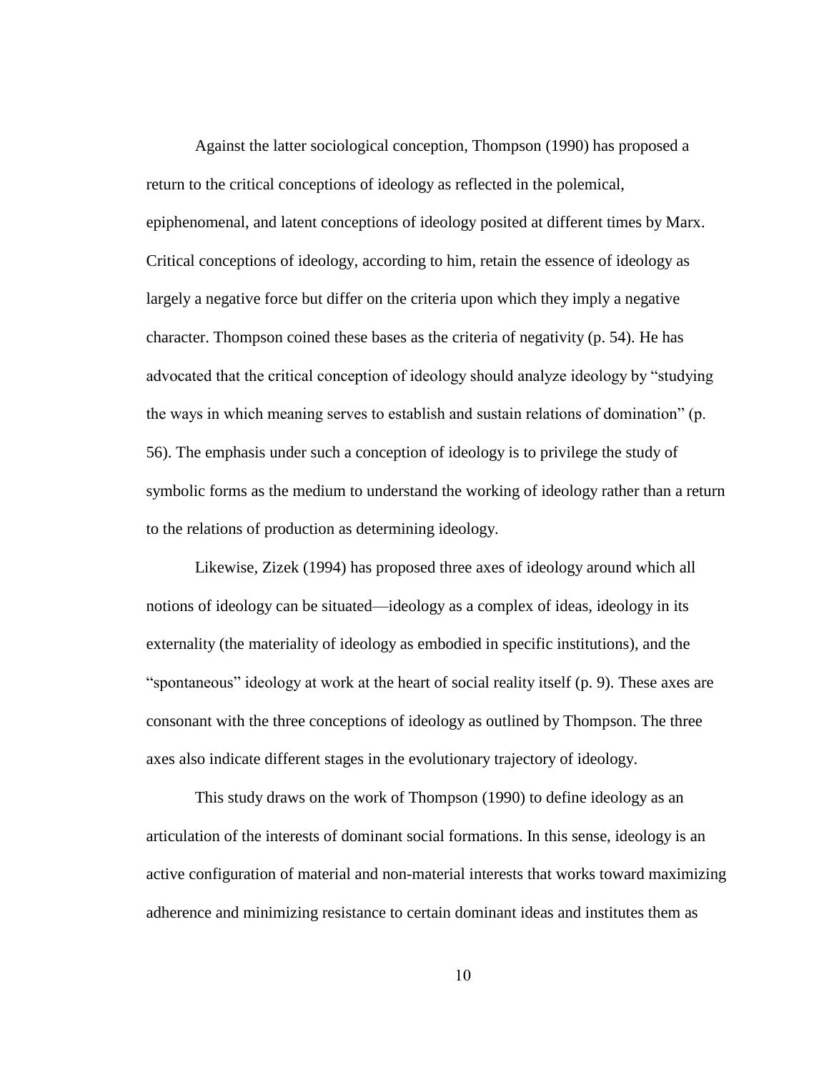Against the latter sociological conception, Thompson (1990) has proposed a return to the critical conceptions of ideology as reflected in the polemical, epiphenomenal, and latent conceptions of ideology posited at different times by Marx. Critical conceptions of ideology, according to him, retain the essence of ideology as largely a negative force but differ on the criteria upon which they imply a negative character. Thompson coined these bases as the criteria of negativity (p. 54). He has advocated that the critical conception of ideology should analyze ideology by "studying the ways in which meaning serves to establish and sustain relations of domination" (p. 56). The emphasis under such a conception of ideology is to privilege the study of symbolic forms as the medium to understand the working of ideology rather than a return to the relations of production as determining ideology.

Likewise, Zizek (1994) has proposed three axes of ideology around which all notions of ideology can be situated—ideology as a complex of ideas, ideology in its externality (the materiality of ideology as embodied in specific institutions), and the "spontaneous" ideology at work at the heart of social reality itself (p. 9). These axes are consonant with the three conceptions of ideology as outlined by Thompson. The three axes also indicate different stages in the evolutionary trajectory of ideology.

This study draws on the work of Thompson (1990) to define ideology as an articulation of the interests of dominant social formations. In this sense, ideology is an active configuration of material and non-material interests that works toward maximizing adherence and minimizing resistance to certain dominant ideas and institutes them as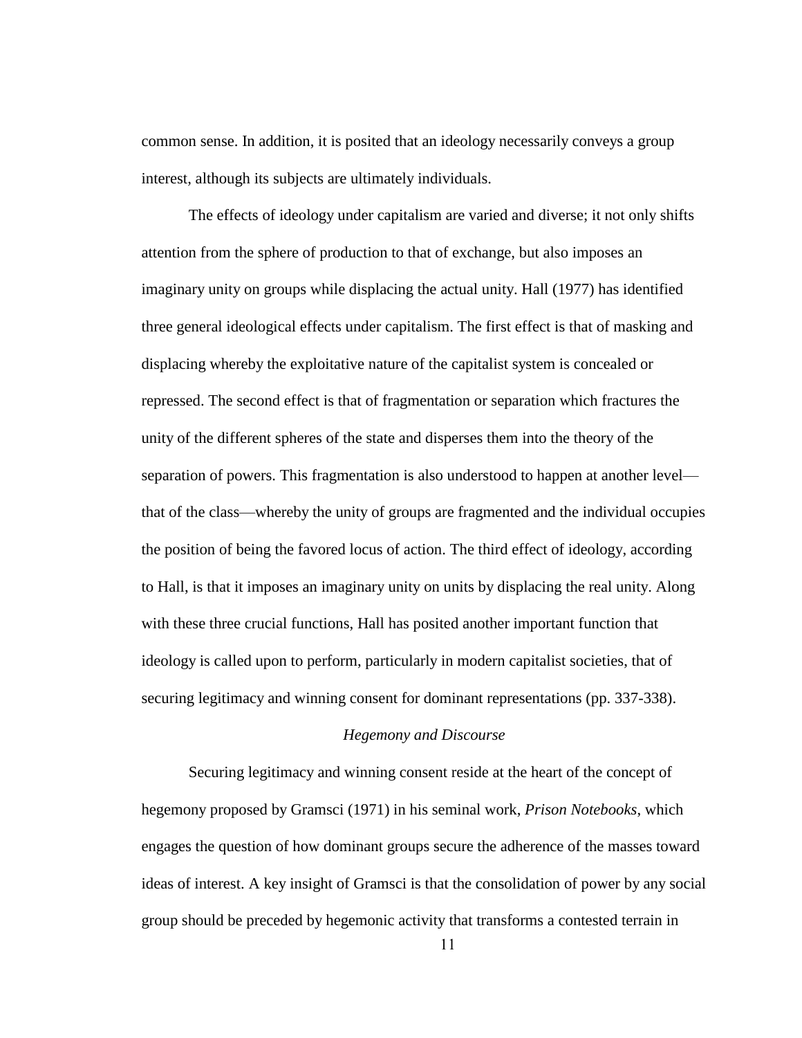common sense. In addition, it is posited that an ideology necessarily conveys a group interest, although its subjects are ultimately individuals.

The effects of ideology under capitalism are varied and diverse; it not only shifts attention from the sphere of production to that of exchange, but also imposes an imaginary unity on groups while displacing the actual unity. Hall (1977) has identified three general ideological effects under capitalism. The first effect is that of masking and displacing whereby the exploitative nature of the capitalist system is concealed or repressed. The second effect is that of fragmentation or separation which fractures the unity of the different spheres of the state and disperses them into the theory of the separation of powers. This fragmentation is also understood to happen at another level—that of the class—whereby the unity of groups are fragmented and the individual occupies the position of being the favored locus of action. The third effect of ideology, according to Hall, is that it imposes an imaginary unity on units by displacing the real unity. Along with these three crucial functions, Hall has posited another important function that ideology is called upon to perform, particularly in modern capitalist societies, that of securing legitimacy and winning consent for dominant representations (pp. 337-338).

### *Hegemony and Discourse*

Securing legitimacy and winning consent reside at the heart of the concept of hegemony proposed by Gramsci (1971) in his seminal work, *Prison Notebooks*, which engages the question of how dominant groups secure the adherence of the masses toward ideas of interest. A key insight of Gramsci is that the consolidation of power by any social group should be preceded by hegemonic activity that transforms a contested terrain in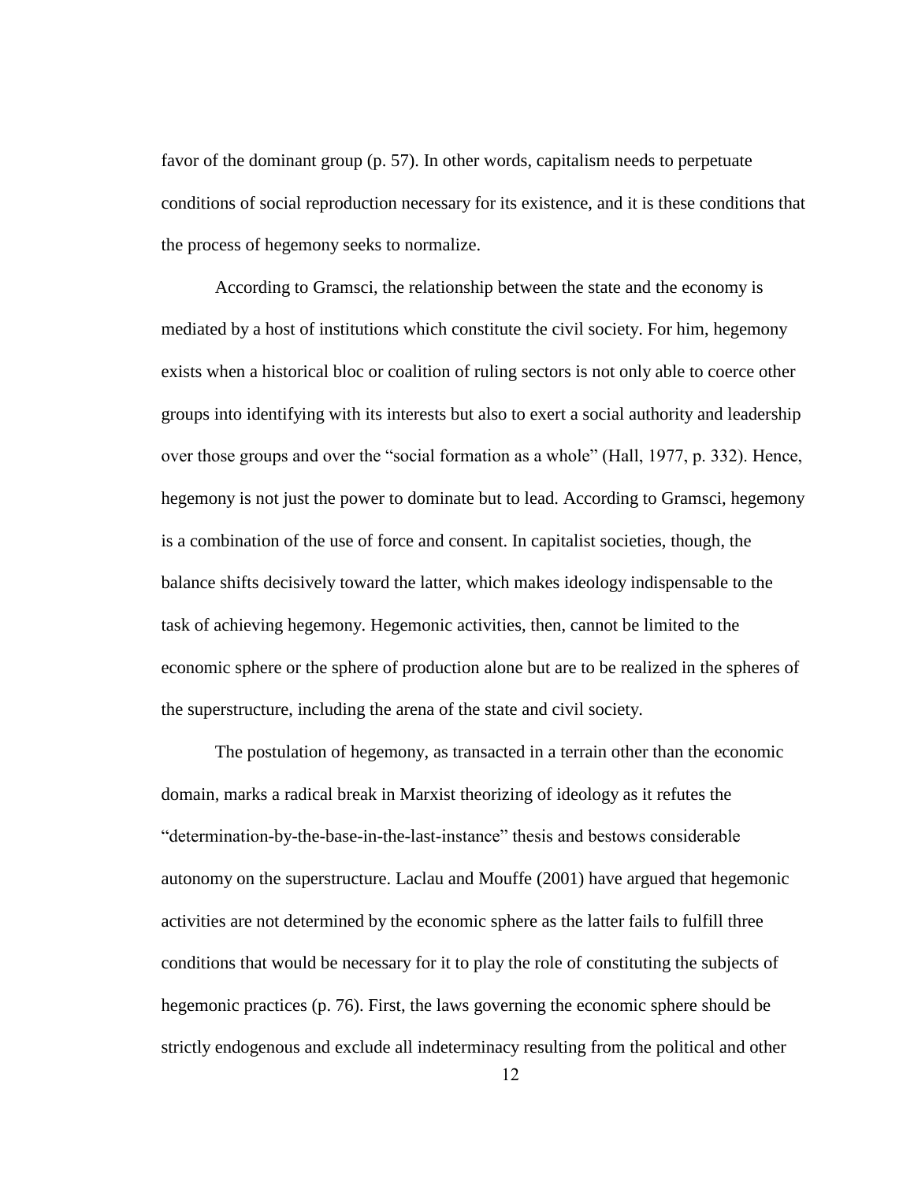favor of the dominant group (p. 57). In other words, capitalism needs to perpetuate conditions of social reproduction necessary for its existence, and it is these conditions that the process of hegemony seeks to normalize.

According to Gramsci, the relationship between the state and the economy is mediated by a host of institutions which constitute the civil society. For him, hegemony exists when a historical bloc or coalition of ruling sectors is not only able to coerce other groups into identifying with its interests but also to exert a social authority and leadership over those groups and over the "social formation as a whole" (Hall, 1977, p. 332). Hence, hegemony is not just the power to dominate but to lead. According to Gramsci, hegemony is a combination of the use of force and consent. In capitalist societies, though, the balance shifts decisively toward the latter, which makes ideology indispensable to the task of achieving hegemony. Hegemonic activities, then, cannot be limited to the economic sphere or the sphere of production alone but are to be realized in the spheres of the superstructure, including the arena of the state and civil society.

The postulation of hegemony, as transacted in a terrain other than the economic domain, marks a radical break in Marxist theorizing of ideology as it refutes the "determination-by-the-base-in-the-last-instance" thesis and bestows considerable autonomy on the superstructure. Laclau and Mouffe (2001) have argued that hegemonic activities are not determined by the economic sphere as the latter fails to fulfill three conditions that would be necessary for it to play the role of constituting the subjects of hegemonic practices (p. 76). First, the laws governing the economic sphere should be strictly endogenous and exclude all indeterminacy resulting from the political and other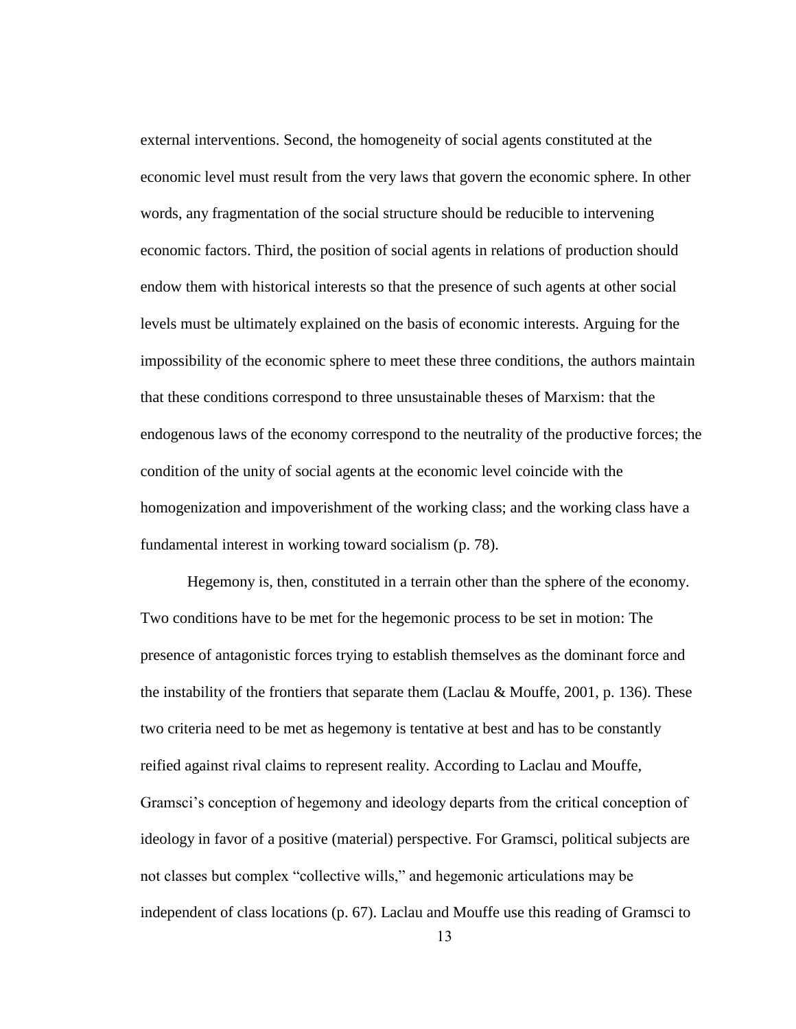external interventions. Second, the homogeneity of social agents constituted at the economic level must result from the very laws that govern the economic sphere. In other words, any fragmentation of the social structure should be reducible to intervening economic factors. Third, the position of social agents in relations of production should endow them with historical interests so that the presence of such agents at other social levels must be ultimately explained on the basis of economic interests. Arguing for the impossibility of the economic sphere to meet these three conditions, the authors maintain that these conditions correspond to three unsustainable theses of Marxism: that the endogenous laws of the economy correspond to the neutrality of the productive forces; the condition of the unity of social agents at the economic level coincide with the homogenization and impoverishment of the working class; and the working class have a fundamental interest in working toward socialism (p. 78).

Hegemony is, then, constituted in a terrain other than the sphere of the economy. Two conditions have to be met for the hegemonic process to be set in motion: The presence of antagonistic forces trying to establish themselves as the dominant force and the instability of the frontiers that separate them (Laclau & Mouffe, 2001, p. 136). These two criteria need to be met as hegemony is tentative at best and has to be constantly reified against rival claims to represent reality. According to Laclau and Mouffe, Gramsci's conception of hegemony and ideology departs from the critical conception of ideology in favor of a positive (material) perspective. For Gramsci, political subjects are not classes but complex "collective wills," and hegemonic articulations may be independent of class locations (p. 67). Laclau and Mouffe use this reading of Gramsci to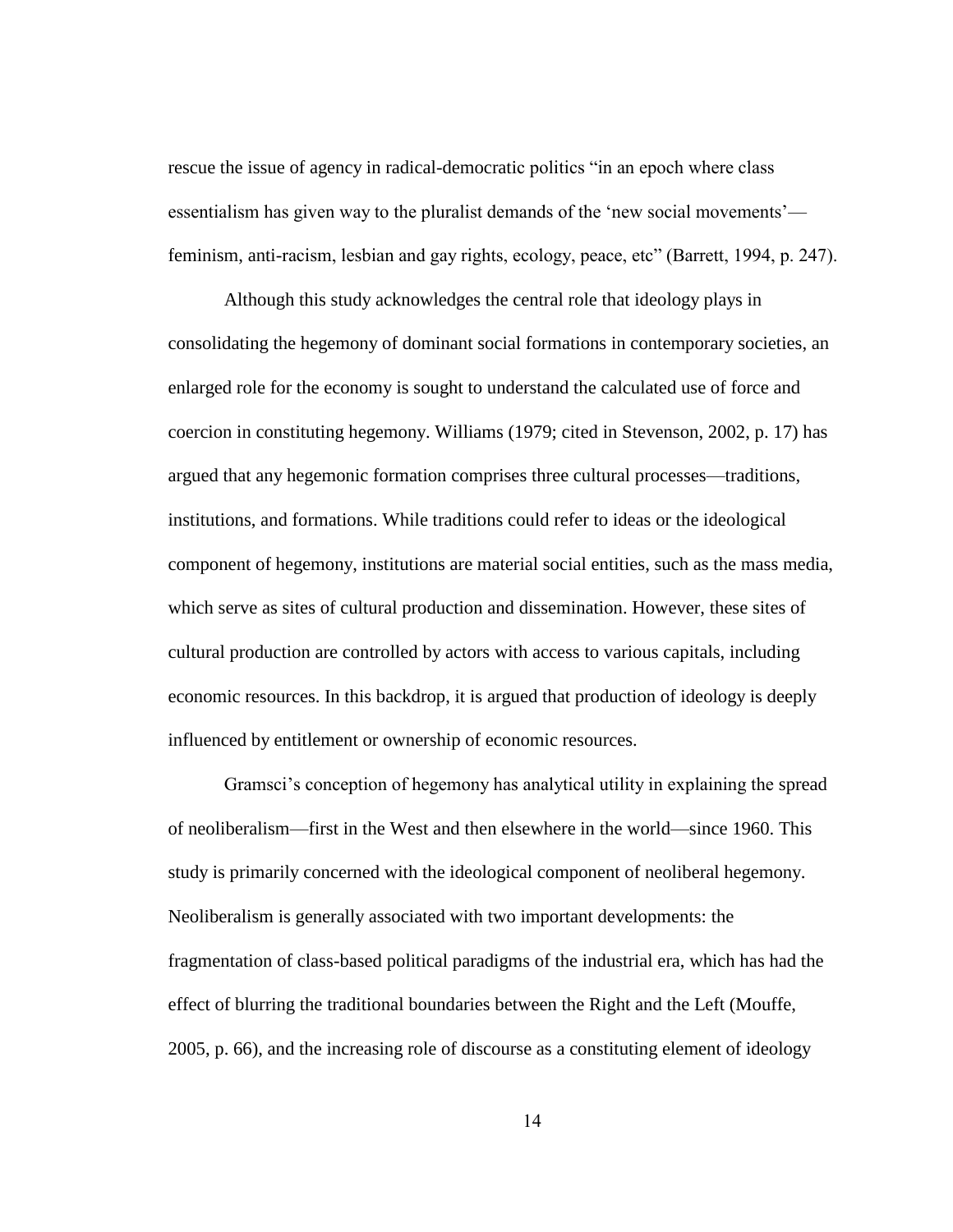rescue the issue of agency in radical-democratic politics "in an epoch where class essentialism has given way to the pluralist demands of the 'new social movements'—feminism, anti-racism, lesbian and gay rights, ecology, peace, etc" (Barrett, 1994, p. 247).

Although this study acknowledges the central role that ideology plays in consolidating the hegemony of dominant social formations in contemporary societies, an enlarged role for the economy is sought to understand the calculated use of force and coercion in constituting hegemony. Williams (1979; cited in Stevenson, 2002, p. 17) has argued that any hegemonic formation comprises three cultural processes—traditions, institutions, and formations. While traditions could refer to ideas or the ideological component of hegemony, institutions are material social entities, such as the mass media, which serve as sites of cultural production and dissemination. However, these sites of cultural production are controlled by actors with access to various capitals, including economic resources. In this backdrop, it is argued that production of ideology is deeply influenced by entitlement or ownership of economic resources.

Gramsci's conception of hegemony has analytical utility in explaining the spread of neoliberalism—first in the West and then elsewhere in the world—since 1960. This study is primarily concerned with the ideological component of neoliberal hegemony. Neoliberalism is generally associated with two important developments: the fragmentation of class-based political paradigms of the industrial era, which has had the effect of blurring the traditional boundaries between the Right and the Left (Mouffe, 2005, p. 66), and the increasing role of discourse as a constituting element of ideology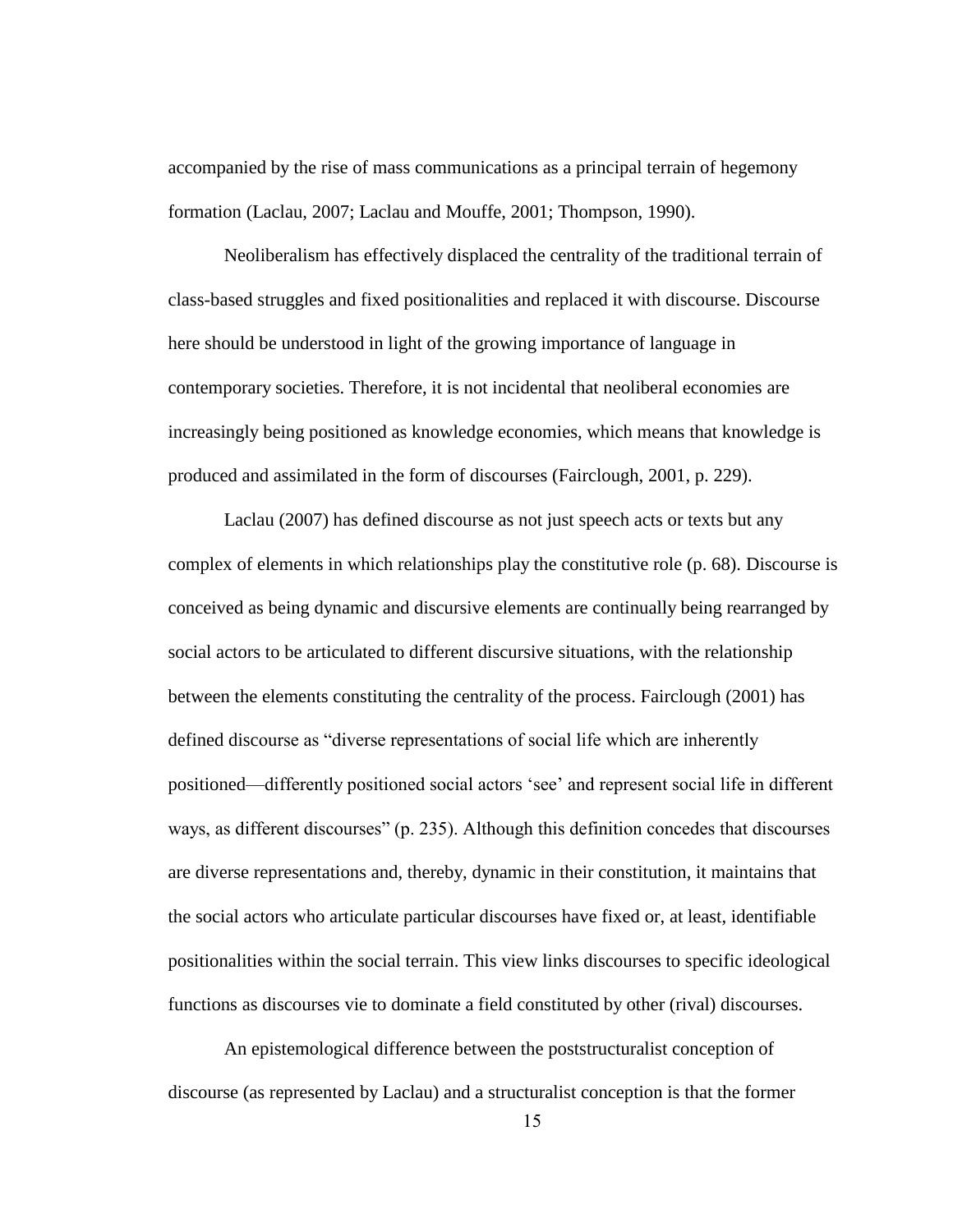accompanied by the rise of mass communications as a principal terrain of hegemony formation (Laclau, 2007; Laclau and Mouffe, 2001; Thompson, 1990).

Neoliberalism has effectively displaced the centrality of the traditional terrain of class-based struggles and fixed positionalities and replaced it with discourse. Discourse here should be understood in light of the growing importance of language in contemporary societies. Therefore, it is not incidental that neoliberal economies are increasingly being positioned as knowledge economies, which means that knowledge is produced and assimilated in the form of discourses (Fairclough, 2001, p. 229).

Laclau (2007) has defined discourse as not just speech acts or texts but any complex of elements in which relationships play the constitutive role (p. 68). Discourse is conceived as being dynamic and discursive elements are continually being rearranged by social actors to be articulated to different discursive situations, with the relationship between the elements constituting the centrality of the process. Fairclough (2001) has defined discourse as "diverse representations of social life which are inherently positioned—differently positioned social actors 'see' and represent social life in different ways, as different discourses" (p. 235). Although this definition concedes that discourses are diverse representations and, thereby, dynamic in their constitution, it maintains that the social actors who articulate particular discourses have fixed or, at least, identifiable positionalities within the social terrain. This view links discourses to specific ideological functions as discourses vie to dominate a field constituted by other (rival) discourses.

An epistemological difference between the poststructuralist conception of discourse (as represented by Laclau) and a structuralist conception is that the former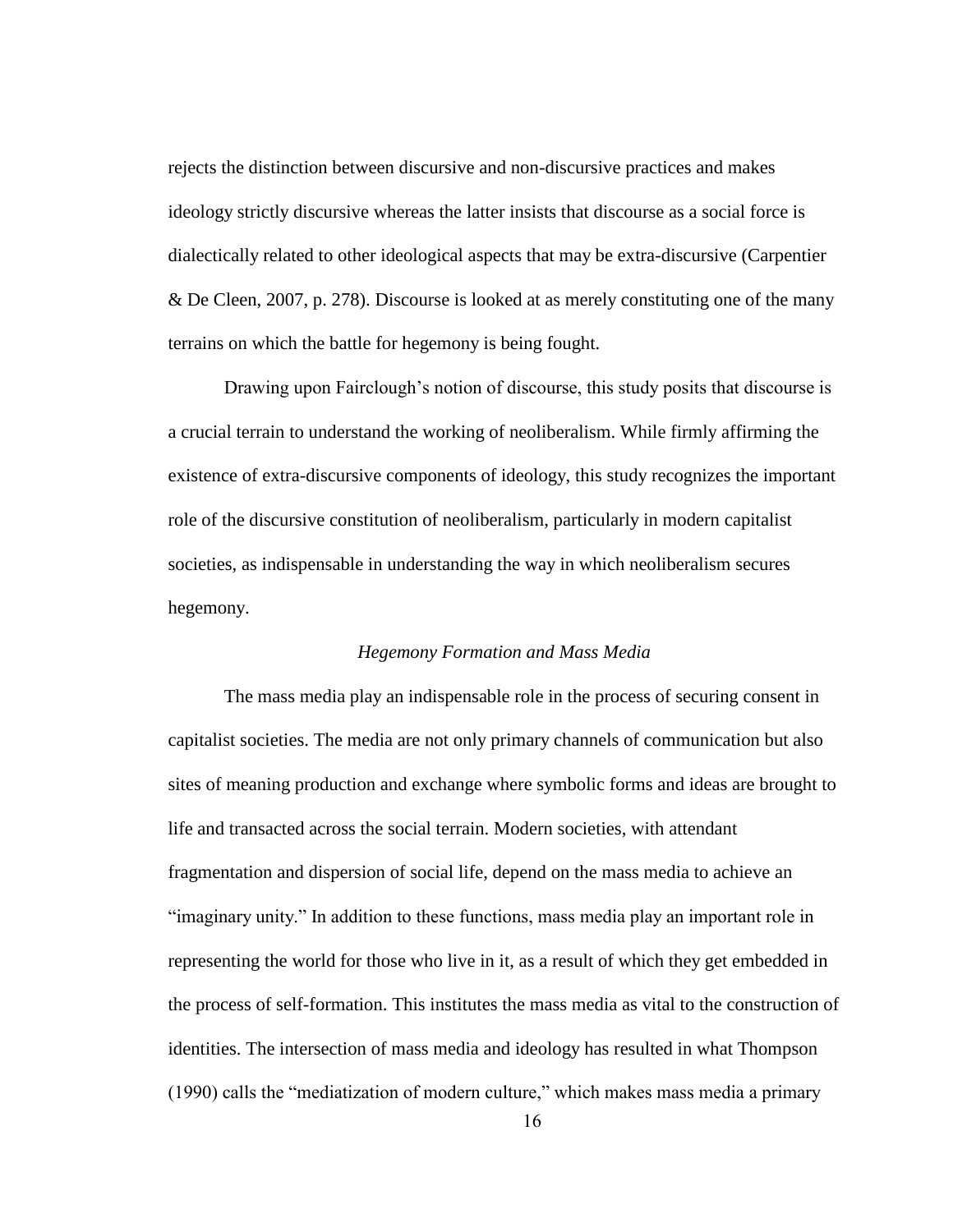rejects the distinction between discursive and non-discursive practices and makes ideology strictly discursive whereas the latter insists that discourse as a social force is dialectically related to other ideological aspects that may be extra-discursive (Carpentier & De Cleen, 2007, p. 278). Discourse is looked at as merely constituting one of the many terrains on which the battle for hegemony is being fought.

Drawing upon Fairclough's notion of discourse, this study posits that discourse is a crucial terrain to understand the working of neoliberalism. While firmly affirming the existence of extra-discursive components of ideology, this study recognizes the important role of the discursive constitution of neoliberalism, particularly in modern capitalist societies, as indispensable in understanding the way in which neoliberalism secures hegemony.

### *Hegemony Formation and Mass Media*

The mass media play an indispensable role in the process of securing consent in capitalist societies. The media are not only primary channels of communication but also sites of meaning production and exchange where symbolic forms and ideas are brought to life and transacted across the social terrain. Modern societies, with attendant fragmentation and dispersion of social life, depend on the mass media to achieve an "imaginary unity." In addition to these functions, mass media play an important role in representing the world for those who live in it, as a result of which they get embedded in the process of self-formation. This institutes the mass media as vital to the construction of identities. The intersection of mass media and ideology has resulted in what Thompson (1990) calls the "mediatization of modern culture," which makes mass media a primary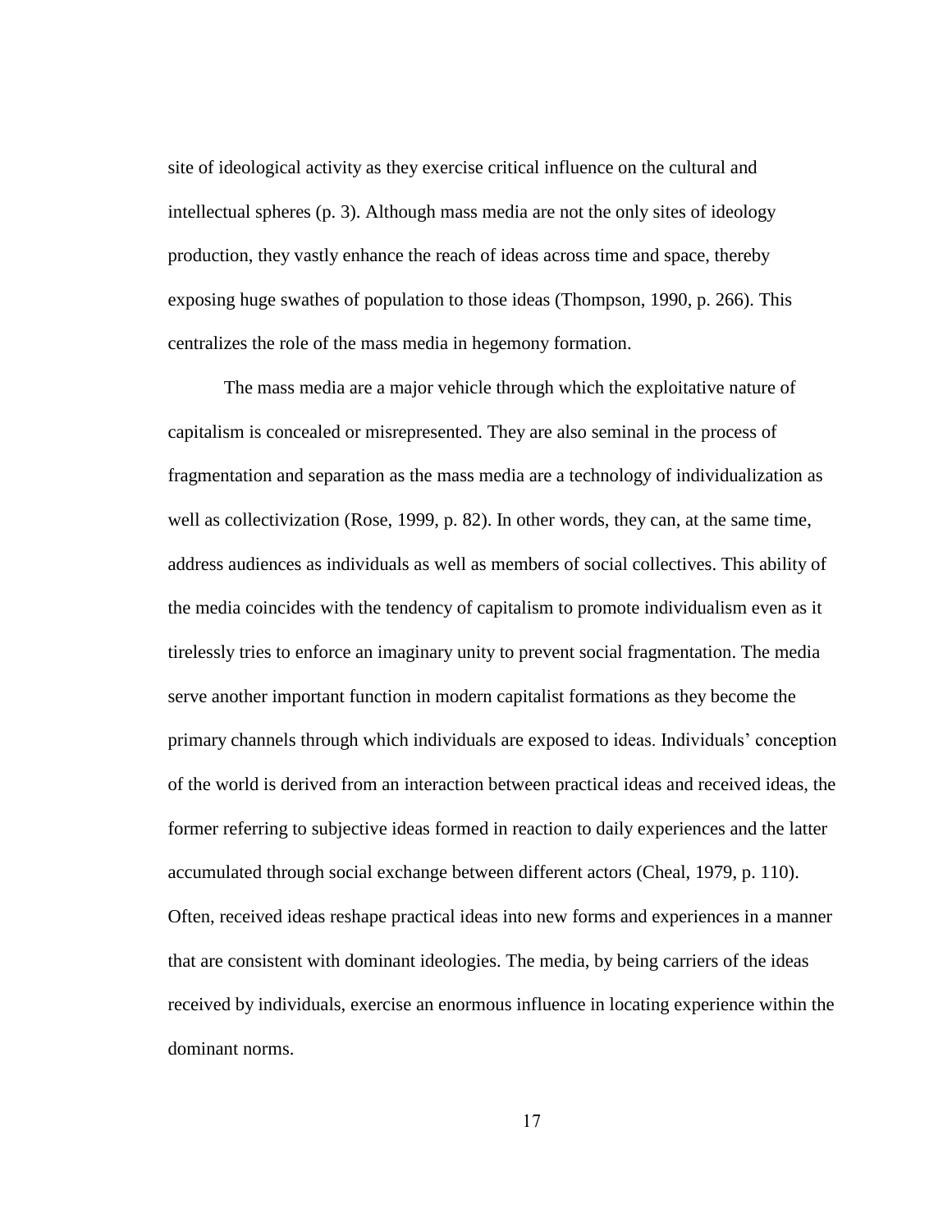site of ideological activity as they exercise critical influence on the cultural and intellectual spheres (p. 3). Although mass media are not the only sites of ideology production, they vastly enhance the reach of ideas across time and space, thereby exposing huge swathes of population to those ideas (Thompson, 1990, p. 266). This centralizes the role of the mass media in hegemony formation.

The mass media are a major vehicle through which the exploitative nature of capitalism is concealed or misrepresented. They are also seminal in the process of fragmentation and separation as the mass media are a technology of individualization as well as collectivization (Rose, 1999, p. 82). In other words, they can, at the same time, address audiences as individuals as well as members of social collectives. This ability of the media coincides with the tendency of capitalism to promote individualism even as it tirelessly tries to enforce an imaginary unity to prevent social fragmentation. The media serve another important function in modern capitalist formations as they become the primary channels through which individuals are exposed to ideas. Individuals' conception of the world is derived from an interaction between practical ideas and received ideas, the former referring to subjective ideas formed in reaction to daily experiences and the latter accumulated through social exchange between different actors (Cheal, 1979, p. 110). Often, received ideas reshape practical ideas into new forms and experiences in a manner that are consistent with dominant ideologies. The media, by being carriers of the ideas received by individuals, exercise an enormous influence in locating experience within the dominant norms.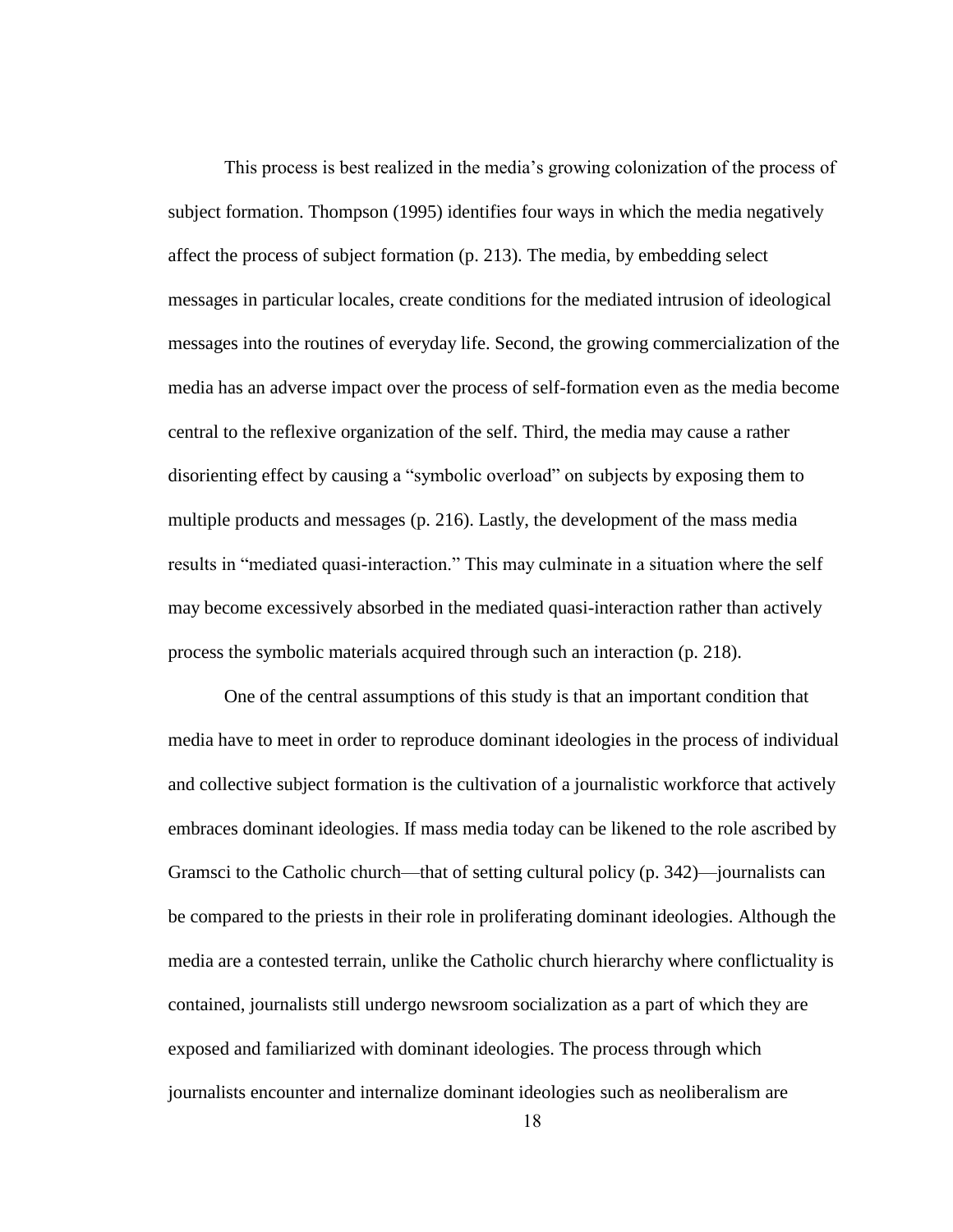This process is best realized in the media's growing colonization of the process of subject formation. Thompson (1995) identifies four ways in which the media negatively affect the process of subject formation (p. 213). The media, by embedding select messages in particular locales, create conditions for the mediated intrusion of ideological messages into the routines of everyday life. Second, the growing commercialization of the media has an adverse impact over the process of self-formation even as the media become central to the reflexive organization of the self. Third, the media may cause a rather disorienting effect by causing a "symbolic overload" on subjects by exposing them to multiple products and messages (p. 216). Lastly, the development of the mass media results in "mediated quasi-interaction." This may culminate in a situation where the self may become excessively absorbed in the mediated quasi-interaction rather than actively process the symbolic materials acquired through such an interaction (p. 218).

One of the central assumptions of this study is that an important condition that media have to meet in order to reproduce dominant ideologies in the process of individual and collective subject formation is the cultivation of a journalistic workforce that actively embraces dominant ideologies. If mass media today can be likened to the role ascribed by Gramsci to the Catholic church—that of setting cultural policy (p. 342)—journalists can be compared to the priests in their role in proliferating dominant ideologies. Although the media are a contested terrain, unlike the Catholic church hierarchy where conflictuality is contained, journalists still undergo newsroom socialization as a part of which they are exposed and familiarized with dominant ideologies. The process through which journalists encounter and internalize dominant ideologies such as neoliberalism are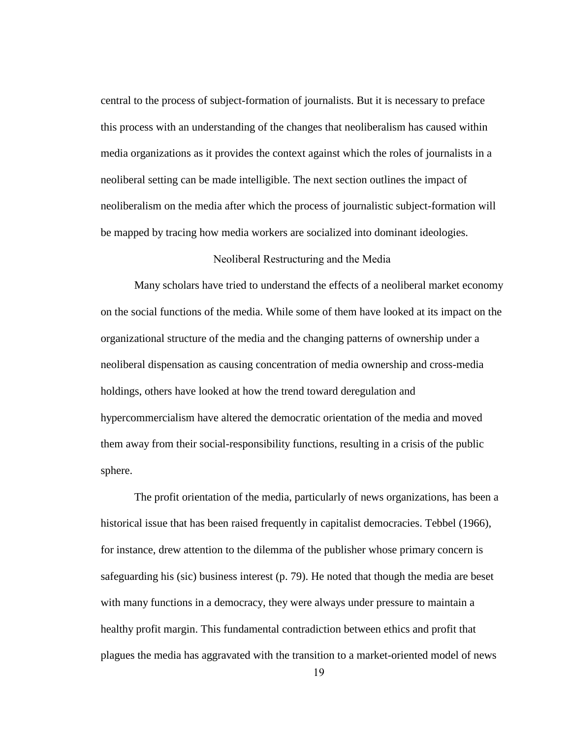central to the process of subject-formation of journalists. But it is necessary to preface this process with an understanding of the changes that neoliberalism has caused within media organizations as it provides the context against which the roles of journalists in a neoliberal setting can be made intelligible. The next section outlines the impact of neoliberalism on the media after which the process of journalistic subject-formation will be mapped by tracing how media workers are socialized into dominant ideologies.

## Neoliberal Restructuring and the Media

Many scholars have tried to understand the effects of a neoliberal market economy on the social functions of the media. While some of them have looked at its impact on the organizational structure of the media and the changing patterns of ownership under a neoliberal dispensation as causing concentration of media ownership and cross-media holdings, others have looked at how the trend toward deregulation and hypercommercialism have altered the democratic orientation of the media and moved them away from their social-responsibility functions, resulting in a crisis of the public sphere.

The profit orientation of the media, particularly of news organizations, has been a historical issue that has been raised frequently in capitalist democracies. Tebbel (1966), for instance, drew attention to the dilemma of the publisher whose primary concern is safeguarding his (sic) business interest (p. 79). He noted that though the media are beset with many functions in a democracy, they were always under pressure to maintain a healthy profit margin. This fundamental contradiction between ethics and profit that plagues the media has aggravated with the transition to a market-oriented model of news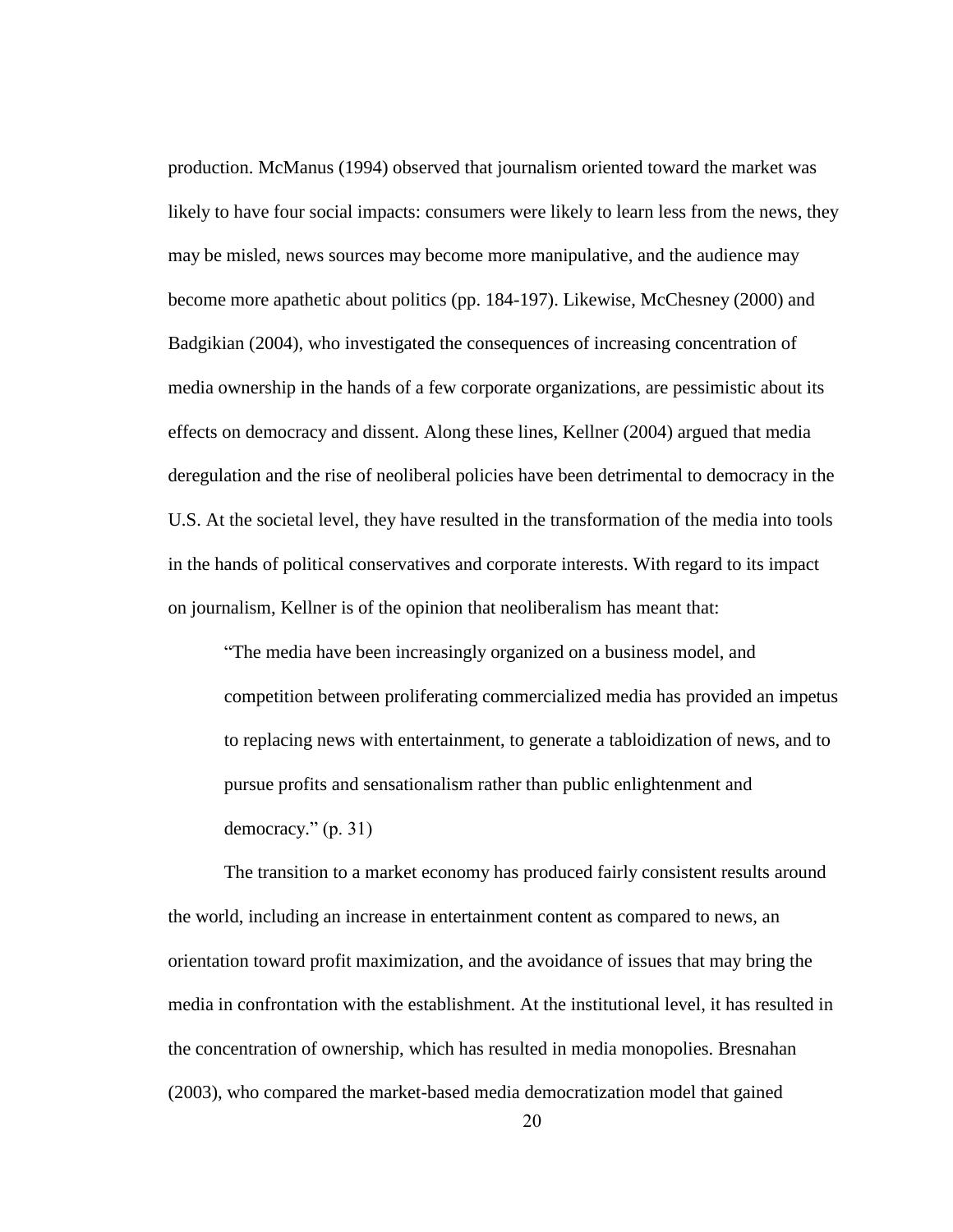production. McManus (1994) observed that journalism oriented toward the market was likely to have four social impacts: consumers were likely to learn less from the news, they may be misled, news sources may become more manipulative, and the audience may become more apathetic about politics (pp. 184-197). Likewise, McChesney (2000) and Badgikian (2004), who investigated the consequences of increasing concentration of media ownership in the hands of a few corporate organizations, are pessimistic about its effects on democracy and dissent. Along these lines, Kellner (2004) argued that media deregulation and the rise of neoliberal policies have been detrimental to democracy in the U.S. At the societal level, they have resulted in the transformation of the media into tools in the hands of political conservatives and corporate interests. With regard to its impact on journalism, Kellner is of the opinion that neoliberalism has meant that:

> "The media have been increasingly organized on a business model, and competition between proliferating commercialized media has provided an impetus to replacing news with entertainment, to generate a tabloidization of news, and to pursue profits and sensationalism rather than public enlightenment and democracy." (p. 31)

The transition to a market economy has produced fairly consistent results around the world, including an increase in entertainment content as compared to news, an orientation toward profit maximization, and the avoidance of issues that may bring the media in confrontation with the establishment. At the institutional level, it has resulted in the concentration of ownership, which has resulted in media monopolies. Bresnahan (2003), who compared the market-based media democratization model that gained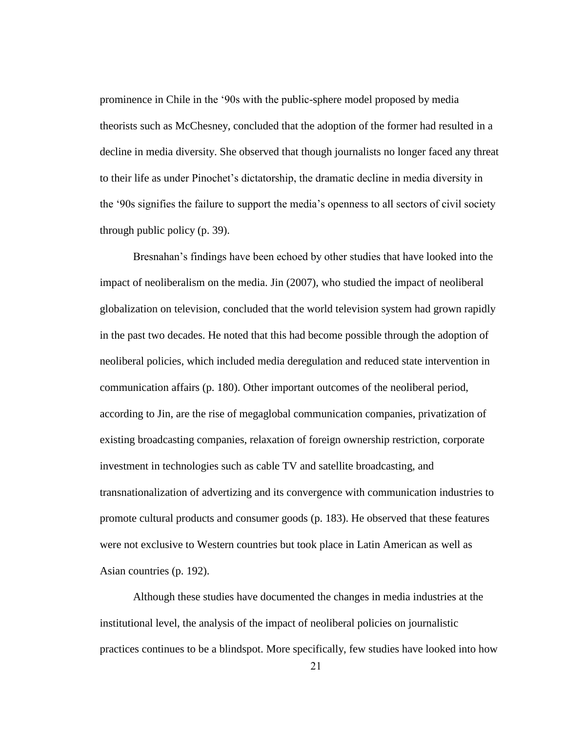prominence in Chile in the '90s with the public-sphere model proposed by media theorists such as McChesney, concluded that the adoption of the former had resulted in a decline in media diversity. She observed that though journalists no longer faced any threat to their life as under Pinochet's dictatorship, the dramatic decline in media diversity in the '90s signifies the failure to support the media's openness to all sectors of civil society through public policy (p. 39).

Bresnahan's findings have been echoed by other studies that have looked into the impact of neoliberalism on the media. Jin (2007), who studied the impact of neoliberal globalization on television, concluded that the world television system had grown rapidly in the past two decades. He noted that this had become possible through the adoption of neoliberal policies, which included media deregulation and reduced state intervention in communication affairs (p. 180). Other important outcomes of the neoliberal period, according to Jin, are the rise of megaglobal communication companies, privatization of existing broadcasting companies, relaxation of foreign ownership restriction, corporate investment in technologies such as cable TV and satellite broadcasting, and transnationalization of advertizing and its convergence with communication industries to promote cultural products and consumer goods (p. 183). He observed that these features were not exclusive to Western countries but took place in Latin American as well as Asian countries (p. 192).

Although these studies have documented the changes in media industries at the institutional level, the analysis of the impact of neoliberal policies on journalistic practices continues to be a blindspot. More specifically, few studies have looked into how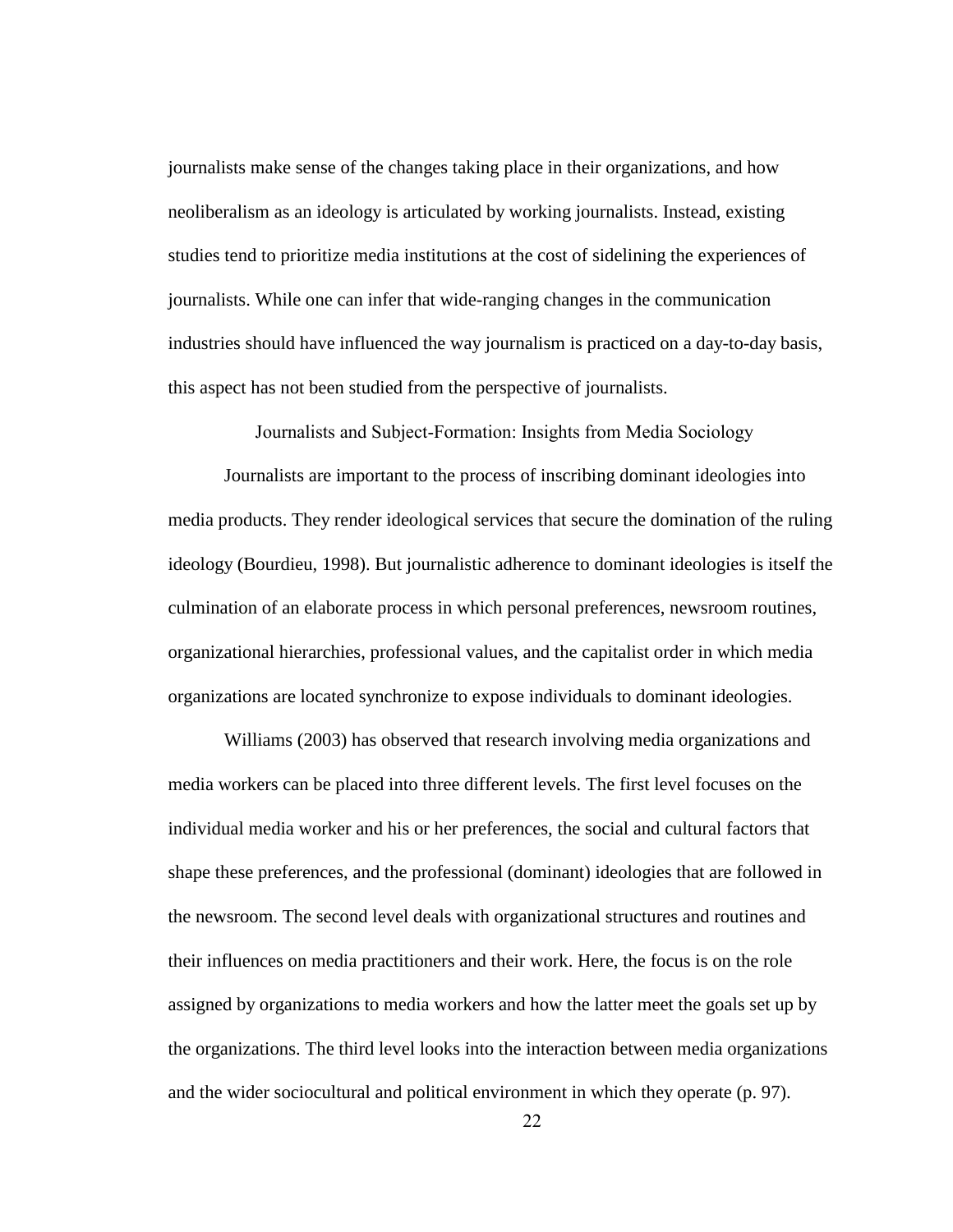journalists make sense of the changes taking place in their organizations, and how neoliberalism as an ideology is articulated by working journalists. Instead, existing studies tend to prioritize media institutions at the cost of sidelining the experiences of journalists. While one can infer that wide-ranging changes in the communication industries should have influenced the way journalism is practiced on a day-to-day basis, this aspect has not been studied from the perspective of journalists.

## Journalists and Subject-Formation: Insights from Media Sociology

Journalists are important to the process of inscribing dominant ideologies into media products. They render ideological services that secure the domination of the ruling ideology (Bourdieu, 1998). But journalistic adherence to dominant ideologies is itself the culmination of an elaborate process in which personal preferences, newsroom routines, organizational hierarchies, professional values, and the capitalist order in which media organizations are located synchronize to expose individuals to dominant ideologies.

Williams (2003) has observed that research involving media organizations and media workers can be placed into three different levels. The first level focuses on the individual media worker and his or her preferences, the social and cultural factors that shape these preferences, and the professional (dominant) ideologies that are followed in the newsroom. The second level deals with organizational structures and routines and their influences on media practitioners and their work. Here, the focus is on the role assigned by organizations to media workers and how the latter meet the goals set up by the organizations. The third level looks into the interaction between media organizations and the wider sociocultural and political environment in which they operate (p. 97).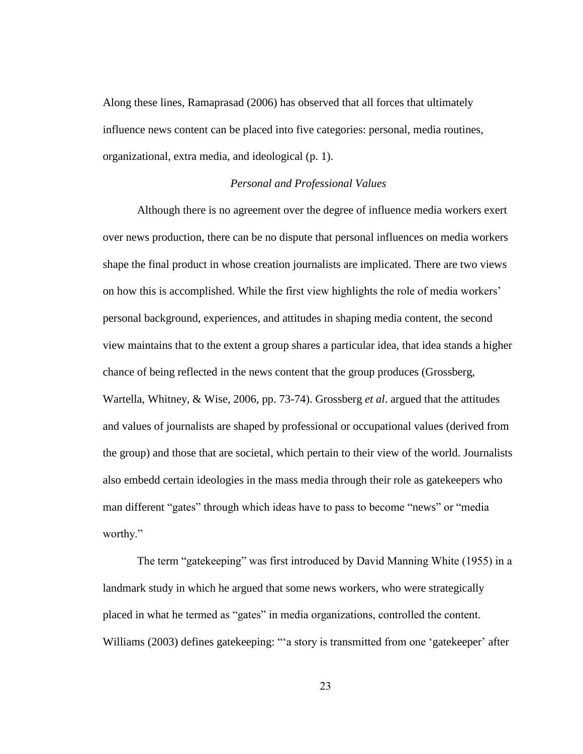Along these lines, Ramaprasad (2006) has observed that all forces that ultimately influence news content can be placed into five categories: personal, media routines, organizational, extra media, and ideological (p. 1).

### *Personal and Professional Values*

Although there is no agreement over the degree of influence media workers exert over news production, there can be no dispute that personal influences on media workers shape the final product in whose creation journalists are implicated. There are two views on how this is accomplished. While the first view highlights the role of media workers' personal background, experiences, and attitudes in shaping media content, the second view maintains that to the extent a group shares a particular idea, that idea stands a higher chance of being reflected in the news content that the group produces (Grossberg, Wartella, Whitney, & Wise, 2006, pp. 73-74). Grossberg *et al*. argued that the attitudes and values of journalists are shaped by professional or occupational values (derived from the group) and those that are societal, which pertain to their view of the world. Journalists also embedd certain ideologies in the mass media through their role as gatekeepers who man different "gates" through which ideas have to pass to become "news" or "media worthy."

The term "gatekeeping" was first introduced by David Manning White (1955) in a landmark study in which he argued that some news workers, who were strategically placed in what he termed as "gates" in media organizations, controlled the content. Williams (2003) defines gatekeeping: "'a story is transmitted from one 'gatekeeper' after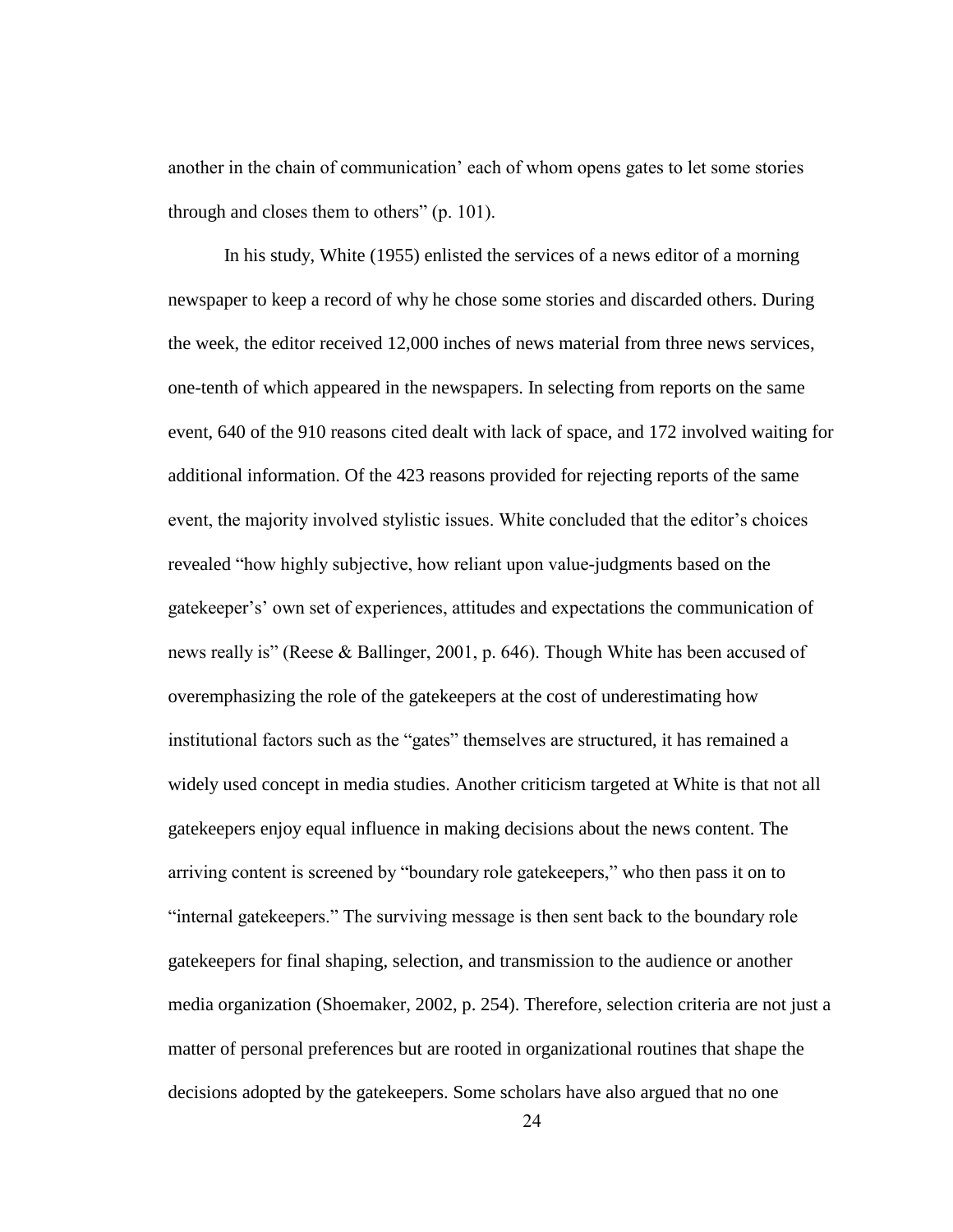another in the chain of communication' each of whom opens gates to let some stories through and closes them to others" (p. 101).

In his study, White (1955) enlisted the services of a news editor of a morning newspaper to keep a record of why he chose some stories and discarded others. During the week, the editor received 12,000 inches of news material from three news services, one-tenth of which appeared in the newspapers. In selecting from reports on the same event, 640 of the 910 reasons cited dealt with lack of space, and 172 involved waiting for additional information. Of the 423 reasons provided for rejecting reports of the same event, the majority involved stylistic issues. White concluded that the editor's choices revealed "how highly subjective, how reliant upon value-judgments based on the gatekeeper's' own set of experiences, attitudes and expectations the communication of news really is" (Reese & Ballinger, 2001, p. 646). Though White has been accused of overemphasizing the role of the gatekeepers at the cost of underestimating how institutional factors such as the "gates" themselves are structured, it has remained a widely used concept in media studies. Another criticism targeted at White is that not all gatekeepers enjoy equal influence in making decisions about the news content. The arriving content is screened by "boundary role gatekeepers," who then pass it on to "internal gatekeepers." The surviving message is then sent back to the boundary role gatekeepers for final shaping, selection, and transmission to the audience or another media organization (Shoemaker, 2002, p. 254). Therefore, selection criteria are not just a matter of personal preferences but are rooted in organizational routines that shape the decisions adopted by the gatekeepers. Some scholars have also argued that no one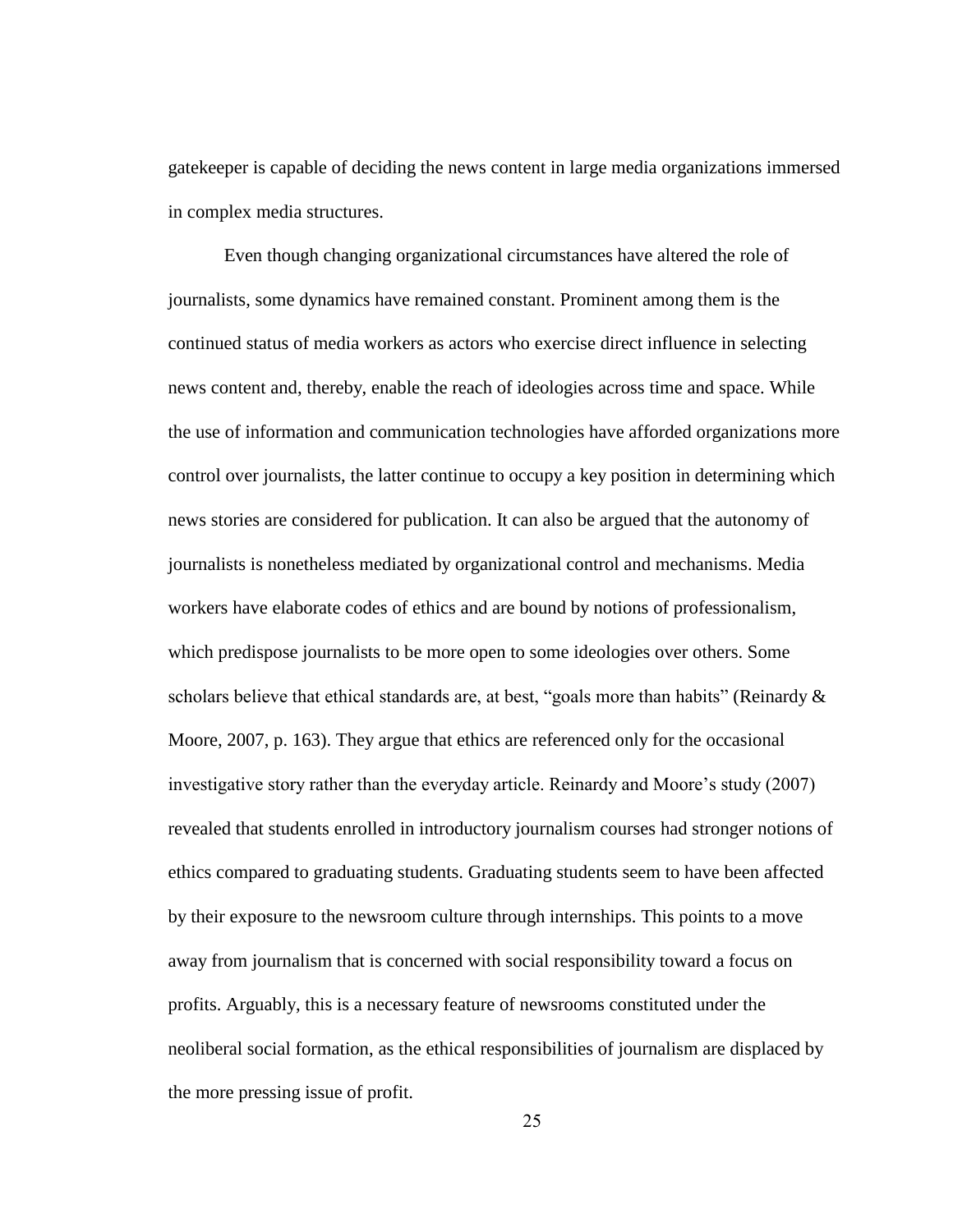gatekeeper is capable of deciding the news content in large media organizations immersed in complex media structures.

Even though changing organizational circumstances have altered the role of journalists, some dynamics have remained constant. Prominent among them is the continued status of media workers as actors who exercise direct influence in selecting news content and, thereby, enable the reach of ideologies across time and space. While the use of information and communication technologies have afforded organizations more control over journalists, the latter continue to occupy a key position in determining which news stories are considered for publication. It can also be argued that the autonomy of journalists is nonetheless mediated by organizational control and mechanisms. Media workers have elaborate codes of ethics and are bound by notions of professionalism, which predispose journalists to be more open to some ideologies over others. Some scholars believe that ethical standards are, at best, "goals more than habits" (Reinardy & Moore, 2007, p. 163). They argue that ethics are referenced only for the occasional investigative story rather than the everyday article. Reinardy and Moore's study (2007) revealed that students enrolled in introductory journalism courses had stronger notions of ethics compared to graduating students. Graduating students seem to have been affected by their exposure to the newsroom culture through internships. This points to a move away from journalism that is concerned with social responsibility toward a focus on profits. Arguably, this is a necessary feature of newsrooms constituted under the neoliberal social formation, as the ethical responsibilities of journalism are displaced by the more pressing issue of profit.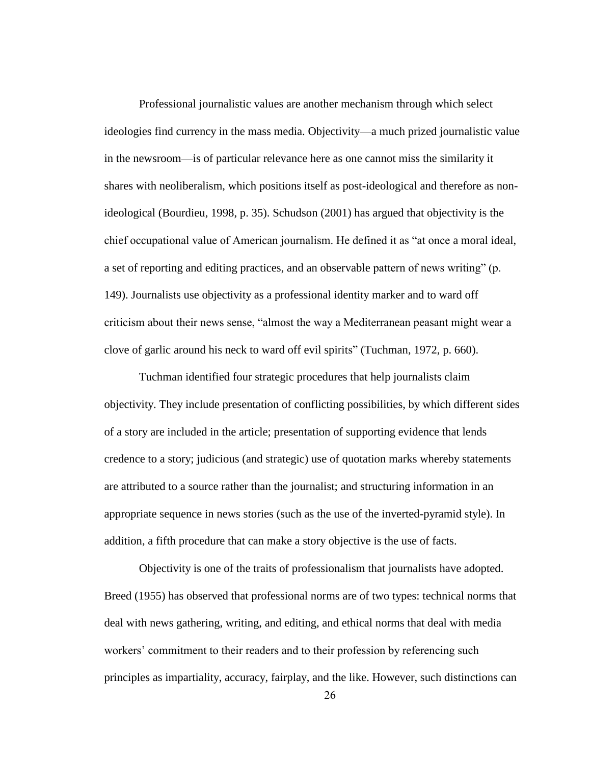Professional journalistic values are another mechanism through which select ideologies find currency in the mass media. Objectivity—a much prized journalistic value in the newsroom—is of particular relevance here as one cannot miss the similarity it shares with neoliberalism, which positions itself as post-ideological and therefore as non-ideological (Bourdieu, 1998, p. 35). Schudson (2001) has argued that objectivity is the chief occupational value of American journalism. He defined it as "at once a moral ideal, a set of reporting and editing practices, and an observable pattern of news writing" (p. 149). Journalists use objectivity as a professional identity marker and to ward off criticism about their news sense, "almost the way a Mediterranean peasant might wear a clove of garlic around his neck to ward off evil spirits" (Tuchman, 1972, p. 660).

Tuchman identified four strategic procedures that help journalists claim objectivity. They include presentation of conflicting possibilities, by which different sides of a story are included in the article; presentation of supporting evidence that lends credence to a story; judicious (and strategic) use of quotation marks whereby statements are attributed to a source rather than the journalist; and structuring information in an appropriate sequence in news stories (such as the use of the inverted-pyramid style). In addition, a fifth procedure that can make a story objective is the use of facts.

Objectivity is one of the traits of professionalism that journalists have adopted. Breed (1955) has observed that professional norms are of two types: technical norms that deal with news gathering, writing, and editing, and ethical norms that deal with media workers' commitment to their readers and to their profession by referencing such principles as impartiality, accuracy, fairplay, and the like. However, such distinctions can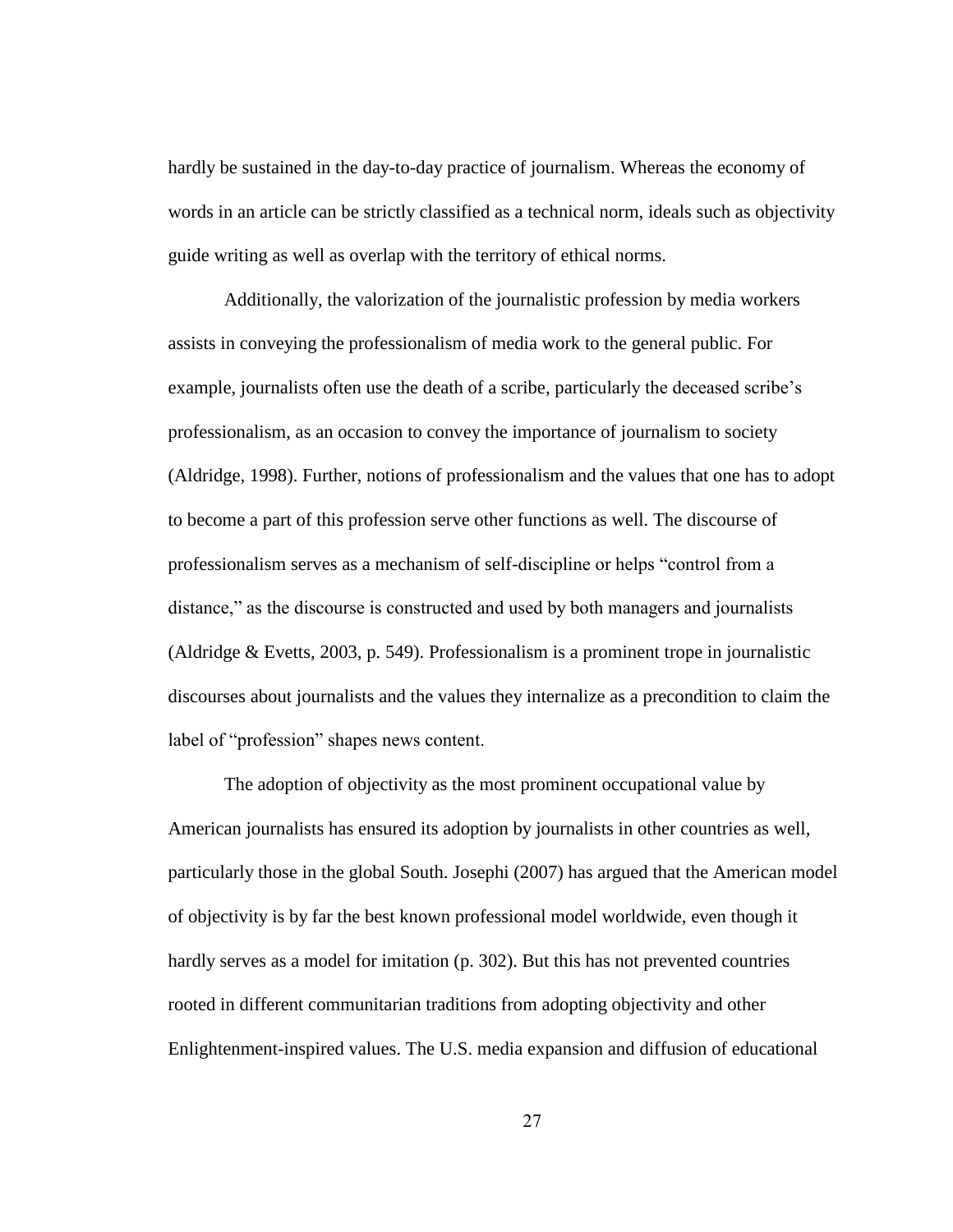hardly be sustained in the day-to-day practice of journalism. Whereas the economy of words in an article can be strictly classified as a technical norm, ideals such as objectivity guide writing as well as overlap with the territory of ethical norms.

Additionally, the valorization of the journalistic profession by media workers assists in conveying the professionalism of media work to the general public. For example, journalists often use the death of a scribe, particularly the deceased scribe's professionalism, as an occasion to convey the importance of journalism to society (Aldridge, 1998). Further, notions of professionalism and the values that one has to adopt to become a part of this profession serve other functions as well. The discourse of professionalism serves as a mechanism of self-discipline or helps "control from a distance," as the discourse is constructed and used by both managers and journalists (Aldridge & Evetts, 2003, p. 549). Professionalism is a prominent trope in journalistic discourses about journalists and the values they internalize as a precondition to claim the label of "profession" shapes news content.

The adoption of objectivity as the most prominent occupational value by American journalists has ensured its adoption by journalists in other countries as well, particularly those in the global South. Josephi (2007) has argued that the American model of objectivity is by far the best known professional model worldwide, even though it hardly serves as a model for imitation (p. 302). But this has not prevented countries rooted in different communitarian traditions from adopting objectivity and other Enlightenment-inspired values. The U.S. media expansion and diffusion of educational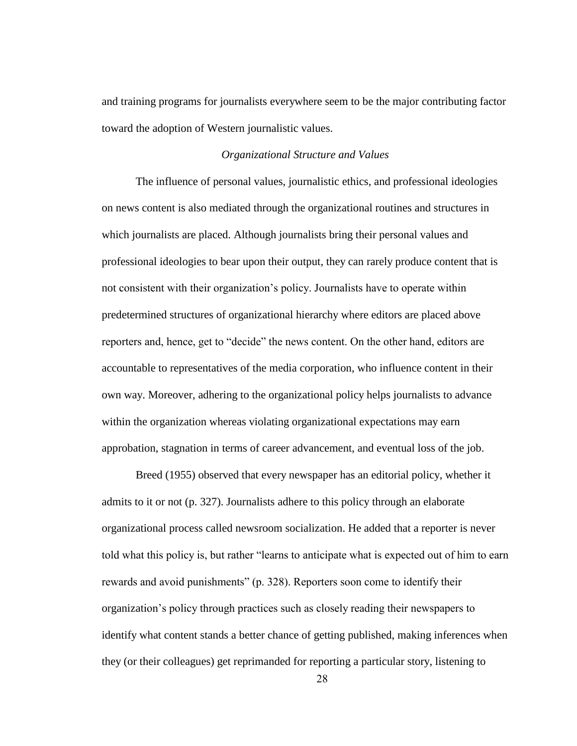and training programs for journalists everywhere seem to be the major contributing factor toward the adoption of Western journalistic values.

### *Organizational Structure and Values*

The influence of personal values, journalistic ethics, and professional ideologies on news content is also mediated through the organizational routines and structures in which journalists are placed. Although journalists bring their personal values and professional ideologies to bear upon their output, they can rarely produce content that is not consistent with their organization's policy. Journalists have to operate within predetermined structures of organizational hierarchy where editors are placed above reporters and, hence, get to "decide" the news content. On the other hand, editors are accountable to representatives of the media corporation, who influence content in their own way. Moreover, adhering to the organizational policy helps journalists to advance within the organization whereas violating organizational expectations may earn approbation, stagnation in terms of career advancement, and eventual loss of the job.

Breed (1955) observed that every newspaper has an editorial policy, whether it admits to it or not (p. 327). Journalists adhere to this policy through an elaborate organizational process called newsroom socialization. He added that a reporter is never told what this policy is, but rather "learns to anticipate what is expected out of him to earn rewards and avoid punishments" (p. 328). Reporters soon come to identify their organization's policy through practices such as closely reading their newspapers to identify what content stands a better chance of getting published, making inferences when they (or their colleagues) get reprimanded for reporting a particular story, listening to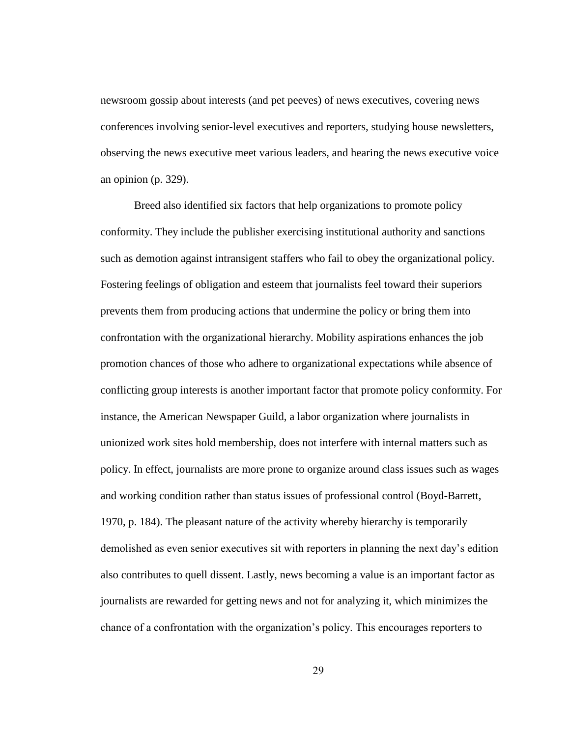newsroom gossip about interests (and pet peeves) of news executives, covering news conferences involving senior-level executives and reporters, studying house newsletters, observing the news executive meet various leaders, and hearing the news executive voice an opinion (p. 329).

Breed also identified six factors that help organizations to promote policy conformity. They include the publisher exercising institutional authority and sanctions such as demotion against intransigent staffers who fail to obey the organizational policy. Fostering feelings of obligation and esteem that journalists feel toward their superiors prevents them from producing actions that undermine the policy or bring them into confrontation with the organizational hierarchy. Mobility aspirations enhances the job promotion chances of those who adhere to organizational expectations while absence of conflicting group interests is another important factor that promote policy conformity. For instance, the American Newspaper Guild, a labor organization where journalists in unionized work sites hold membership, does not interfere with internal matters such as policy. In effect, journalists are more prone to organize around class issues such as wages and working condition rather than status issues of professional control (Boyd-Barrett, 1970, p. 184). The pleasant nature of the activity whereby hierarchy is temporarily demolished as even senior executives sit with reporters in planning the next day's edition also contributes to quell dissent. Lastly, news becoming a value is an important factor as journalists are rewarded for getting news and not for analyzing it, which minimizes the chance of a confrontation with the organization's policy. This encourages reporters to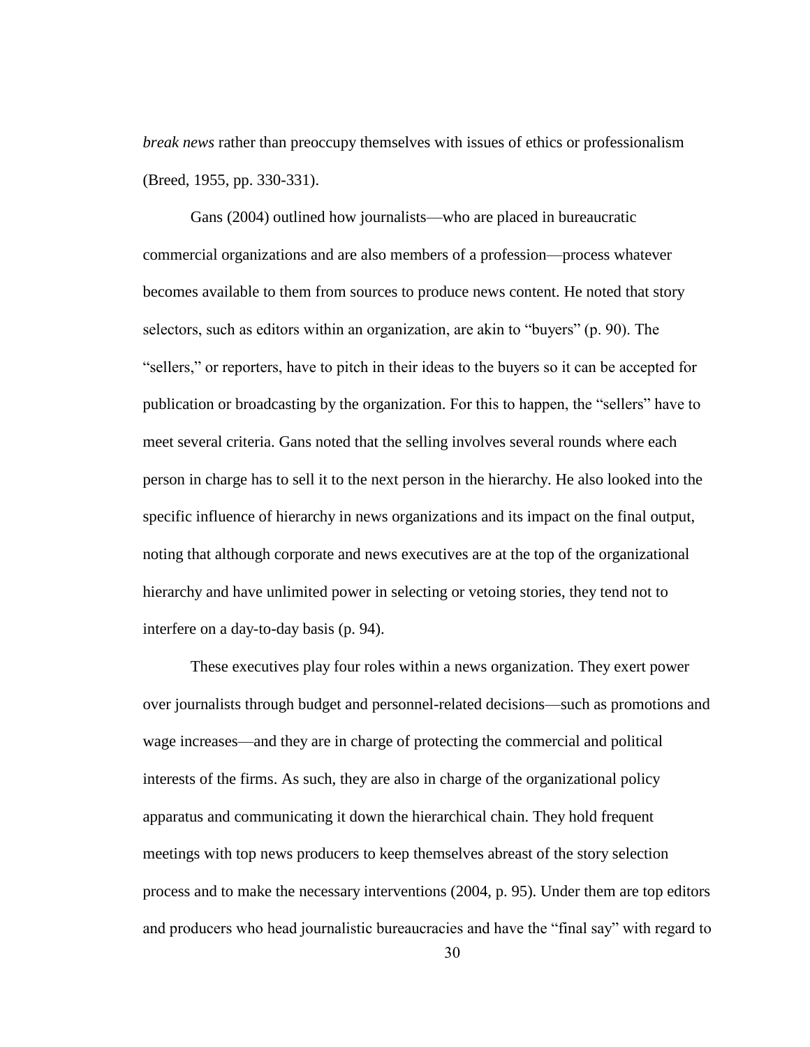*break news* rather than preoccupy themselves with issues of ethics or professionalism (Breed, 1955, pp. 330-331).

Gans (2004) outlined how journalists—who are placed in bureaucratic commercial organizations and are also members of a profession—process whatever becomes available to them from sources to produce news content. He noted that story selectors, such as editors within an organization, are akin to "buyers" (p. 90). The "sellers," or reporters, have to pitch in their ideas to the buyers so it can be accepted for publication or broadcasting by the organization. For this to happen, the "sellers" have to meet several criteria. Gans noted that the selling involves several rounds where each person in charge has to sell it to the next person in the hierarchy. He also looked into the specific influence of hierarchy in news organizations and its impact on the final output, noting that although corporate and news executives are at the top of the organizational hierarchy and have unlimited power in selecting or vetoing stories, they tend not to interfere on a day-to-day basis (p. 94).

These executives play four roles within a news organization. They exert power over journalists through budget and personnel-related decisions—such as promotions and wage increases—and they are in charge of protecting the commercial and political interests of the firms. As such, they are also in charge of the organizational policy apparatus and communicating it down the hierarchical chain. They hold frequent meetings with top news producers to keep themselves abreast of the story selection process and to make the necessary interventions (2004, p. 95). Under them are top editors and producers who head journalistic bureaucracies and have the "final say" with regard to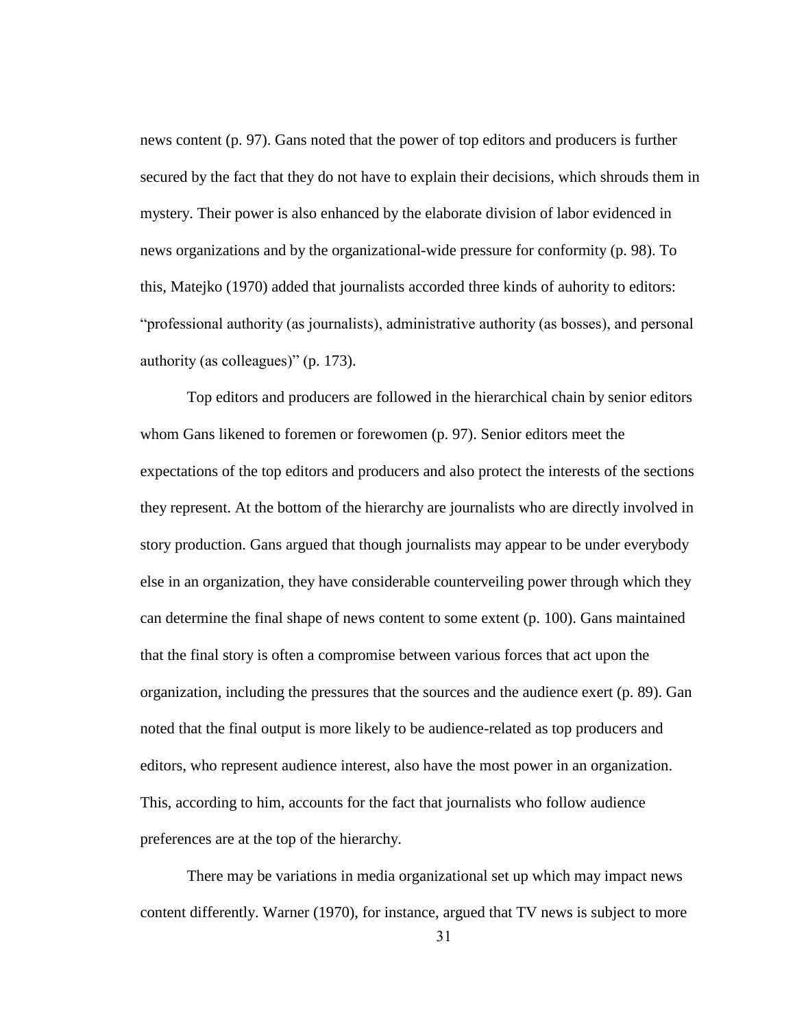news content (p. 97). Gans noted that the power of top editors and producers is further secured by the fact that they do not have to explain their decisions, which shrouds them in mystery. Their power is also enhanced by the elaborate division of labor evidenced in news organizations and by the organizational-wide pressure for conformity (p. 98). To this, Matejko (1970) added that journalists accorded three kinds of auhority to editors: "professional authority (as journalists), administrative authority (as bosses), and personal authority (as colleagues)" (p. 173).

Top editors and producers are followed in the hierarchical chain by senior editors whom Gans likened to foremen or forewomen (p. 97). Senior editors meet the expectations of the top editors and producers and also protect the interests of the sections they represent. At the bottom of the hierarchy are journalists who are directly involved in story production. Gans argued that though journalists may appear to be under everybody else in an organization, they have considerable counterveiling power through which they can determine the final shape of news content to some extent (p. 100). Gans maintained that the final story is often a compromise between various forces that act upon the organization, including the pressures that the sources and the audience exert (p. 89). Gan noted that the final output is more likely to be audience-related as top producers and editors, who represent audience interest, also have the most power in an organization. This, according to him, accounts for the fact that journalists who follow audience preferences are at the top of the hierarchy.

There may be variations in media organizational set up which may impact news content differently. Warner (1970), for instance, argued that TV news is subject to more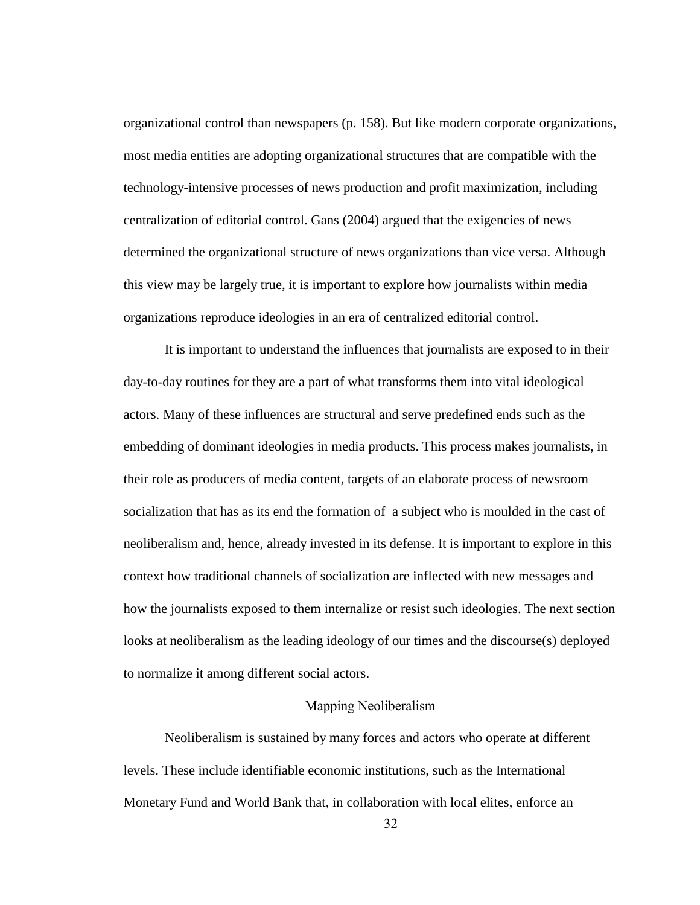organizational control than newspapers (p. 158). But like modern corporate organizations, most media entities are adopting organizational structures that are compatible with the technology-intensive processes of news production and profit maximization, including centralization of editorial control. Gans (2004) argued that the exigencies of news determined the organizational structure of news organizations than vice versa. Although this view may be largely true, it is important to explore how journalists within media organizations reproduce ideologies in an era of centralized editorial control.

It is important to understand the influences that journalists are exposed to in their day-to-day routines for they are a part of what transforms them into vital ideological actors. Many of these influences are structural and serve predefined ends such as the embedding of dominant ideologies in media products. This process makes journalists, in their role as producers of media content, targets of an elaborate process of newsroom socialization that has as its end the formation of a subject who is moulded in the cast of neoliberalism and, hence, already invested in its defense. It is important to explore in this context how traditional channels of socialization are inflected with new messages and how the journalists exposed to them internalize or resist such ideologies. The next section looks at neoliberalism as the leading ideology of our times and the discourse(s) deployed to normalize it among different social actors.

## Mapping Neoliberalism

Neoliberalism is sustained by many forces and actors who operate at different levels. These include identifiable economic institutions, such as the International Monetary Fund and World Bank that, in collaboration with local elites, enforce an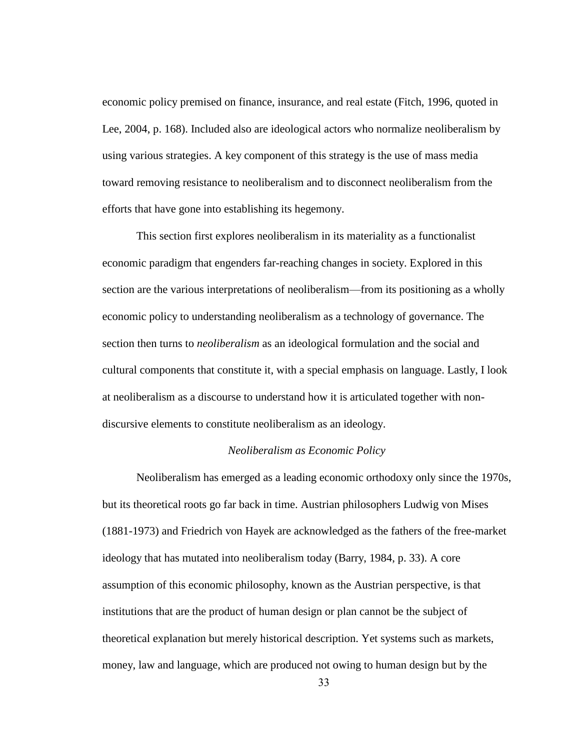economic policy premised on finance, insurance, and real estate (Fitch, 1996, quoted in Lee, 2004, p. 168). Included also are ideological actors who normalize neoliberalism by using various strategies. A key component of this strategy is the use of mass media toward removing resistance to neoliberalism and to disconnect neoliberalism from the efforts that have gone into establishing its hegemony.

This section first explores neoliberalism in its materiality as a functionalist economic paradigm that engenders far-reaching changes in society. Explored in this section are the various interpretations of neoliberalism—from its positioning as a wholly economic policy to understanding neoliberalism as a technology of governance. The section then turns to *neoliberalism* as an ideological formulation and the social and cultural components that constitute it, with a special emphasis on language. Lastly, I look at neoliberalism as a discourse to understand how it is articulated together with non-discursive elements to constitute neoliberalism as an ideology.

### *Neoliberalism as Economic Policy*

Neoliberalism has emerged as a leading economic orthodoxy only since the 1970s, but its theoretical roots go far back in time. Austrian philosophers Ludwig von Mises (1881-1973) and Friedrich von Hayek are acknowledged as the fathers of the free-market ideology that has mutated into neoliberalism today (Barry, 1984, p. 33). A core assumption of this economic philosophy, known as the Austrian perspective, is that institutions that are the product of human design or plan cannot be the subject of theoretical explanation but merely historical description. Yet systems such as markets, money, law and language, which are produced not owing to human design but by the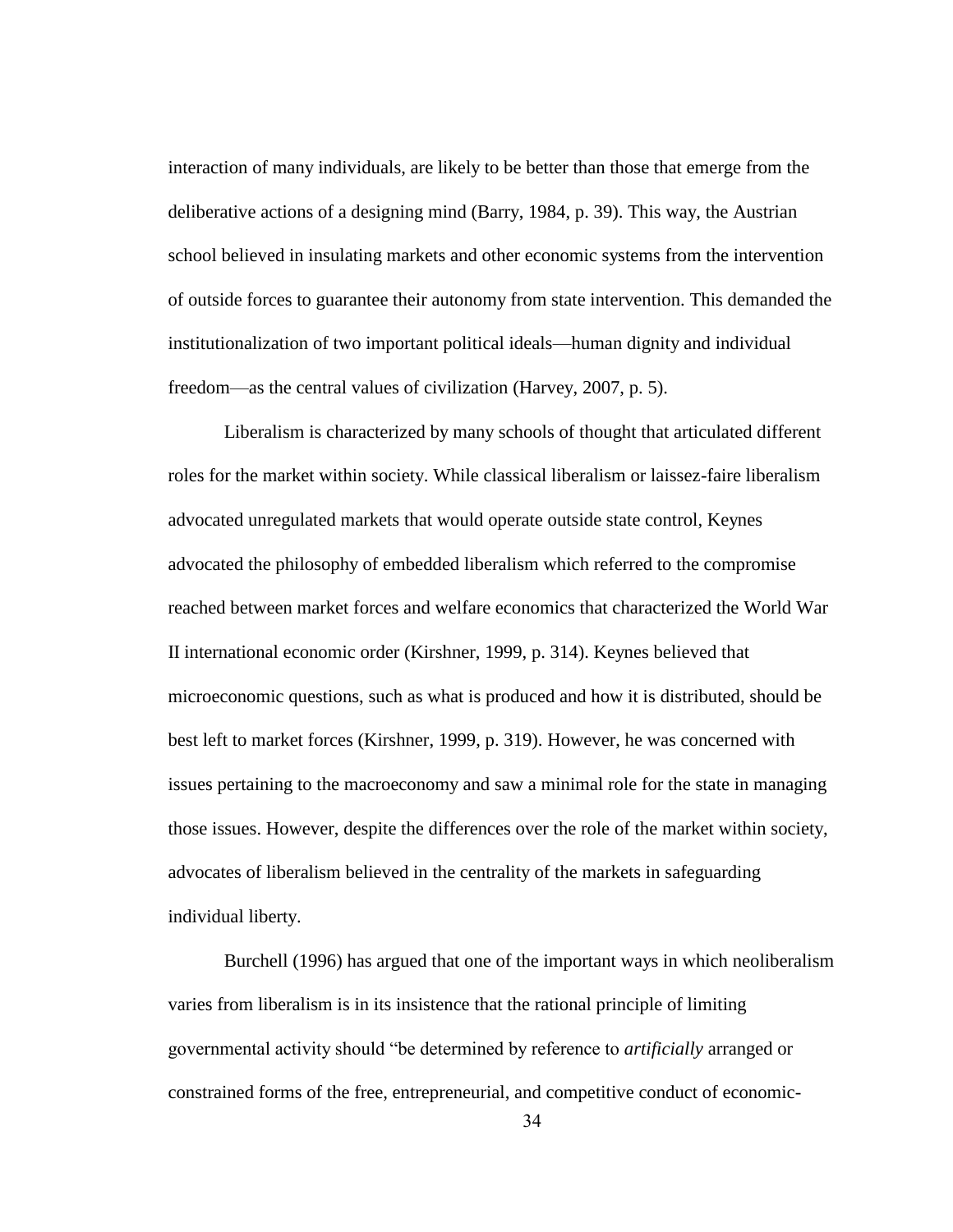interaction of many individuals, are likely to be better than those that emerge from the deliberative actions of a designing mind (Barry, 1984, p. 39). This way, the Austrian school believed in insulating markets and other economic systems from the intervention of outside forces to guarantee their autonomy from state intervention. This demanded the institutionalization of two important political ideals—human dignity and individual freedom—as the central values of civilization (Harvey, 2007, p. 5).

Liberalism is characterized by many schools of thought that articulated different roles for the market within society. While classical liberalism or laissez-faire liberalism advocated unregulated markets that would operate outside state control, Keynes advocated the philosophy of embedded liberalism which referred to the compromise reached between market forces and welfare economics that characterized the World War II international economic order (Kirshner, 1999, p. 314). Keynes believed that microeconomic questions, such as what is produced and how it is distributed, should be best left to market forces (Kirshner, 1999, p. 319). However, he was concerned with issues pertaining to the macroeconomy and saw a minimal role for the state in managing those issues. However, despite the differences over the role of the market within society, advocates of liberalism believed in the centrality of the markets in safeguarding individual liberty.

Burchell (1996) has argued that one of the important ways in which neoliberalism varies from liberalism is in its insistence that the rational principle of limiting governmental activity should "be determined by reference to *artificially* arranged or constrained forms of the free, entrepreneurial, and competitive conduct of economic-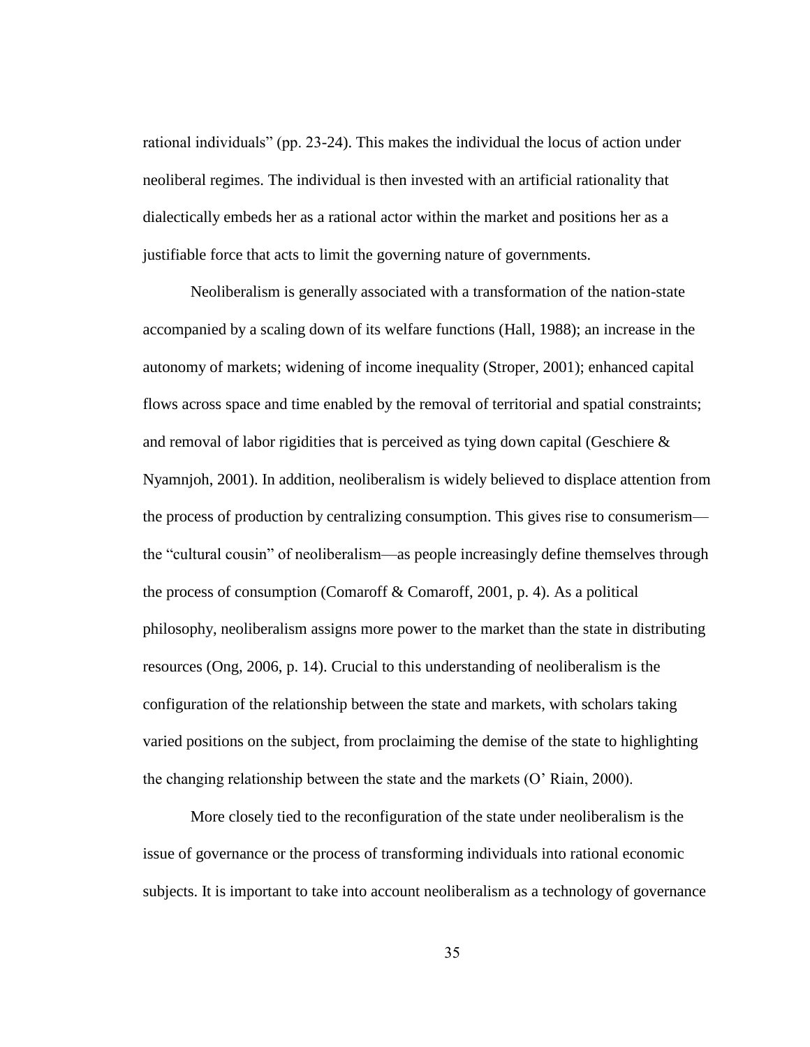rational individuals" (pp. 23-24). This makes the individual the locus of action under neoliberal regimes. The individual is then invested with an artificial rationality that dialectically embeds her as a rational actor within the market and positions her as a justifiable force that acts to limit the governing nature of governments.

Neoliberalism is generally associated with a transformation of the nation-state accompanied by a scaling down of its welfare functions (Hall, 1988); an increase in the autonomy of markets; widening of income inequality (Stroper, 2001); enhanced capital flows across space and time enabled by the removal of territorial and spatial constraints; and removal of labor rigidities that is perceived as tying down capital (Geschiere & Nyamnjoh, 2001). In addition, neoliberalism is widely believed to displace attention from the process of production by centralizing consumption. This gives rise to consumerism—the "cultural cousin" of neoliberalism—as people increasingly define themselves through the process of consumption (Comaroff & Comaroff, 2001, p. 4). As a political philosophy, neoliberalism assigns more power to the market than the state in distributing resources (Ong, 2006, p. 14). Crucial to this understanding of neoliberalism is the configuration of the relationship between the state and markets, with scholars taking varied positions on the subject, from proclaiming the demise of the state to highlighting the changing relationship between the state and the markets (O' Riain, 2000).

More closely tied to the reconfiguration of the state under neoliberalism is the issue of governance or the process of transforming individuals into rational economic subjects. It is important to take into account neoliberalism as a technology of governance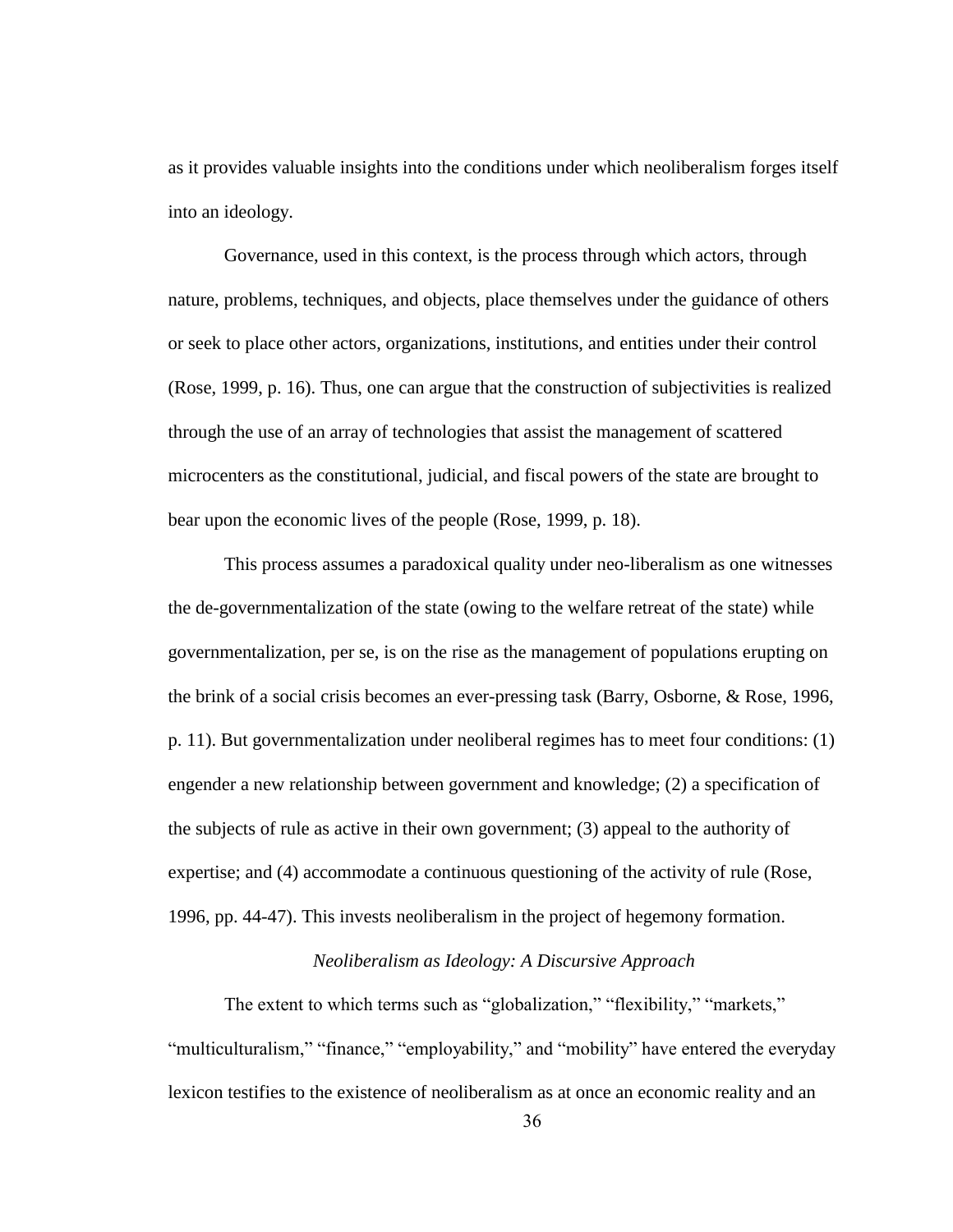as it provides valuable insights into the conditions under which neoliberalism forges itself into an ideology.

Governance, used in this context, is the process through which actors, through nature, problems, techniques, and objects, place themselves under the guidance of others or seek to place other actors, organizations, institutions, and entities under their control (Rose, 1999, p. 16). Thus, one can argue that the construction of subjectivities is realized through the use of an array of technologies that assist the management of scattered microcenters as the constitutional, judicial, and fiscal powers of the state are brought to bear upon the economic lives of the people (Rose, 1999, p. 18).

This process assumes a paradoxical quality under neo-liberalism as one witnesses the de-governmentalization of the state (owing to the welfare retreat of the state) while governmentalization, per se, is on the rise as the management of populations erupting on the brink of a social crisis becomes an ever-pressing task (Barry, Osborne, & Rose, 1996, p. 11). But governmentalization under neoliberal regimes has to meet four conditions: (1) engender a new relationship between government and knowledge; (2) a specification of the subjects of rule as active in their own government; (3) appeal to the authority of expertise; and (4) accommodate a continuous questioning of the activity of rule (Rose, 1996, pp. 44-47). This invests neoliberalism in the project of hegemony formation.

### *Neoliberalism as Ideology: A Discursive Approach*

The extent to which terms such as "globalization," "flexibility," "markets," "multiculturalism," "finance," "employability," and "mobility" have entered the everyday lexicon testifies to the existence of neoliberalism as at once an economic reality and an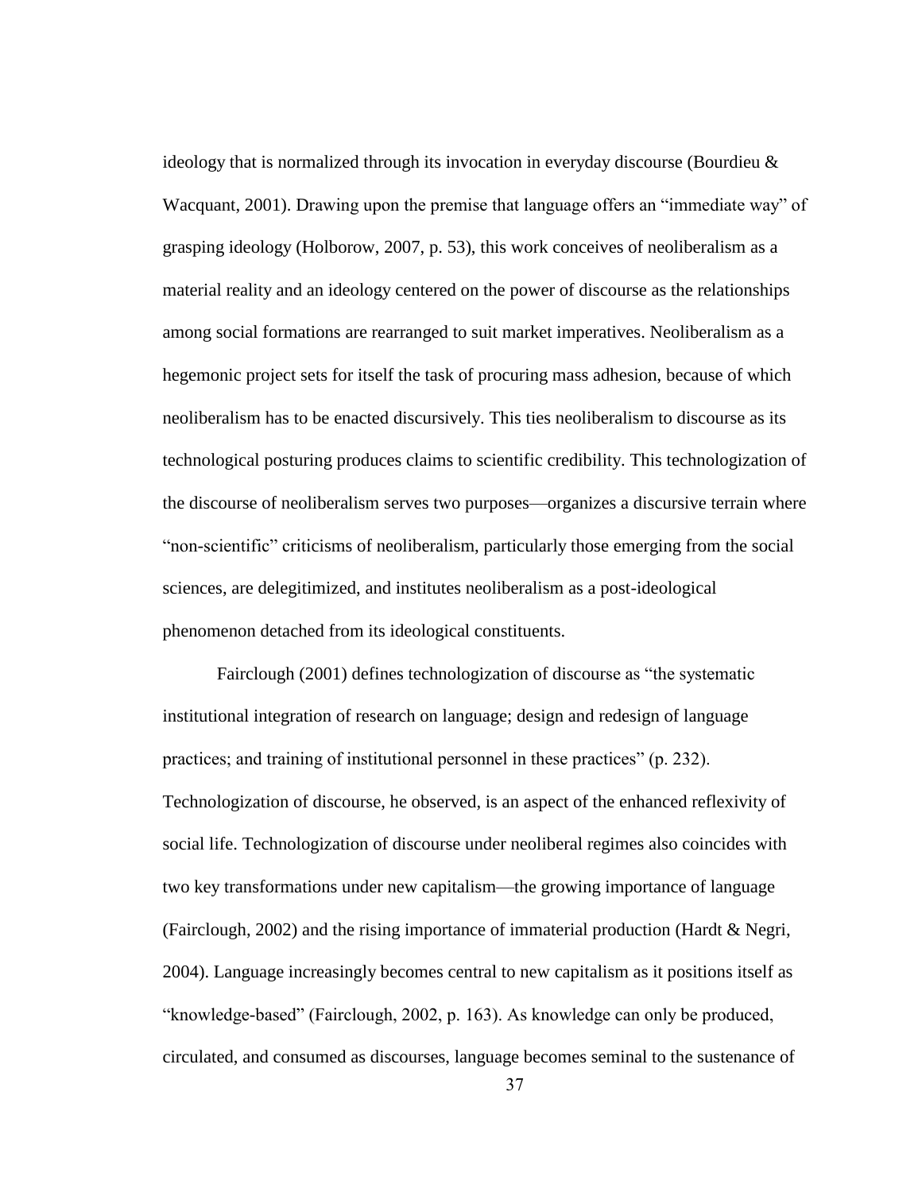ideology that is normalized through its invocation in everyday discourse (Bourdieu & Wacquant, 2001). Drawing upon the premise that language offers an "immediate way" of grasping ideology (Holborow, 2007, p. 53), this work conceives of neoliberalism as a material reality and an ideology centered on the power of discourse as the relationships among social formations are rearranged to suit market imperatives. Neoliberalism as a hegemonic project sets for itself the task of procuring mass adhesion, because of which neoliberalism has to be enacted discursively. This ties neoliberalism to discourse as its technological posturing produces claims to scientific credibility. This technologization of the discourse of neoliberalism serves two purposes—organizes a discursive terrain where "non-scientific" criticisms of neoliberalism, particularly those emerging from the social sciences, are delegitimized, and institutes neoliberalism as a post-ideological phenomenon detached from its ideological constituents.

Fairclough (2001) defines technologization of discourse as "the systematic institutional integration of research on language; design and redesign of language practices; and training of institutional personnel in these practices" (p. 232). Technologization of discourse, he observed, is an aspect of the enhanced reflexivity of social life. Technologization of discourse under neoliberal regimes also coincides with two key transformations under new capitalism—the growing importance of language (Fairclough, 2002) and the rising importance of immaterial production (Hardt & Negri, 2004). Language increasingly becomes central to new capitalism as it positions itself as "knowledge-based" (Fairclough, 2002, p. 163). As knowledge can only be produced, circulated, and consumed as discourses, language becomes seminal to the sustenance of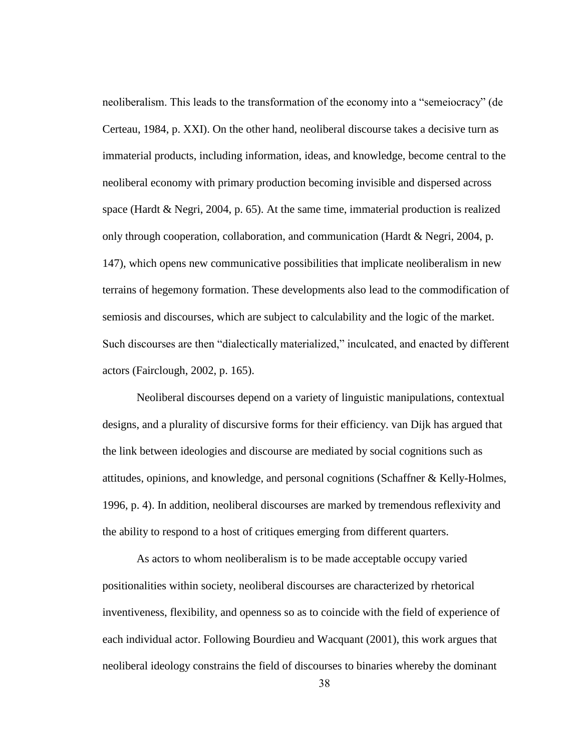neoliberalism. This leads to the transformation of the economy into a "semeiocracy" (de Certeau, 1984, p. XXI). On the other hand, neoliberal discourse takes a decisive turn as immaterial products, including information, ideas, and knowledge, become central to the neoliberal economy with primary production becoming invisible and dispersed across space (Hardt & Negri, 2004, p. 65). At the same time, immaterial production is realized only through cooperation, collaboration, and communication (Hardt & Negri, 2004, p. 147), which opens new communicative possibilities that implicate neoliberalism in new terrains of hegemony formation. These developments also lead to the commodification of semiosis and discourses, which are subject to calculability and the logic of the market. Such discourses are then "dialectically materialized," inculcated, and enacted by different actors (Fairclough, 2002, p. 165).

Neoliberal discourses depend on a variety of linguistic manipulations, contextual designs, and a plurality of discursive forms for their efficiency. van Dijk has argued that the link between ideologies and discourse are mediated by social cognitions such as attitudes, opinions, and knowledge, and personal cognitions (Schaffner & Kelly-Holmes, 1996, p. 4). In addition, neoliberal discourses are marked by tremendous reflexivity and the ability to respond to a host of critiques emerging from different quarters.

As actors to whom neoliberalism is to be made acceptable occupy varied positionalities within society, neoliberal discourses are characterized by rhetorical inventiveness, flexibility, and openness so as to coincide with the field of experience of each individual actor. Following Bourdieu and Wacquant (2001), this work argues that neoliberal ideology constrains the field of discourses to binaries whereby the dominant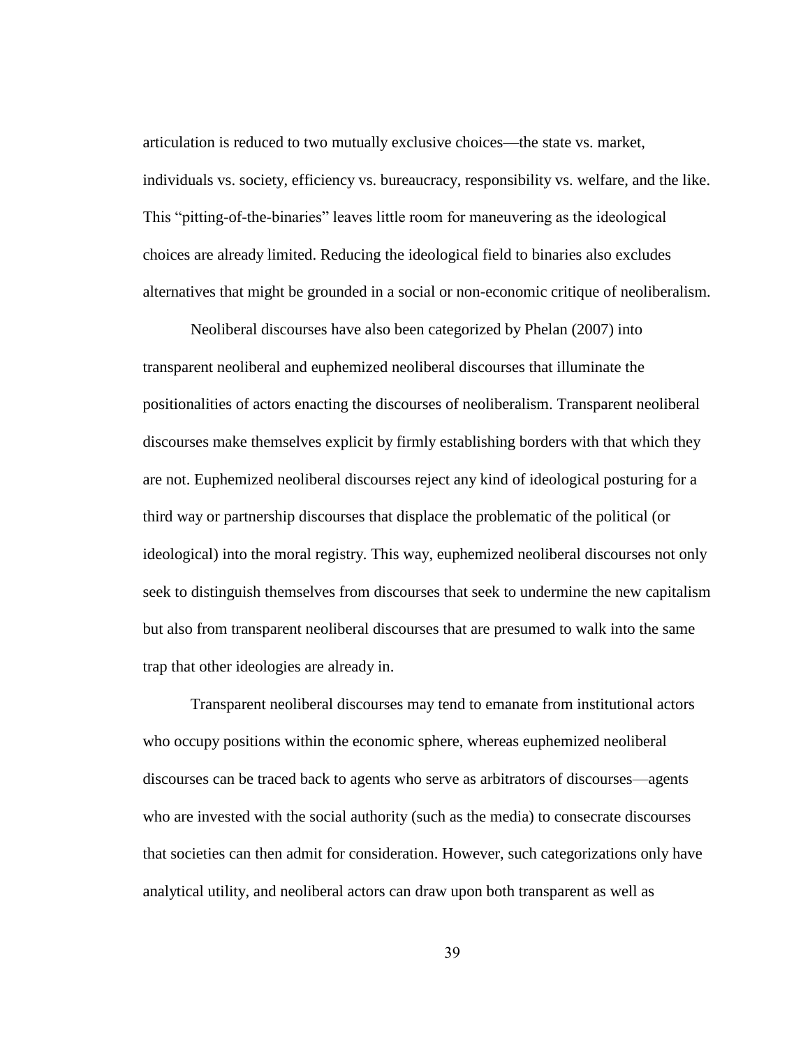articulation is reduced to two mutually exclusive choices—the state vs. market, individuals vs. society, efficiency vs. bureaucracy, responsibility vs. welfare, and the like. This "pitting-of-the-binaries" leaves little room for maneuvering as the ideological choices are already limited. Reducing the ideological field to binaries also excludes alternatives that might be grounded in a social or non-economic critique of neoliberalism.

Neoliberal discourses have also been categorized by Phelan (2007) into transparent neoliberal and euphemized neoliberal discourses that illuminate the positionalities of actors enacting the discourses of neoliberalism. Transparent neoliberal discourses make themselves explicit by firmly establishing borders with that which they are not. Euphemized neoliberal discourses reject any kind of ideological posturing for a third way or partnership discourses that displace the problematic of the political (or ideological) into the moral registry. This way, euphemized neoliberal discourses not only seek to distinguish themselves from discourses that seek to undermine the new capitalism but also from transparent neoliberal discourses that are presumed to walk into the same trap that other ideologies are already in.

Transparent neoliberal discourses may tend to emanate from institutional actors who occupy positions within the economic sphere, whereas euphemized neoliberal discourses can be traced back to agents who serve as arbitrators of discourses—agents who are invested with the social authority (such as the media) to consecrate discourses that societies can then admit for consideration. However, such categorizations only have analytical utility, and neoliberal actors can draw upon both transparent as well as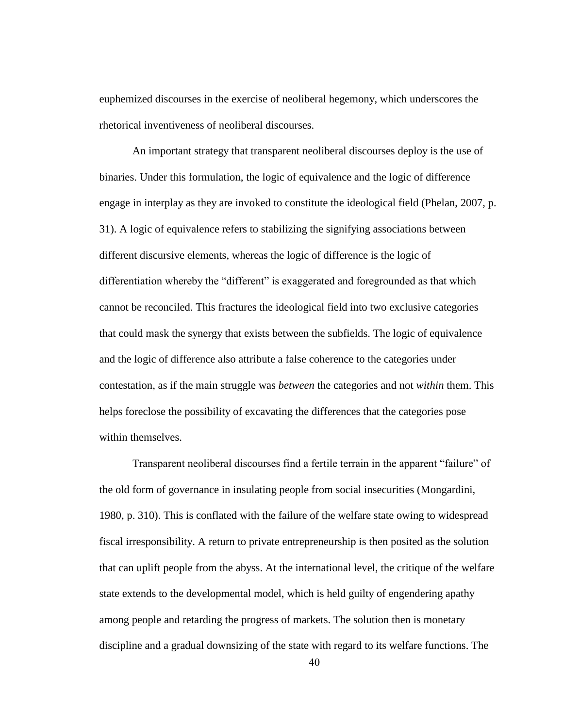euphemized discourses in the exercise of neoliberal hegemony, which underscores the rhetorical inventiveness of neoliberal discourses.

An important strategy that transparent neoliberal discourses deploy is the use of binaries. Under this formulation, the logic of equivalence and the logic of difference engage in interplay as they are invoked to constitute the ideological field (Phelan, 2007, p. 31). A logic of equivalence refers to stabilizing the signifying associations between different discursive elements, whereas the logic of difference is the logic of differentiation whereby the "different" is exaggerated and foregrounded as that which cannot be reconciled. This fractures the ideological field into two exclusive categories that could mask the synergy that exists between the subfields. The logic of equivalence and the logic of difference also attribute a false coherence to the categories under contestation, as if the main struggle was *between* the categories and not *within* them. This helps foreclose the possibility of excavating the differences that the categories pose within themselves.

Transparent neoliberal discourses find a fertile terrain in the apparent "failure" of the old form of governance in insulating people from social insecurities (Mongardini, 1980, p. 310). This is conflated with the failure of the welfare state owing to widespread fiscal irresponsibility. A return to private entrepreneurship is then posited as the solution that can uplift people from the abyss. At the international level, the critique of the welfare state extends to the developmental model, which is held guilty of engendering apathy among people and retarding the progress of markets. The solution then is monetary discipline and a gradual downsizing of the state with regard to its welfare functions. The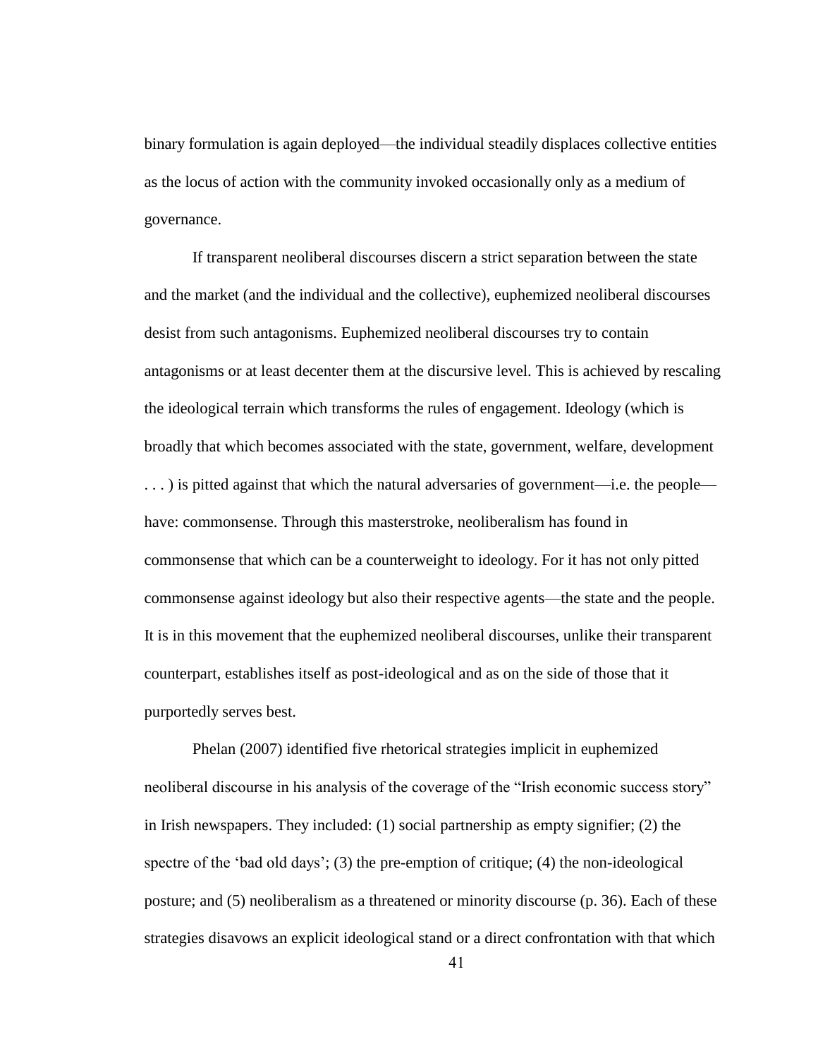binary formulation is again deployed—the individual steadily displaces collective entities as the locus of action with the community invoked occasionally only as a medium of governance.

If transparent neoliberal discourses discern a strict separation between the state and the market (and the individual and the collective), euphemized neoliberal discourses desist from such antagonisms. Euphemized neoliberal discourses try to contain antagonisms or at least decenter them at the discursive level. This is achieved by rescaling the ideological terrain which transforms the rules of engagement. Ideology (which is broadly that which becomes associated with the state, government, welfare, development . . . ) is pitted against that which the natural adversaries of government—i.e. the people—have: commonsense. Through this masterstroke, neoliberalism has found in commonsense that which can be a counterweight to ideology. For it has not only pitted commonsense against ideology but also their respective agents—the state and the people. It is in this movement that the euphemized neoliberal discourses, unlike their transparent counterpart, establishes itself as post-ideological and as on the side of those that it purportedly serves best.

Phelan (2007) identified five rhetorical strategies implicit in euphemized neoliberal discourse in his analysis of the coverage of the "Irish economic success story" in Irish newspapers. They included: (1) social partnership as empty signifier; (2) the spectre of the 'bad old days'; (3) the pre-emption of critique; (4) the non-ideological posture; and (5) neoliberalism as a threatened or minority discourse (p. 36). Each of these strategies disavows an explicit ideological stand or a direct confrontation with that which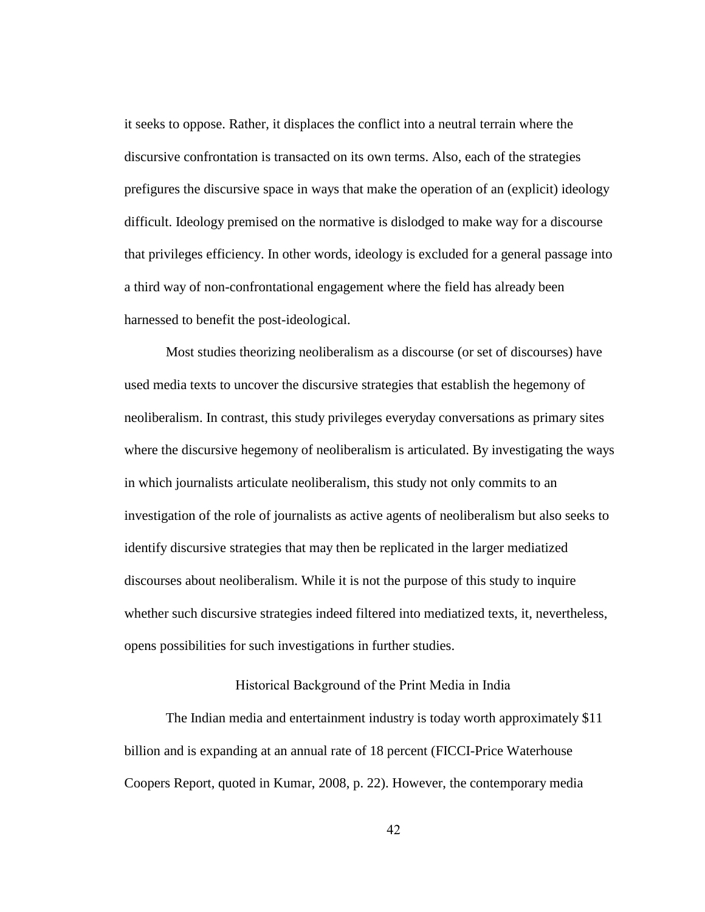it seeks to oppose. Rather, it displaces the conflict into a neutral terrain where the discursive confrontation is transacted on its own terms. Also, each of the strategies prefigures the discursive space in ways that make the operation of an (explicit) ideology difficult. Ideology premised on the normative is dislodged to make way for a discourse that privileges efficiency. In other words, ideology is excluded for a general passage into a third way of non-confrontational engagement where the field has already been harnessed to benefit the post-ideological.

Most studies theorizing neoliberalism as a discourse (or set of discourses) have used media texts to uncover the discursive strategies that establish the hegemony of neoliberalism. In contrast, this study privileges everyday conversations as primary sites where the discursive hegemony of neoliberalism is articulated. By investigating the ways in which journalists articulate neoliberalism, this study not only commits to an investigation of the role of journalists as active agents of neoliberalism but also seeks to identify discursive strategies that may then be replicated in the larger mediatized discourses about neoliberalism. While it is not the purpose of this study to inquire whether such discursive strategies indeed filtered into mediatized texts, it, nevertheless, opens possibilities for such investigations in further studies.

## Historical Background of the Print Media in India

The Indian media and entertainment industry is today worth approximately $11 billion and is expanding at an annual rate of 18 percent (FICCI-Price Waterhouse Coopers Report, quoted in Kumar, 2008, p. 22). However, the contemporary media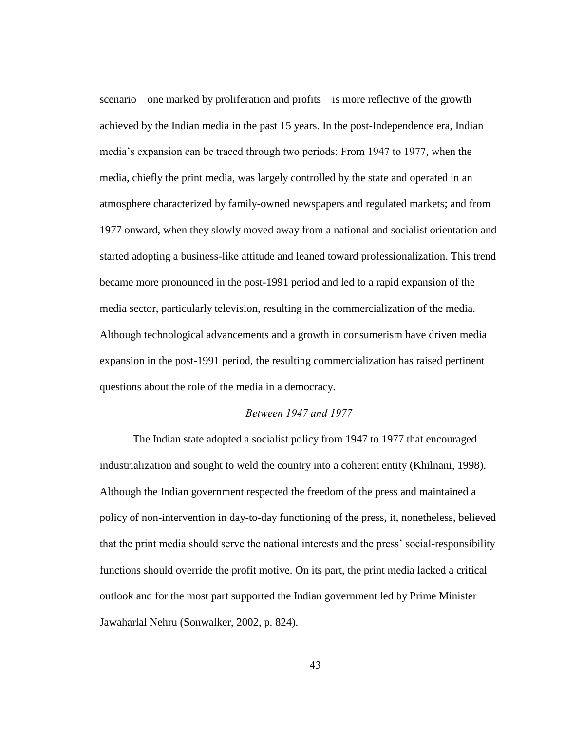scenario—one marked by proliferation and profits—is more reflective of the growth achieved by the Indian media in the past 15 years. In the post-Independence era, Indian media's expansion can be traced through two periods: From 1947 to 1977, when the media, chiefly the print media, was largely controlled by the state and operated in an atmosphere characterized by family-owned newspapers and regulated markets; and from 1977 onward, when they slowly moved away from a national and socialist orientation and started adopting a business-like attitude and leaned toward professionalization. This trend became more pronounced in the post-1991 period and led to a rapid expansion of the media sector, particularly television, resulting in the commercialization of the media. Although technological advancements and a growth in consumerism have driven media expansion in the post-1991 period, the resulting commercialization has raised pertinent questions about the role of the media in a democracy.

### *Between 1947 and 1977*

The Indian state adopted a socialist policy from 1947 to 1977 that encouraged industrialization and sought to weld the country into a coherent entity (Khilnani, 1998). Although the Indian government respected the freedom of the press and maintained a policy of non-intervention in day-to-day functioning of the press, it, nonetheless, believed that the print media should serve the national interests and the press' social-responsibility functions should override the profit motive. On its part, the print media lacked a critical outlook and for the most part supported the Indian government led by Prime Minister Jawaharlal Nehru (Sonwalker, 2002, p. 824).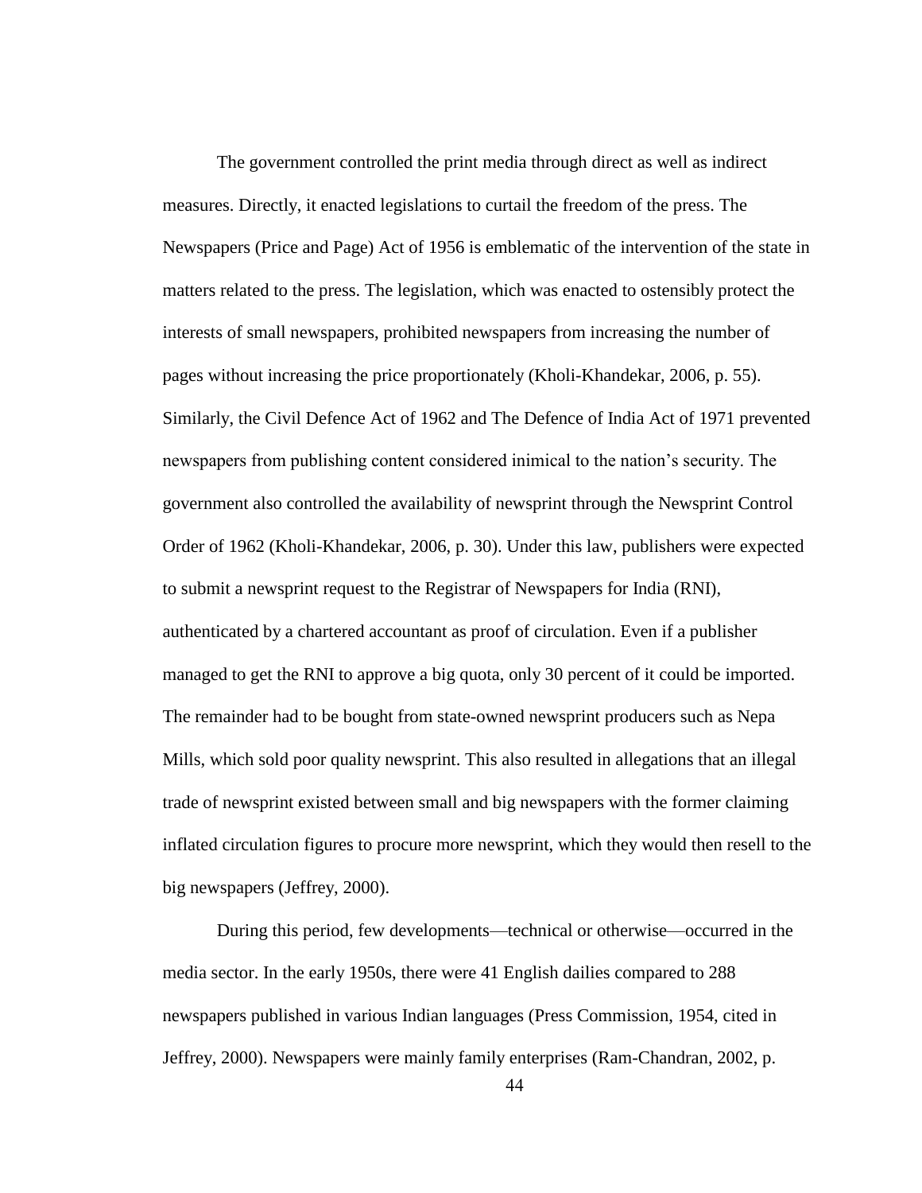The government controlled the print media through direct as well as indirect measures. Directly, it enacted legislations to curtail the freedom of the press. The Newspapers (Price and Page) Act of 1956 is emblematic of the intervention of the state in matters related to the press. The legislation, which was enacted to ostensibly protect the interests of small newspapers, prohibited newspapers from increasing the number of pages without increasing the price proportionately (Kholi-Khandekar, 2006, p. 55). Similarly, the Civil Defence Act of 1962 and The Defence of India Act of 1971 prevented newspapers from publishing content considered inimical to the nation's security. The government also controlled the availability of newsprint through the Newsprint Control Order of 1962 (Kholi-Khandekar, 2006, p. 30). Under this law, publishers were expected to submit a newsprint request to the Registrar of Newspapers for India (RNI), authenticated by a chartered accountant as proof of circulation. Even if a publisher managed to get the RNI to approve a big quota, only 30 percent of it could be imported. The remainder had to be bought from state-owned newsprint producers such as Nepa Mills, which sold poor quality newsprint. This also resulted in allegations that an illegal trade of newsprint existed between small and big newspapers with the former claiming inflated circulation figures to procure more newsprint, which they would then resell to the big newspapers (Jeffrey, 2000).

During this period, few developments—technical or otherwise—occurred in the media sector. In the early 1950s, there were 41 English dailies compared to 288 newspapers published in various Indian languages (Press Commission, 1954, cited in Jeffrey, 2000). Newspapers were mainly family enterprises (Ram-Chandran, 2002, p.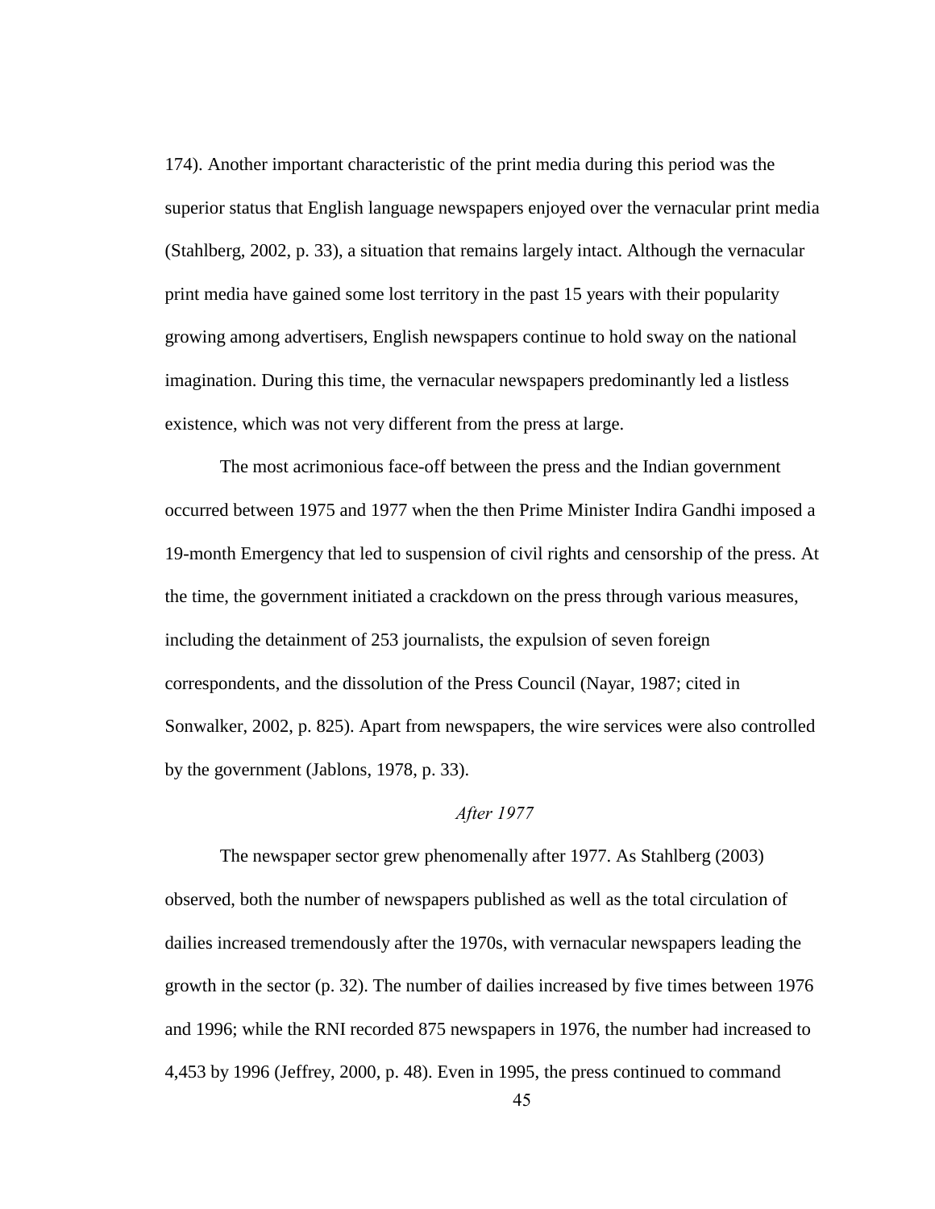174). Another important characteristic of the print media during this period was the superior status that English language newspapers enjoyed over the vernacular print media (Stahlberg, 2002, p. 33), a situation that remains largely intact. Although the vernacular print media have gained some lost territory in the past 15 years with their popularity growing among advertisers, English newspapers continue to hold sway on the national imagination. During this time, the vernacular newspapers predominantly led a listless existence, which was not very different from the press at large.

The most acrimonious face-off between the press and the Indian government occurred between 1975 and 1977 when the then Prime Minister Indira Gandhi imposed a 19-month Emergency that led to suspension of civil rights and censorship of the press. At the time, the government initiated a crackdown on the press through various measures, including the detainment of 253 journalists, the expulsion of seven foreign correspondents, and the dissolution of the Press Council (Nayar, 1987; cited in Sonwalker, 2002, p. 825). Apart from newspapers, the wire services were also controlled by the government (Jablons, 1978, p. 33).

### *After 1977*

The newspaper sector grew phenomenally after 1977. As Stahlberg (2003) observed, both the number of newspapers published as well as the total circulation of dailies increased tremendously after the 1970s, with vernacular newspapers leading the growth in the sector (p. 32). The number of dailies increased by five times between 1976 and 1996; while the RNI recorded 875 newspapers in 1976, the number had increased to 4,453 by 1996 (Jeffrey, 2000, p. 48). Even in 1995, the press continued to command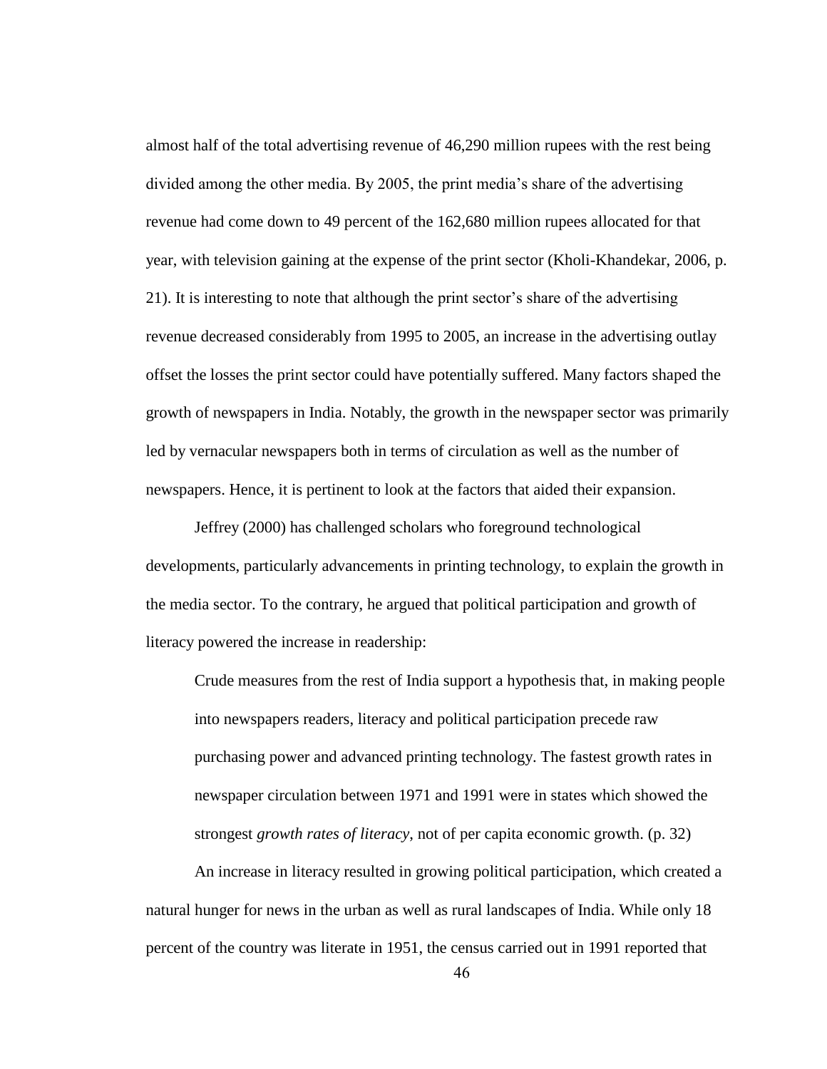almost half of the total advertising revenue of 46,290 million rupees with the rest being divided among the other media. By 2005, the print media's share of the advertising revenue had come down to 49 percent of the 162,680 million rupees allocated for that year, with television gaining at the expense of the print sector (Kholi-Khandekar, 2006, p. 21). It is interesting to note that although the print sector's share of the advertising revenue decreased considerably from 1995 to 2005, an increase in the advertising outlay offset the losses the print sector could have potentially suffered. Many factors shaped the growth of newspapers in India. Notably, the growth in the newspaper sector was primarily led by vernacular newspapers both in terms of circulation as well as the number of newspapers. Hence, it is pertinent to look at the factors that aided their expansion.

Jeffrey (2000) has challenged scholars who foreground technological developments, particularly advancements in printing technology, to explain the growth in the media sector. To the contrary, he argued that political participation and growth of literacy powered the increase in readership:

> Crude measures from the rest of India support a hypothesis that, in making people into newspapers readers, literacy and political participation precede raw purchasing power and advanced printing technology. The fastest growth rates in newspaper circulation between 1971 and 1991 were in states which showed the strongest *growth rates of literacy*, not of per capita economic growth. (p. 32)

An increase in literacy resulted in growing political participation, which created a natural hunger for news in the urban as well as rural landscapes of India. While only 18 percent of the country was literate in 1951, the census carried out in 1991 reported that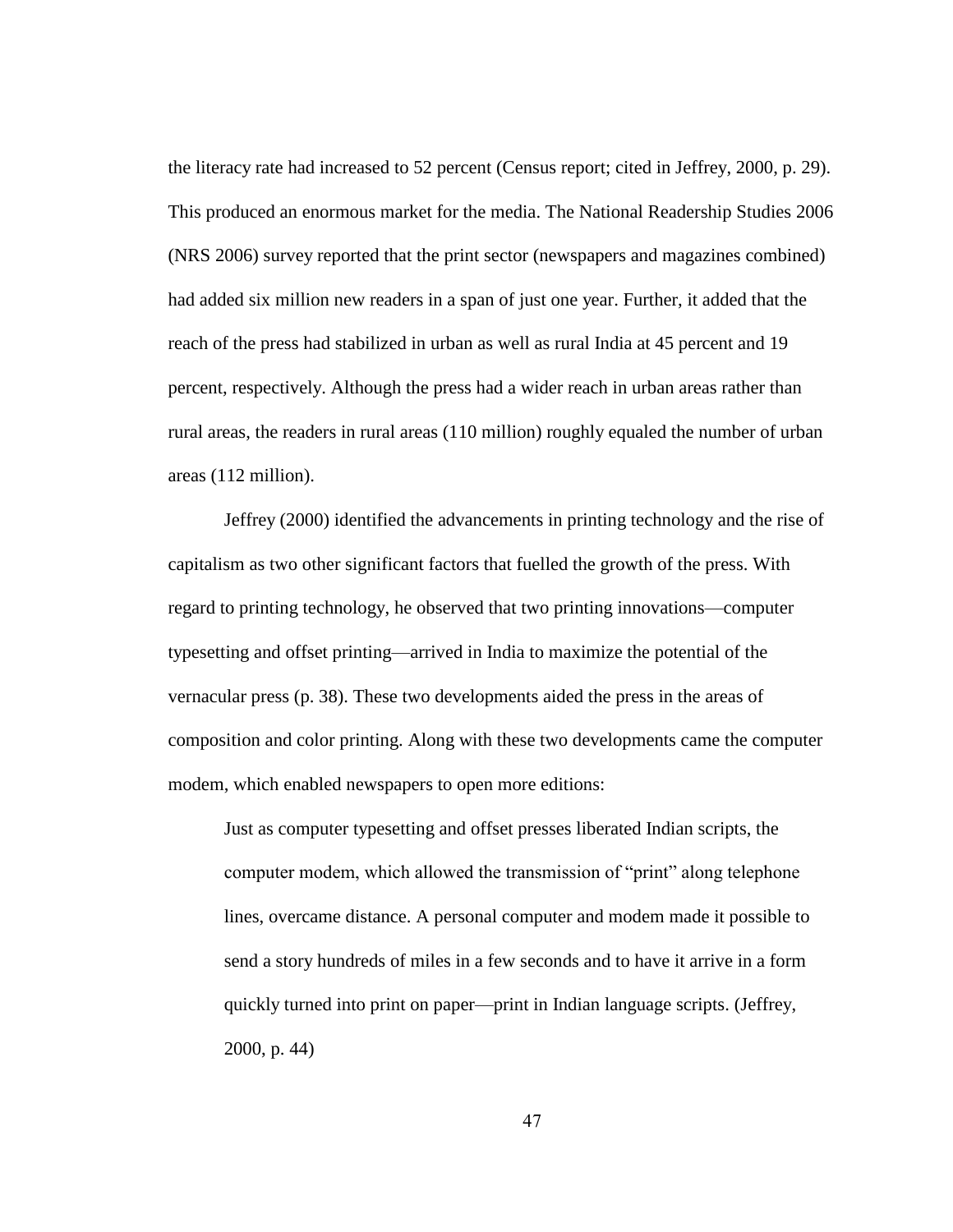the literacy rate had increased to 52 percent (Census report; cited in Jeffrey, 2000, p. 29). This produced an enormous market for the media. The National Readership Studies 2006 (NRS 2006) survey reported that the print sector (newspapers and magazines combined) had added six million new readers in a span of just one year. Further, it added that the reach of the press had stabilized in urban as well as rural India at 45 percent and 19 percent, respectively. Although the press had a wider reach in urban areas rather than rural areas, the readers in rural areas (110 million) roughly equaled the number of urban areas (112 million).

Jeffrey (2000) identified the advancements in printing technology and the rise of capitalism as two other significant factors that fuelled the growth of the press. With regard to printing technology, he observed that two printing innovations—computer typesetting and offset printing—arrived in India to maximize the potential of the vernacular press (p. 38). These two developments aided the press in the areas of composition and color printing. Along with these two developments came the computer modem, which enabled newspapers to open more editions:

> Just as computer typesetting and offset presses liberated Indian scripts, the computer modem, which allowed the transmission of "print" along telephone lines, overcame distance. A personal computer and modem made it possible to send a story hundreds of miles in a few seconds and to have it arrive in a form quickly turned into print on paper—print in Indian language scripts. (Jeffrey, 2000, p. 44)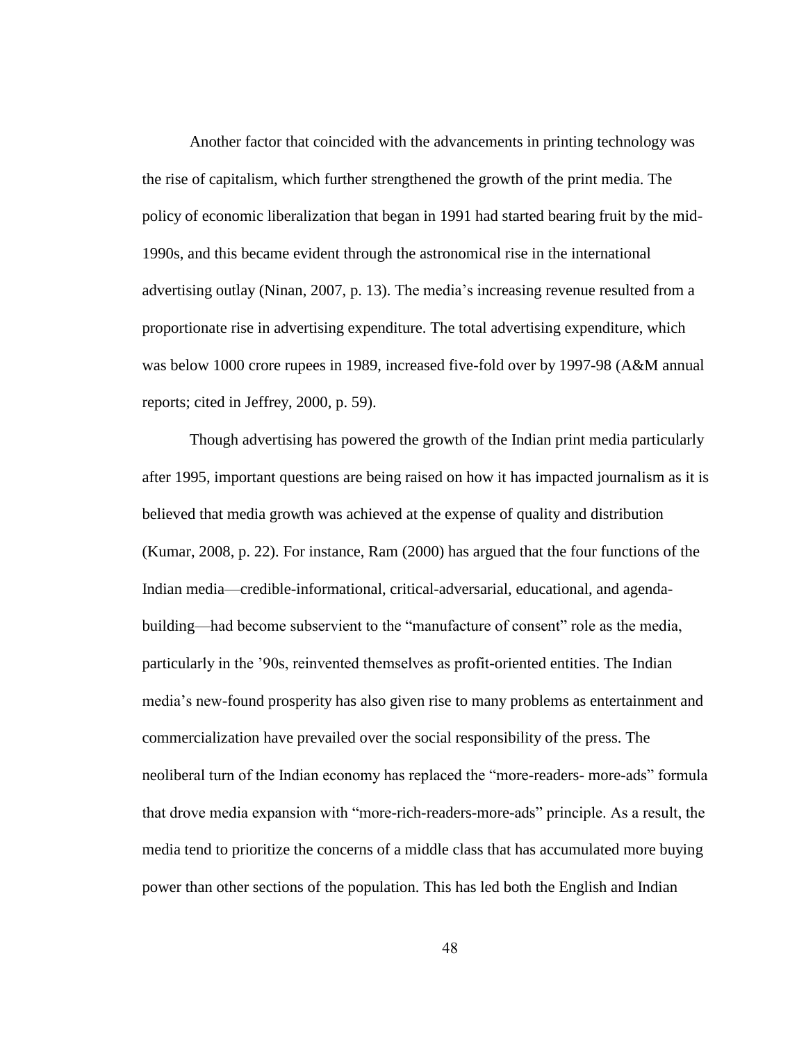Another factor that coincided with the advancements in printing technology was the rise of capitalism, which further strengthened the growth of the print media. The policy of economic liberalization that began in 1991 had started bearing fruit by the mid-1990s, and this became evident through the astronomical rise in the international advertising outlay (Ninan, 2007, p. 13). The media's increasing revenue resulted from a proportionate rise in advertising expenditure. The total advertising expenditure, which was below 1000 crore rupees in 1989, increased five-fold over by 1997-98 (A&M annual reports; cited in Jeffrey, 2000, p. 59).

Though advertising has powered the growth of the Indian print media particularly after 1995, important questions are being raised on how it has impacted journalism as it is believed that media growth was achieved at the expense of quality and distribution (Kumar, 2008, p. 22). For instance, Ram (2000) has argued that the four functions of the Indian media—credible-informational, critical-adversarial, educational, and agenda-building—had become subservient to the "manufacture of consent" role as the media, particularly in the '90s, reinvented themselves as profit-oriented entities. The Indian media's new-found prosperity has also given rise to many problems as entertainment and commercialization have prevailed over the social responsibility of the press. The neoliberal turn of the Indian economy has replaced the "more-readers- more-ads" formula that drove media expansion with "more-rich-readers-more-ads" principle. As a result, the media tend to prioritize the concerns of a middle class that has accumulated more buying power than other sections of the population. This has led both the English and Indian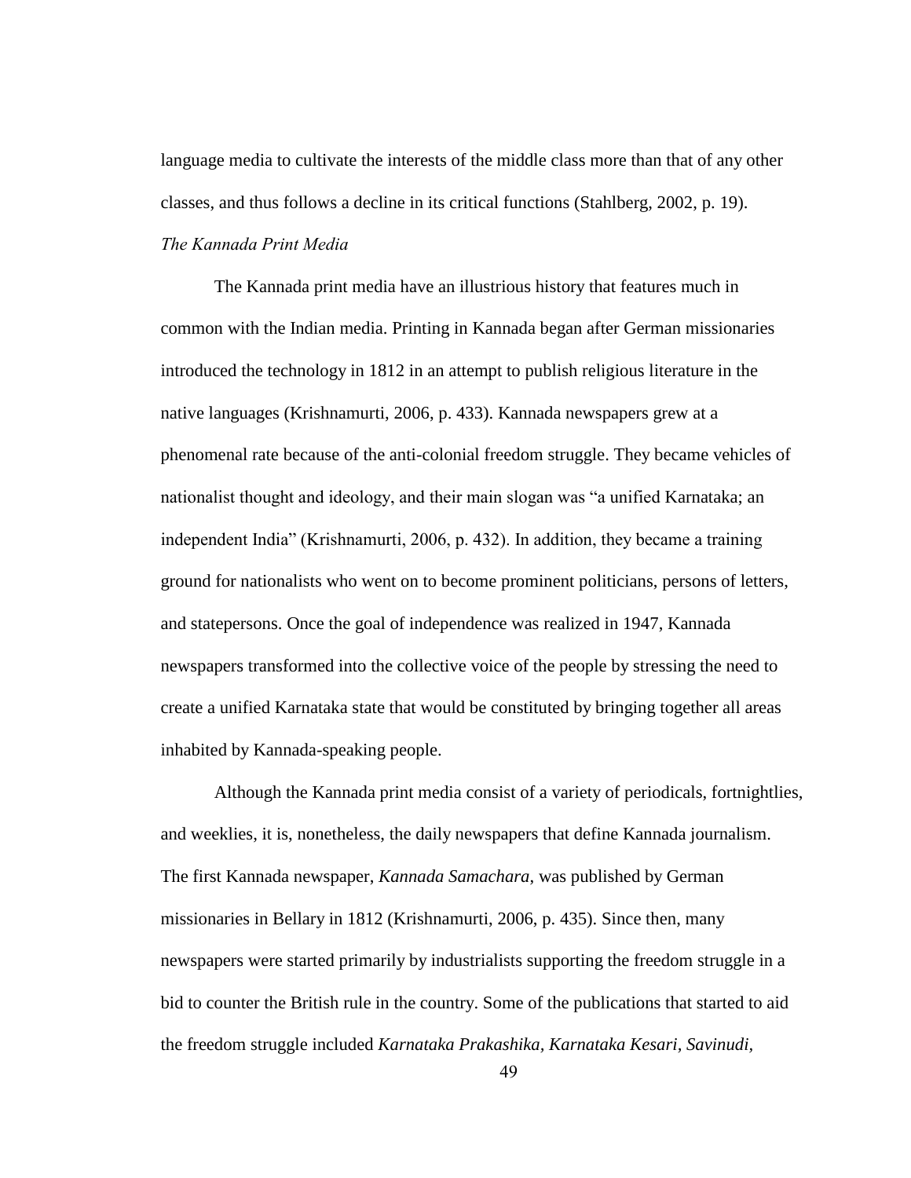language media to cultivate the interests of the middle class more than that of any other classes, and thus follows a decline in its critical functions (Stahlberg, 2002, p. 19).

*The Kannada Print Media*

The Kannada print media have an illustrious history that features much in common with the Indian media. Printing in Kannada began after German missionaries introduced the technology in 1812 in an attempt to publish religious literature in the native languages (Krishnamurti, 2006, p. 433). Kannada newspapers grew at a phenomenal rate because of the anti-colonial freedom struggle. They became vehicles of nationalist thought and ideology, and their main slogan was "a unified Karnataka; an independent India" (Krishnamurti, 2006, p. 432). In addition, they became a training ground for nationalists who went on to become prominent politicians, persons of letters, and statepersons. Once the goal of independence was realized in 1947, Kannada newspapers transformed into the collective voice of the people by stressing the need to create a unified Karnataka state that would be constituted by bringing together all areas inhabited by Kannada-speaking people.

Although the Kannada print media consist of a variety of periodicals, fortnightlies, and weeklies, it is, nonetheless, the daily newspapers that define Kannada journalism. The first Kannada newspaper, *Kannada Samachara*, was published by German missionaries in Bellary in 1812 (Krishnamurti, 2006, p. 435). Since then, many newspapers were started primarily by industrialists supporting the freedom struggle in a bid to counter the British rule in the country. Some of the publications that started to aid the freedom struggle included *Karnataka Prakashika, Karnataka Kesari, Savinudi,*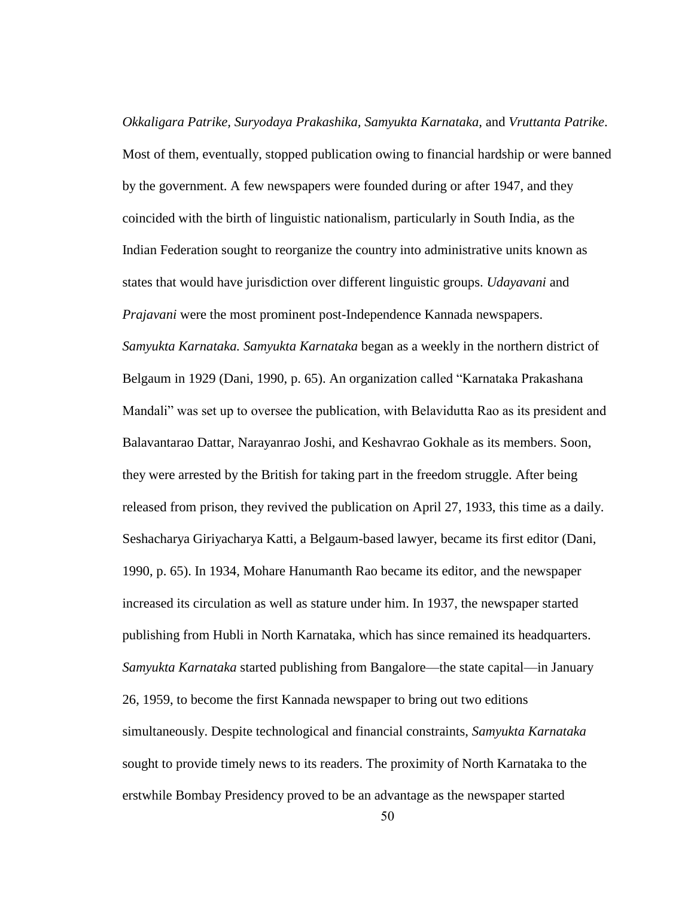*Okkaligara Patrike, Suryodaya Prakashika, Samyukta Karnataka,* and *Vruttanta Patrike*. Most of them, eventually, stopped publication owing to financial hardship or were banned by the government. A few newspapers were founded during or after 1947, and they coincided with the birth of linguistic nationalism, particularly in South India, as the Indian Federation sought to reorganize the country into administrative units known as states that would have jurisdiction over different linguistic groups. *Udayavani* and *Prajavani* were the most prominent post-Independence Kannada newspapers.

*Samyukta Karnataka. Samyukta Karnataka* began as a weekly in the northern district of Belgaum in 1929 (Dani, 1990, p. 65). An organization called "Karnataka Prakashana Mandali" was set up to oversee the publication, with Belavidutta Rao as its president and Balavantarao Dattar, Narayanrao Joshi, and Keshavrao Gokhale as its members. Soon, they were arrested by the British for taking part in the freedom struggle. After being released from prison, they revived the publication on April 27, 1933, this time as a daily. Seshacharya Giriyacharya Katti, a Belgaum-based lawyer, became its first editor (Dani, 1990, p. 65). In 1934, Mohare Hanumanth Rao became its editor, and the newspaper increased its circulation as well as stature under him. In 1937, the newspaper started publishing from Hubli in North Karnataka, which has since remained its headquarters. *Samyukta Karnataka* started publishing from Bangalore—the state capital—in January 26, 1959, to become the first Kannada newspaper to bring out two editions simultaneously. Despite technological and financial constraints, *Samyukta Karnataka* sought to provide timely news to its readers. The proximity of North Karnataka to the erstwhile Bombay Presidency proved to be an advantage as the newspaper started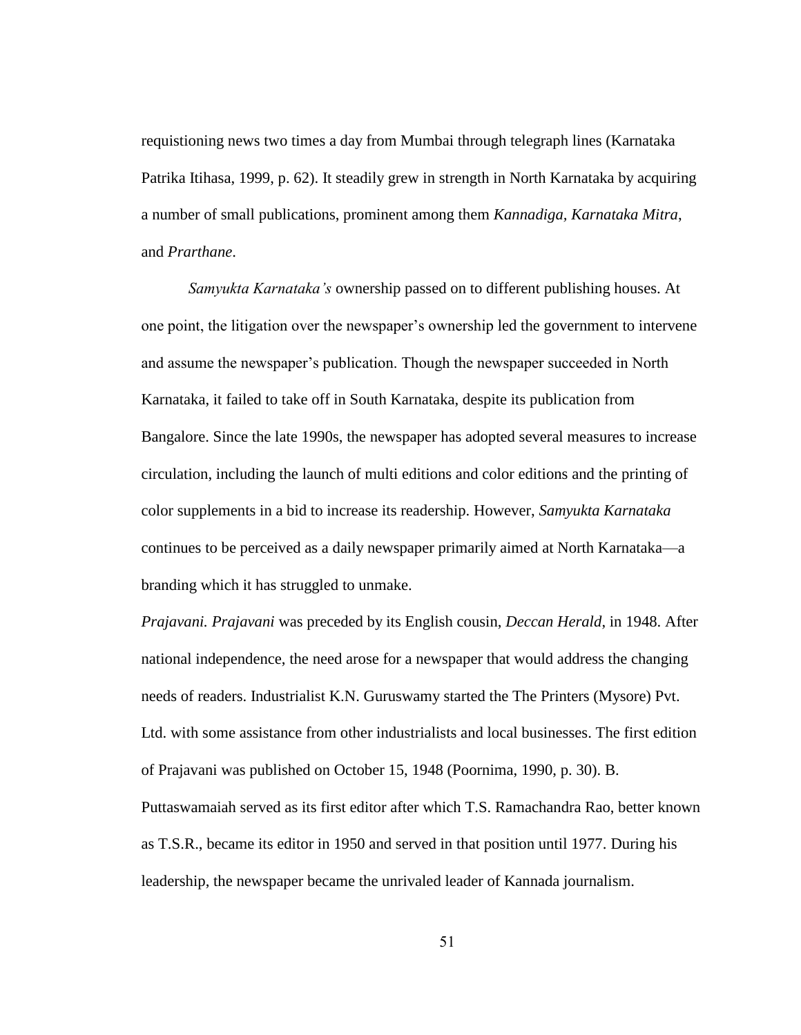requisitioning news two times a day from Mumbai through telegraph lines (Karnataka Patrika Itihasa, 1999, p. 62). It steadily grew in strength in North Karnataka by acquiring a number of small publications, prominent among them *Kannadiga*, *Karnataka Mitra*, and *Prarthane*.

*Samyukta Karnataka's* ownership passed on to different publishing houses. At one point, the litigation over the newspaper's ownership led the government to intervene and assume the newspaper's publication. Though the newspaper succeeded in North Karnataka, it failed to take off in South Karnataka, despite its publication from Bangalore. Since the late 1990s, the newspaper has adopted several measures to increase circulation, including the launch of multi editions and color editions and the printing of color supplements in a bid to increase its readership. However, *Samyukta Karnataka* continues to be perceived as a daily newspaper primarily aimed at North Karnataka—a branding which it has struggled to unmake.

*Prajavani. Prajavani* was preceded by its English cousin, *Deccan Herald*, in 1948. After national independence, the need arose for a newspaper that would address the changing needs of readers. Industrialist K.N. Guruswamy started the The Printers (Mysore) Pvt. Ltd. with some assistance from other industrialists and local businesses. The first edition of Prajavani was published on October 15, 1948 (Poornima, 1990, p. 30). B. Puttaswamaiah served as its first editor after which T.S. Ramachandra Rao, better known as T.S.R., became its editor in 1950 and served in that position until 1977. During his leadership, the newspaper became the unrivaled leader of Kannada journalism.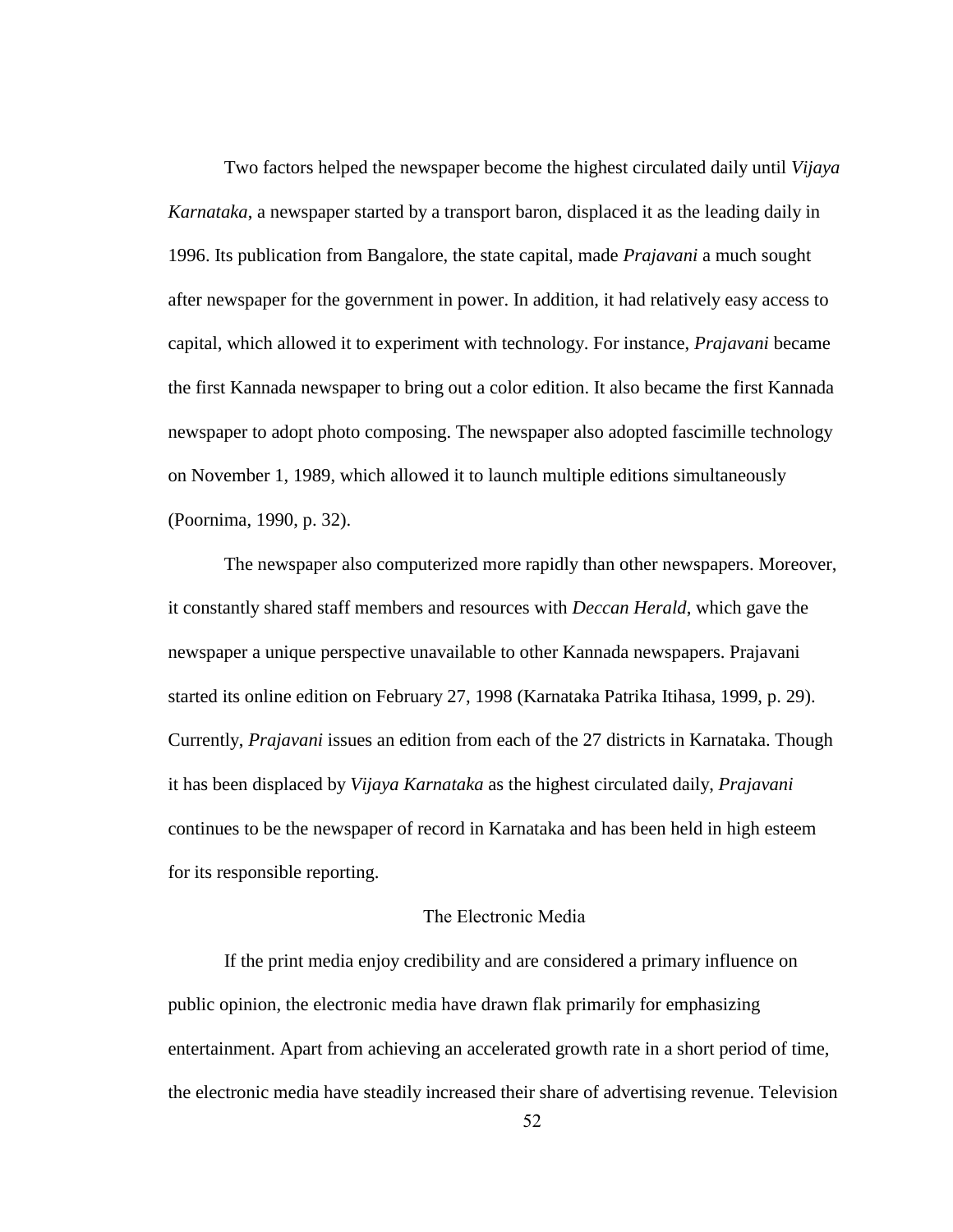Two factors helped the newspaper become the highest circulated daily until *Vijaya Karnataka*, a newspaper started by a transport baron, displaced it as the leading daily in 1996. Its publication from Bangalore, the state capital, made *Prajavani* a much sought after newspaper for the government in power. In addition, it had relatively easy access to capital, which allowed it to experiment with technology. For instance, *Prajavani* became the first Kannada newspaper to bring out a color edition. It also became the first Kannada newspaper to adopt photo composing. The newspaper also adopted fascimille technology on November 1, 1989, which allowed it to launch multiple editions simultaneously (Poornima, 1990, p. 32).

The newspaper also computerized more rapidly than other newspapers. Moreover, it constantly shared staff members and resources with *Deccan Herald*, which gave the newspaper a unique perspective unavailable to other Kannada newspapers. Prajavani started its online edition on February 27, 1998 (Karnataka Patrika Itihasa, 1999, p. 29). Currently, *Prajavani* issues an edition from each of the 27 districts in Karnataka. Though it has been displaced by *Vijaya Karnataka* as the highest circulated daily, *Prajavani* continues to be the newspaper of record in Karnataka and has been held in high esteem for its responsible reporting.

## The Electronic Media

If the print media enjoy credibility and are considered a primary influence on public opinion, the electronic media have drawn flak primarily for emphasizing entertainment. Apart from achieving an accelerated growth rate in a short period of time, the electronic media have steadily increased their share of advertising revenue. Television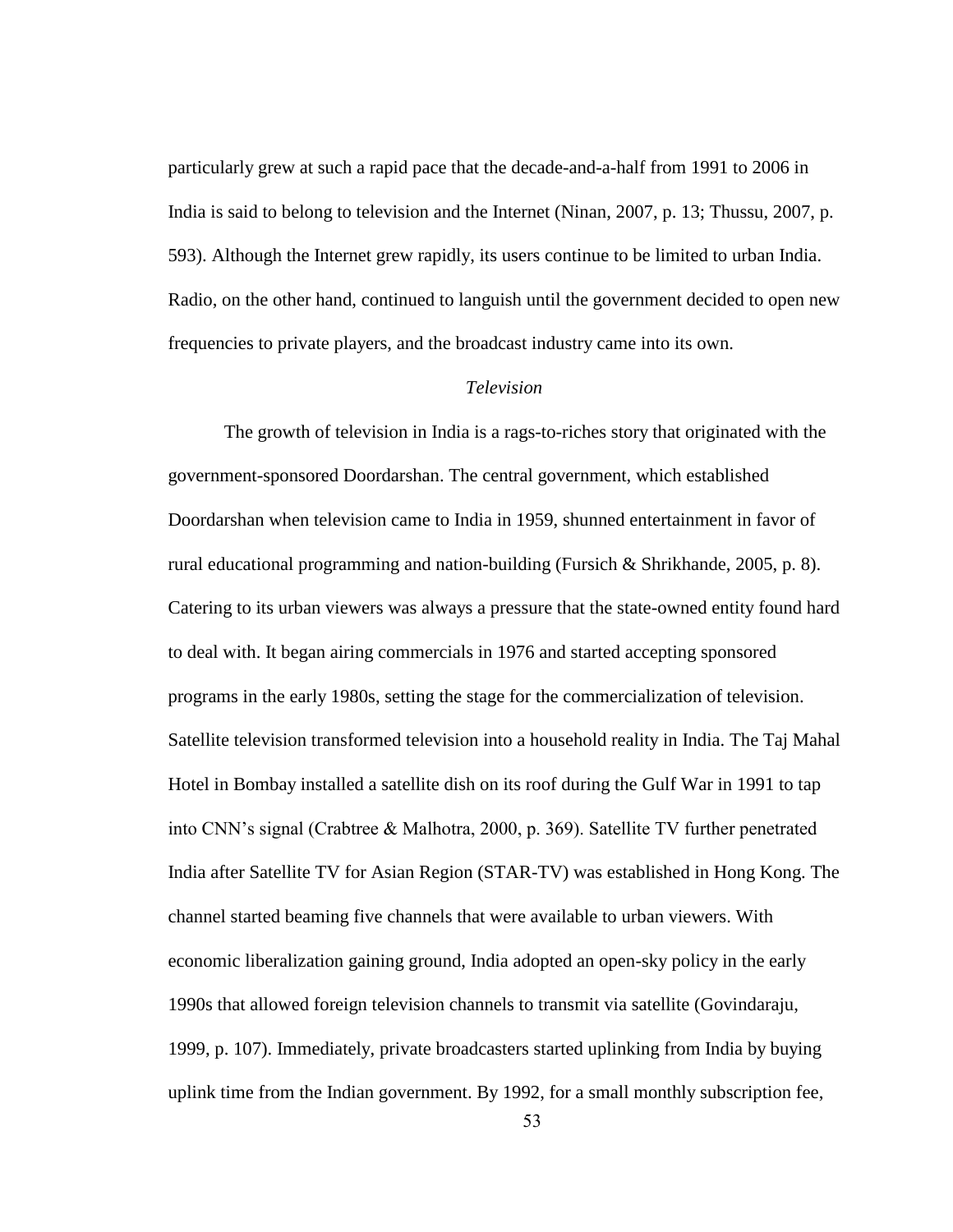particularly grew at such a rapid pace that the decade-and-a-half from 1991 to 2006 in India is said to belong to television and the Internet (Ninan, 2007, p. 13; Thussu, 2007, p. 593). Although the Internet grew rapidly, its users continue to be limited to urban India. Radio, on the other hand, continued to languish until the government decided to open new frequencies to private players, and the broadcast industry came into its own.

### *Television*

The growth of television in India is a rags-to-riches story that originated with the government-sponsored Doordarshan. The central government, which established Doordarshan when television came to India in 1959, shunned entertainment in favor of rural educational programming and nation-building (Fursich & Shrikhande, 2005, p. 8). Catering to its urban viewers was always a pressure that the state-owned entity found hard to deal with. It began airing commercials in 1976 and started accepting sponsored programs in the early 1980s, setting the stage for the commercialization of television. Satellite television transformed television into a household reality in India. The Taj Mahal Hotel in Bombay installed a satellite dish on its roof during the Gulf War in 1991 to tap into CNN's signal (Crabtree & Malhotra, 2000, p. 369). Satellite TV further penetrated India after Satellite TV for Asian Region (STAR-TV) was established in Hong Kong. The channel started beaming five channels that were available to urban viewers. With economic liberalization gaining ground, India adopted an open-sky policy in the early 1990s that allowed foreign television channels to transmit via satellite (Govindaraju, 1999, p. 107). Immediately, private broadcasters started uplinking from India by buying uplink time from the Indian government. By 1992, for a small monthly subscription fee,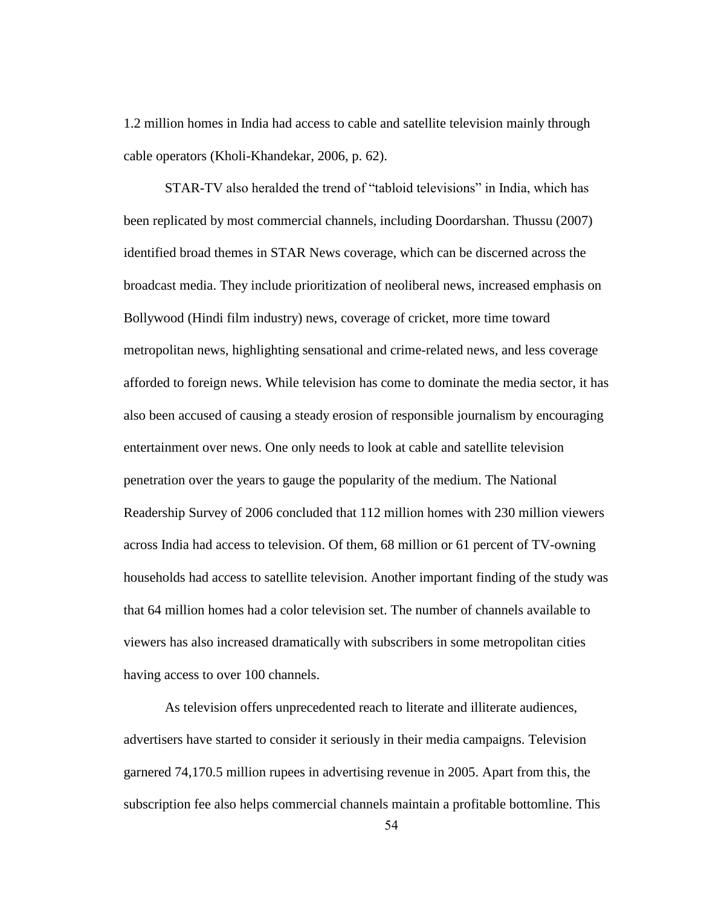1.2 million homes in India had access to cable and satellite television mainly through cable operators (Kholi-Khandekar, 2006, p. 62).

STAR-TV also heralded the trend of "tabloid televisions" in India, which has been replicated by most commercial channels, including Doordarshan. Thussu (2007) identified broad themes in STAR News coverage, which can be discerned across the broadcast media. They include prioritization of neoliberal news, increased emphasis on Bollywood (Hindi film industry) news, coverage of cricket, more time toward metropolitan news, highlighting sensational and crime-related news, and less coverage afforded to foreign news. While television has come to dominate the media sector, it has also been accused of causing a steady erosion of responsible journalism by encouraging entertainment over news. One only needs to look at cable and satellite television penetration over the years to gauge the popularity of the medium. The National Readership Survey of 2006 concluded that 112 million homes with 230 million viewers across India had access to television. Of them, 68 million or 61 percent of TV-owning households had access to satellite television. Another important finding of the study was that 64 million homes had a color television set. The number of channels available to viewers has also increased dramatically with subscribers in some metropolitan cities having access to over 100 channels.

As television offers unprecedented reach to literate and illiterate audiences, advertisers have started to consider it seriously in their media campaigns. Television garnered 74,170.5 million rupees in advertising revenue in 2005. Apart from this, the subscription fee also helps commercial channels maintain a profitable bottomline. This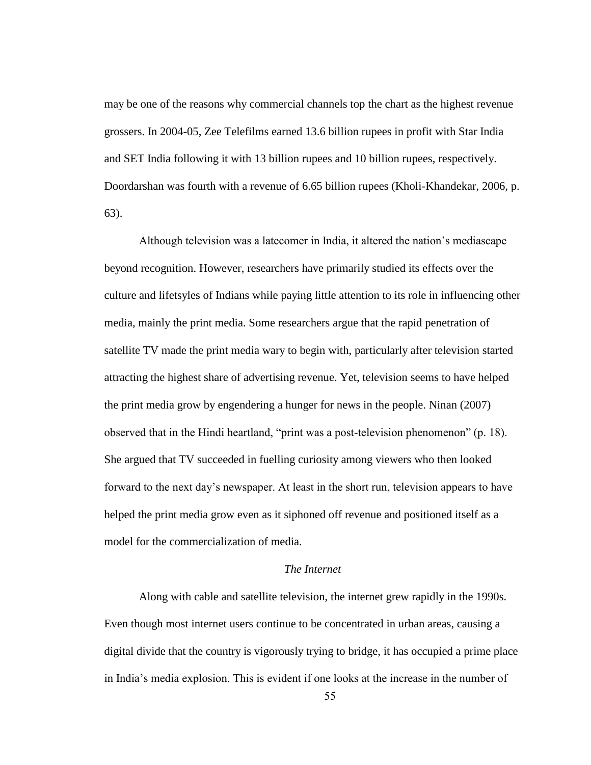may be one of the reasons why commercial channels top the chart as the highest revenue grossers. In 2004-05, Zee Telefilms earned 13.6 billion rupees in profit with Star India and SET India following it with 13 billion rupees and 10 billion rupees, respectively. Doordarshan was fourth with a revenue of 6.65 billion rupees (Kholi-Khandekar, 2006, p. 63).

Although television was a latecomer in India, it altered the nation's mediascape beyond recognition. However, researchers have primarily studied its effects over the culture and lifetsyles of Indians while paying little attention to its role in influencing other media, mainly the print media. Some researchers argue that the rapid penetration of satellite TV made the print media wary to begin with, particularly after television started attracting the highest share of advertising revenue. Yet, television seems to have helped the print media grow by engendering a hunger for news in the people. Ninan (2007) observed that in the Hindi heartland, "print was a post-television phenomenon" (p. 18). She argued that TV succeeded in fuelling curiosity among viewers who then looked forward to the next day's newspaper. At least in the short run, television appears to have helped the print media grow even as it siphoned off revenue and positioned itself as a model for the commercialization of media.

### *The Internet*

Along with cable and satellite television, the internet grew rapidly in the 1990s. Even though most internet users continue to be concentrated in urban areas, causing a digital divide that the country is vigorously trying to bridge, it has occupied a prime place in India's media explosion. This is evident if one looks at the increase in the number of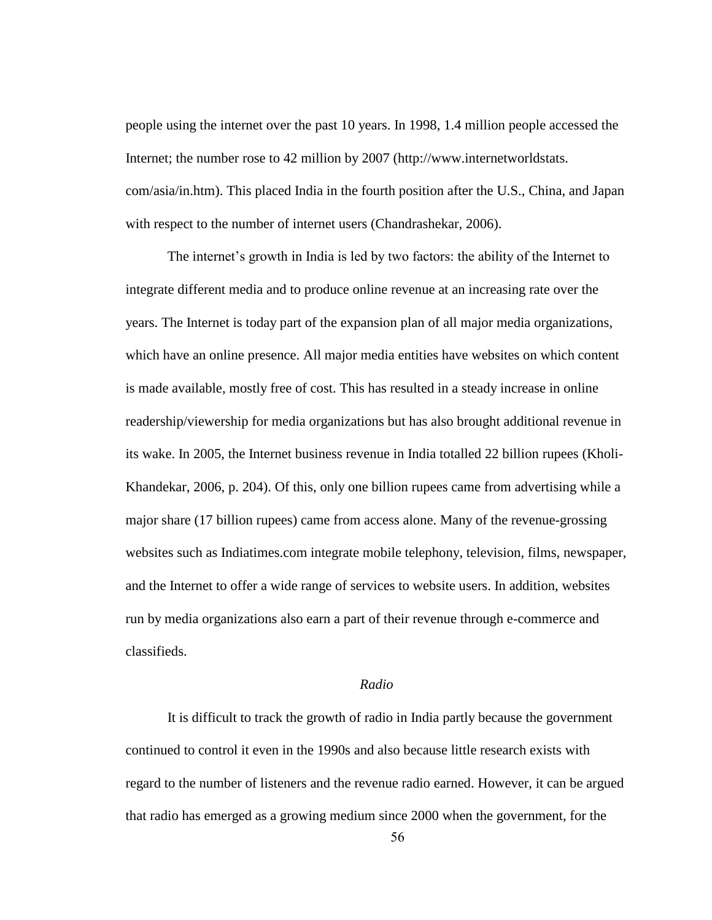people using the internet over the past 10 years. In 1998, 1.4 million people accessed the Internet; the number rose to 42 million by 2007 (http://www.internetworldstats.com/asia/in.htm). This placed India in the fourth position after the U.S., China, and Japan with respect to the number of internet users (Chandrashekar, 2006).

The internet's growth in India is led by two factors: the ability of the Internet to integrate different media and to produce online revenue at an increasing rate over the years. The Internet is today part of the expansion plan of all major media organizations, which have an online presence. All major media entities have websites on which content is made available, mostly free of cost. This has resulted in a steady increase in online readership/viewership for media organizations but has also brought additional revenue in its wake. In 2005, the Internet business revenue in India totalled 22 billion rupees (Kholi-Khandekar, 2006, p. 204). Of this, only one billion rupees came from advertising while a major share (17 billion rupees) came from access alone. Many of the revenue-grossing websites such as Indiatimes.com integrate mobile telephony, television, films, newspaper, and the Internet to offer a wide range of services to website users. In addition, websites run by media organizations also earn a part of their revenue through e-commerce and classifieds.

### *Radio*

It is difficult to track the growth of radio in India partly because the government continued to control it even in the 1990s and also because little research exists with regard to the number of listeners and the revenue radio earned. However, it can be argued that radio has emerged as a growing medium since 2000 when the government, for the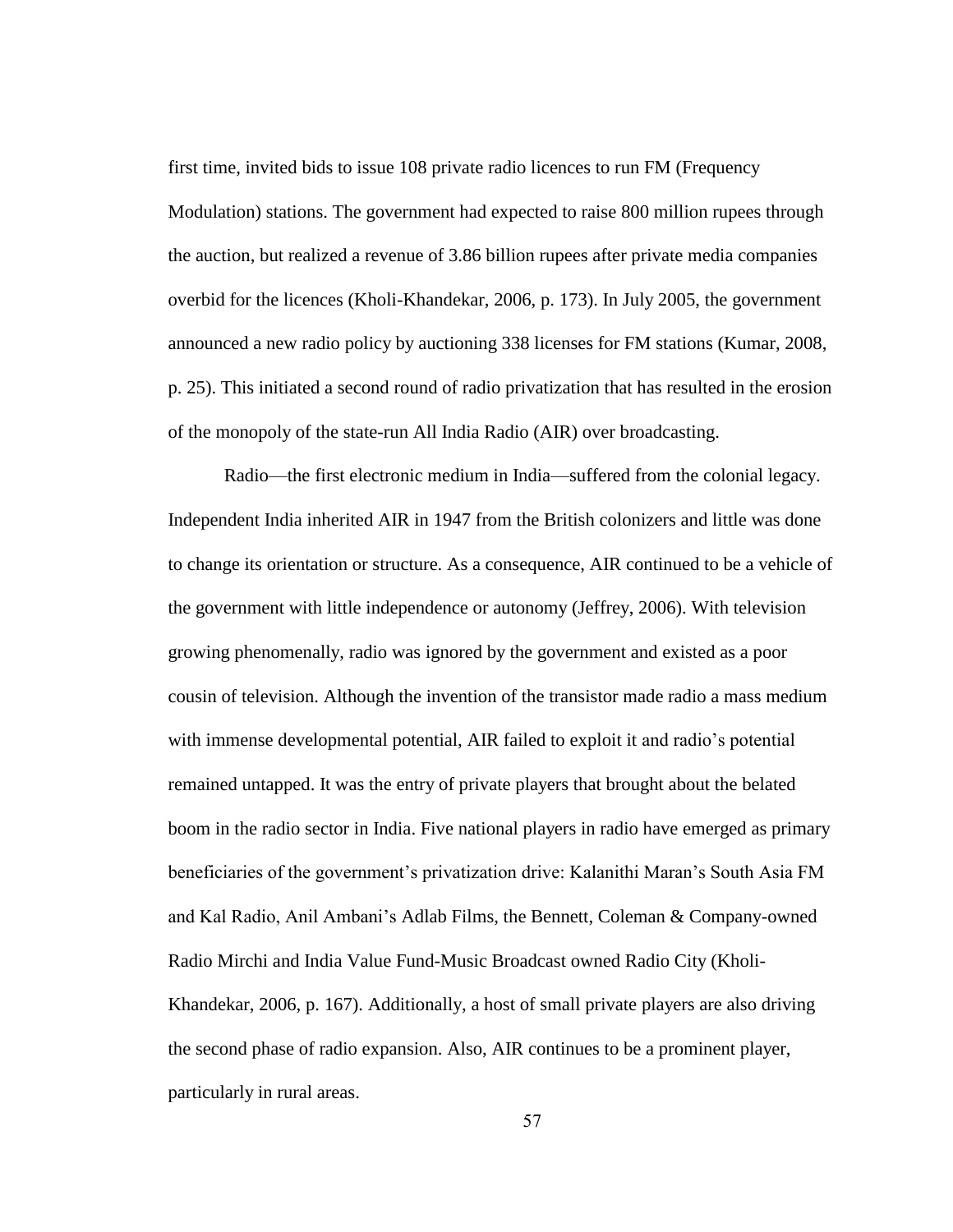first time, invited bids to issue 108 private radio licences to run FM (Frequency Modulation) stations. The government had expected to raise 800 million rupees through the auction, but realized a revenue of 3.86 billion rupees after private media companies overbid for the licences (Kholi-Khandekar, 2006, p. 173). In July 2005, the government announced a new radio policy by auctioning 338 licenses for FM stations (Kumar, 2008, p. 25). This initiated a second round of radio privatization that has resulted in the erosion of the monopoly of the state-run All India Radio (AIR) over broadcasting.

Radio—the first electronic medium in India—suffered from the colonial legacy. Independent India inherited AIR in 1947 from the British colonizers and little was done to change its orientation or structure. As a consequence, AIR continued to be a vehicle of the government with little independence or autonomy (Jeffrey, 2006). With television growing phenomenally, radio was ignored by the government and existed as a poor cousin of television. Although the invention of the transistor made radio a mass medium with immense developmental potential, AIR failed to exploit it and radio's potential remained untapped. It was the entry of private players that brought about the belated boom in the radio sector in India. Five national players in radio have emerged as primary beneficiaries of the government's privatization drive: Kalanithi Maran's South Asia FM and Kal Radio, Anil Ambani's Adlab Films, the Bennett, Coleman & Company-owned Radio Mirchi and India Value Fund-Music Broadcast owned Radio City (Kholi-Khandekar, 2006, p. 167). Additionally, a host of small private players are also driving the second phase of radio expansion. Also, AIR continues to be a prominent player, particularly in rural areas.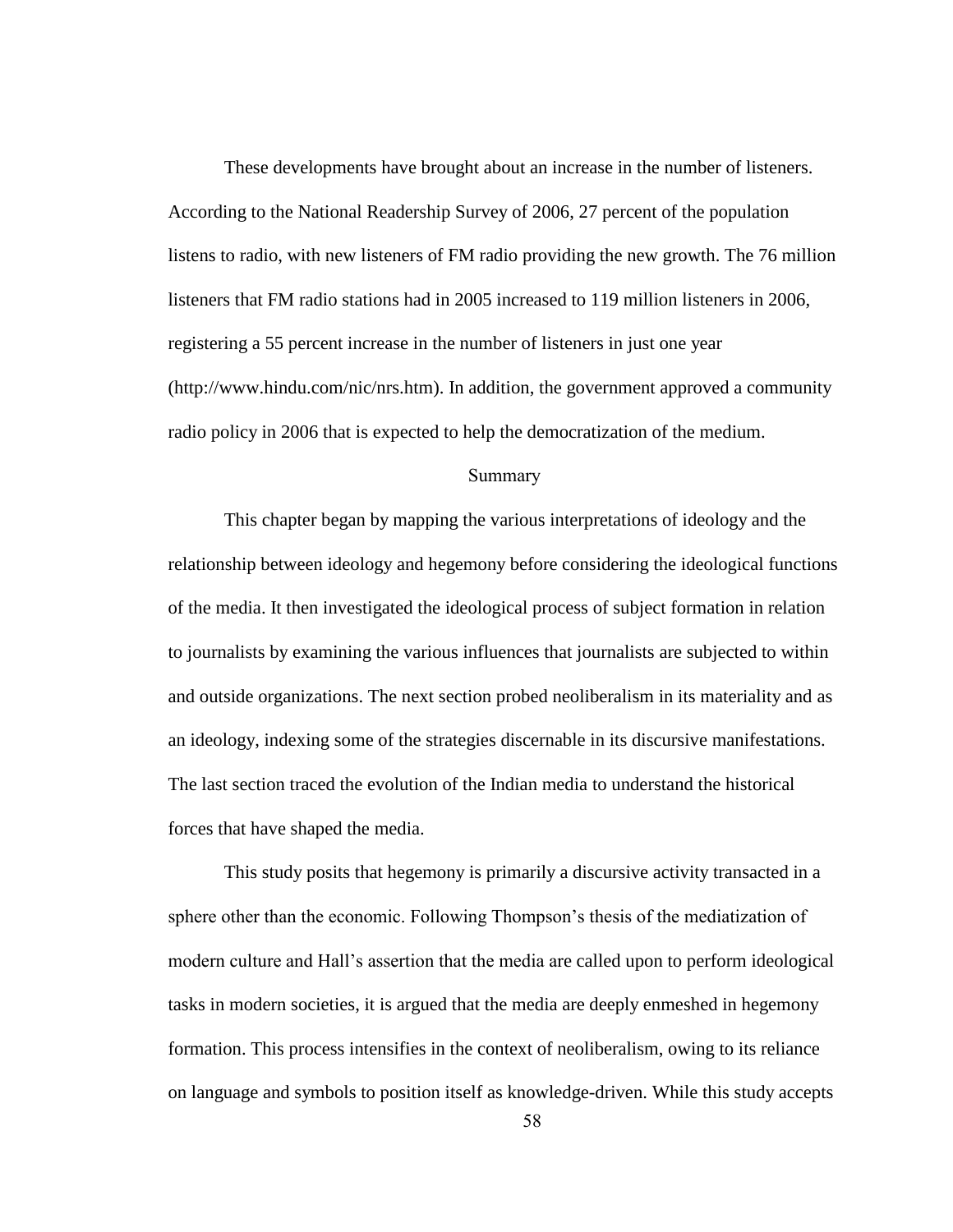These developments have brought about an increase in the number of listeners. According to the National Readership Survey of 2006, 27 percent of the population listens to radio, with new listeners of FM radio providing the new growth. The 76 million listeners that FM radio stations had in 2005 increased to 119 million listeners in 2006, registering a 55 percent increase in the number of listeners in just one year (http://www.hindu.com/nic/nrs.htm). In addition, the government approved a community radio policy in 2006 that is expected to help the democratization of the medium.

## Summary

This chapter began by mapping the various interpretations of ideology and the relationship between ideology and hegemony before considering the ideological functions of the media. It then investigated the ideological process of subject formation in relation to journalists by examining the various influences that journalists are subjected to within and outside organizations. The next section probed neoliberalism in its materiality and as an ideology, indexing some of the strategies discernable in its discursive manifestations. The last section traced the evolution of the Indian media to understand the historical forces that have shaped the media.

This study posits that hegemony is primarily a discursive activity transacted in a sphere other than the economic. Following Thompson's thesis of the mediatization of modern culture and Hall's assertion that the media are called upon to perform ideological tasks in modern societies, it is argued that the media are deeply enmeshed in hegemony formation. This process intensifies in the context of neoliberalism, owing to its reliance on language and symbols to position itself as knowledge-driven. While this study accepts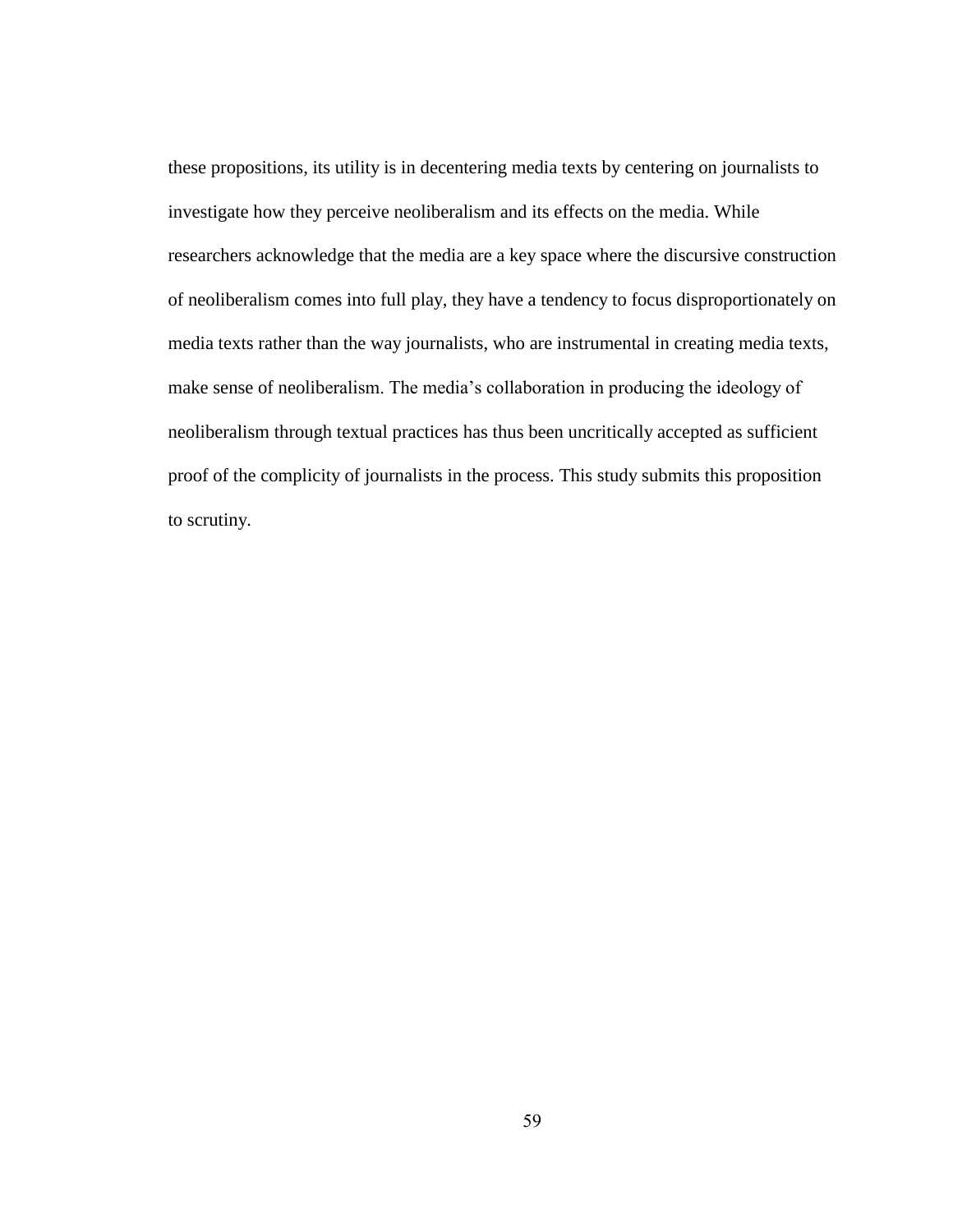these propositions, its utility is in decentering media texts by centering on journalists to investigate how they perceive neoliberalism and its effects on the media. While researchers acknowledge that the media are a key space where the discursive construction of neoliberalism comes into full play, they have a tendency to focus disproportionately on media texts rather than the way journalists, who are instrumental in creating media texts, make sense of neoliberalism. The media's collaboration in producing the ideology of neoliberalism through textual practices has thus been uncritically accepted as sufficient proof of the complicity of journalists in the process. This study submits this proposition to scrutiny.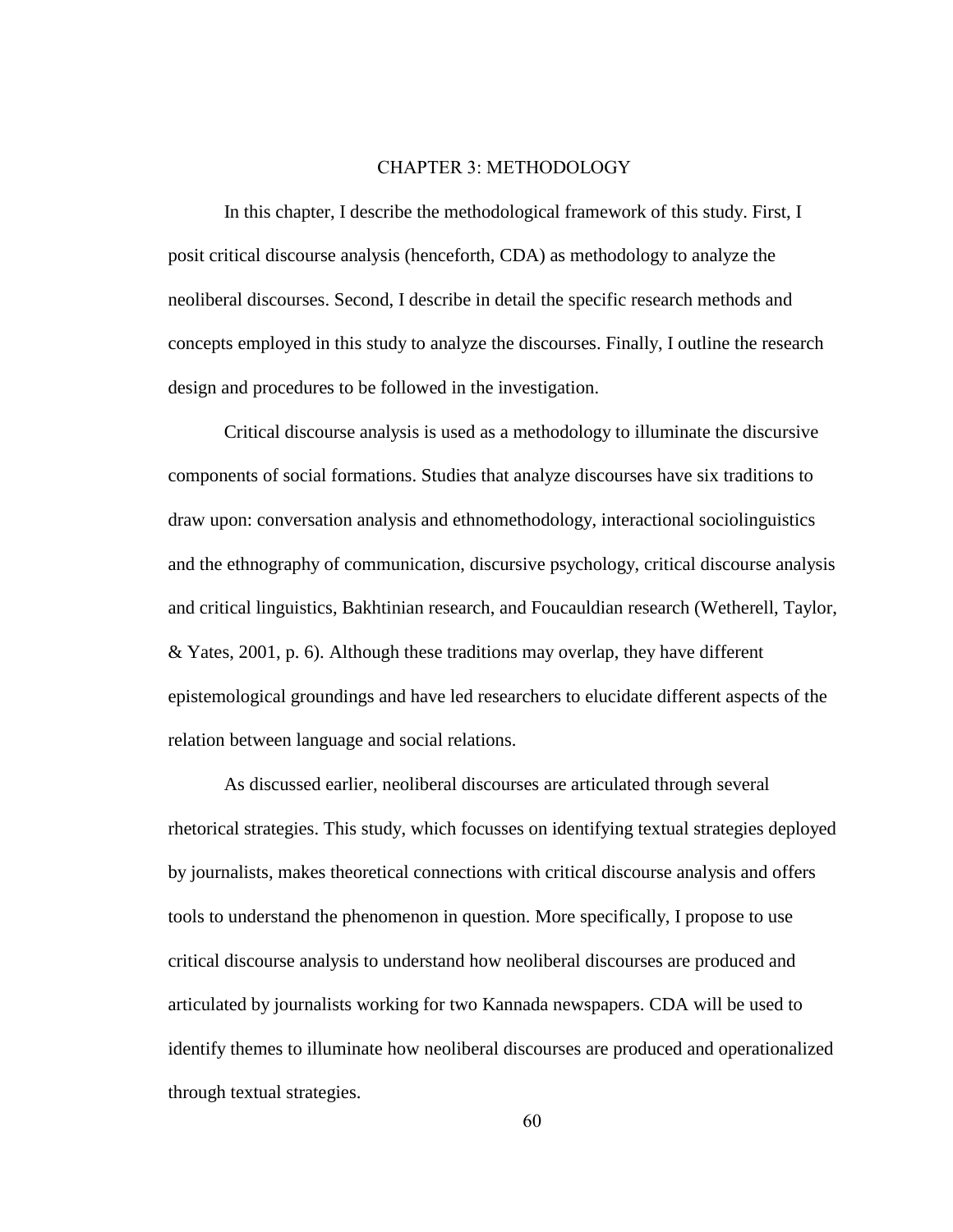# CHAPTER 3: METHODOLOGY

In this chapter, I describe the methodological framework of this study. First, I posit critical discourse analysis (henceforth, CDA) as methodology to analyze the neoliberal discourses. Second, I describe in detail the specific research methods and concepts employed in this study to analyze the discourses. Finally, I outline the research design and procedures to be followed in the investigation.

Critical discourse analysis is used as a methodology to illuminate the discursive components of social formations. Studies that analyze discourses have six traditions to draw upon: conversation analysis and ethnomethodology, interactional sociolinguistics and the ethnography of communication, discursive psychology, critical discourse analysis and critical linguistics, Bakhtinian research, and Foucauldian research (Wetherell, Taylor, & Yates, 2001, p. 6). Although these traditions may overlap, they have different epistemological groundings and have led researchers to elucidate different aspects of the relation between language and social relations.

As discussed earlier, neoliberal discourses are articulated through several rhetorical strategies. This study, which focusses on identifying textual strategies deployed by journalists, makes theoretical connections with critical discourse analysis and offers tools to understand the phenomenon in question. More specifically, I propose to use critical discourse analysis to understand how neoliberal discourses are produced and articulated by journalists working for two Kannada newspapers. CDA will be used to identify themes to illuminate how neoliberal discourses are produced and operationalized through textual strategies.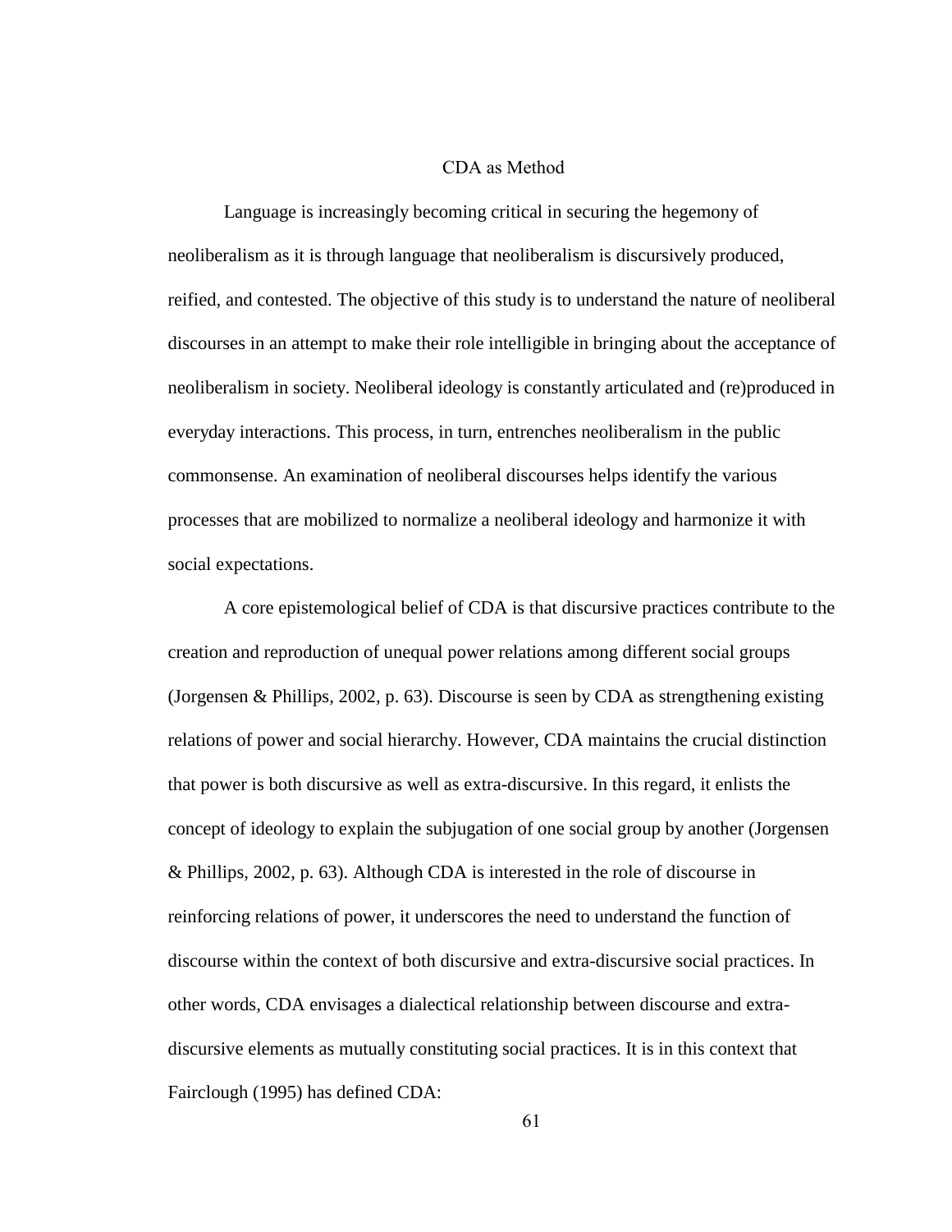## CDA as Method

Language is increasingly becoming critical in securing the hegemony of neoliberalism as it is through language that neoliberalism is discursively produced, reified, and contested. The objective of this study is to understand the nature of neoliberal discourses in an attempt to make their role intelligible in bringing about the acceptance of neoliberalism in society. Neoliberal ideology is constantly articulated and (re)produced in everyday interactions. This process, in turn, entrenches neoliberalism in the public commonsense. An examination of neoliberal discourses helps identify the various processes that are mobilized to normalize a neoliberal ideology and harmonize it with social expectations.

A core epistemological belief of CDA is that discursive practices contribute to the creation and reproduction of unequal power relations among different social groups (Jorgensen & Phillips, 2002, p. 63). Discourse is seen by CDA as strengthening existing relations of power and social hierarchy. However, CDA maintains the crucial distinction that power is both discursive as well as extra-discursive. In this regard, it enlists the concept of ideology to explain the subjugation of one social group by another (Jorgensen & Phillips, 2002, p. 63). Although CDA is interested in the role of discourse in reinforcing relations of power, it underscores the need to understand the function of discourse within the context of both discursive and extra-discursive social practices. In other words, CDA envisages a dialectical relationship between discourse and extra-discursive elements as mutually constituting social practices. It is in this context that Fairclough (1995) has defined CDA: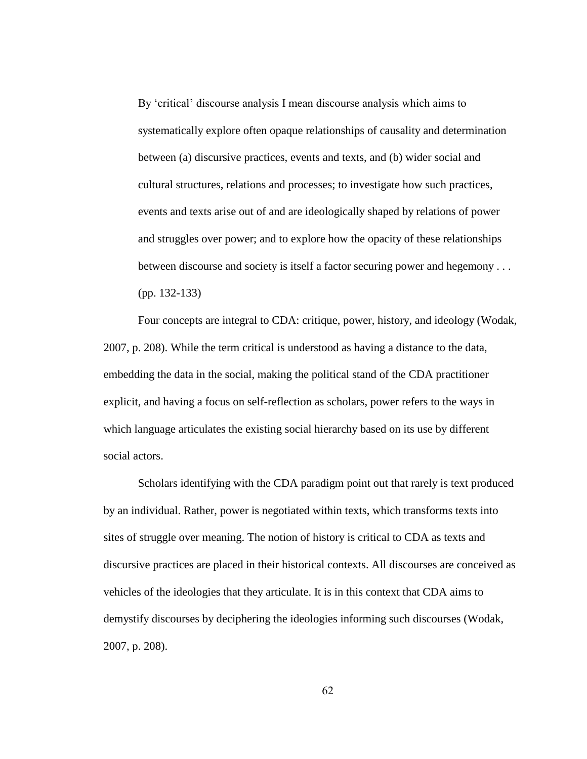> By 'critical' discourse analysis I mean discourse analysis which aims to systematically explore often opaque relationships of causality and determination between (a) discursive practices, events and texts, and (b) wider social and cultural structures, relations and processes; to investigate how such practices, events and texts arise out of and are ideologically shaped by relations of power and struggles over power; and to explore how the opacity of these relationships between discourse and society is itself a factor securing power and hegemony . . . (pp. 132-133)

Four concepts are integral to CDA: critique, power, history, and ideology (Wodak, 2007, p. 208). While the term critical is understood as having a distance to the data, embedding the data in the social, making the political stand of the CDA practitioner explicit, and having a focus on self-reflection as scholars, power refers to the ways in which language articulates the existing social hierarchy based on its use by different social actors.

Scholars identifying with the CDA paradigm point out that rarely is text produced by an individual. Rather, power is negotiated within texts, which transforms texts into sites of struggle over meaning. The notion of history is critical to CDA as texts and discursive practices are placed in their historical contexts. All discourses are conceived as vehicles of the ideologies that they articulate. It is in this context that CDA aims to demystify discourses by deciphering the ideologies informing such discourses (Wodak, 2007, p. 208).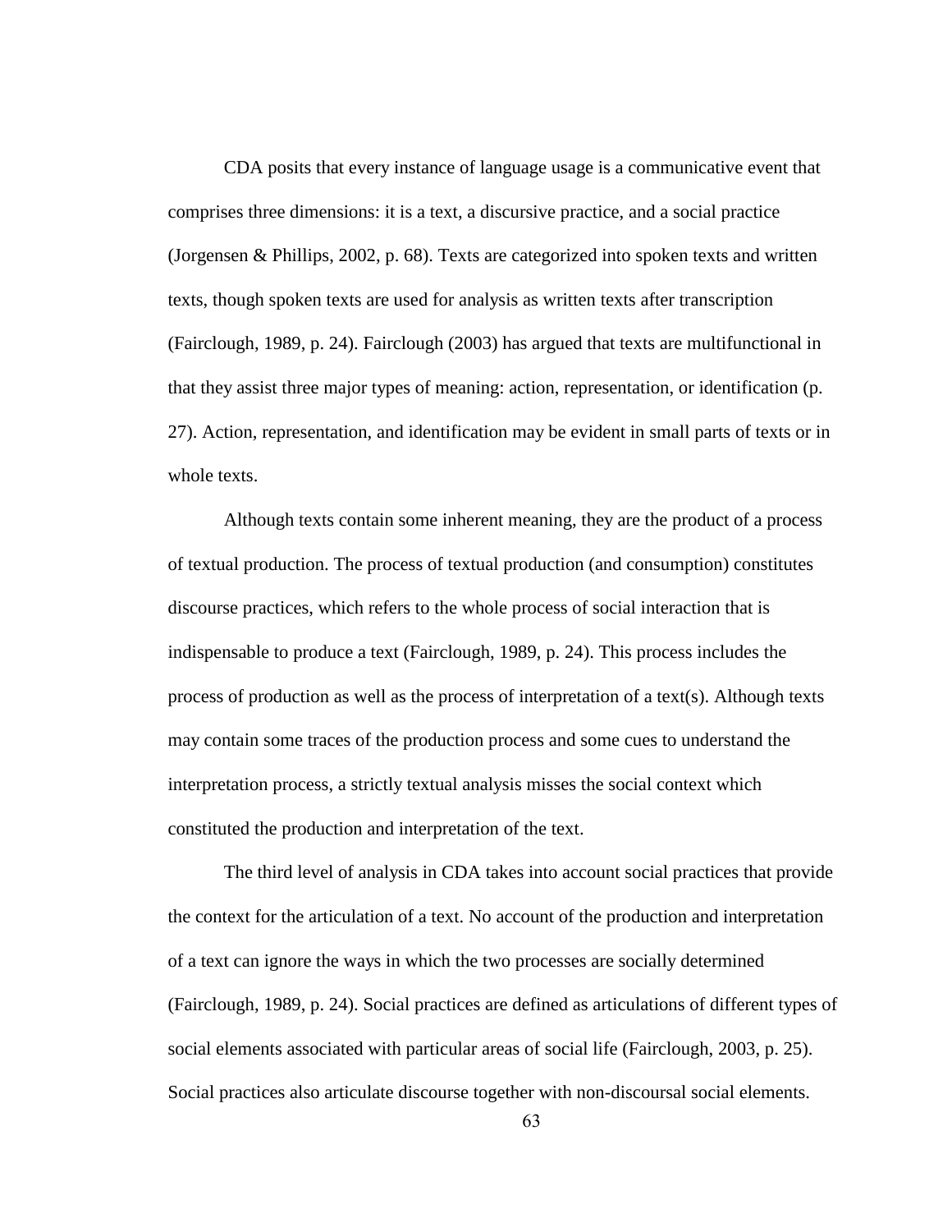CDA posits that every instance of language usage is a communicative event that comprises three dimensions: it is a text, a discursive practice, and a social practice (Jorgensen & Phillips, 2002, p. 68). Texts are categorized into spoken texts and written texts, though spoken texts are used for analysis as written texts after transcription (Fairclough, 1989, p. 24). Fairclough (2003) has argued that texts are multifunctional in that they assist three major types of meaning: action, representation, or identification (p. 27). Action, representation, and identification may be evident in small parts of texts or in whole texts.

Although texts contain some inherent meaning, they are the product of a process of textual production. The process of textual production (and consumption) constitutes discourse practices, which refers to the whole process of social interaction that is indispensable to produce a text (Fairclough, 1989, p. 24). This process includes the process of production as well as the process of interpretation of a text(s). Although texts may contain some traces of the production process and some cues to understand the interpretation process, a strictly textual analysis misses the social context which constituted the production and interpretation of the text.

The third level of analysis in CDA takes into account social practices that provide the context for the articulation of a text. No account of the production and interpretation of a text can ignore the ways in which the two processes are socially determined (Fairclough, 1989, p. 24). Social practices are defined as articulations of different types of social elements associated with particular areas of social life (Fairclough, 2003, p. 25). Social practices also articulate discourse together with non-discoursal social elements.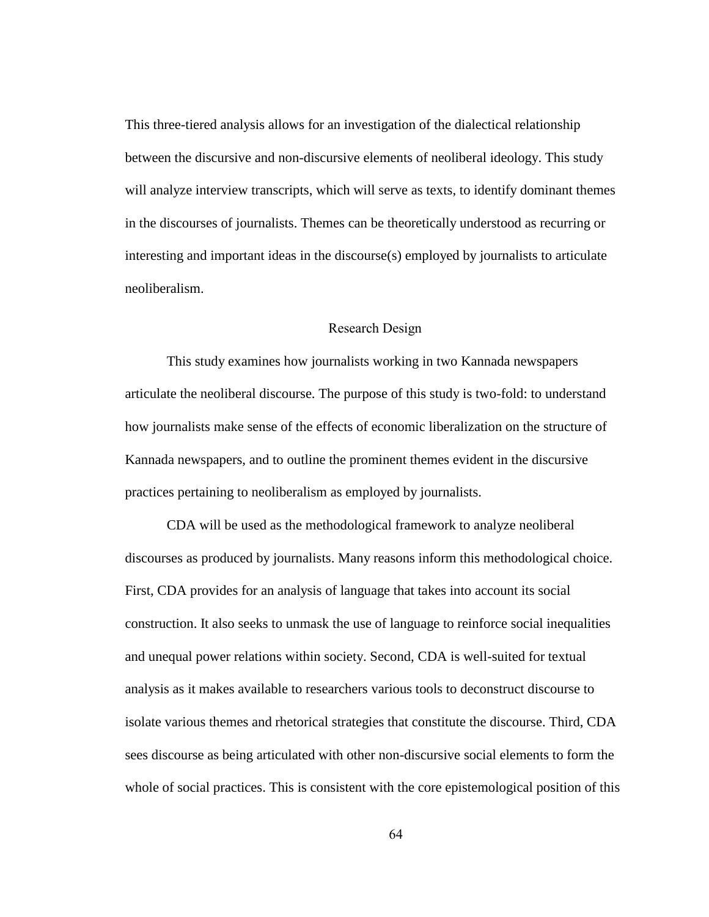This three-tiered analysis allows for an investigation of the dialectical relationship between the discursive and non-discursive elements of neoliberal ideology. This study will analyze interview transcripts, which will serve as texts, to identify dominant themes in the discourses of journalists. Themes can be theoretically understood as recurring or interesting and important ideas in the discourse(s) employed by journalists to articulate neoliberalism.

## Research Design

This study examines how journalists working in two Kannada newspapers articulate the neoliberal discourse. The purpose of this study is two-fold: to understand how journalists make sense of the effects of economic liberalization on the structure of Kannada newspapers, and to outline the prominent themes evident in the discursive practices pertaining to neoliberalism as employed by journalists.

CDA will be used as the methodological framework to analyze neoliberal discourses as produced by journalists. Many reasons inform this methodological choice. First, CDA provides for an analysis of language that takes into account its social construction. It also seeks to unmask the use of language to reinforce social inequalities and unequal power relations within society. Second, CDA is well-suited for textual analysis as it makes available to researchers various tools to deconstruct discourse to isolate various themes and rhetorical strategies that constitute the discourse. Third, CDA sees discourse as being articulated with other non-discursive social elements to form the whole of social practices. This is consistent with the core epistemological position of this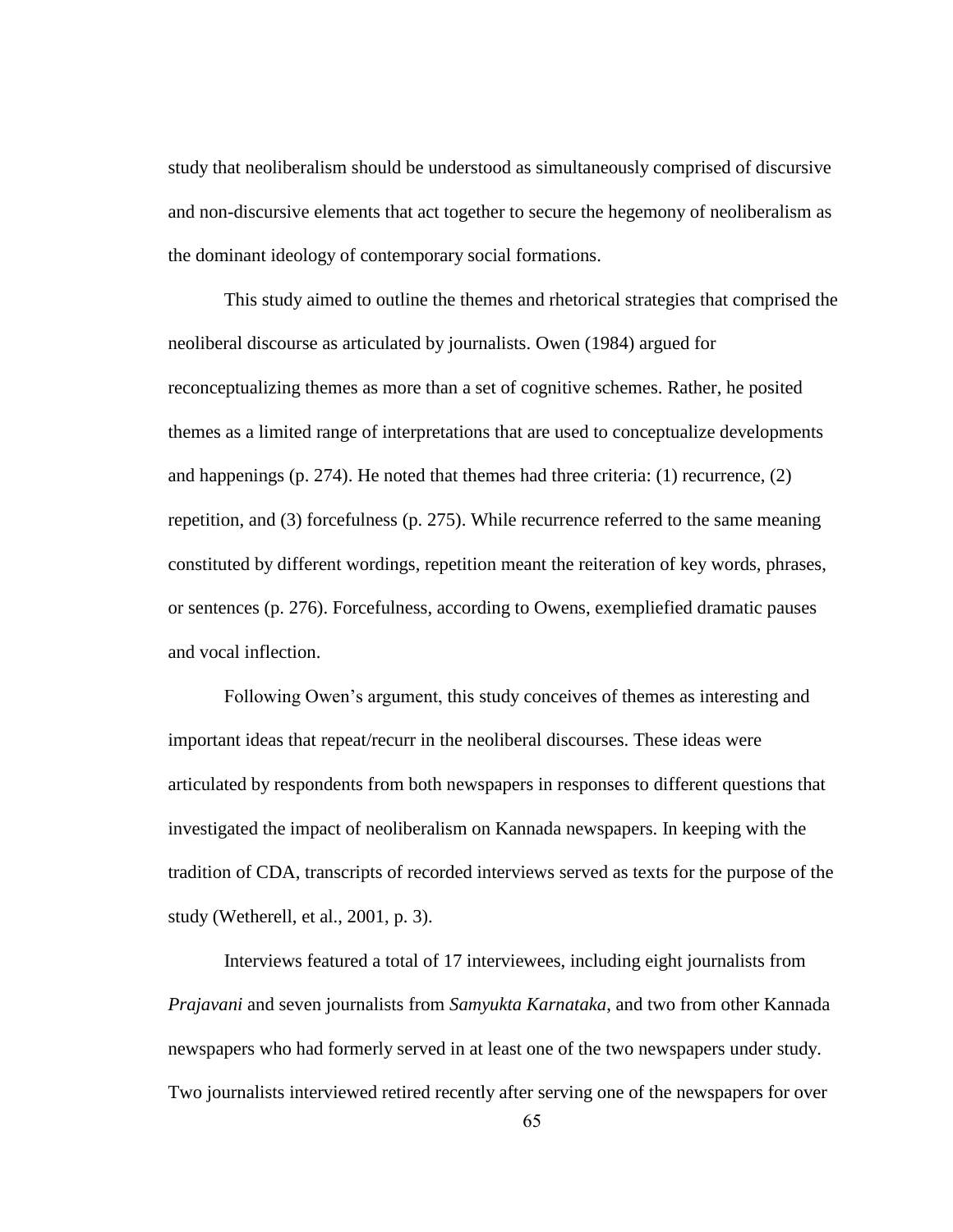study that neoliberalism should be understood as simultaneously comprised of discursive and non-discursive elements that act together to secure the hegemony of neoliberalism as the dominant ideology of contemporary social formations.

This study aimed to outline the themes and rhetorical strategies that comprised the neoliberal discourse as articulated by journalists. Owen (1984) argued for reconceptualizing themes as more than a set of cognitive schemes. Rather, he posited themes as a limited range of interpretations that are used to conceptualize developments and happenings (p. 274). He noted that themes had three criteria: (1) recurrence, (2) repetition, and (3) forcefulness (p. 275). While recurrence referred to the same meaning constituted by different wordings, repetition meant the reiteration of key words, phrases, or sentences (p. 276). Forcefulness, according to Owens, exempliefied dramatic pauses and vocal inflection.

Following Owen's argument, this study conceives of themes as interesting and important ideas that repeat/recurr in the neoliberal discourses. These ideas were articulated by respondents from both newspapers in responses to different questions that investigated the impact of neoliberalism on Kannada newspapers. In keeping with the tradition of CDA, transcripts of recorded interviews served as texts for the purpose of the study (Wetherell, et al., 2001, p. 3).

Interviews featured a total of 17 interviewees, including eight journalists from *Prajavani* and seven journalists from *Samyukta Karnataka*, and two from other Kannada newspapers who had formerly served in at least one of the two newspapers under study. Two journalists interviewed retired recently after serving one of the newspapers for over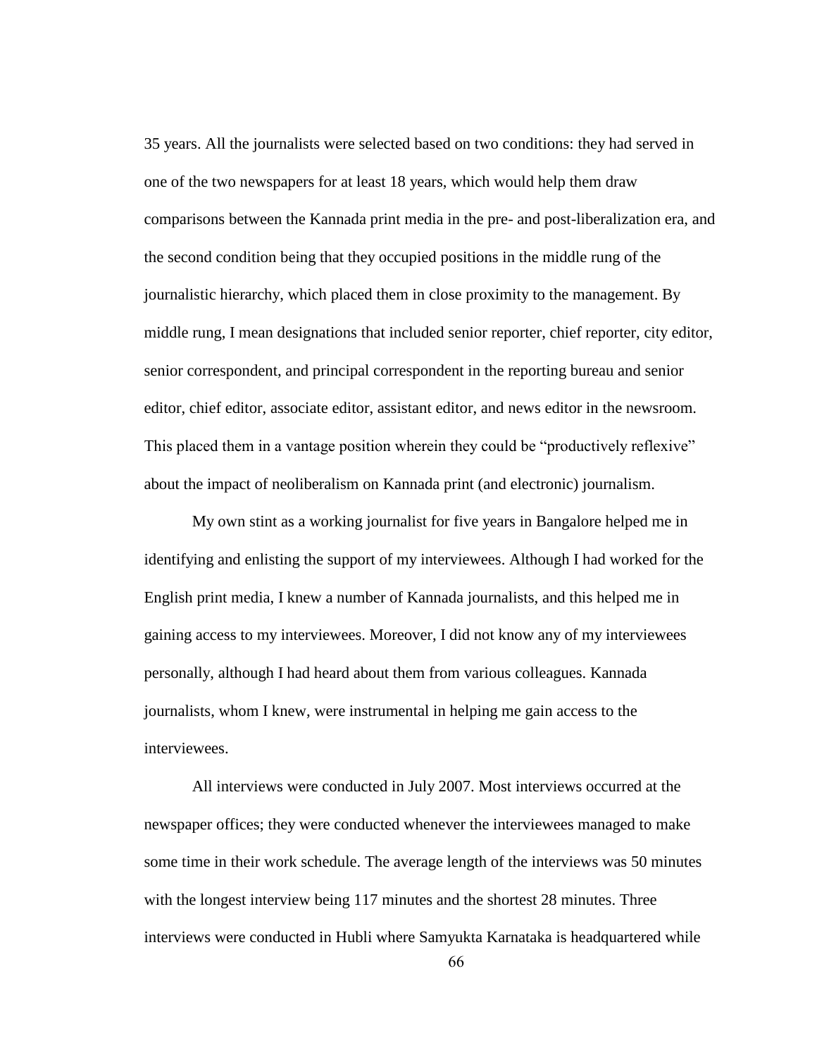35 years. All the journalists were selected based on two conditions: they had served in one of the two newspapers for at least 18 years, which would help them draw comparisons between the Kannada print media in the pre- and post-liberalization era, and the second condition being that they occupied positions in the middle rung of the journalistic hierarchy, which placed them in close proximity to the management. By middle rung, I mean designations that included senior reporter, chief reporter, city editor, senior correspondent, and principal correspondent in the reporting bureau and senior editor, chief editor, associate editor, assistant editor, and news editor in the newsroom. This placed them in a vantage position wherein they could be "productively reflexive" about the impact of neoliberalism on Kannada print (and electronic) journalism.

My own stint as a working journalist for five years in Bangalore helped me in identifying and enlisting the support of my interviewees. Although I had worked for the English print media, I knew a number of Kannada journalists, and this helped me in gaining access to my interviewees. Moreover, I did not know any of my interviewees personally, although I had heard about them from various colleagues. Kannada journalists, whom I knew, were instrumental in helping me gain access to the interviewees.

All interviews were conducted in July 2007. Most interviews occurred at the newspaper offices; they were conducted whenever the interviewees managed to make some time in their work schedule. The average length of the interviews was 50 minutes with the longest interview being 117 minutes and the shortest 28 minutes. Three interviews were conducted in Hubli where Samyukta Karnataka is headquartered while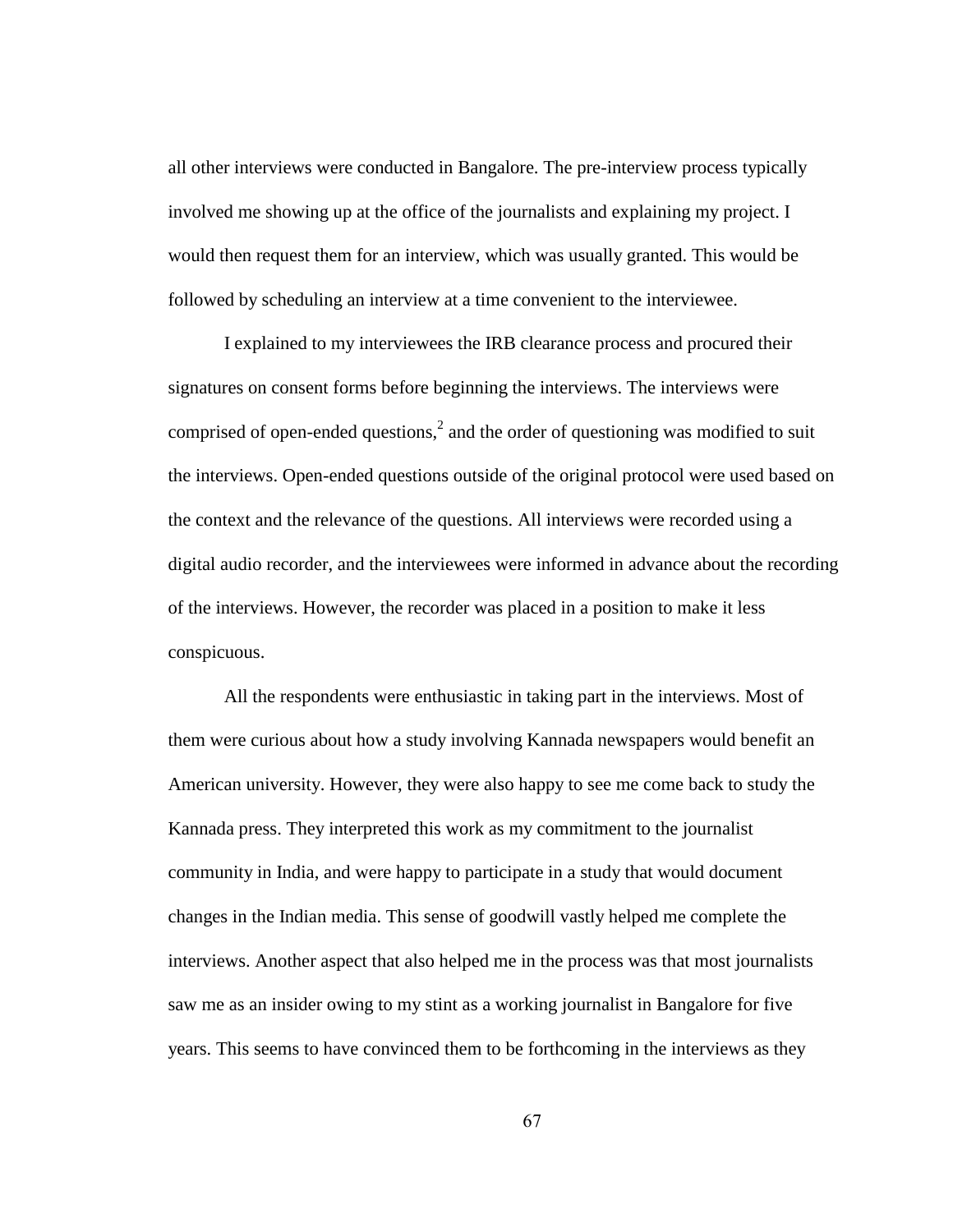all other interviews were conducted in Bangalore. The pre-interview process typically involved me showing up at the office of the journalists and explaining my project. I would then request them for an interview, which was usually granted. This would be followed by scheduling an interview at a time convenient to the interviewee.

I explained to my interviewees the IRB clearance process and procured their signatures on consent forms before beginning the interviews. The interviews were comprised of open-ended questions,[2] and the order of questioning was modified to suit the interviews. Open-ended questions outside of the original protocol were used based on the context and the relevance of the questions. All interviews were recorded using a digital audio recorder, and the interviewees were informed in advance about the recording of the interviews. However, the recorder was placed in a position to make it less conspicuous.

All the respondents were enthusiastic in taking part in the interviews. Most of them were curious about how a study involving Kannada newspapers would benefit an American university. However, they were also happy to see me come back to study the Kannada press. They interpreted this work as my commitment to the journalist community in India, and were happy to participate in a study that would document changes in the Indian media. This sense of goodwill vastly helped me complete the interviews. Another aspect that also helped me in the process was that most journalists saw me as an insider owing to my stint as a working journalist in Bangalore for five years. This seems to have convinced them to be forthcoming in the interviews as they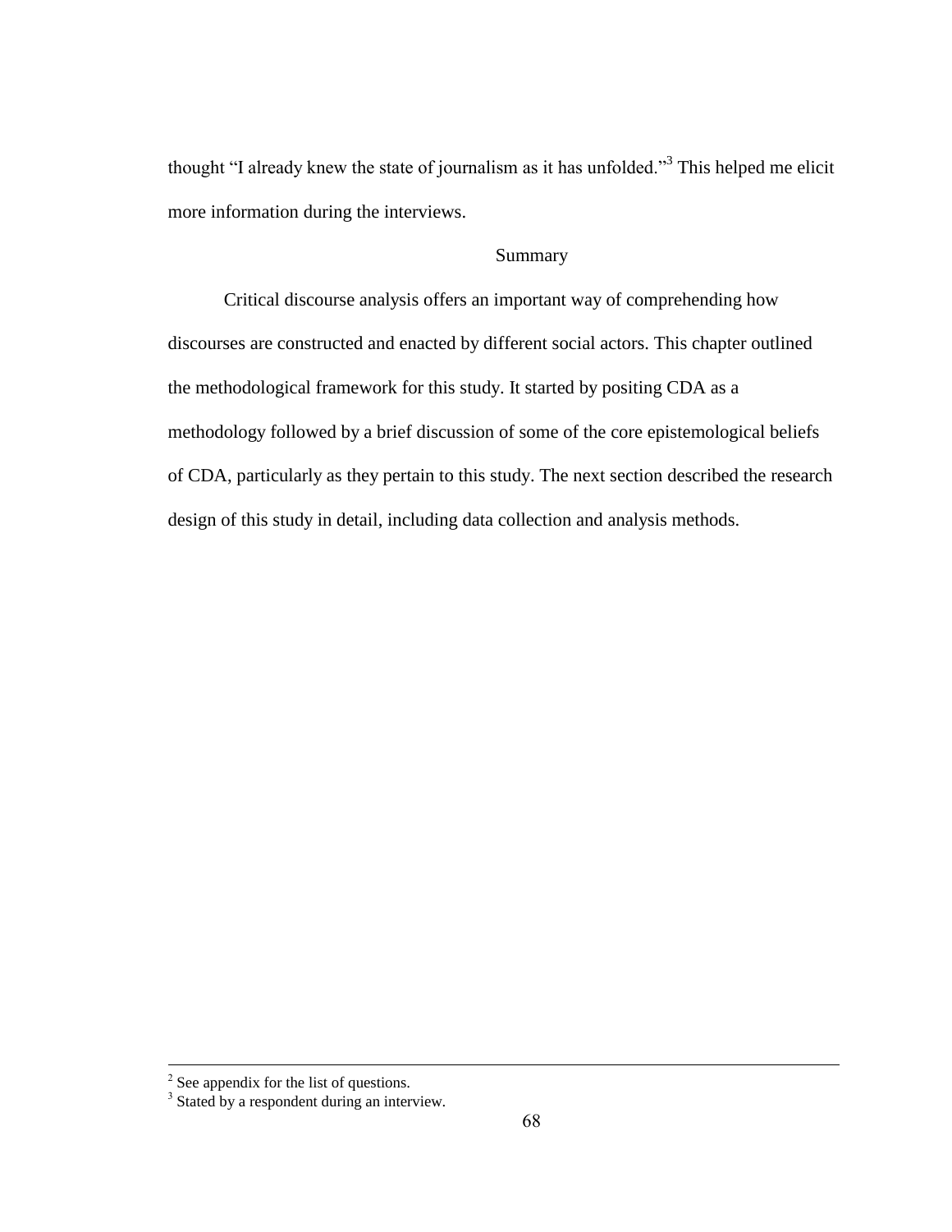thought "I already knew the state of journalism as it has unfolded."[3] This helped me elicit more information during the interviews.

## Summary

Critical discourse analysis offers an important way of comprehending how discourses are constructed and enacted by different social actors. This chapter outlined the methodological framework for this study. It started by positing CDA as a methodology followed by a brief discussion of some of the core epistemological beliefs of CDA, particularly as they pertain to this study. The next section described the research design of this study in detail, including data collection and analysis methods.

---

[2] See appendix for the list of questions.

[3] Stated by a respondent during an interview.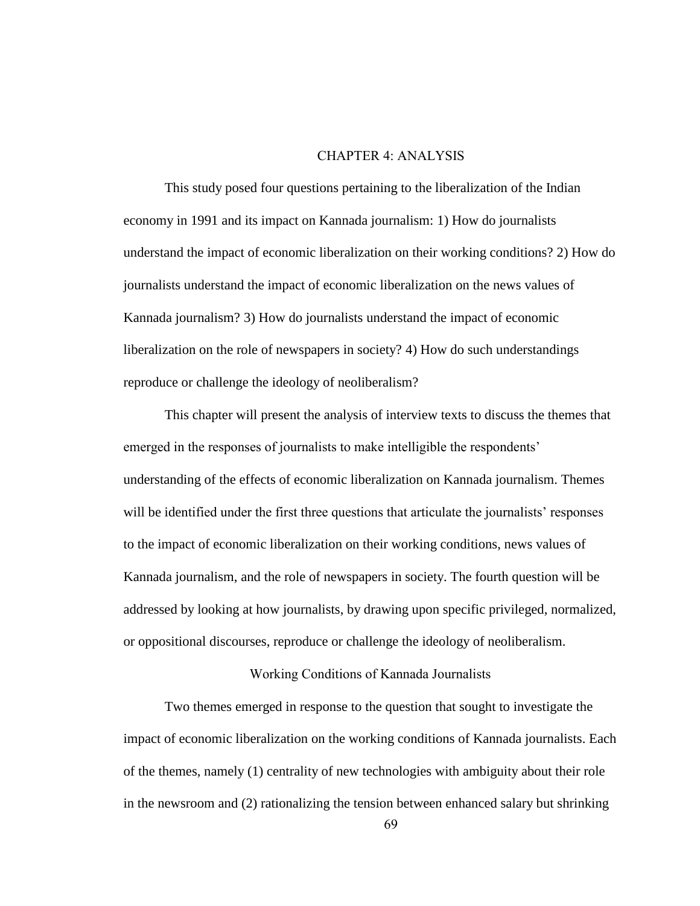# CHAPTER 4: ANALYSIS

This study posed four questions pertaining to the liberalization of the Indian economy in 1991 and its impact on Kannada journalism: 1) How do journalists understand the impact of economic liberalization on their working conditions? 2) How do journalists understand the impact of economic liberalization on the news values of Kannada journalism? 3) How do journalists understand the impact of economic liberalization on the role of newspapers in society? 4) How do such understandings reproduce or challenge the ideology of neoliberalism?

This chapter will present the analysis of interview texts to discuss the themes that emerged in the responses of journalists to make intelligible the respondents' understanding of the effects of economic liberalization on Kannada journalism. Themes will be identified under the first three questions that articulate the journalists' responses to the impact of economic liberalization on their working conditions, news values of Kannada journalism, and the role of newspapers in society. The fourth question will be addressed by looking at how journalists, by drawing upon specific privileged, normalized, or oppositional discourses, reproduce or challenge the ideology of neoliberalism.

## Working Conditions of Kannada Journalists

Two themes emerged in response to the question that sought to investigate the impact of economic liberalization on the working conditions of Kannada journalists. Each of the themes, namely (1) centrality of new technologies with ambiguity about their role in the newsroom and (2) rationalizing the tension between enhanced salary but shrinking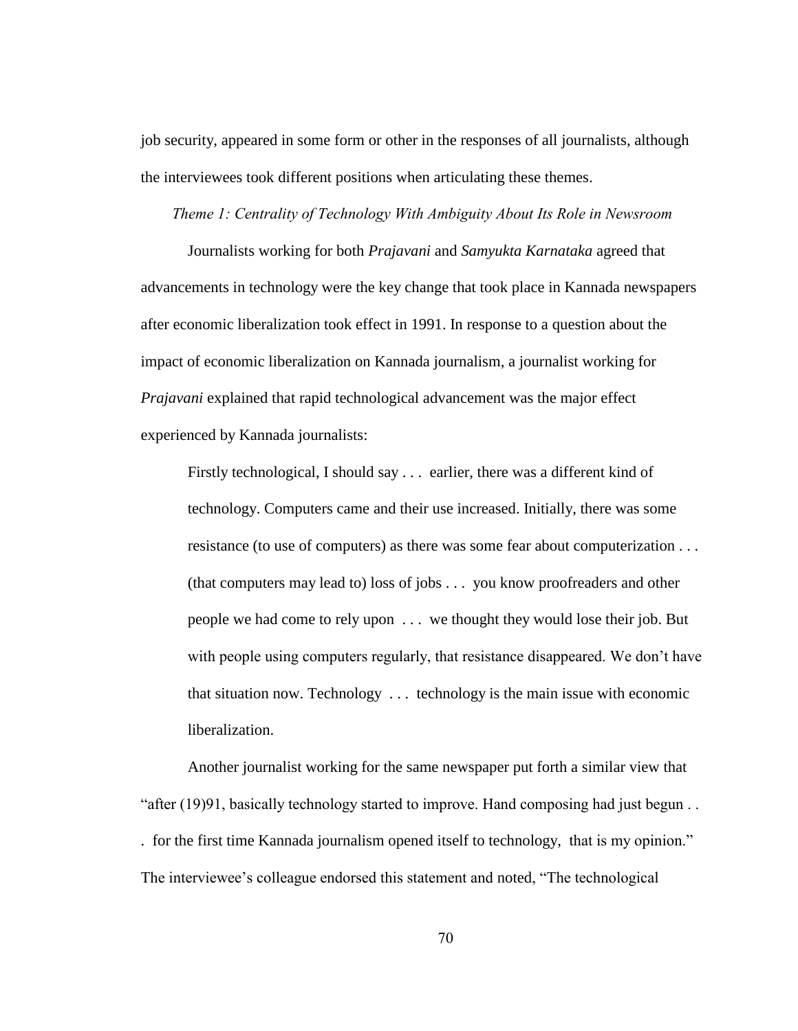job security, appeared in some form or other in the responses of all journalists, although the interviewees took different positions when articulating these themes.

*Theme 1: Centrality of Technology With Ambiguity About Its Role in Newsroom*

Journalists working for both *Prajavani* and *Samyukta Karnataka* agreed that advancements in technology were the key change that took place in Kannada newspapers after economic liberalization took effect in 1991. In response to a question about the impact of economic liberalization on Kannada journalism, a journalist working for *Prajavani* explained that rapid technological advancement was the major effect experienced by Kannada journalists:

> Firstly technological, I should say . . . earlier, there was a different kind of technology. Computers came and their use increased. Initially, there was some resistance (to use of computers) as there was some fear about computerization . . . (that computers may lead to) loss of jobs . . . you know proofreaders and other people we had come to rely upon . . . we thought they would lose their job. But with people using computers regularly, that resistance disappeared. We don't have that situation now. Technology . . . technology is the main issue with economic liberalization.

Another journalist working for the same newspaper put forth a similar view that "after (19)91, basically technology started to improve. Hand composing had just begun . . . for the first time Kannada journalism opened itself to technology, that is my opinion." The interviewee's colleague endorsed this statement and noted, "The technological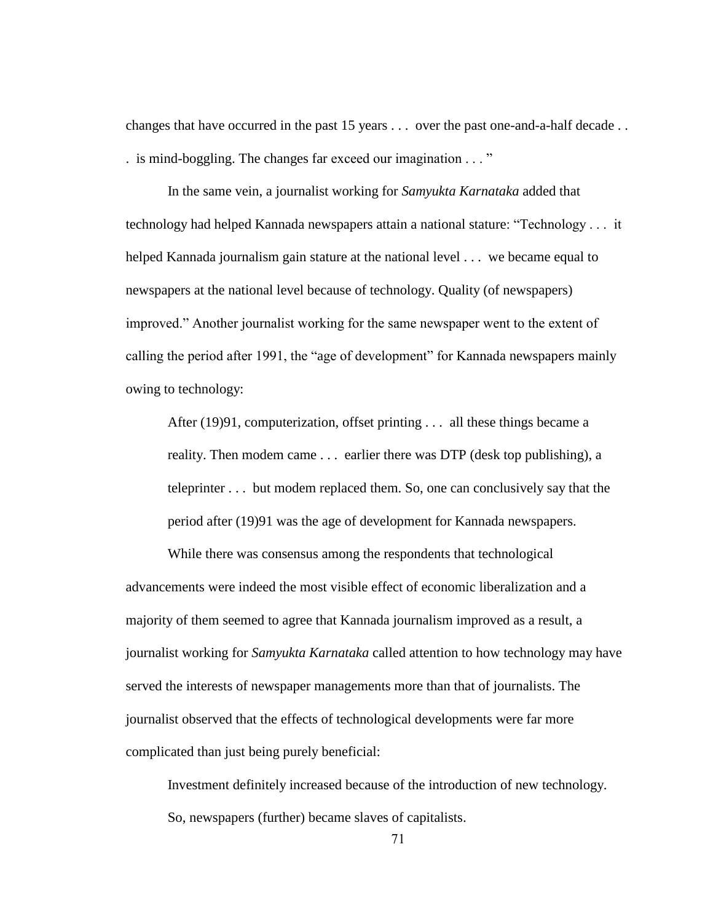changes that have occurred in the past 15 years . . . over the past one-and-a-half decade . . . is mind-boggling. The changes far exceed our imagination . . . "

In the same vein, a journalist working for *Samyukta Karnataka* added that technology had helped Kannada newspapers attain a national stature: "Technology . . . it helped Kannada journalism gain stature at the national level . . . we became equal to newspapers at the national level because of technology. Quality (of newspapers) improved." Another journalist working for the same newspaper went to the extent of calling the period after 1991, the "age of development" for Kannada newspapers mainly owing to technology:

> After (19)91, computerization, offset printing . . . all these things became a reality. Then modem came . . . earlier there was DTP (desk top publishing), a teleprinter . . . but modem replaced them. So, one can conclusively say that the period after (19)91 was the age of development for Kannada newspapers.

While there was consensus among the respondents that technological advancements were indeed the most visible effect of economic liberalization and a majority of them seemed to agree that Kannada journalism improved as a result, a journalist working for *Samyukta Karnataka* called attention to how technology may have served the interests of newspaper managements more than that of journalists. The journalist observed that the effects of technological developments were far more complicated than just being purely beneficial:

> Investment definitely increased because of the introduction of new technology. So, newspapers (further) became slaves of capitalists.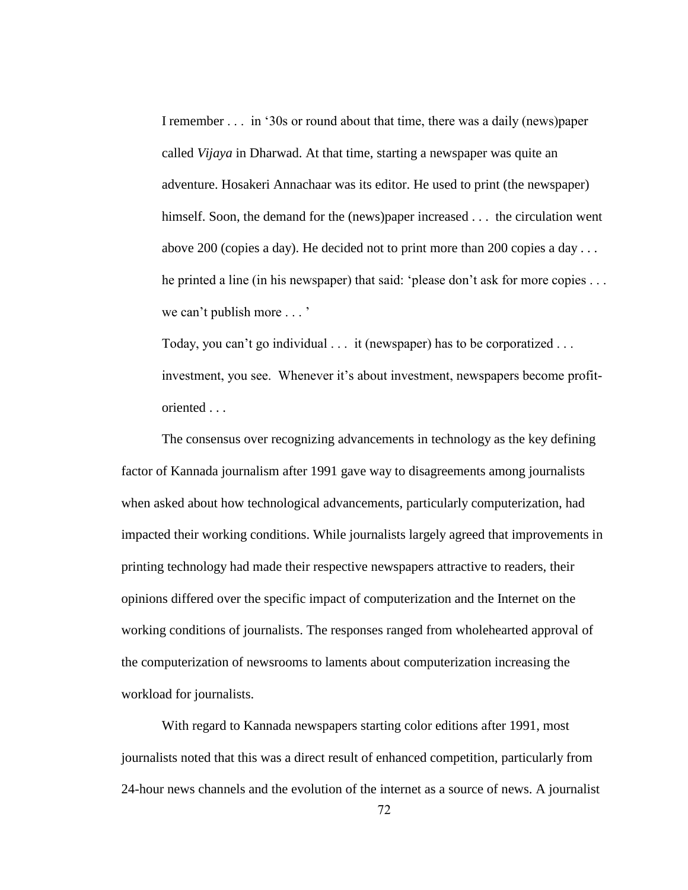> I remember . . . in '30s or round about that time, there was a daily (news)paper called *Vijaya* in Dharwad. At that time, starting a newspaper was quite an adventure. Hosakeri Annachaar was its editor. He used to print (the newspaper) himself. Soon, the demand for the (news)paper increased . . . the circulation went above 200 (copies a day). He decided not to print more than 200 copies a day . . . he printed a line (in his newspaper) that said: 'please don't ask for more copies . . . we can't publish more . . . '
>
> Today, you can't go individual . . . it (newspaper) has to be corporatized . . . investment, you see. Whenever it's about investment, newspapers become profit-oriented . . .

The consensus over recognizing advancements in technology as the key defining factor of Kannada journalism after 1991 gave way to disagreements among journalists when asked about how technological advancements, particularly computerization, had impacted their working conditions. While journalists largely agreed that improvements in printing technology had made their respective newspapers attractive to readers, their opinions differed over the specific impact of computerization and the Internet on the working conditions of journalists. The responses ranged from wholehearted approval of the computerization of newsrooms to laments about computerization increasing the workload for journalists.

With regard to Kannada newspapers starting color editions after 1991, most journalists noted that this was a direct result of enhanced competition, particularly from 24-hour news channels and the evolution of the internet as a source of news. A journalist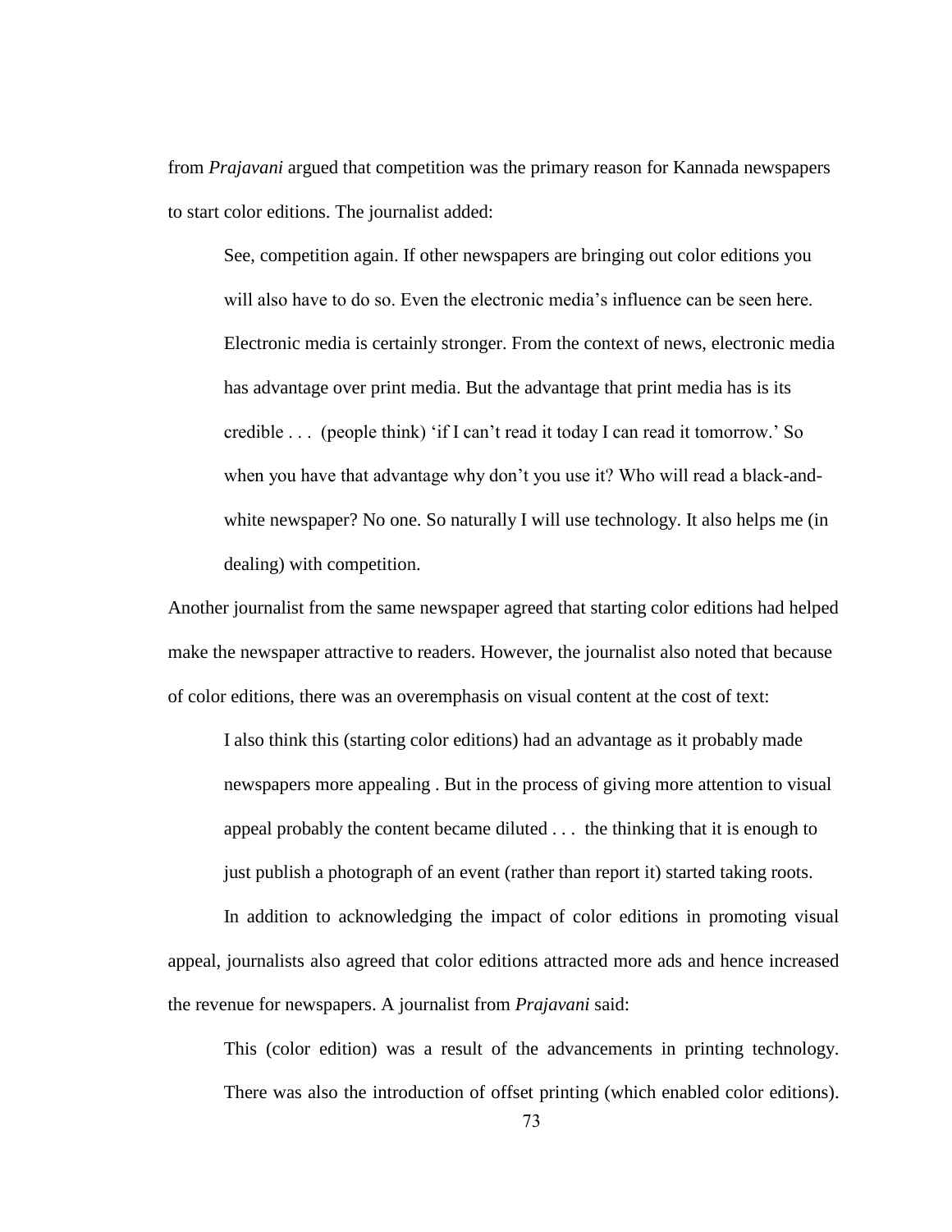from *Prajavani* argued that competition was the primary reason for Kannada newspapers to start color editions. The journalist added:

> See, competition again. If other newspapers are bringing out color editions you will also have to do so. Even the electronic media's influence can be seen here. Electronic media is certainly stronger. From the context of news, electronic media has advantage over print media. But the advantage that print media has is its credible . . . (people think) 'if I can't read it today I can read it tomorrow.' So when you have that advantage why don't you use it? Who will read a black-and-white newspaper? No one. So naturally I will use technology. It also helps me (in dealing) with competition.

Another journalist from the same newspaper agreed that starting color editions had helped make the newspaper attractive to readers. However, the journalist also noted that because of color editions, there was an overemphasis on visual content at the cost of text:

> I also think this (starting color editions) had an advantage as it probably made newspapers more appealing . But in the process of giving more attention to visual appeal probably the content became diluted . . . the thinking that it is enough to just publish a photograph of an event (rather than report it) started taking roots.

In addition to acknowledging the impact of color editions in promoting visual appeal, journalists also agreed that color editions attracted more ads and hence increased the revenue for newspapers. A journalist from *Prajavani* said:

> This (color edition) was a result of the advancements in printing technology. There was also the introduction of offset printing (which enabled color editions).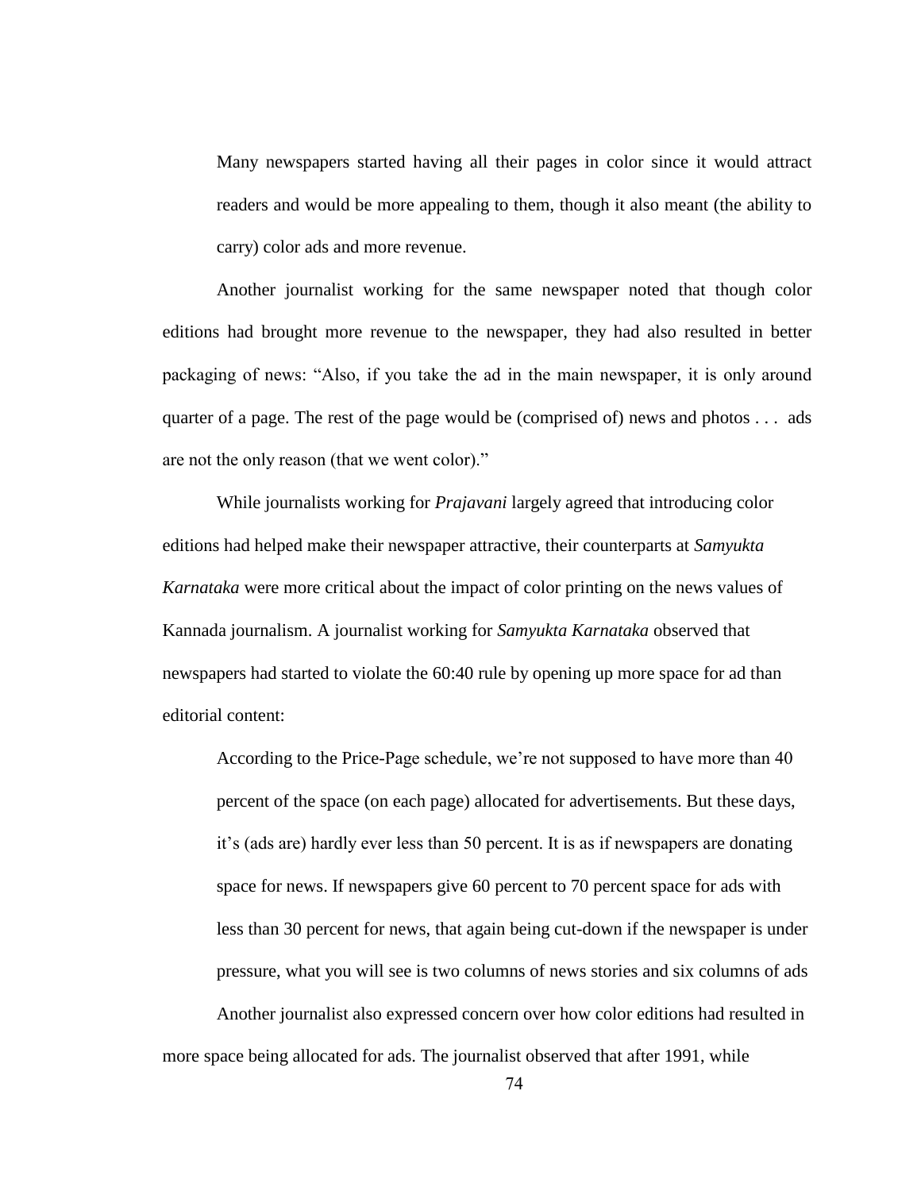> Many newspapers started having all their pages in color since it would attract readers and would be more appealing to them, though it also meant (the ability to carry) color ads and more revenue.

Another journalist working for the same newspaper noted that though color editions had brought more revenue to the newspaper, they had also resulted in better packaging of news: "Also, if you take the ad in the main newspaper, it is only around quarter of a page. The rest of the page would be (comprised of) news and photos . . . ads are not the only reason (that we went color)."

While journalists working for *Prajavani* largely agreed that introducing color editions had helped make their newspaper attractive, their counterparts at *Samyukta Karnataka* were more critical about the impact of color printing on the news values of Kannada journalism. A journalist working for *Samyukta Karnataka* observed that newspapers had started to violate the 60:40 rule by opening up more space for ad than editorial content:

> According to the Price-Page schedule, we're not supposed to have more than 40 percent of the space (on each page) allocated for advertisements. But these days, it's (ads are) hardly ever less than 50 percent. It is as if newspapers are donating space for news. If newspapers give 60 percent to 70 percent space for ads with less than 30 percent for news, that again being cut-down if the newspaper is under pressure, what you will see is two columns of news stories and six columns of ads

Another journalist also expressed concern over how color editions had resulted in more space being allocated for ads. The journalist observed that after 1991, while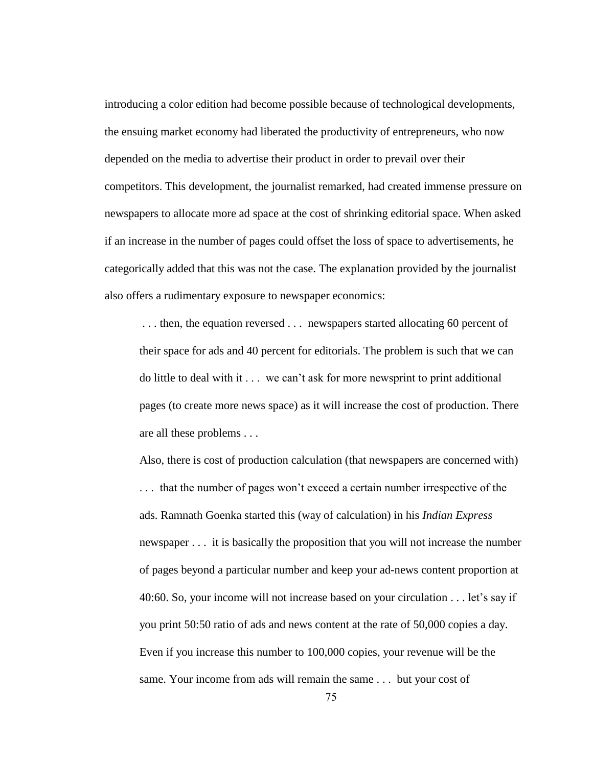introducing a color edition had become possible because of technological developments, the ensuing market economy had liberated the productivity of entrepreneurs, who now depended on the media to advertise their product in order to prevail over their competitors. This development, the journalist remarked, had created immense pressure on newspapers to allocate more ad space at the cost of shrinking editorial space. When asked if an increase in the number of pages could offset the loss of space to advertisements, he categorically added that this was not the case. The explanation provided by the journalist also offers a rudimentary exposure to newspaper economics:

> . . . then, the equation reversed . . . newspapers started allocating 60 percent of their space for ads and 40 percent for editorials. The problem is such that we can do little to deal with it . . . we can't ask for more newsprint to print additional pages (to create more news space) as it will increase the cost of production. There are all these problems . . .
>
> Also, there is cost of production calculation (that newspapers are concerned with) . . . that the number of pages won't exceed a certain number irrespective of the ads. Ramnath Goenka started this (way of calculation) in his *Indian Express* newspaper . . . it is basically the proposition that you will not increase the number of pages beyond a particular number and keep your ad-news content proportion at 40:60. So, your income will not increase based on your circulation . . . let's say if you print 50:50 ratio of ads and news content at the rate of 50,000 copies a day. Even if you increase this number to 100,000 copies, your revenue will be the same. Your income from ads will remain the same . . . but your cost of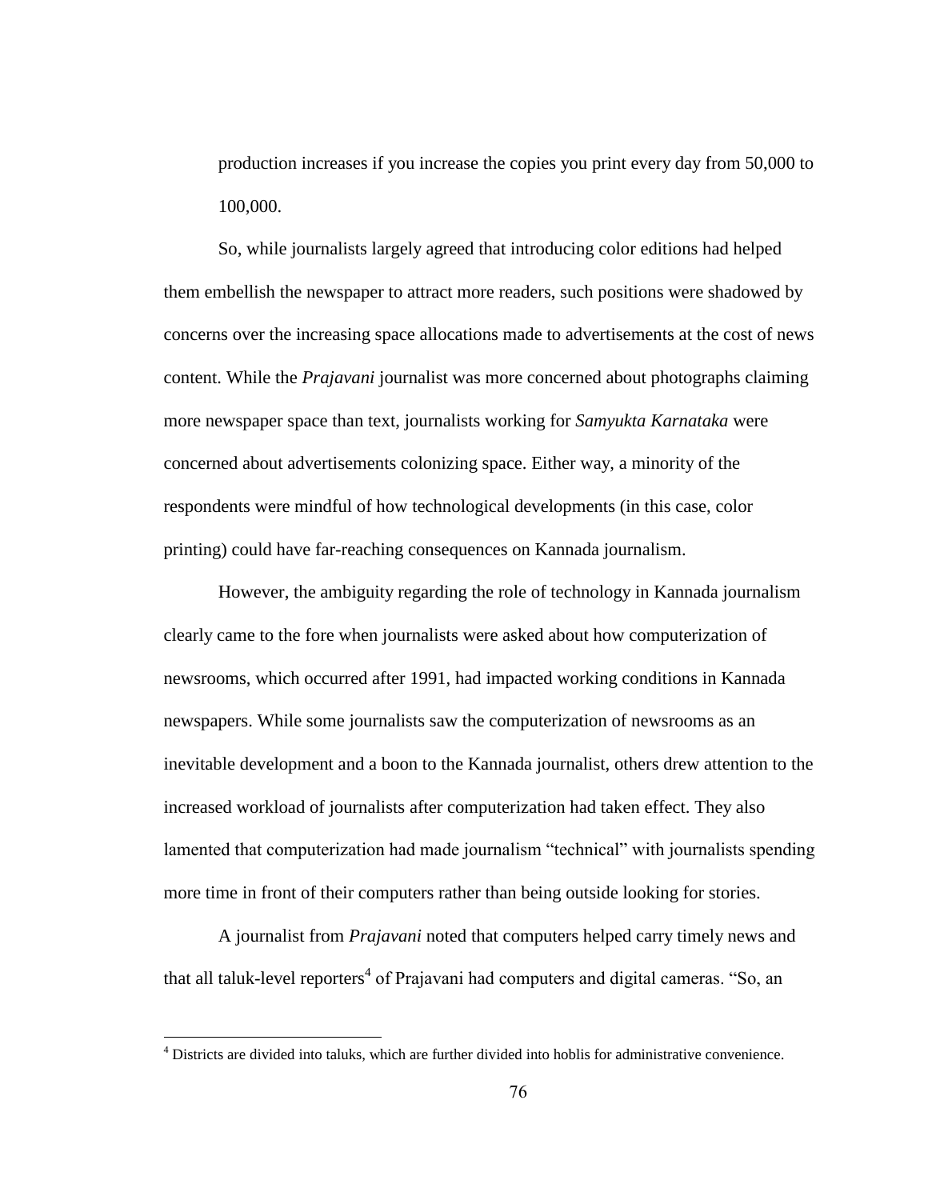production increases if you increase the copies you print every day from 50,000 to 100,000.

So, while journalists largely agreed that introducing color editions had helped them embellish the newspaper to attract more readers, such positions were shadowed by concerns over the increasing space allocations made to advertisements at the cost of news content. While the *Prajavani* journalist was more concerned about photographs claiming more newspaper space than text, journalists working for *Samyukta Karnataka* were concerned about advertisements colonizing space. Either way, a minority of the respondents were mindful of how technological developments (in this case, color printing) could have far-reaching consequences on Kannada journalism.

However, the ambiguity regarding the role of technology in Kannada journalism clearly came to the fore when journalists were asked about how computerization of newsrooms, which occurred after 1991, had impacted working conditions in Kannada newspapers. While some journalists saw the computerization of newsrooms as an inevitable development and a boon to the Kannada journalist, others drew attention to the increased workload of journalists after computerization had taken effect. They also lamented that computerization had made journalism "technical" with journalists spending more time in front of their computers rather than being outside looking for stories.

A journalist from *Prajavani* noted that computers helped carry timely news and that all taluk-level reporters[4] of Prajavani had computers and digital cameras. "So, an

[4] Districts are divided into taluks, which are further divided into hoblis for administrative convenience.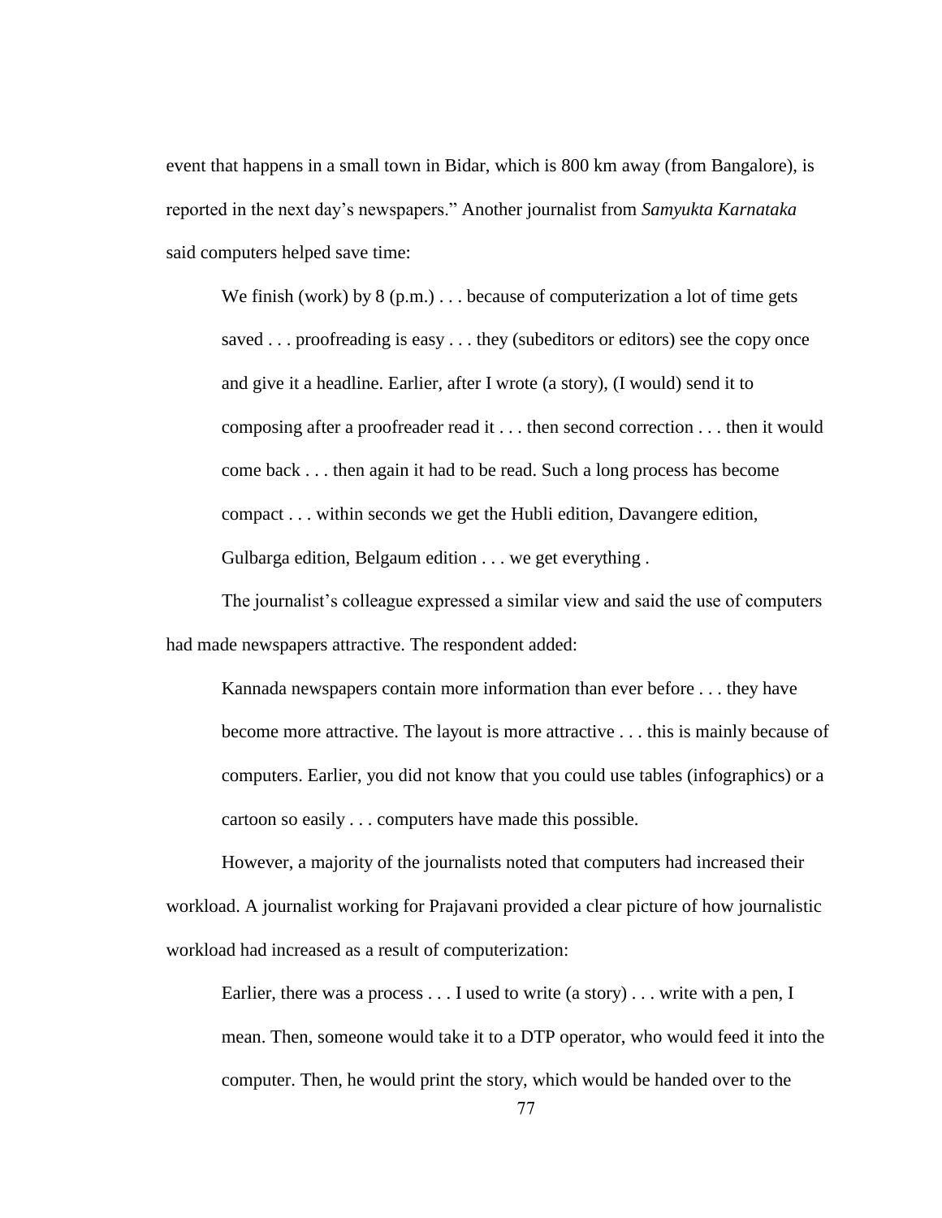event that happens in a small town in Bidar, which is 800 km away (from Bangalore), is reported in the next day's newspapers." Another journalist from *Samyukta Karnataka* said computers helped save time:

> We finish (work) by 8 (p.m.) . . . because of computerization a lot of time gets saved . . . proofreading is easy . . . they (subeditors or editors) see the copy once and give it a headline. Earlier, after I wrote (a story), (I would) send it to composing after a proofreader read it . . . then second correction . . . then it would come back . . . then again it had to be read. Such a long process has become compact . . . within seconds we get the Hubli edition, Davangere edition, Gulbarga edition, Belgaum edition . . . we get everything .

The journalist's colleague expressed a similar view and said the use of computers had made newspapers attractive. The respondent added:

> Kannada newspapers contain more information than ever before . . . they have become more attractive. The layout is more attractive . . . this is mainly because of computers. Earlier, you did not know that you could use tables (infographics) or a cartoon so easily . . . computers have made this possible.

However, a majority of the journalists noted that computers had increased their workload. A journalist working for Prajavani provided a clear picture of how journalistic workload had increased as a result of computerization:

> Earlier, there was a process . . . I used to write (a story) . . . write with a pen, I mean. Then, someone would take it to a DTP operator, who would feed it into the computer. Then, he would print the story, which would be handed over to the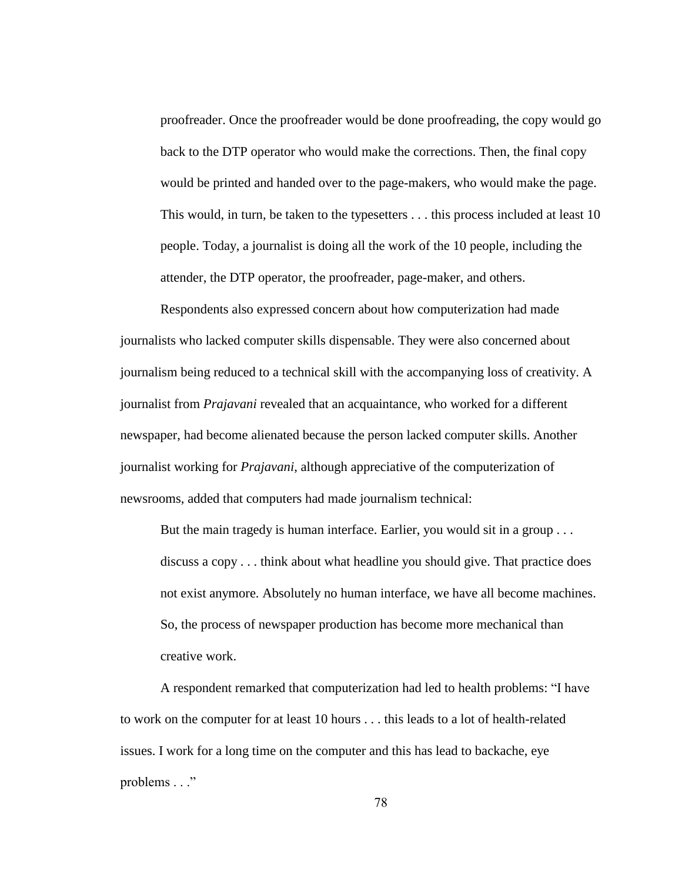> proofreader. Once the proofreader would be done proofreading, the copy would go back to the DTP operator who would make the corrections. Then, the final copy would be printed and handed over to the page-makers, who would make the page. This would, in turn, be taken to the typesetters . . . this process included at least 10 people. Today, a journalist is doing all the work of the 10 people, including the attender, the DTP operator, the proofreader, page-maker, and others.

Respondents also expressed concern about how computerization had made journalists who lacked computer skills dispensable. They were also concerned about journalism being reduced to a technical skill with the accompanying loss of creativity. A journalist from *Prajavani* revealed that an acquaintance, who worked for a different newspaper, had become alienated because the person lacked computer skills. Another journalist working for *Prajavani*, although appreciative of the computerization of newsrooms, added that computers had made journalism technical:

> But the main tragedy is human interface. Earlier, you would sit in a group . . . discuss a copy . . . think about what headline you should give. That practice does not exist anymore. Absolutely no human interface, we have all become machines. So, the process of newspaper production has become more mechanical than creative work.

A respondent remarked that computerization had led to health problems: "I have to work on the computer for at least 10 hours . . . this leads to a lot of health-related issues. I work for a long time on the computer and this has lead to backache, eye problems . . ."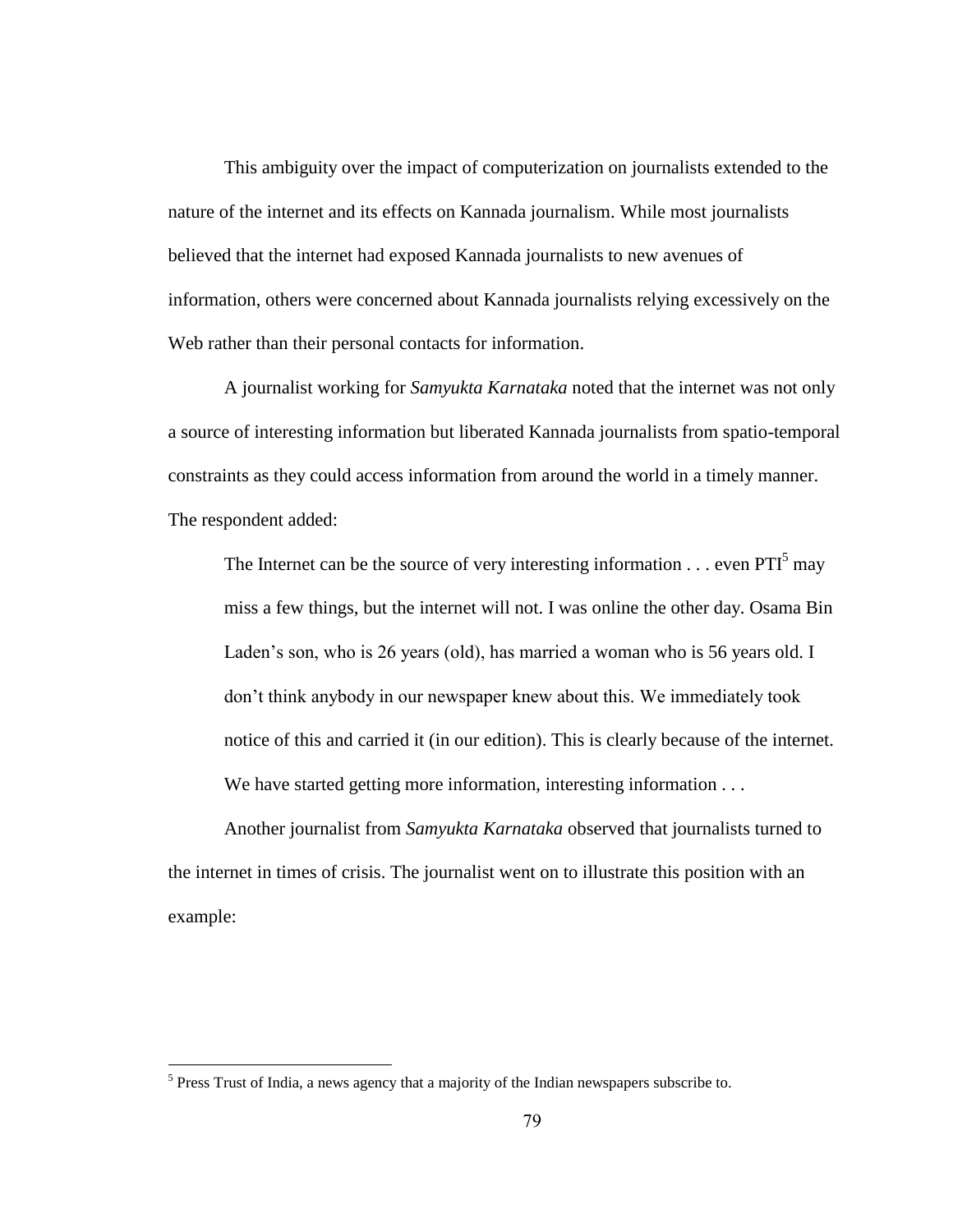This ambiguity over the impact of computerization on journalists extended to the nature of the internet and its effects on Kannada journalism. While most journalists believed that the internet had exposed Kannada journalists to new avenues of information, others were concerned about Kannada journalists relying excessively on the Web rather than their personal contacts for information.

A journalist working for *Samyukta Karnataka* noted that the internet was not only a source of interesting information but liberated Kannada journalists from spatio-temporal constraints as they could access information from around the world in a timely manner. The respondent added:

> The Internet can be the source of very interesting information . . . even PTI[5] may miss a few things, but the internet will not. I was online the other day. Osama Bin Laden's son, who is 26 years (old), has married a woman who is 56 years old. I don't think anybody in our newspaper knew about this. We immediately took notice of this and carried it (in our edition). This is clearly because of the internet. We have started getting more information, interesting information . . .

Another journalist from *Samyukta Karnataka* observed that journalists turned to the internet in times of crisis. The journalist went on to illustrate this position with an example:

[5] Press Trust of India, a news agency that a majority of the Indian newspapers subscribe to.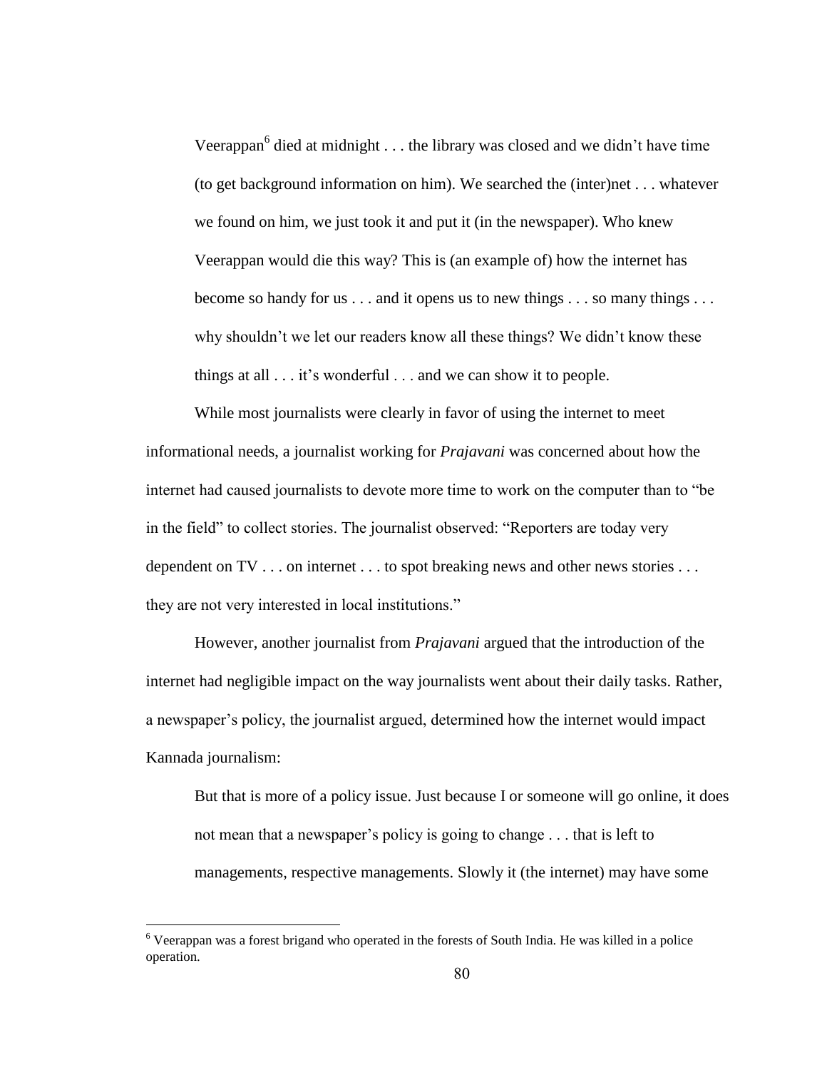> Veerappan[6] died at midnight . . . the library was closed and we didn't have time (to get background information on him). We searched the (inter)net . . . whatever we found on him, we just took it and put it (in the newspaper). Who knew Veerappan would die this way? This is (an example of) how the internet has become so handy for us . . . and it opens us to new things . . . so many things . . . why shouldn't we let our readers know all these things? We didn't know these things at all . . . it's wonderful . . . and we can show it to people.

While most journalists were clearly in favor of using the internet to meet informational needs, a journalist working for *Prajavani* was concerned about how the internet had caused journalists to devote more time to work on the computer than to "be in the field" to collect stories. The journalist observed: "Reporters are today very dependent on TV . . . on internet . . . to spot breaking news and other news stories . . . they are not very interested in local institutions."

However, another journalist from *Prajavani* argued that the introduction of the internet had negligible impact on the way journalists went about their daily tasks. Rather, a newspaper's policy, the journalist argued, determined how the internet would impact Kannada journalism:

> But that is more of a policy issue. Just because I or someone will go online, it does not mean that a newspaper's policy is going to change . . . that is left to managements, respective managements. Slowly it (the internet) may have some

[6] Veerappan was a forest brigand who operated in the forests of South India. He was killed in a police operation.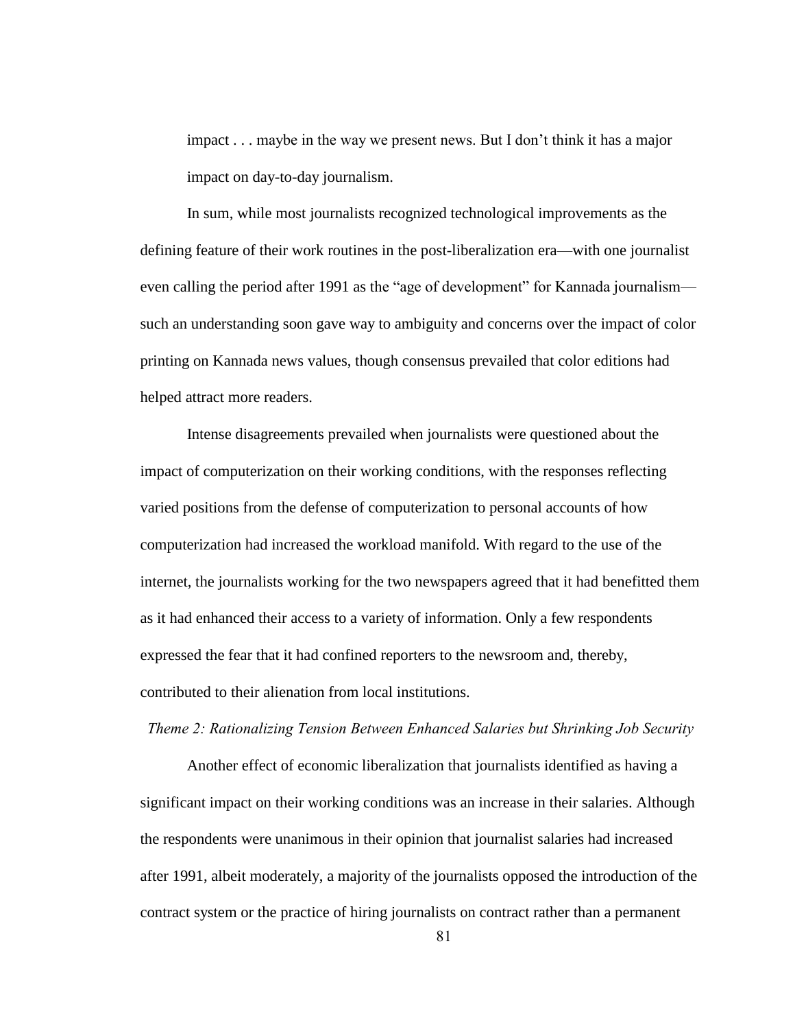impact . . . maybe in the way we present news. But I don't think it has a major impact on day-to-day journalism.

In sum, while most journalists recognized technological improvements as the defining feature of their work routines in the post-liberalization era—with one journalist even calling the period after 1991 as the "age of development" for Kannada journalism—such an understanding soon gave way to ambiguity and concerns over the impact of color printing on Kannada news values, though consensus prevailed that color editions had helped attract more readers.

Intense disagreements prevailed when journalists were questioned about the impact of computerization on their working conditions, with the responses reflecting varied positions from the defense of computerization to personal accounts of how computerization had increased the workload manifold. With regard to the use of the internet, the journalists working for the two newspapers agreed that it had benefitted them as it had enhanced their access to a variety of information. Only a few respondents expressed the fear that it had confined reporters to the newsroom and, thereby, contributed to their alienation from local institutions.

*Theme 2: Rationalizing Tension Between Enhanced Salaries but Shrinking Job Security*

Another effect of economic liberalization that journalists identified as having a significant impact on their working conditions was an increase in their salaries. Although the respondents were unanimous in their opinion that journalist salaries had increased after 1991, albeit moderately, a majority of the journalists opposed the introduction of the contract system or the practice of hiring journalists on contract rather than a permanent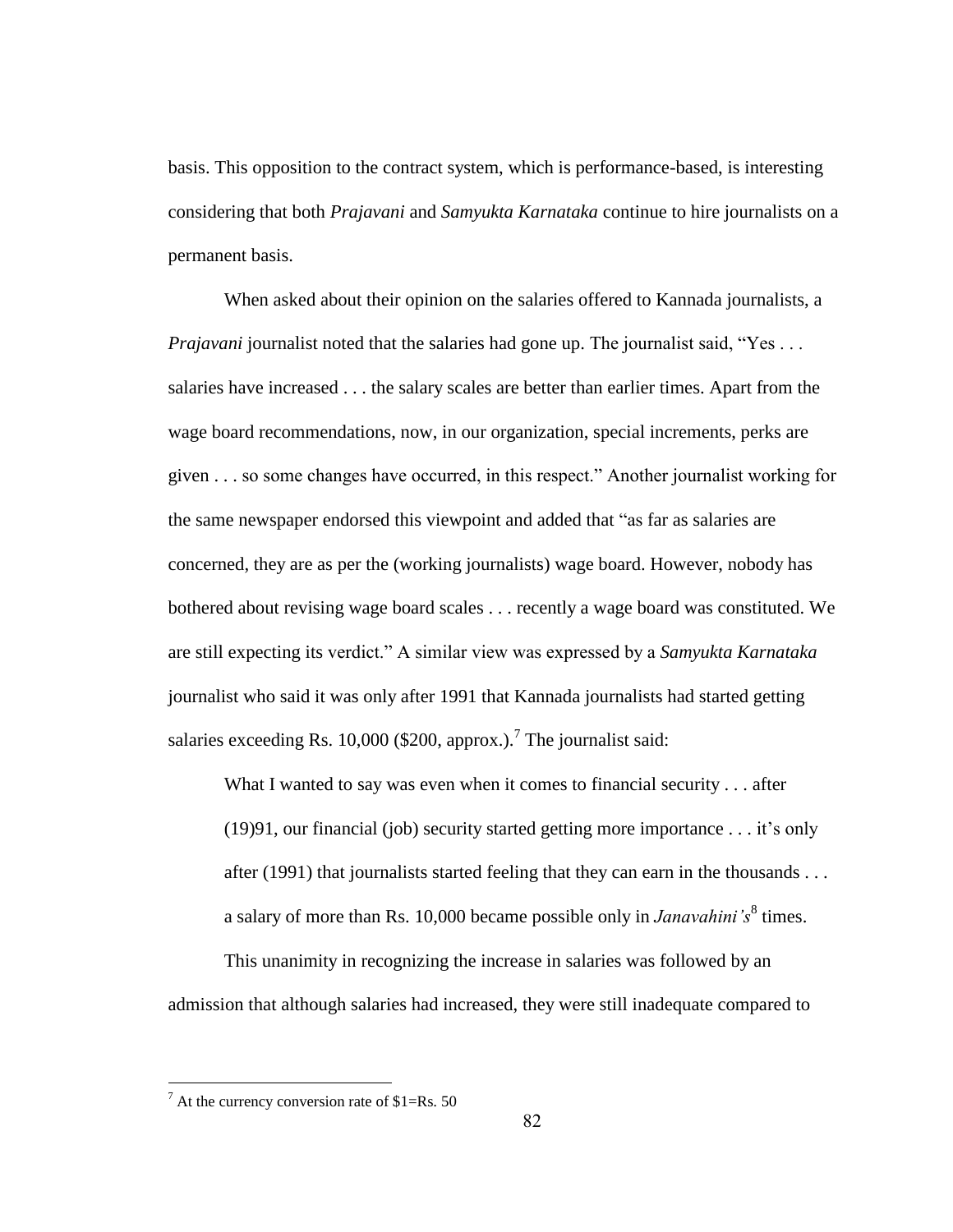basis. This opposition to the contract system, which is performance-based, is interesting considering that both *Prajavani* and *Samyukta Karnataka* continue to hire journalists on a permanent basis.

When asked about their opinion on the salaries offered to Kannada journalists, a *Prajavani* journalist noted that the salaries had gone up. The journalist said, "Yes . . . salaries have increased . . . the salary scales are better than earlier times. Apart from the wage board recommendations, now, in our organization, special increments, perks are given . . . so some changes have occurred, in this respect." Another journalist working for the same newspaper endorsed this viewpoint and added that "as far as salaries are concerned, they are as per the (working journalists) wage board. However, nobody has bothered about revising wage board scales . . . recently a wage board was constituted. We are still expecting its verdict." A similar view was expressed by a *Samyukta Karnataka* journalist who said it was only after 1991 that Kannada journalists had started getting salaries exceeding Rs. 10,000 ($200, approx.).[7] The journalist said:

> What I wanted to say was even when it comes to financial security . . . after (19)91, our financial (job) security started getting more importance . . . it's only after (1991) that journalists started feeling that they can earn in the thousands . . . a salary of more than Rs. 10,000 became possible only in *Janavahini's*[8] times.

This unanimity in recognizing the increase in salaries was followed by an admission that although salaries had increased, they were still inadequate compared to

---

[7] At the currency conversion rate of $1=Rs. 50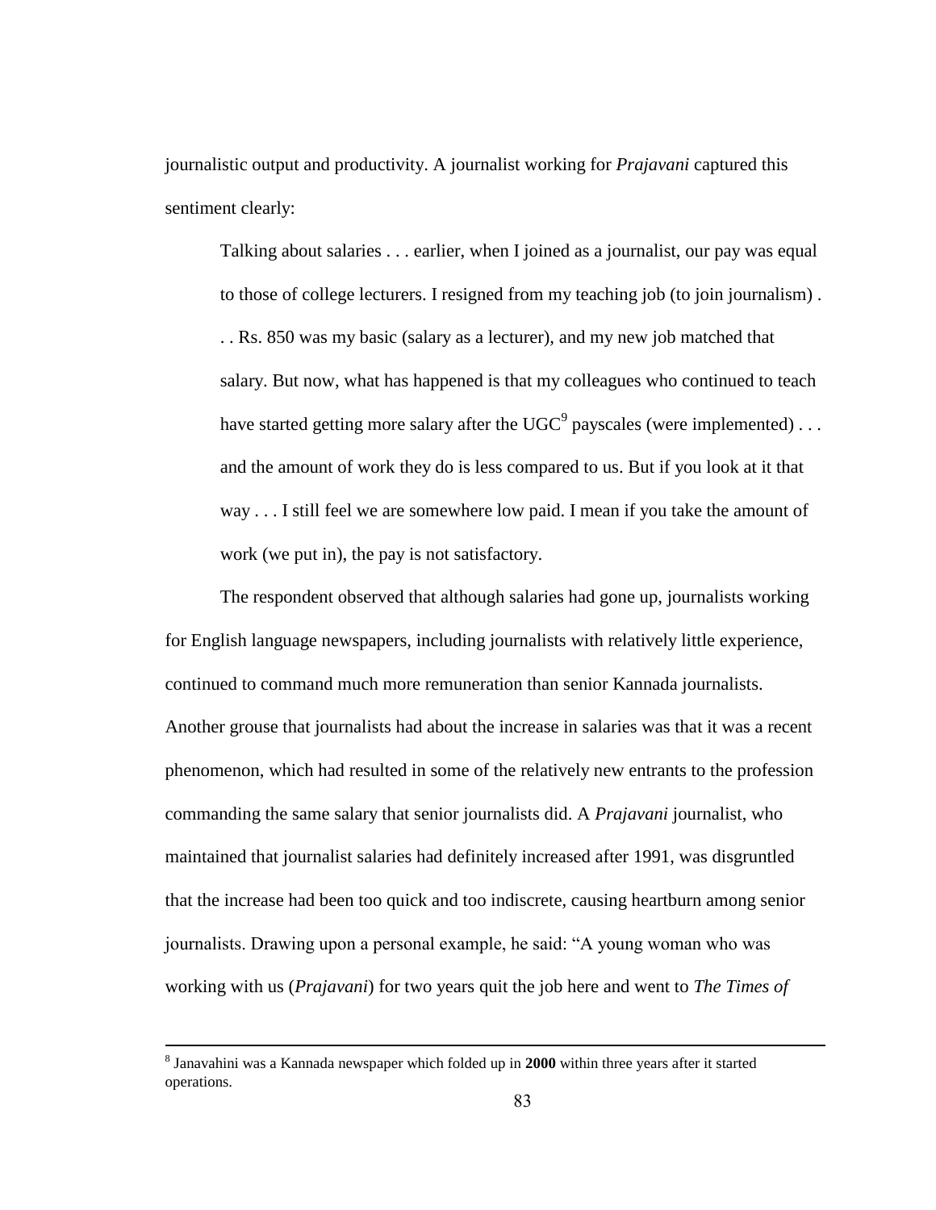journalistic output and productivity. A journalist working for *Prajavani* captured this sentiment clearly:

> Talking about salaries . . . earlier, when I joined as a journalist, our pay was equal to those of college lecturers. I resigned from my teaching job (to join journalism) . . . Rs. 850 was my basic (salary as a lecturer), and my new job matched that salary. But now, what has happened is that my colleagues who continued to teach have started getting more salary after the UGC[9] payscales (were implemented) . . . and the amount of work they do is less compared to us. But if you look at it that way . . . I still feel we are somewhere low paid. I mean if you take the amount of work (we put in), the pay is not satisfactory.

The respondent observed that although salaries had gone up, journalists working for English language newspapers, including journalists with relatively little experience, continued to command much more remuneration than senior Kannada journalists. Another grouse that journalists had about the increase in salaries was that it was a recent phenomenon, which had resulted in some of the relatively new entrants to the profession commanding the same salary that senior journalists did. A *Prajavani* journalist, who maintained that journalist salaries had definitely increased after 1991, was disgruntled that the increase had been too quick and too indiscrete, causing heartburn among senior journalists. Drawing upon a personal example, he said: "A young woman who was working with us (*Prajavani*) for two years quit the job here and went to *The Times of*

---

[8] Janavahini was a Kannada newspaper which folded up in **2000** within three years after it started operations.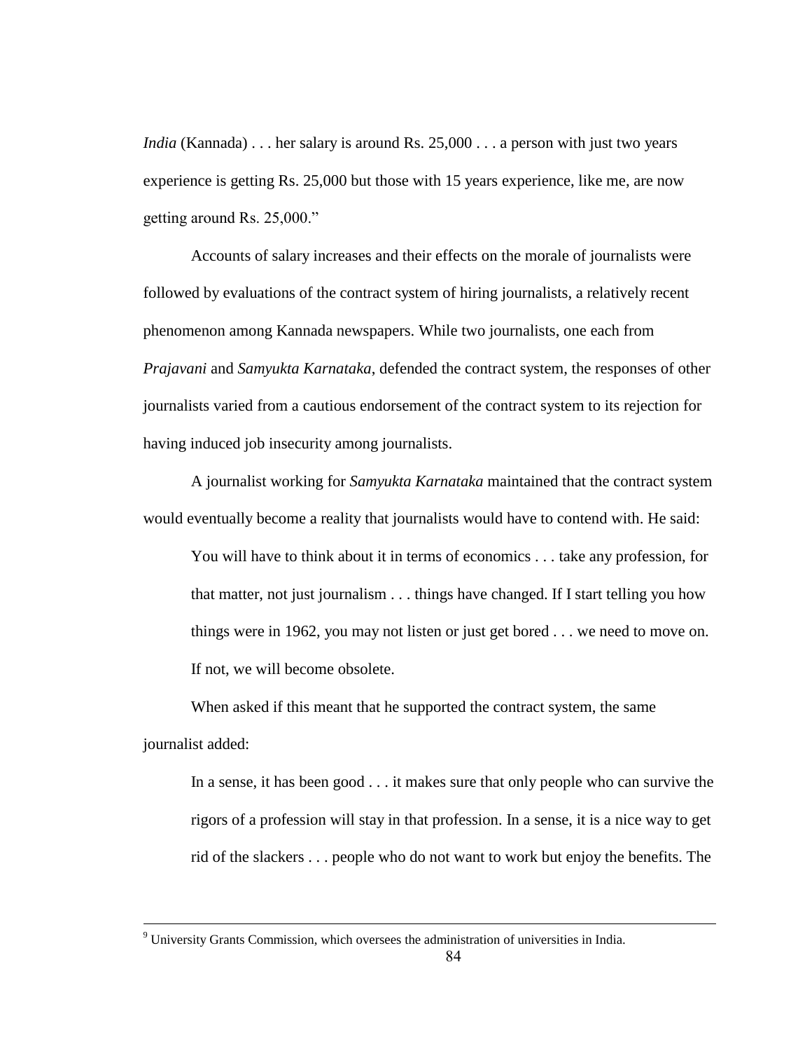*India* (Kannada) . . . her salary is around Rs. 25,000 . . . a person with just two years experience is getting Rs. 25,000 but those with 15 years experience, like me, are now getting around Rs. 25,000."

Accounts of salary increases and their effects on the morale of journalists were followed by evaluations of the contract system of hiring journalists, a relatively recent phenomenon among Kannada newspapers. While two journalists, one each from *Prajavani* and *Samyukta Karnataka*, defended the contract system, the responses of other journalists varied from a cautious endorsement of the contract system to its rejection for having induced job insecurity among journalists.

A journalist working for *Samyukta Karnataka* maintained that the contract system would eventually become a reality that journalists would have to contend with. He said:

> You will have to think about it in terms of economics . . . take any profession, for that matter, not just journalism . . . things have changed. If I start telling you how things were in 1962, you may not listen or just get bored . . . we need to move on. If not, we will become obsolete.

When asked if this meant that he supported the contract system, the same journalist added:

> In a sense, it has been good . . . it makes sure that only people who can survive the rigors of a profession will stay in that profession. In a sense, it is a nice way to get rid of the slackers . . . people who do not want to work but enjoy the benefits. The

---

[9] University Grants Commission, which oversees the administration of universities in India.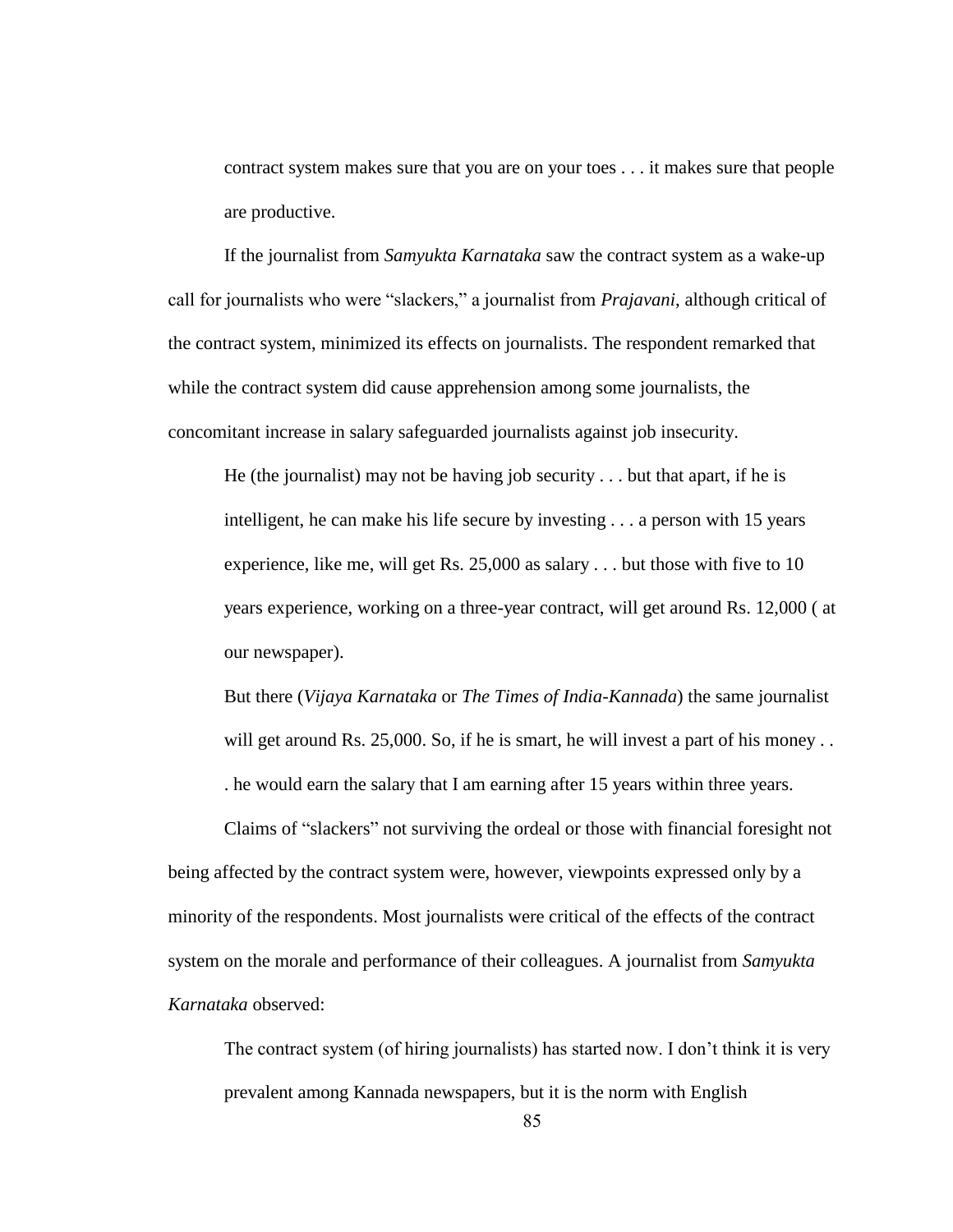contract system makes sure that you are on your toes . . . it makes sure that people are productive.

If the journalist from *Samyukta Karnataka* saw the contract system as a wake-up call for journalists who were “slackers,” a journalist from *Prajavani*, although critical of the contract system, minimized its effects on journalists. The respondent remarked that while the contract system did cause apprehension among some journalists, the concomitant increase in salary safeguarded journalists against job insecurity.

> He (the journalist) may not be having job security . . . but that apart, if he is intelligent, he can make his life secure by investing . . . a person with 15 years experience, like me, will get Rs. 25,000 as salary . . . but those with five to 10 years experience, working on a three-year contract, will get around Rs. 12,000 ( at our newspaper).
>
> But there (*Vijaya Karnataka* or *The Times of India-Kannada*) the same journalist will get around Rs. 25,000. So, if he is smart, he will invest a part of his money . . . he would earn the salary that I am earning after 15 years within three years.

Claims of “slackers” not surviving the ordeal or those with financial foresight not being affected by the contract system were, however, viewpoints expressed only by a minority of the respondents. Most journalists were critical of the effects of the contract system on the morale and performance of their colleagues. A journalist from *Samyukta Karnataka* observed:

> The contract system (of hiring journalists) has started now. I don’t think it is very prevalent among Kannada newspapers, but it is the norm with English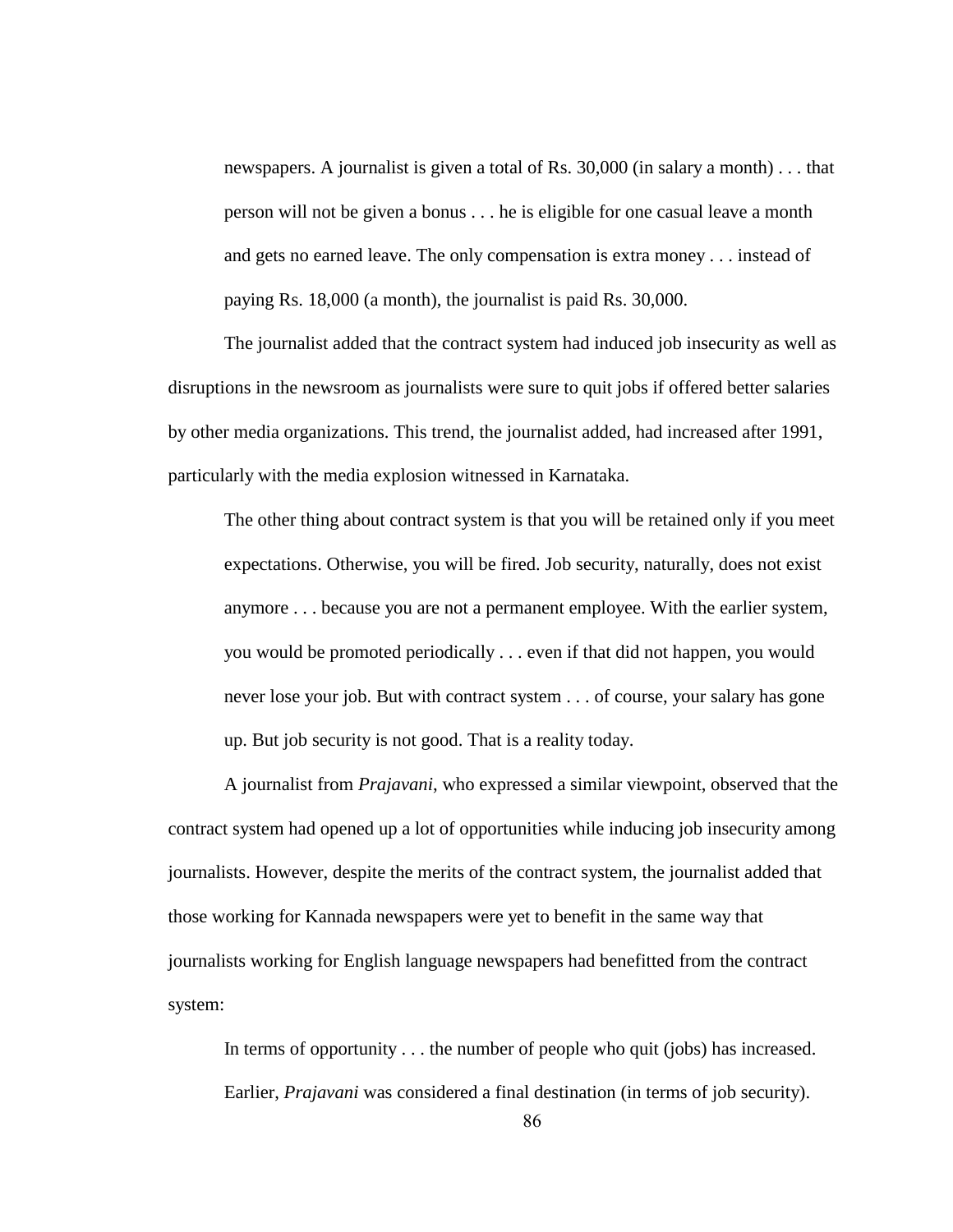> newspapers. A journalist is given a total of Rs. 30,000 (in salary a month) . . . that person will not be given a bonus . . . he is eligible for one casual leave a month and gets no earned leave. The only compensation is extra money . . . instead of paying Rs. 18,000 (a month), the journalist is paid Rs. 30,000.

The journalist added that the contract system had induced job insecurity as well as disruptions in the newsroom as journalists were sure to quit jobs if offered better salaries by other media organizations. This trend, the journalist added, had increased after 1991, particularly with the media explosion witnessed in Karnataka.

> The other thing about contract system is that you will be retained only if you meet expectations. Otherwise, you will be fired. Job security, naturally, does not exist anymore . . . because you are not a permanent employee. With the earlier system, you would be promoted periodically . . . even if that did not happen, you would never lose your job. But with contract system . . . of course, your salary has gone up. But job security is not good. That is a reality today.

A journalist from *Prajavani*, who expressed a similar viewpoint, observed that the contract system had opened up a lot of opportunities while inducing job insecurity among journalists. However, despite the merits of the contract system, the journalist added that those working for Kannada newspapers were yet to benefit in the same way that journalists working for English language newspapers had benefitted from the contract system:

> In terms of opportunity . . . the number of people who quit (jobs) has increased. Earlier, *Prajavani* was considered a final destination (in terms of job security).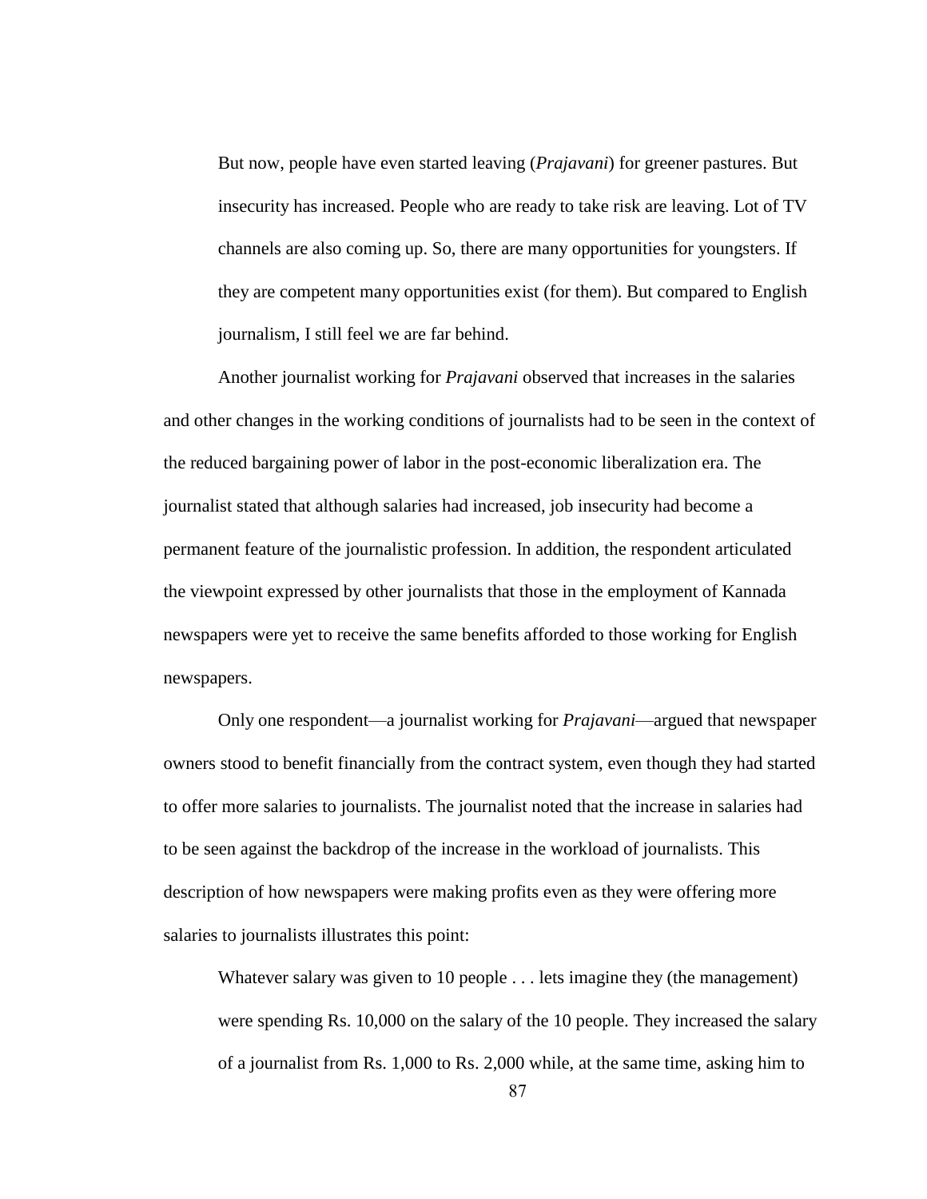> But now, people have even started leaving (*Prajavani*) for greener pastures. But insecurity has increased. People who are ready to take risk are leaving. Lot of TV channels are also coming up. So, there are many opportunities for youngsters. If they are competent many opportunities exist (for them). But compared to English journalism, I still feel we are far behind.

Another journalist working for *Prajavani* observed that increases in the salaries and other changes in the working conditions of journalists had to be seen in the context of the reduced bargaining power of labor in the post-economic liberalization era. The journalist stated that although salaries had increased, job insecurity had become a permanent feature of the journalistic profession. In addition, the respondent articulated the viewpoint expressed by other journalists that those in the employment of Kannada newspapers were yet to receive the same benefits afforded to those working for English newspapers.

Only one respondent—a journalist working for *Prajavani*—argued that newspaper owners stood to benefit financially from the contract system, even though they had started to offer more salaries to journalists. The journalist noted that the increase in salaries had to be seen against the backdrop of the increase in the workload of journalists. This description of how newspapers were making profits even as they were offering more salaries to journalists illustrates this point:

> Whatever salary was given to 10 people . . . lets imagine they (the management) were spending Rs. 10,000 on the salary of the 10 people. They increased the salary of a journalist from Rs. 1,000 to Rs. 2,000 while, at the same time, asking him to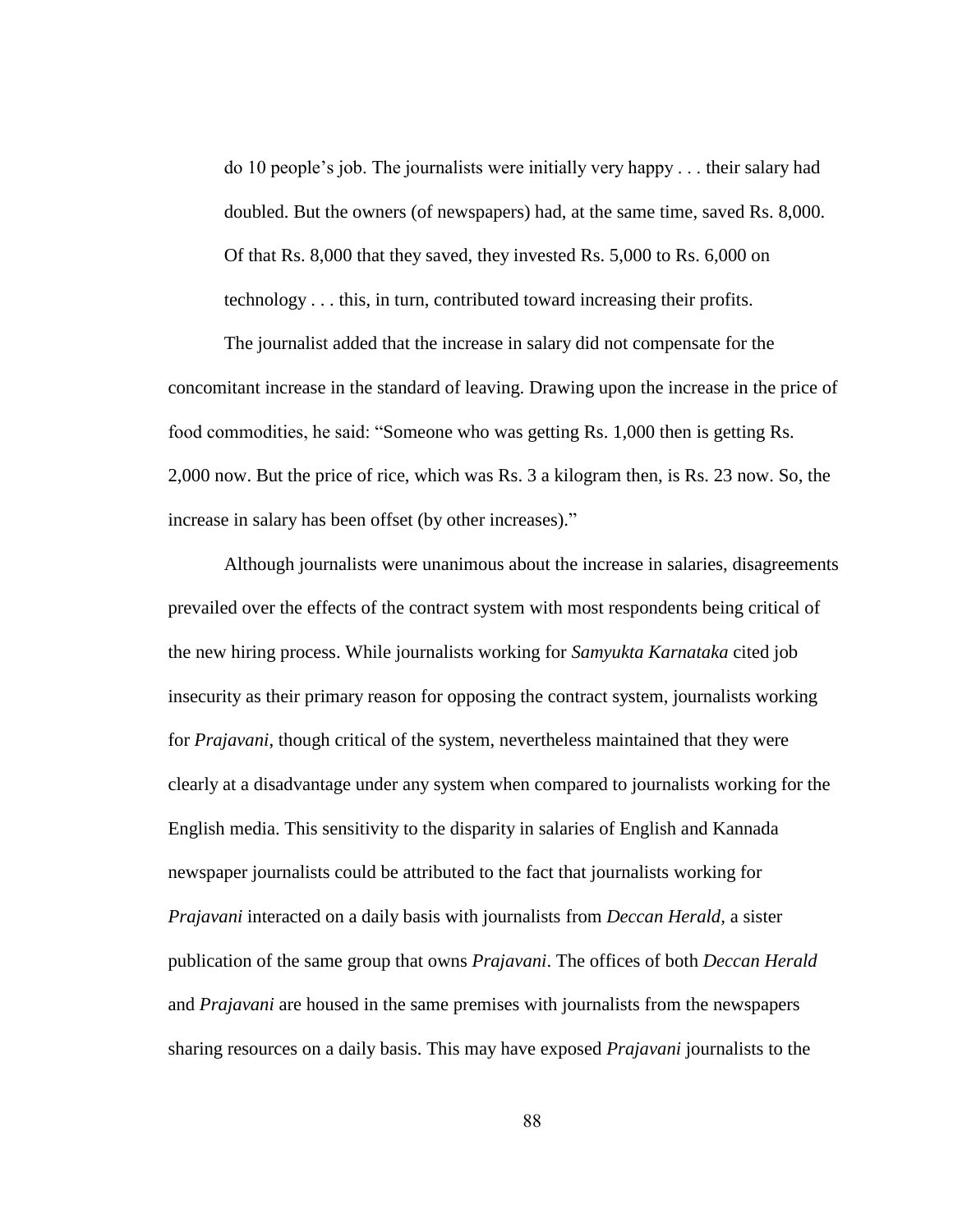do 10 people's job. The journalists were initially very happy . . . their salary had doubled. But the owners (of newspapers) had, at the same time, saved Rs. 8,000. Of that Rs. 8,000 that they saved, they invested Rs. 5,000 to Rs. 6,000 on technology . . . this, in turn, contributed toward increasing their profits.

The journalist added that the increase in salary did not compensate for the concomitant increase in the standard of leaving. Drawing upon the increase in the price of food commodities, he said: "Someone who was getting Rs. 1,000 then is getting Rs. 2,000 now. But the price of rice, which was Rs. 3 a kilogram then, is Rs. 23 now. So, the increase in salary has been offset (by other increases)."

Although journalists were unanimous about the increase in salaries, disagreements prevailed over the effects of the contract system with most respondents being critical of the new hiring process. While journalists working for *Samyukta Karnataka* cited job insecurity as their primary reason for opposing the contract system, journalists working for *Prajavani*, though critical of the system, nevertheless maintained that they were clearly at a disadvantage under any system when compared to journalists working for the English media. This sensitivity to the disparity in salaries of English and Kannada newspaper journalists could be attributed to the fact that journalists working for *Prajavani* interacted on a daily basis with journalists from *Deccan Herald,* a sister publication of the same group that owns *Prajavani*. The offices of both *Deccan Herald* and *Prajavani* are housed in the same premises with journalists from the newspapers sharing resources on a daily basis. This may have exposed *Prajavani* journalists to the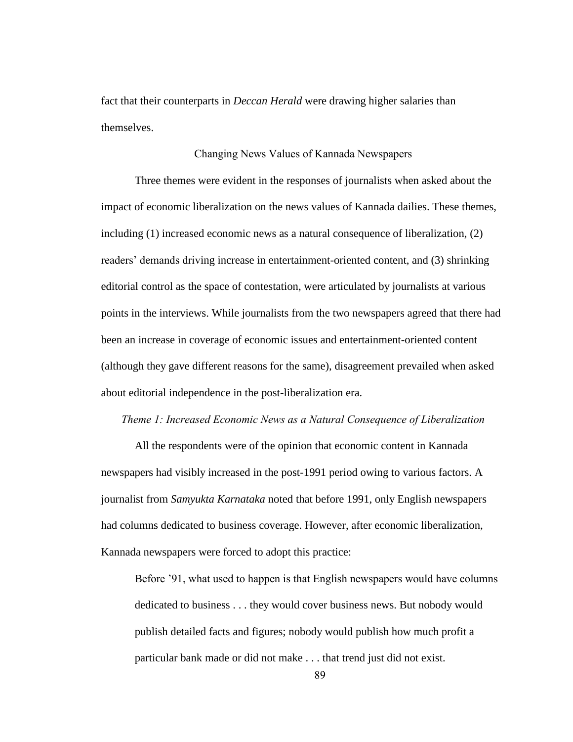fact that their counterparts in *Deccan Herald* were drawing higher salaries than themselves.

## Changing News Values of Kannada Newspapers

Three themes were evident in the responses of journalists when asked about the impact of economic liberalization on the news values of Kannada dailies. These themes, including (1) increased economic news as a natural consequence of liberalization, (2) readers' demands driving increase in entertainment-oriented content, and (3) shrinking editorial control as the space of contestation, were articulated by journalists at various points in the interviews. While journalists from the two newspapers agreed that there had been an increase in coverage of economic issues and entertainment-oriented content (although they gave different reasons for the same), disagreement prevailed when asked about editorial independence in the post-liberalization era.

### *Theme 1: Increased Economic News as a Natural Consequence of Liberalization*

All the respondents were of the opinion that economic content in Kannada newspapers had visibly increased in the post-1991 period owing to various factors. A journalist from *Samyukta Karnataka* noted that before 1991, only English newspapers had columns dedicated to business coverage. However, after economic liberalization, Kannada newspapers were forced to adopt this practice:

> Before '91, what used to happen is that English newspapers would have columns dedicated to business . . . they would cover business news. But nobody would publish detailed facts and figures; nobody would publish how much profit a particular bank made or did not make . . . that trend just did not exist.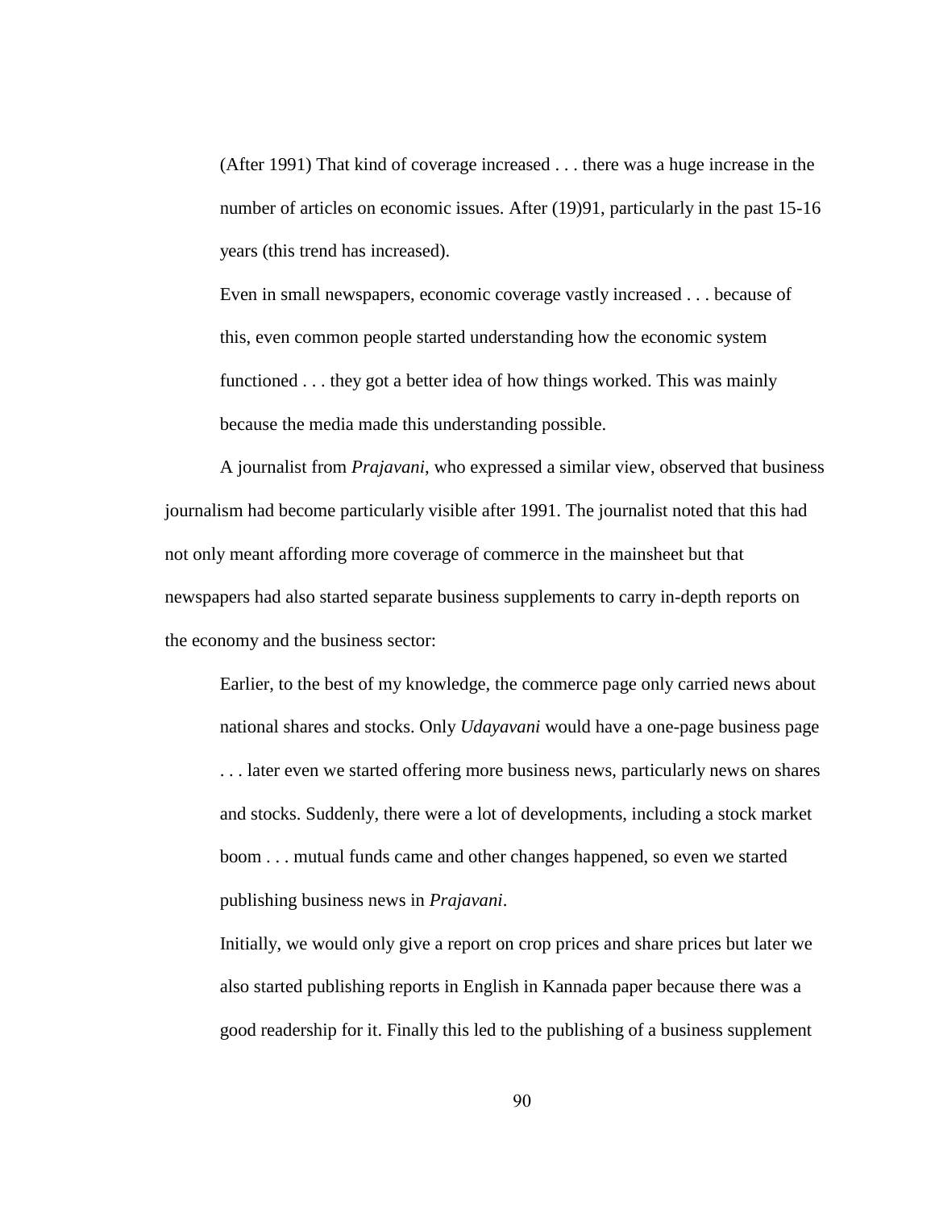> (After 1991) That kind of coverage increased . . . there was a huge increase in the number of articles on economic issues. After (19)91, particularly in the past 15-16 years (this trend has increased).
>
> Even in small newspapers, economic coverage vastly increased . . . because of this, even common people started understanding how the economic system functioned . . . they got a better idea of how things worked. This was mainly because the media made this understanding possible.

A journalist from *Prajavani*, who expressed a similar view, observed that business journalism had become particularly visible after 1991. The journalist noted that this had not only meant affording more coverage of commerce in the mainsheet but that newspapers had also started separate business supplements to carry in-depth reports on the economy and the business sector:

> Earlier, to the best of my knowledge, the commerce page only carried news about national shares and stocks. Only *Udayavani* would have a one-page business page . . . later even we started offering more business news, particularly news on shares and stocks. Suddenly, there were a lot of developments, including a stock market boom . . . mutual funds came and other changes happened, so even we started publishing business news in *Prajavani*.
>
> Initially, we would only give a report on crop prices and share prices but later we also started publishing reports in English in Kannada paper because there was a good readership for it. Finally this led to the publishing of a business supplement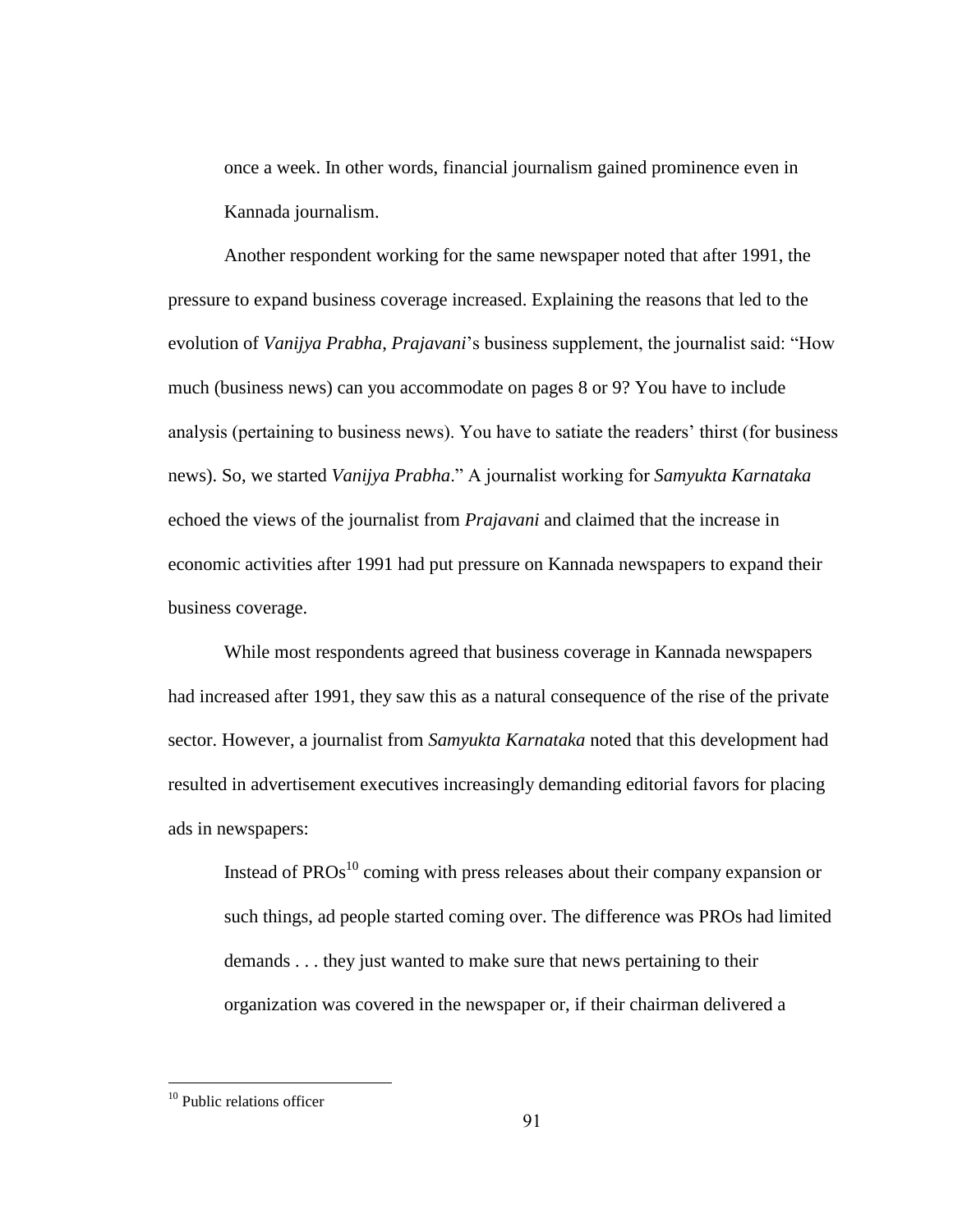once a week. In other words, financial journalism gained prominence even in Kannada journalism.

Another respondent working for the same newspaper noted that after 1991, the pressure to expand business coverage increased. Explaining the reasons that led to the evolution of *Vanijya Prabha*, *Prajavani*'s business supplement, the journalist said: "How much (business news) can you accommodate on pages 8 or 9? You have to include analysis (pertaining to business news). You have to satiate the readers' thirst (for business news). So, we started *Vanijya Prabha*." A journalist working for *Samyukta Karnataka* echoed the views of the journalist from *Prajavani* and claimed that the increase in economic activities after 1991 had put pressure on Kannada newspapers to expand their business coverage.

While most respondents agreed that business coverage in Kannada newspapers had increased after 1991, they saw this as a natural consequence of the rise of the private sector. However, a journalist from *Samyukta Karnataka* noted that this development had resulted in advertisement executives increasingly demanding editorial favors for placing ads in newspapers:

> Instead of PROs[10] coming with press releases about their company expansion or such things, ad people started coming over. The difference was PROs had limited demands . . . they just wanted to make sure that news pertaining to their organization was covered in the newspaper or, if their chairman delivered a

[10] Public relations officer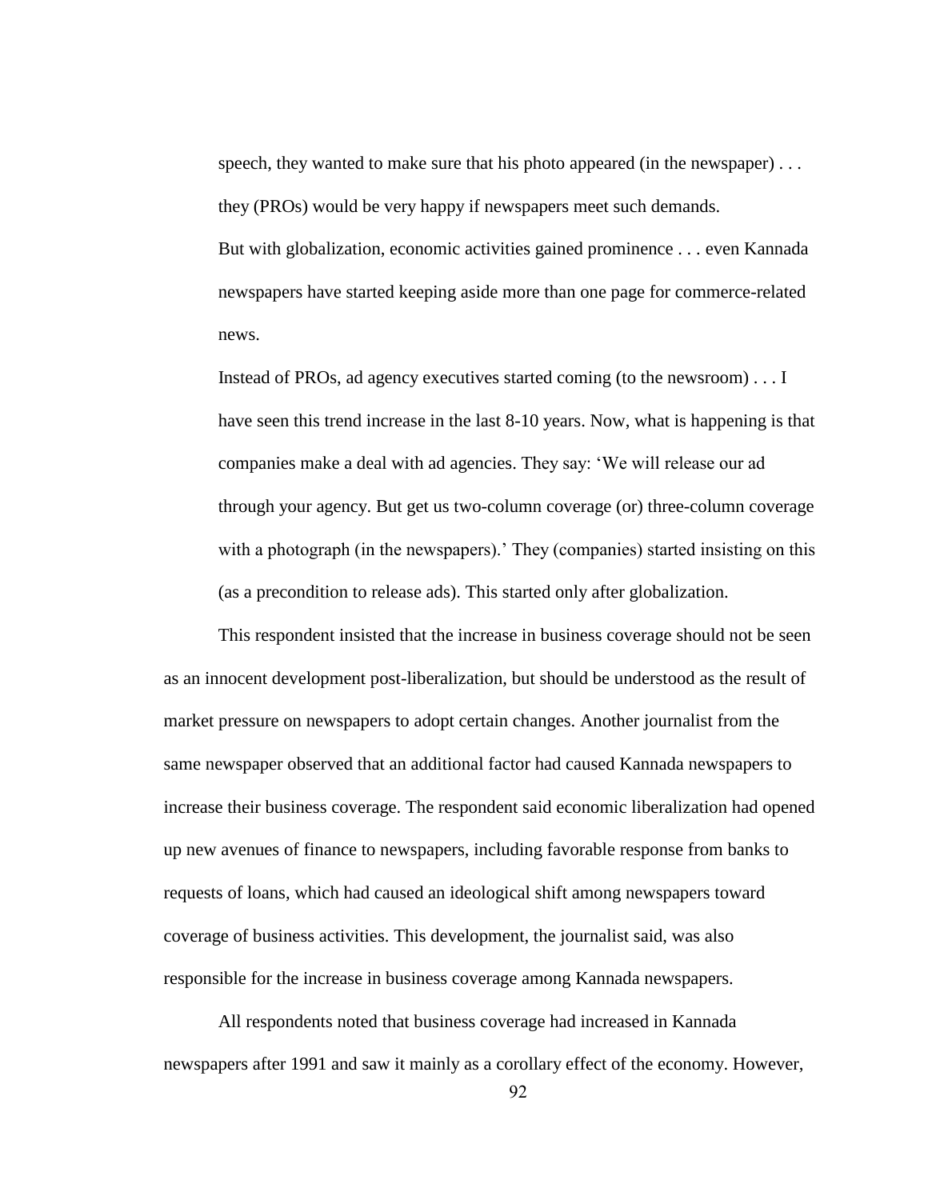> speech, they wanted to make sure that his photo appeared (in the newspaper) . . . they (PROs) would be very happy if newspapers meet such demands.
>
> But with globalization, economic activities gained prominence . . . even Kannada newspapers have started keeping aside more than one page for commerce-related news.
>
> Instead of PROs, ad agency executives started coming (to the newsroom) . . . I have seen this trend increase in the last 8-10 years. Now, what is happening is that companies make a deal with ad agencies. They say: 'We will release our ad through your agency. But get us two-column coverage (or) three-column coverage with a photograph (in the newspapers).' They (companies) started insisting on this (as a precondition to release ads). This started only after globalization.

This respondent insisted that the increase in business coverage should not be seen as an innocent development post-liberalization, but should be understood as the result of market pressure on newspapers to adopt certain changes. Another journalist from the same newspaper observed that an additional factor had caused Kannada newspapers to increase their business coverage. The respondent said economic liberalization had opened up new avenues of finance to newspapers, including favorable response from banks to requests of loans, which had caused an ideological shift among newspapers toward coverage of business activities. This development, the journalist said, was also responsible for the increase in business coverage among Kannada newspapers.

All respondents noted that business coverage had increased in Kannada newspapers after 1991 and saw it mainly as a corollary effect of the economy. However,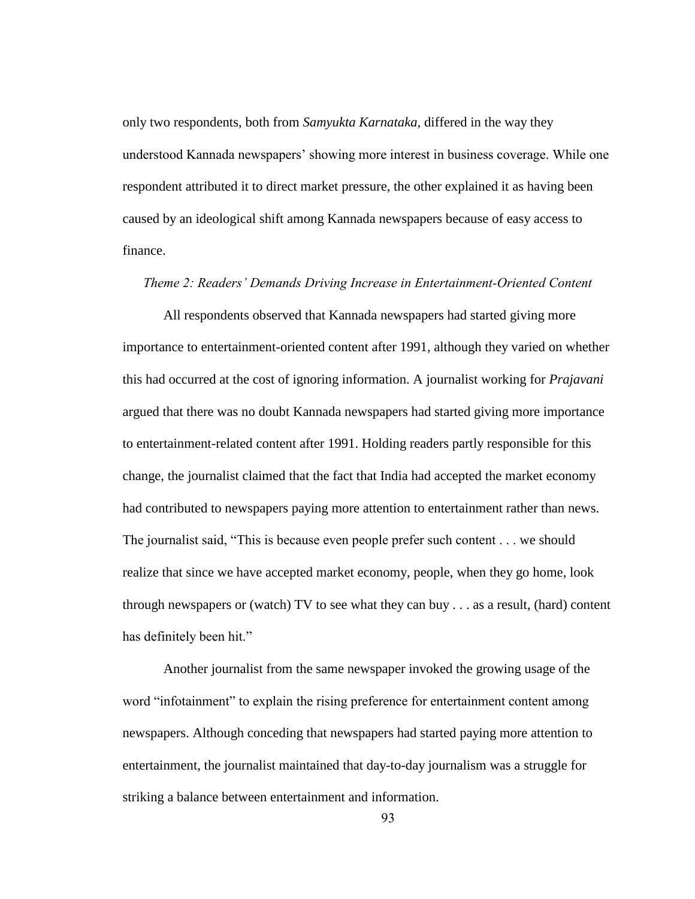only two respondents, both from *Samyukta Karnataka*, differed in the way they understood Kannada newspapers' showing more interest in business coverage. While one respondent attributed it to direct market pressure, the other explained it as having been caused by an ideological shift among Kannada newspapers because of easy access to finance.

*Theme 2: Readers' Demands Driving Increase in Entertainment-Oriented Content*

All respondents observed that Kannada newspapers had started giving more importance to entertainment-oriented content after 1991, although they varied on whether this had occurred at the cost of ignoring information. A journalist working for *Prajavani* argued that there was no doubt Kannada newspapers had started giving more importance to entertainment-related content after 1991. Holding readers partly responsible for this change, the journalist claimed that the fact that India had accepted the market economy had contributed to newspapers paying more attention to entertainment rather than news. The journalist said, "This is because even people prefer such content . . . we should realize that since we have accepted market economy, people, when they go home, look through newspapers or (watch) TV to see what they can buy . . . as a result, (hard) content has definitely been hit."

Another journalist from the same newspaper invoked the growing usage of the word "infotainment" to explain the rising preference for entertainment content among newspapers. Although conceding that newspapers had started paying more attention to entertainment, the journalist maintained that day-to-day journalism was a struggle for striking a balance between entertainment and information.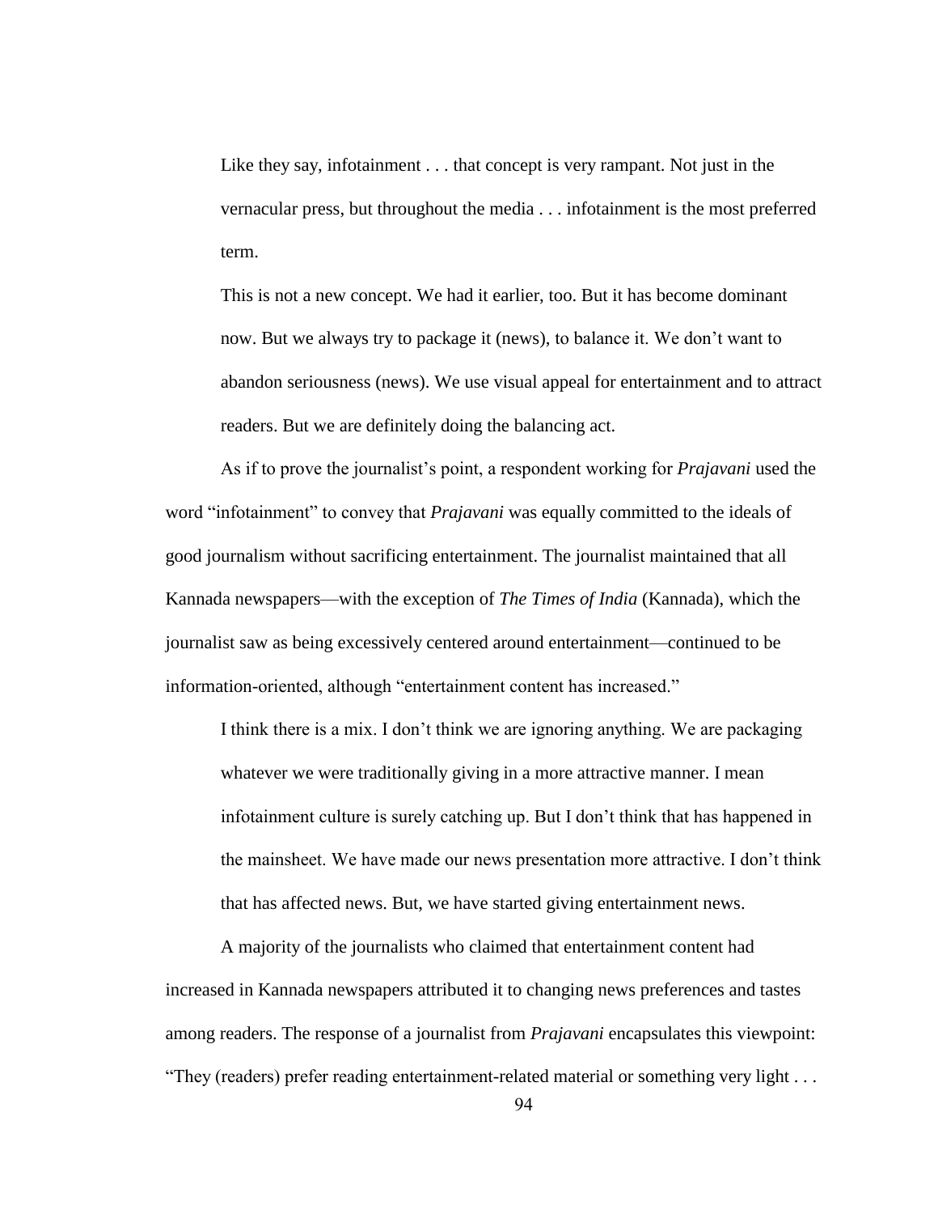> Like they say, infotainment . . . that concept is very rampant. Not just in the vernacular press, but throughout the media . . . infotainment is the most preferred term.
>
> This is not a new concept. We had it earlier, too. But it has become dominant now. But we always try to package it (news), to balance it. We don't want to abandon seriousness (news). We use visual appeal for entertainment and to attract readers. But we are definitely doing the balancing act.

As if to prove the journalist's point, a respondent working for *Prajavani* used the word "infotainment" to convey that *Prajavani* was equally committed to the ideals of good journalism without sacrificing entertainment. The journalist maintained that all Kannada newspapers—with the exception of *The Times of India* (Kannada), which the journalist saw as being excessively centered around entertainment—continued to be information-oriented, although "entertainment content has increased."

> I think there is a mix. I don't think we are ignoring anything. We are packaging whatever we were traditionally giving in a more attractive manner. I mean infotainment culture is surely catching up. But I don't think that has happened in the mainsheet. We have made our news presentation more attractive. I don't think that has affected news. But, we have started giving entertainment news.

A majority of the journalists who claimed that entertainment content had increased in Kannada newspapers attributed it to changing news preferences and tastes among readers. The response of a journalist from *Prajavani* encapsulates this viewpoint: "They (readers) prefer reading entertainment-related material or something very light . . .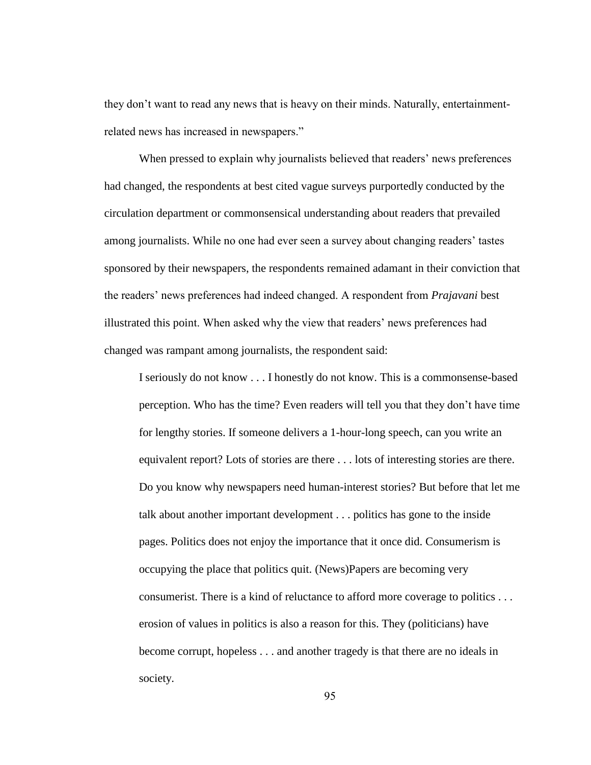they don't want to read any news that is heavy on their minds. Naturally, entertainment-related news has increased in newspapers."

When pressed to explain why journalists believed that readers' news preferences had changed, the respondents at best cited vague surveys purportedly conducted by the circulation department or commonsensical understanding about readers that prevailed among journalists. While no one had ever seen a survey about changing readers' tastes sponsored by their newspapers, the respondents remained adamant in their conviction that the readers' news preferences had indeed changed. A respondent from *Prajavani* best illustrated this point. When asked why the view that readers' news preferences had changed was rampant among journalists, the respondent said:

> I seriously do not know . . . I honestly do not know. This is a commonsense-based perception. Who has the time? Even readers will tell you that they don't have time for lengthy stories. If someone delivers a 1-hour-long speech, can you write an equivalent report? Lots of stories are there . . . lots of interesting stories are there. Do you know why newspapers need human-interest stories? But before that let me talk about another important development . . . politics has gone to the inside pages. Politics does not enjoy the importance that it once did. Consumerism is occupying the place that politics quit. (News)Papers are becoming very consumerist. There is a kind of reluctance to afford more coverage to politics . . . erosion of values in politics is also a reason for this. They (politicians) have become corrupt, hopeless . . . and another tragedy is that there are no ideals in society.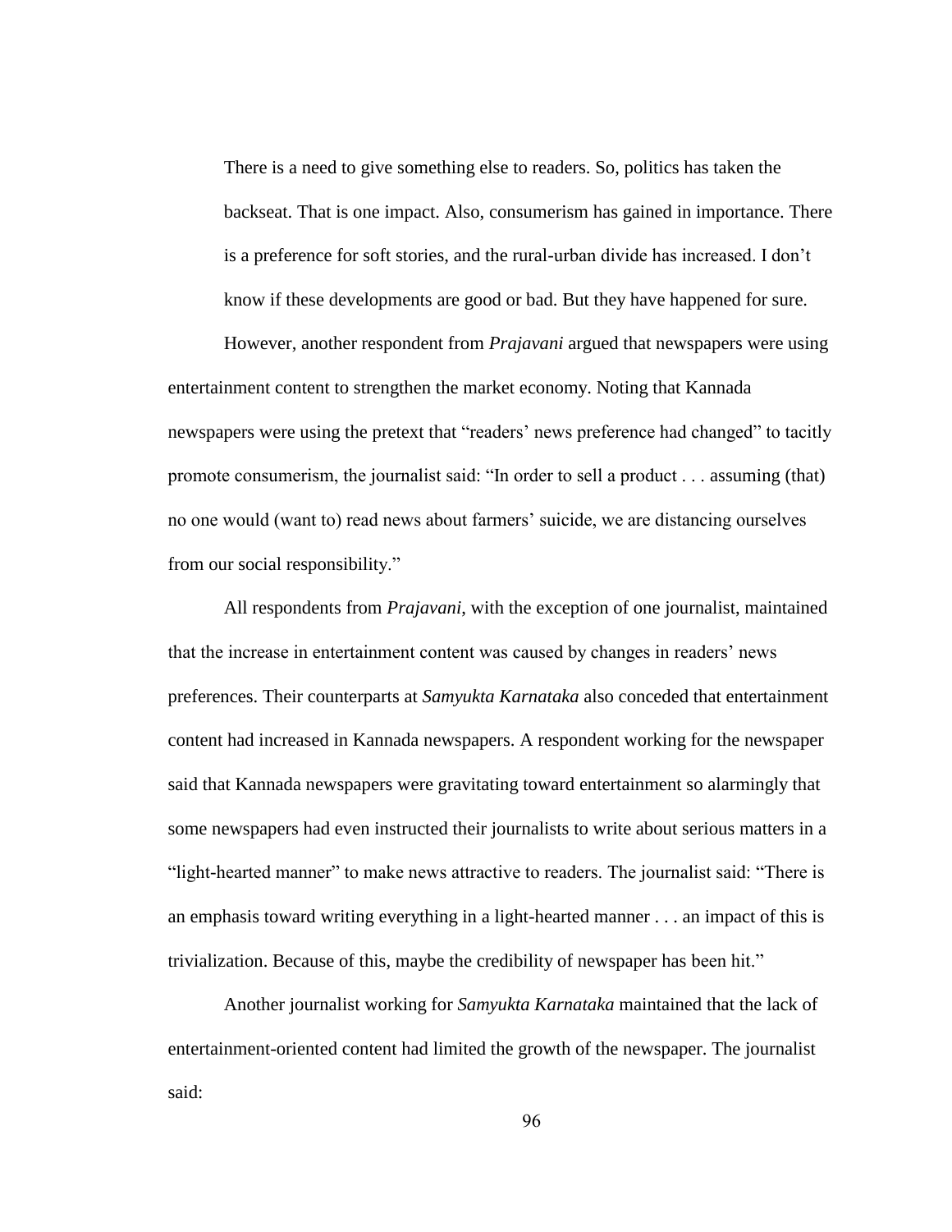> There is a need to give something else to readers. So, politics has taken the backseat. That is one impact. Also, consumerism has gained in importance. There is a preference for soft stories, and the rural-urban divide has increased. I don't know if these developments are good or bad. But they have happened for sure.

However, another respondent from *Prajavani* argued that newspapers were using entertainment content to strengthen the market economy. Noting that Kannada newspapers were using the pretext that "readers' news preference had changed" to tacitly promote consumerism, the journalist said: "In order to sell a product . . . assuming (that) no one would (want to) read news about farmers' suicide, we are distancing ourselves from our social responsibility."

All respondents from *Prajavani*, with the exception of one journalist, maintained that the increase in entertainment content was caused by changes in readers' news preferences. Their counterparts at *Samyukta Karnataka* also conceded that entertainment content had increased in Kannada newspapers. A respondent working for the newspaper said that Kannada newspapers were gravitating toward entertainment so alarmingly that some newspapers had even instructed their journalists to write about serious matters in a "light-hearted manner" to make news attractive to readers. The journalist said: "There is an emphasis toward writing everything in a light-hearted manner . . . an impact of this is trivialization. Because of this, maybe the credibility of newspaper has been hit."

Another journalist working for *Samyukta Karnataka* maintained that the lack of entertainment-oriented content had limited the growth of the newspaper. The journalist said: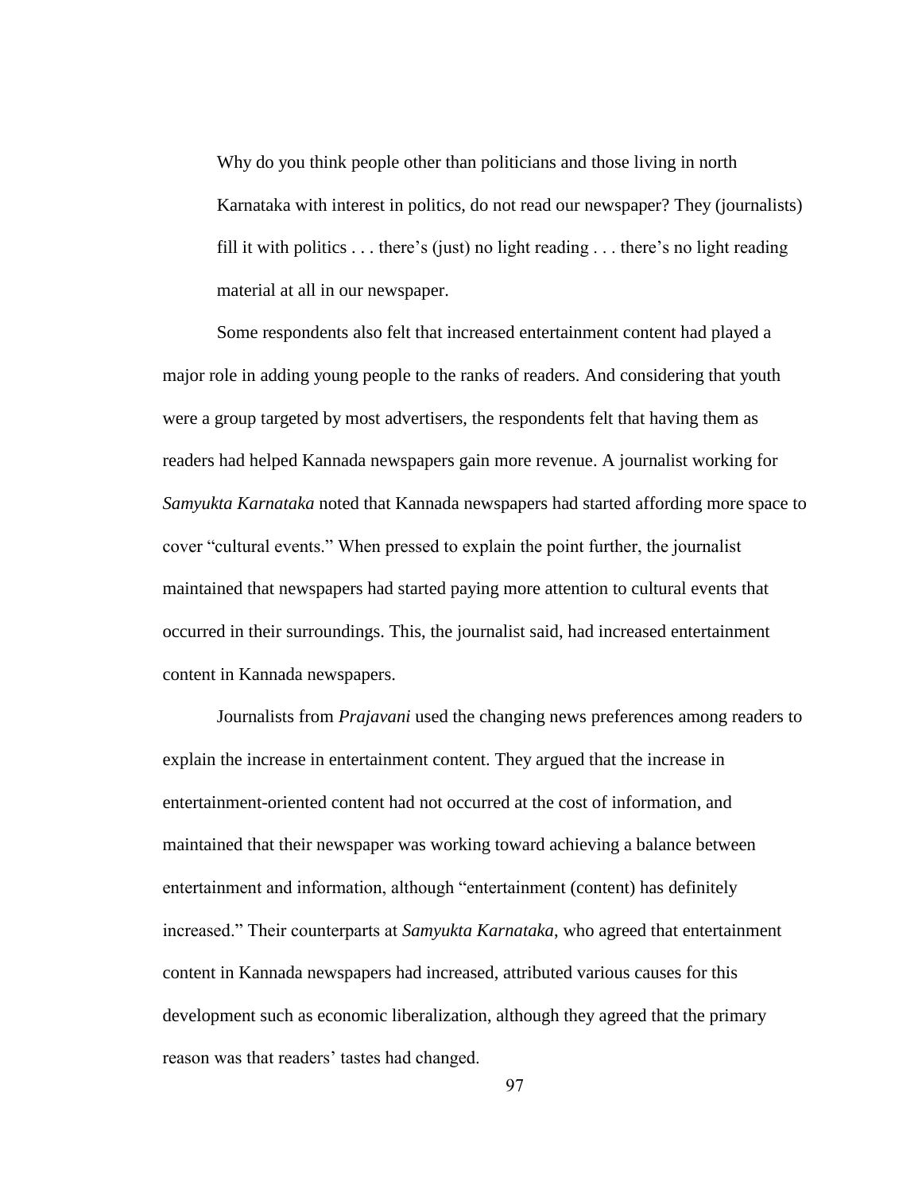> Why do you think people other than politicians and those living in north Karnataka with interest in politics, do not read our newspaper? They (journalists) fill it with politics . . . there's (just) no light reading . . . there's no light reading material at all in our newspaper.

Some respondents also felt that increased entertainment content had played a major role in adding young people to the ranks of readers. And considering that youth were a group targeted by most advertisers, the respondents felt that having them as readers had helped Kannada newspapers gain more revenue. A journalist working for *Samyukta Karnataka* noted that Kannada newspapers had started affording more space to cover "cultural events." When pressed to explain the point further, the journalist maintained that newspapers had started paying more attention to cultural events that occurred in their surroundings. This, the journalist said, had increased entertainment content in Kannada newspapers.

Journalists from *Prajavani* used the changing news preferences among readers to explain the increase in entertainment content. They argued that the increase in entertainment-oriented content had not occurred at the cost of information, and maintained that their newspaper was working toward achieving a balance between entertainment and information, although "entertainment (content) has definitely increased." Their counterparts at *Samyukta Karnataka*, who agreed that entertainment content in Kannada newspapers had increased, attributed various causes for this development such as economic liberalization, although they agreed that the primary reason was that readers' tastes had changed.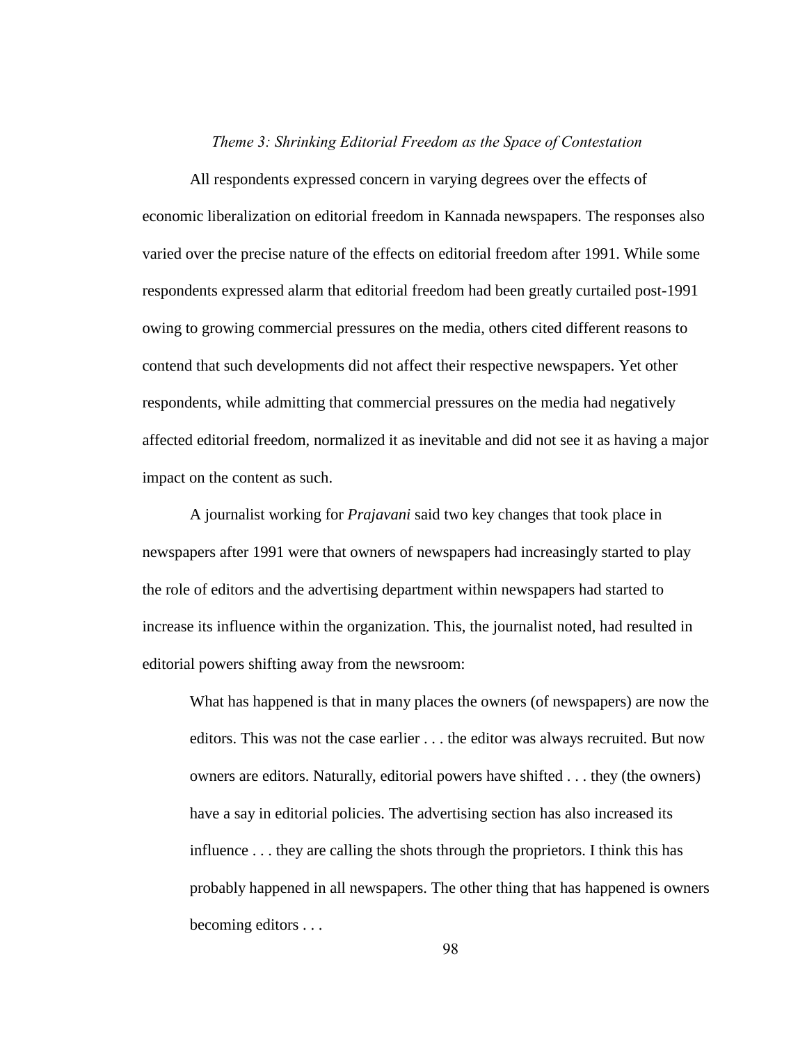### *Theme 3: Shrinking Editorial Freedom as the Space of Contestation*

All respondents expressed concern in varying degrees over the effects of economic liberalization on editorial freedom in Kannada newspapers. The responses also varied over the precise nature of the effects on editorial freedom after 1991. While some respondents expressed alarm that editorial freedom had been greatly curtailed post-1991 owing to growing commercial pressures on the media, others cited different reasons to contend that such developments did not affect their respective newspapers. Yet other respondents, while admitting that commercial pressures on the media had negatively affected editorial freedom, normalized it as inevitable and did not see it as having a major impact on the content as such.

A journalist working for *Prajavani* said two key changes that took place in newspapers after 1991 were that owners of newspapers had increasingly started to play the role of editors and the advertising department within newspapers had started to increase its influence within the organization. This, the journalist noted, had resulted in editorial powers shifting away from the newsroom:

> What has happened is that in many places the owners (of newspapers) are now the editors. This was not the case earlier . . . the editor was always recruited. But now owners are editors. Naturally, editorial powers have shifted . . . they (the owners) have a say in editorial policies. The advertising section has also increased its influence . . . they are calling the shots through the proprietors. I think this has probably happened in all newspapers. The other thing that has happened is owners becoming editors . . .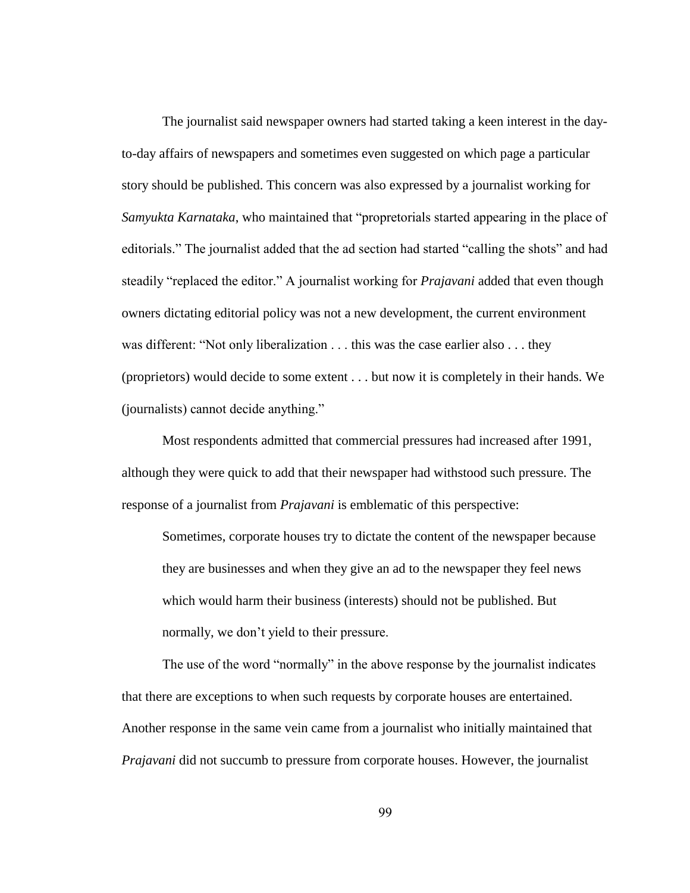The journalist said newspaper owners had started taking a keen interest in the day-to-day affairs of newspapers and sometimes even suggested on which page a particular story should be published. This concern was also expressed by a journalist working for *Samyukta Karnataka*, who maintained that "propretorials started appearing in the place of editorials." The journalist added that the ad section had started "calling the shots" and had steadily "replaced the editor." A journalist working for *Prajavani* added that even though owners dictating editorial policy was not a new development, the current environment was different: "Not only liberalization . . . this was the case earlier also . . . they (proprietors) would decide to some extent . . . but now it is completely in their hands. We (journalists) cannot decide anything."

Most respondents admitted that commercial pressures had increased after 1991, although they were quick to add that their newspaper had withstood such pressure. The response of a journalist from *Prajavani* is emblematic of this perspective:

> Sometimes, corporate houses try to dictate the content of the newspaper because they are businesses and when they give an ad to the newspaper they feel news which would harm their business (interests) should not be published. But normally, we don't yield to their pressure.

The use of the word "normally" in the above response by the journalist indicates that there are exceptions to when such requests by corporate houses are entertained. Another response in the same vein came from a journalist who initially maintained that *Prajavani* did not succumb to pressure from corporate houses. However, the journalist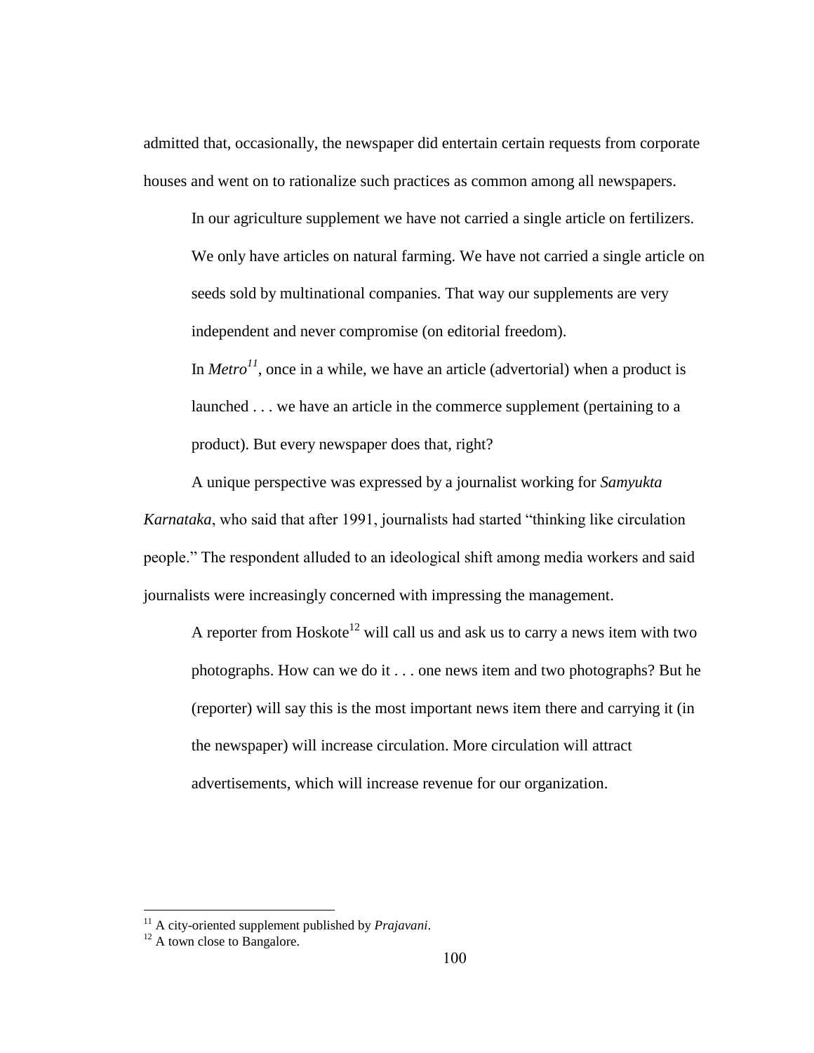admitted that, occasionally, the newspaper did entertain certain requests from corporate houses and went on to rationalize such practices as common among all newspapers.

> In our agriculture supplement we have not carried a single article on fertilizers. We only have articles on natural farming. We have not carried a single article on seeds sold by multinational companies. That way our supplements are very independent and never compromise (on editorial freedom).
>
> In *Metro*[11], once in a while, we have an article (advertorial) when a product is launched . . . we have an article in the commerce supplement (pertaining to a product). But every newspaper does that, right?

A unique perspective was expressed by a journalist working for *Samyukta Karnataka*, who said that after 1991, journalists had started "thinking like circulation people." The respondent alluded to an ideological shift among media workers and said journalists were increasingly concerned with impressing the management.

> A reporter from Hoskote[12] will call us and ask us to carry a news item with two photographs. How can we do it . . . one news item and two photographs? But he (reporter) will say this is the most important news item there and carrying it (in the newspaper) will increase circulation. More circulation will attract advertisements, which will increase revenue for our organization.

---

[11] A city-oriented supplement published by *Prajavani*.

[12] A town close to Bangalore.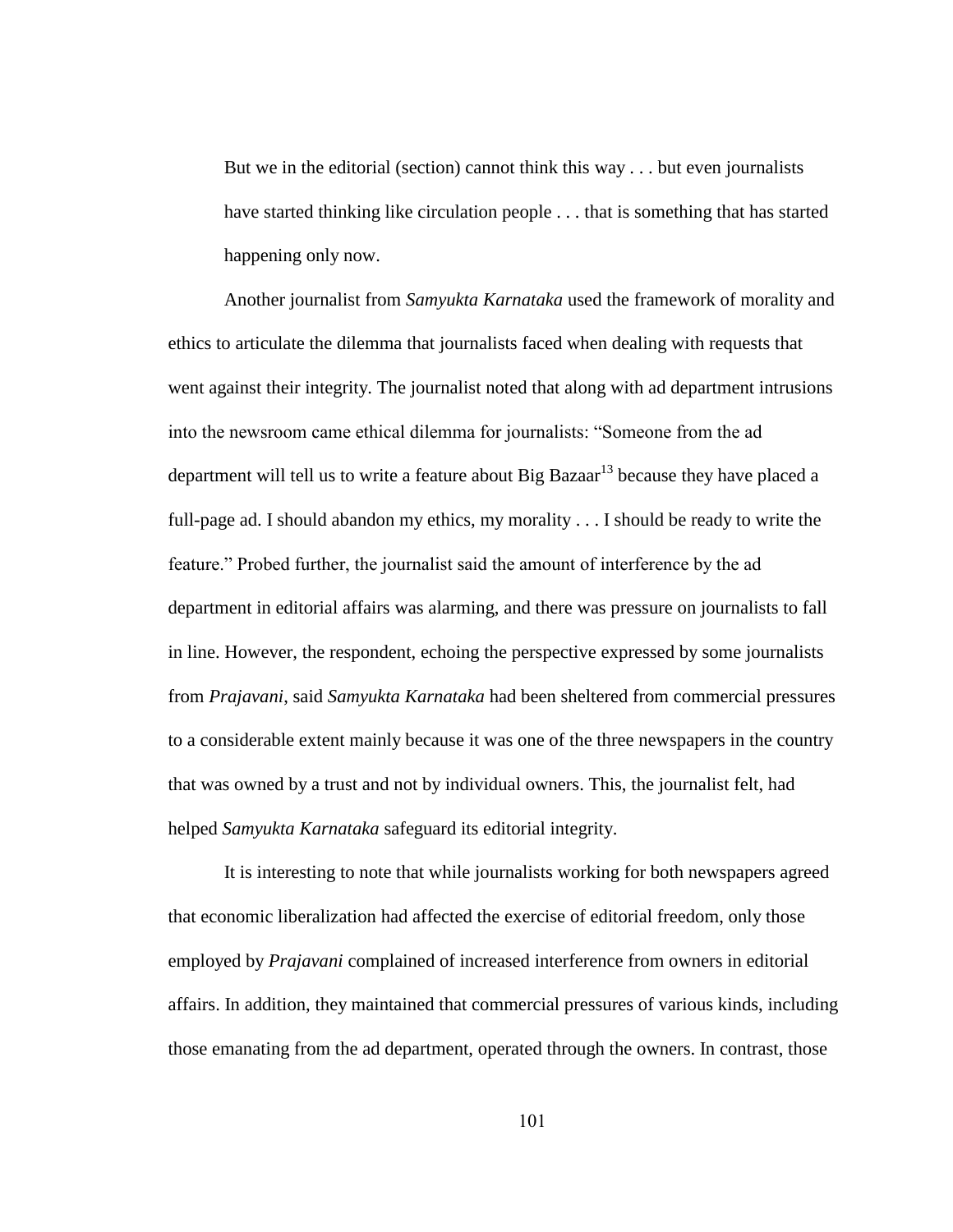> But we in the editorial (section) cannot think this way . . . but even journalists have started thinking like circulation people . . . that is something that has started happening only now.

Another journalist from *Samyukta Karnataka* used the framework of morality and ethics to articulate the dilemma that journalists faced when dealing with requests that went against their integrity. The journalist noted that along with ad department intrusions into the newsroom came ethical dilemma for journalists: "Someone from the ad department will tell us to write a feature about Big Bazaar[13] because they have placed a full-page ad. I should abandon my ethics, my morality . . . I should be ready to write the feature." Probed further, the journalist said the amount of interference by the ad department in editorial affairs was alarming, and there was pressure on journalists to fall in line. However, the respondent, echoing the perspective expressed by some journalists from *Prajavani*, said *Samyukta Karnataka* had been sheltered from commercial pressures to a considerable extent mainly because it was one of the three newspapers in the country that was owned by a trust and not by individual owners. This, the journalist felt, had helped *Samyukta Karnataka* safeguard its editorial integrity.

It is interesting to note that while journalists working for both newspapers agreed that economic liberalization had affected the exercise of editorial freedom, only those employed by *Prajavani* complained of increased interference from owners in editorial affairs. In addition, they maintained that commercial pressures of various kinds, including those emanating from the ad department, operated through the owners. In contrast, those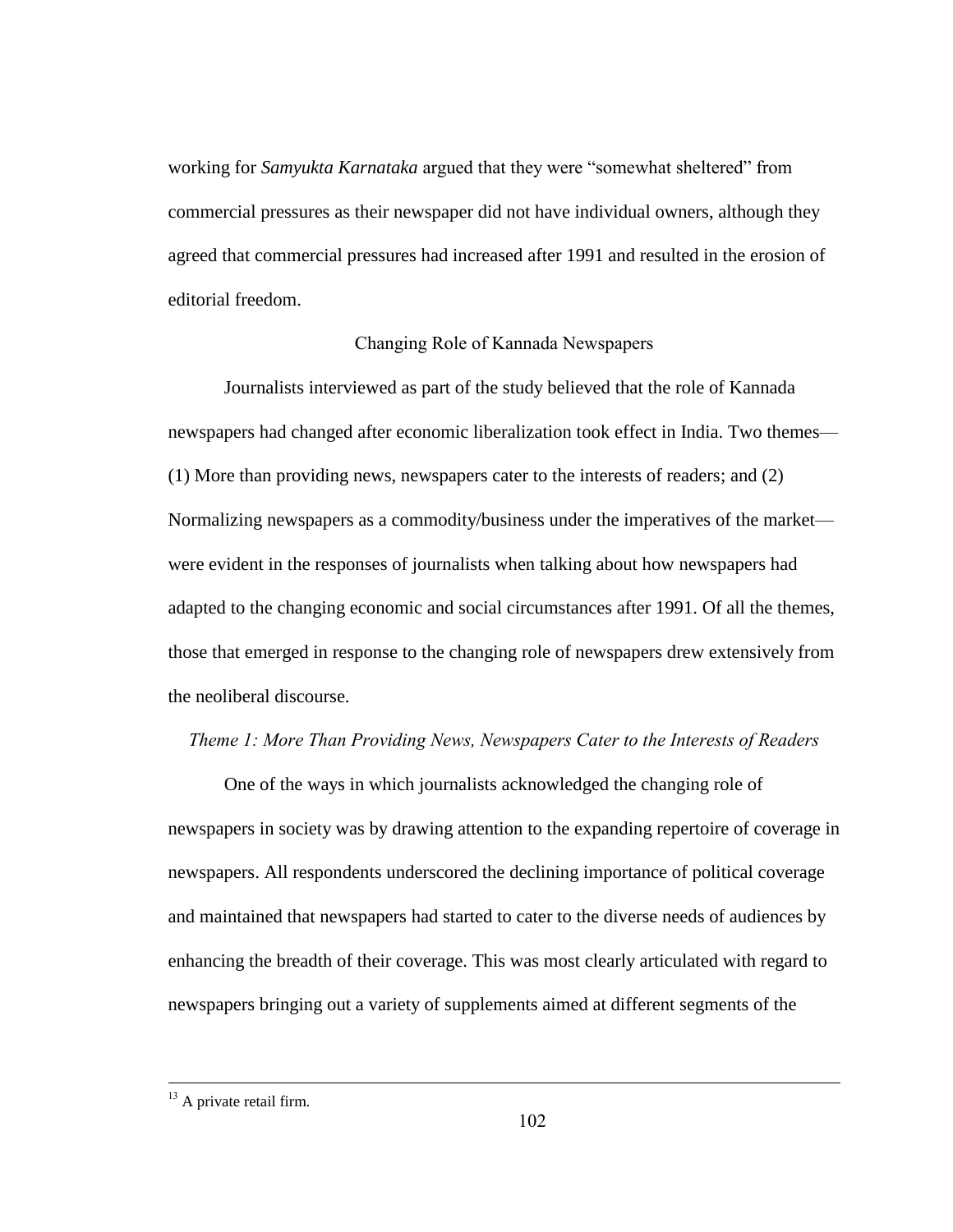working for *Samyukta Karnataka* argued that they were "somewhat sheltered" from commercial pressures as their newspaper did not have individual owners, although they agreed that commercial pressures had increased after 1991 and resulted in the erosion of editorial freedom.

## Changing Role of Kannada Newspapers

Journalists interviewed as part of the study believed that the role of Kannada newspapers had changed after economic liberalization took effect in India. Two themes—(1) More than providing news, newspapers cater to the interests of readers; and (2) Normalizing newspapers as a commodity/business under the imperatives of the market—were evident in the responses of journalists when talking about how newspapers had adapted to the changing economic and social circumstances after 1991. Of all the themes, those that emerged in response to the changing role of newspapers drew extensively from the neoliberal discourse.

### *Theme 1: More Than Providing News, Newspapers Cater to the Interests of Readers*

One of the ways in which journalists acknowledged the changing role of newspapers in society was by drawing attention to the expanding repertoire of coverage in newspapers. All respondents underscored the declining importance of political coverage and maintained that newspapers had started to cater to the diverse needs of audiences by enhancing the breadth of their coverage. This was most clearly articulated with regard to newspapers bringing out a variety of supplements aimed at different segments of the

---

[13] A private retail firm.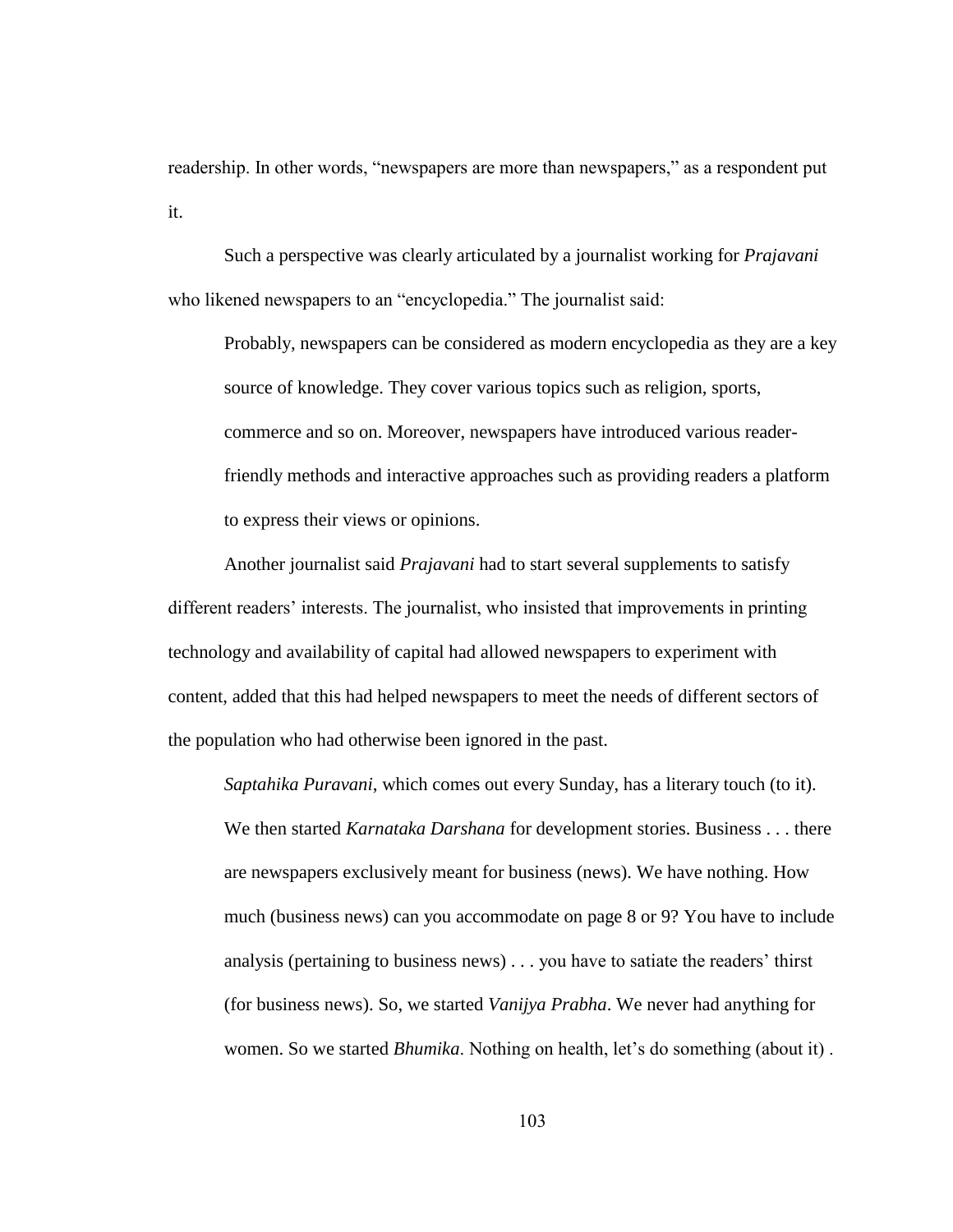readership. In other words, "newspapers are more than newspapers," as a respondent put it.

Such a perspective was clearly articulated by a journalist working for *Prajavani* who likened newspapers to an "encyclopedia." The journalist said:

> Probably, newspapers can be considered as modern encyclopedia as they are a key source of knowledge. They cover various topics such as religion, sports, commerce and so on. Moreover, newspapers have introduced various reader-friendly methods and interactive approaches such as providing readers a platform to express their views or opinions.

Another journalist said *Prajavani* had to start several supplements to satisfy different readers' interests. The journalist, who insisted that improvements in printing technology and availability of capital had allowed newspapers to experiment with content, added that this had helped newspapers to meet the needs of different sectors of the population who had otherwise been ignored in the past.

> *Saptahika Puravani*, which comes out every Sunday, has a literary touch (to it). We then started *Karnataka Darshana* for development stories. Business . . . there are newspapers exclusively meant for business (news). We have nothing. How much (business news) can you accommodate on page 8 or 9? You have to include analysis (pertaining to business news) . . . you have to satiate the readers' thirst (for business news). So, we started *Vanijya Prabha*. We never had anything for women. So we started *Bhumika*. Nothing on health, let's do something (about it) .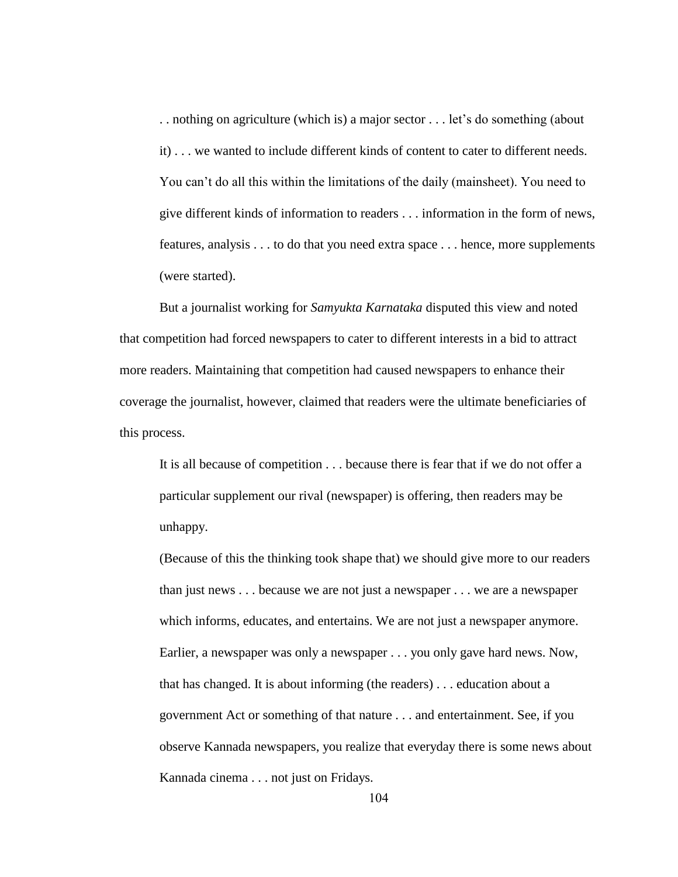> . . nothing on agriculture (which is) a major sector . . . let's do something (about it) . . . we wanted to include different kinds of content to cater to different needs. You can't do all this within the limitations of the daily (mainsheet). You need to give different kinds of information to readers . . . information in the form of news, features, analysis . . . to do that you need extra space . . . hence, more supplements (were started).

But a journalist working for *Samyukta Karnataka* disputed this view and noted that competition had forced newspapers to cater to different interests in a bid to attract more readers. Maintaining that competition had caused newspapers to enhance their coverage the journalist, however, claimed that readers were the ultimate beneficiaries of this process.

> It is all because of competition . . . because there is fear that if we do not offer a particular supplement our rival (newspaper) is offering, then readers may be unhappy.
>
> (Because of this the thinking took shape that) we should give more to our readers than just news . . . because we are not just a newspaper . . . we are a newspaper which informs, educates, and entertains. We are not just a newspaper anymore. Earlier, a newspaper was only a newspaper . . . you only gave hard news. Now, that has changed. It is about informing (the readers) . . . education about a government Act or something of that nature . . . and entertainment. See, if you observe Kannada newspapers, you realize that everyday there is some news about Kannada cinema . . . not just on Fridays.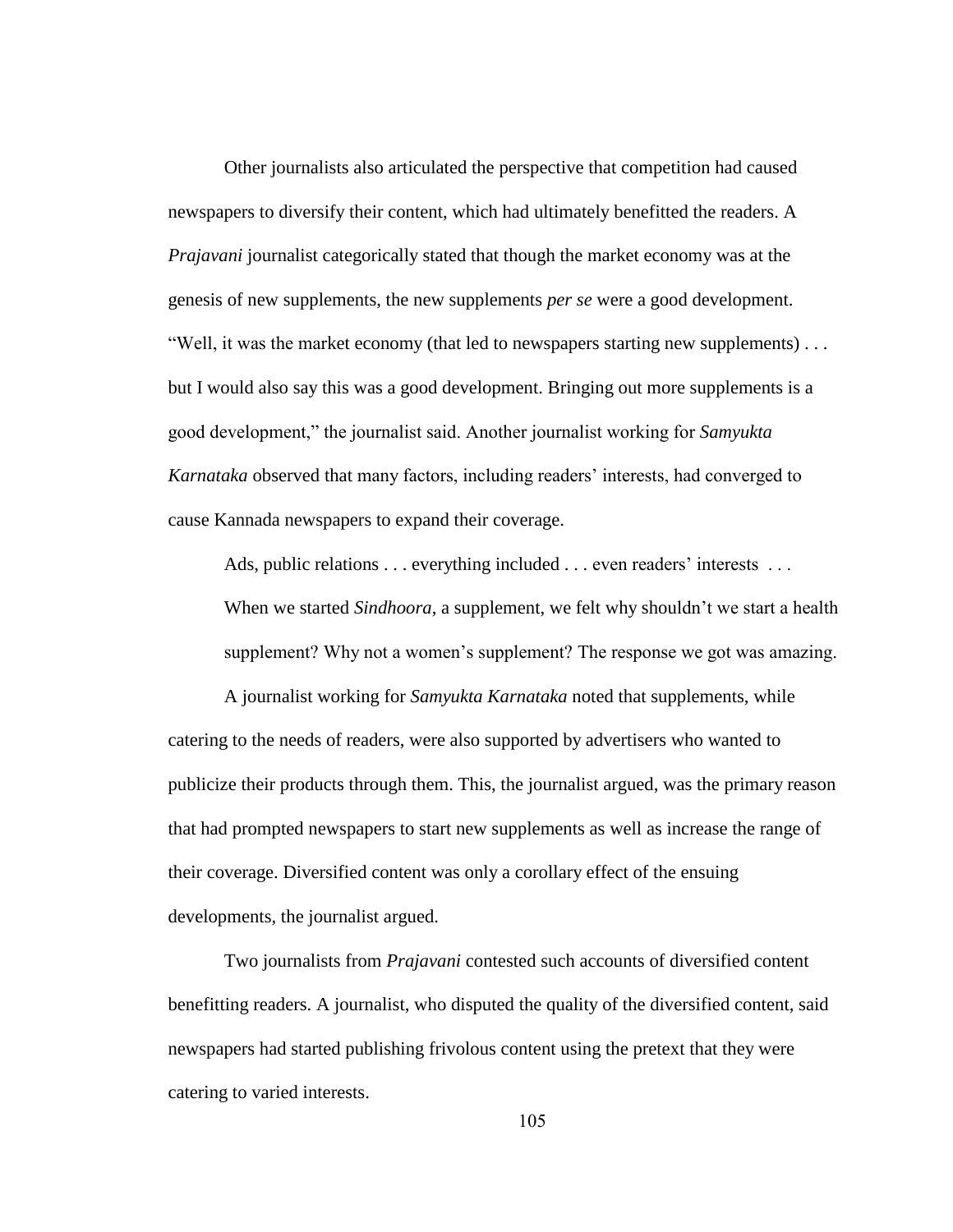Other journalists also articulated the perspective that competition had caused newspapers to diversify their content, which had ultimately benefitted the readers. A *Prajavani* journalist categorically stated that though the market economy was at the genesis of new supplements, the new supplements *per se* were a good development. "Well, it was the market economy (that led to newspapers starting new supplements) . . . but I would also say this was a good development. Bringing out more supplements is a good development," the journalist said. Another journalist working for *Samyukta Karnataka* observed that many factors, including readers' interests, had converged to cause Kannada newspapers to expand their coverage.

> Ads, public relations . . . everything included . . . even readers' interests . . . When we started *Sindhoora*, a supplement, we felt why shouldn't we start a health supplement? Why not a women's supplement? The response we got was amazing.

A journalist working for *Samyukta Karnataka* noted that supplements, while catering to the needs of readers, were also supported by advertisers who wanted to publicize their products through them. This, the journalist argued, was the primary reason that had prompted newspapers to start new supplements as well as increase the range of their coverage. Diversified content was only a corollary effect of the ensuing developments, the journalist argued.

Two journalists from *Prajavani* contested such accounts of diversified content benefitting readers. A journalist, who disputed the quality of the diversified content, said newspapers had started publishing frivolous content using the pretext that they were catering to varied interests.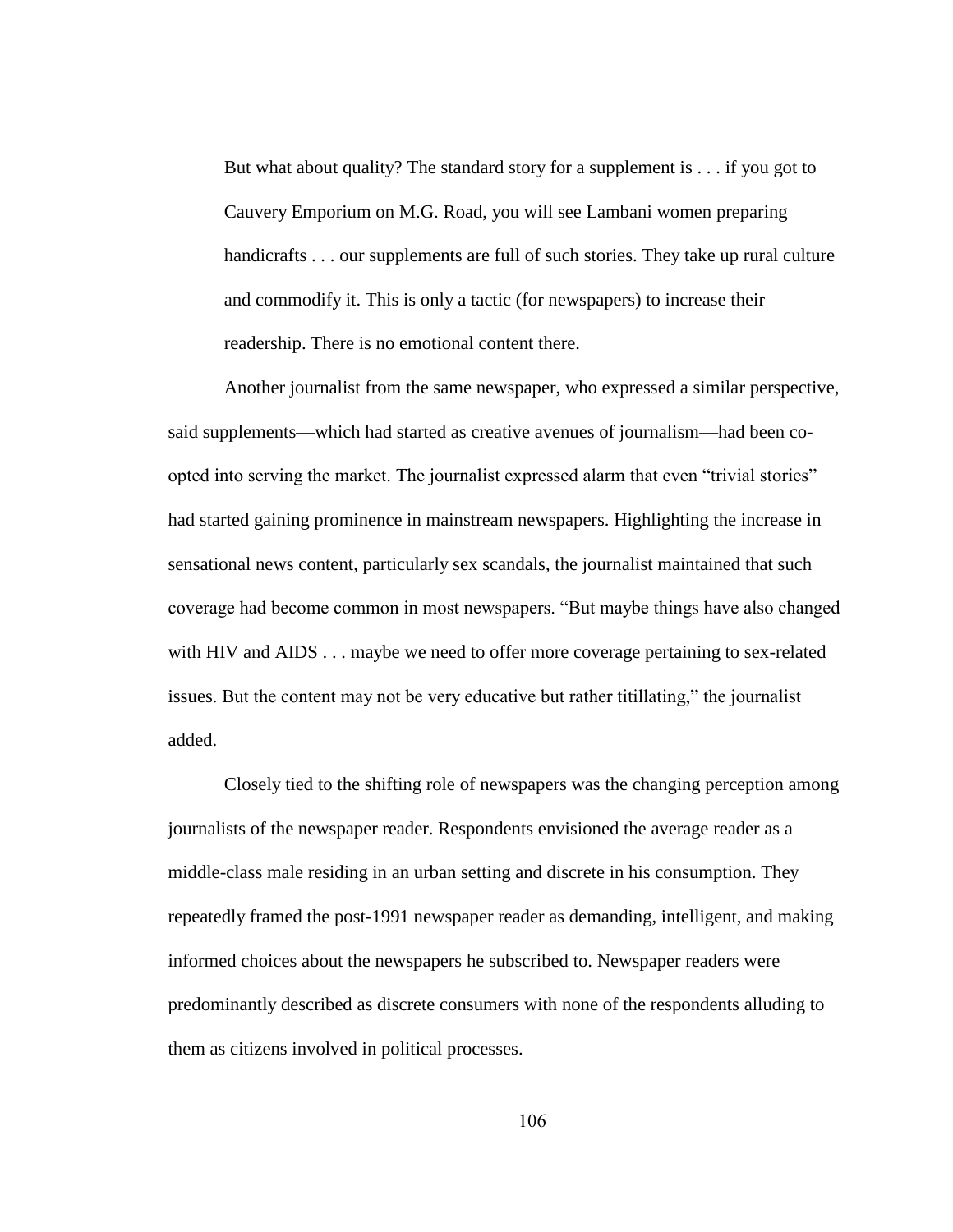> But what about quality? The standard story for a supplement is . . . if you got to Cauvery Emporium on M.G. Road, you will see Lambani women preparing handicrafts . . . our supplements are full of such stories. They take up rural culture and commodify it. This is only a tactic (for newspapers) to increase their readership. There is no emotional content there.

Another journalist from the same newspaper, who expressed a similar perspective, said supplements—which had started as creative avenues of journalism—had been co-opted into serving the market. The journalist expressed alarm that even "trivial stories" had started gaining prominence in mainstream newspapers. Highlighting the increase in sensational news content, particularly sex scandals, the journalist maintained that such coverage had become common in most newspapers. "But maybe things have also changed with HIV and AIDS . . . maybe we need to offer more coverage pertaining to sex-related issues. But the content may not be very educative but rather titillating," the journalist added.

Closely tied to the shifting role of newspapers was the changing perception among journalists of the newspaper reader. Respondents envisioned the average reader as a middle-class male residing in an urban setting and discrete in his consumption. They repeatedly framed the post-1991 newspaper reader as demanding, intelligent, and making informed choices about the newspapers he subscribed to. Newspaper readers were predominantly described as discrete consumers with none of the respondents alluding to them as citizens involved in political processes.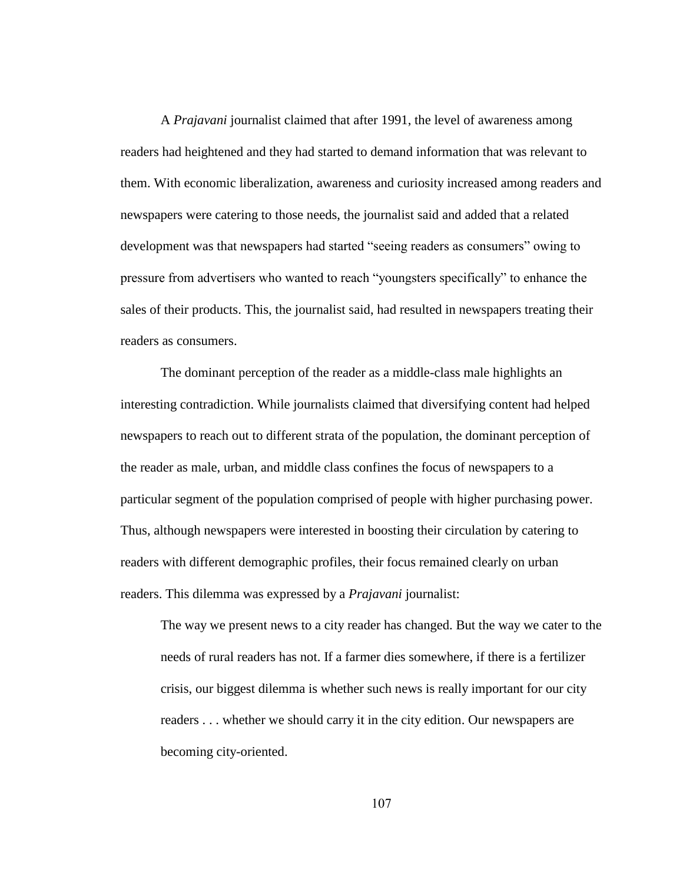A *Prajavani* journalist claimed that after 1991, the level of awareness among readers had heightened and they had started to demand information that was relevant to them. With economic liberalization, awareness and curiosity increased among readers and newspapers were catering to those needs, the journalist said and added that a related development was that newspapers had started "seeing readers as consumers" owing to pressure from advertisers who wanted to reach "youngsters specifically" to enhance the sales of their products. This, the journalist said, had resulted in newspapers treating their readers as consumers.

The dominant perception of the reader as a middle-class male highlights an interesting contradiction. While journalists claimed that diversifying content had helped newspapers to reach out to different strata of the population, the dominant perception of the reader as male, urban, and middle class confines the focus of newspapers to a particular segment of the population comprised of people with higher purchasing power. Thus, although newspapers were interested in boosting their circulation by catering to readers with different demographic profiles, their focus remained clearly on urban readers. This dilemma was expressed by a *Prajavani* journalist:

> The way we present news to a city reader has changed. But the way we cater to the needs of rural readers has not. If a farmer dies somewhere, if there is a fertilizer crisis, our biggest dilemma is whether such news is really important for our city readers . . . whether we should carry it in the city edition. Our newspapers are becoming city-oriented.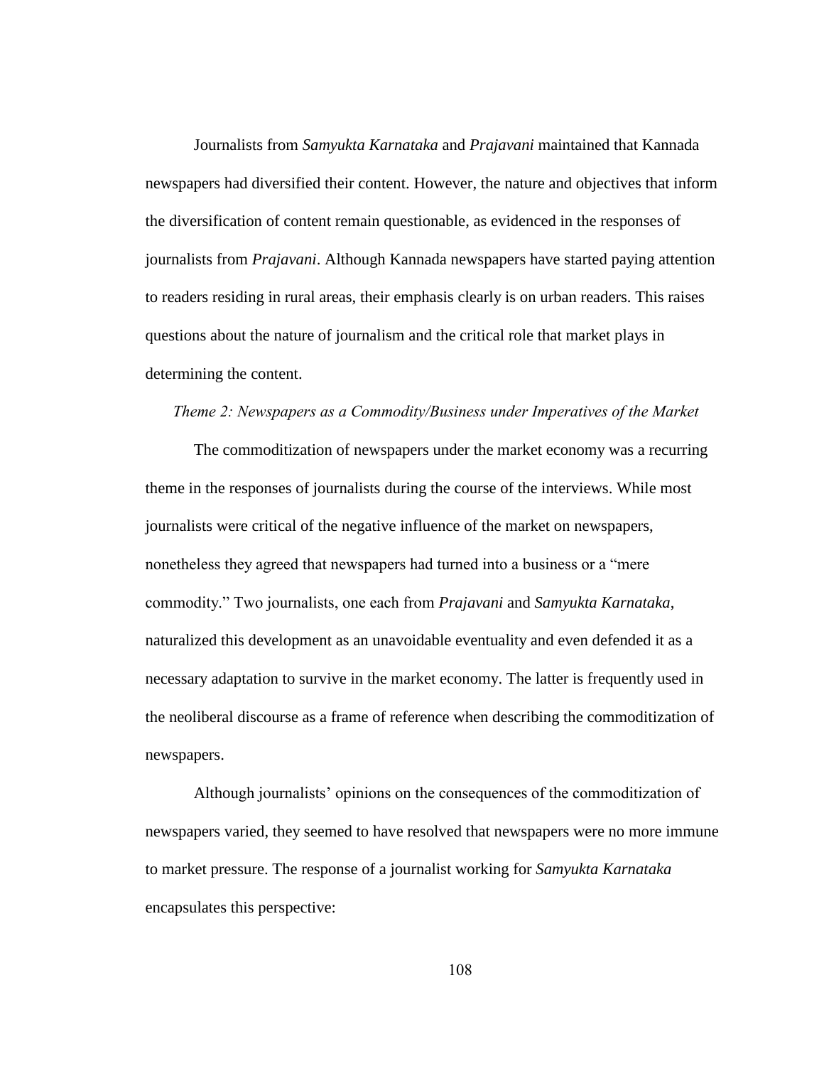Journalists from *Samyukta Karnataka* and *Prajavani* maintained that Kannada newspapers had diversified their content. However, the nature and objectives that inform the diversification of content remain questionable, as evidenced in the responses of journalists from *Prajavani*. Although Kannada newspapers have started paying attention to readers residing in rural areas, their emphasis clearly is on urban readers. This raises questions about the nature of journalism and the critical role that market plays in determining the content.

*Theme 2: Newspapers as a Commodity/Business under Imperatives of the Market*

The commoditization of newspapers under the market economy was a recurring theme in the responses of journalists during the course of the interviews. While most journalists were critical of the negative influence of the market on newspapers, nonetheless they agreed that newspapers had turned into a business or a "mere commodity." Two journalists, one each from *Prajavani* and *Samyukta Karnataka*, naturalized this development as an unavoidable eventuality and even defended it as a necessary adaptation to survive in the market economy. The latter is frequently used in the neoliberal discourse as a frame of reference when describing the commoditization of newspapers.

Although journalists' opinions on the consequences of the commoditization of newspapers varied, they seemed to have resolved that newspapers were no more immune to market pressure. The response of a journalist working for *Samyukta Karnataka* encapsulates this perspective: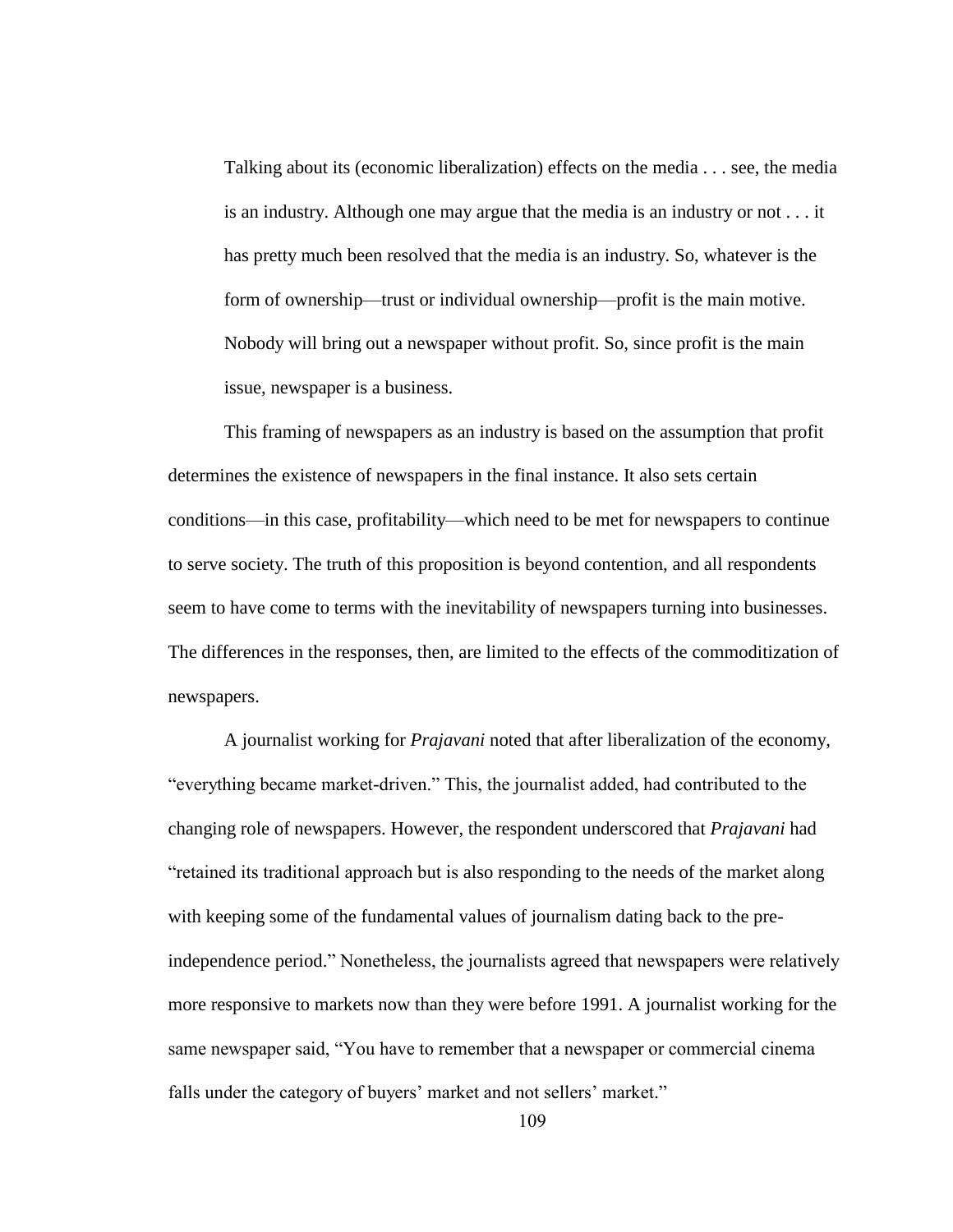> Talking about its (economic liberalization) effects on the media . . . see, the media is an industry. Although one may argue that the media is an industry or not . . . it has pretty much been resolved that the media is an industry. So, whatever is the form of ownership—trust or individual ownership—profit is the main motive. Nobody will bring out a newspaper without profit. So, since profit is the main issue, newspaper is a business.

This framing of newspapers as an industry is based on the assumption that profit determines the existence of newspapers in the final instance. It also sets certain conditions—in this case, profitability—which need to be met for newspapers to continue to serve society. The truth of this proposition is beyond contention, and all respondents seem to have come to terms with the inevitability of newspapers turning into businesses. The differences in the responses, then, are limited to the effects of the commoditization of newspapers.

A journalist working for *Prajavani* noted that after liberalization of the economy, "everything became market-driven." This, the journalist added, had contributed to the changing role of newspapers. However, the respondent underscored that *Prajavani* had "retained its traditional approach but is also responding to the needs of the market along with keeping some of the fundamental values of journalism dating back to the pre-independence period." Nonetheless, the journalists agreed that newspapers were relatively more responsive to markets now than they were before 1991. A journalist working for the same newspaper said, "You have to remember that a newspaper or commercial cinema falls under the category of buyers' market and not sellers' market."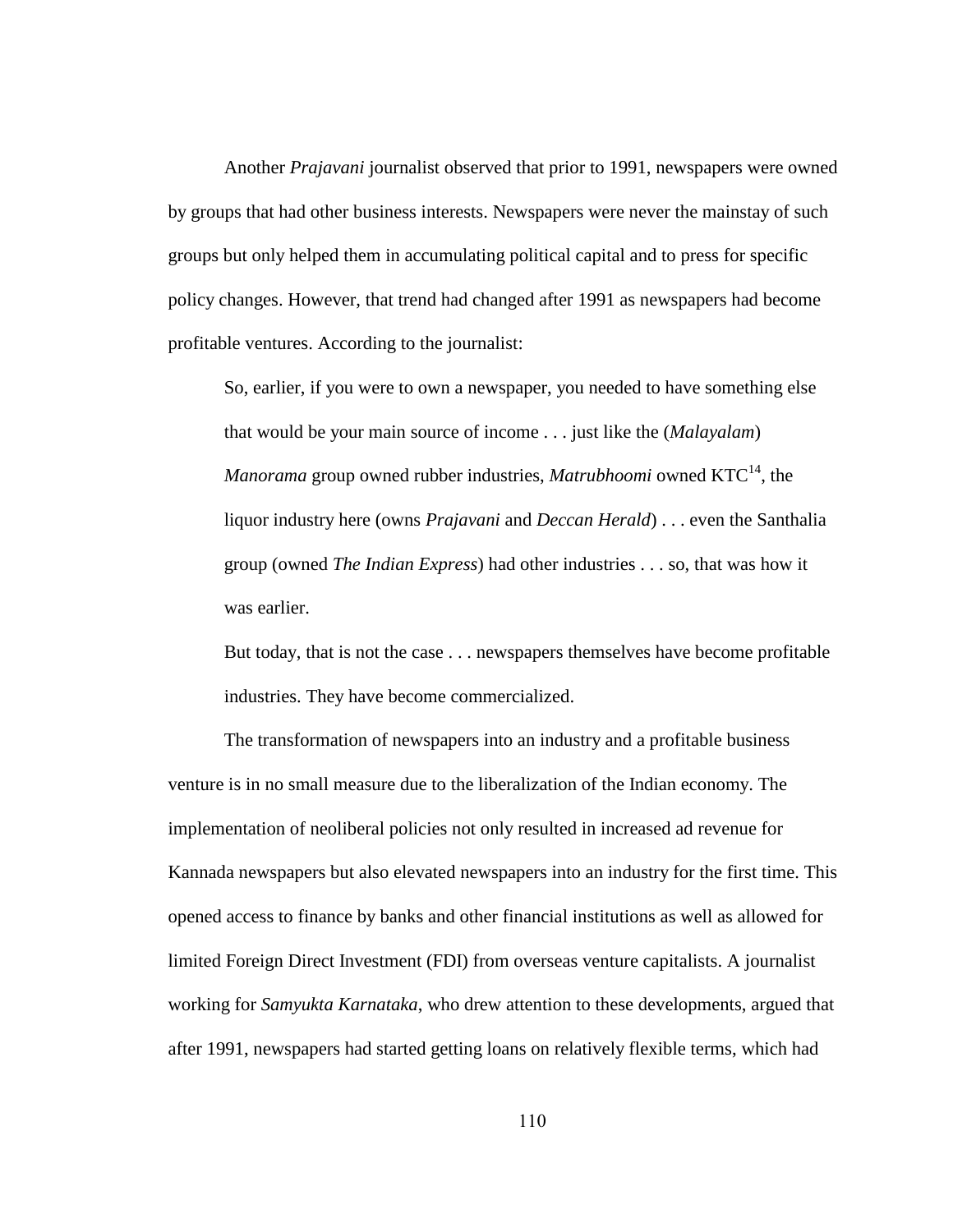Another *Prajavani* journalist observed that prior to 1991, newspapers were owned by groups that had other business interests. Newspapers were never the mainstay of such groups but only helped them in accumulating political capital and to press for specific policy changes. However, that trend had changed after 1991 as newspapers had become profitable ventures. According to the journalist:

> So, earlier, if you were to own a newspaper, you needed to have something else that would be your main source of income . . . just like the (*Malayalam*) *Manorama* group owned rubber industries, *Matrubhoomi* owned KTC[14], the liquor industry here (owns *Prajavani* and *Deccan Herald*) . . . even the Santhalia group (owned *The Indian Express*) had other industries . . . so, that was how it was earlier.
>
> But today, that is not the case . . . newspapers themselves have become profitable industries. They have become commercialized.

The transformation of newspapers into an industry and a profitable business venture is in no small measure due to the liberalization of the Indian economy. The implementation of neoliberal policies not only resulted in increased ad revenue for Kannada newspapers but also elevated newspapers into an industry for the first time. This opened access to finance by banks and other financial institutions as well as allowed for limited Foreign Direct Investment (FDI) from overseas venture capitalists. A journalist working for *Samyukta Karnataka*, who drew attention to these developments, argued that after 1991, newspapers had started getting loans on relatively flexible terms, which had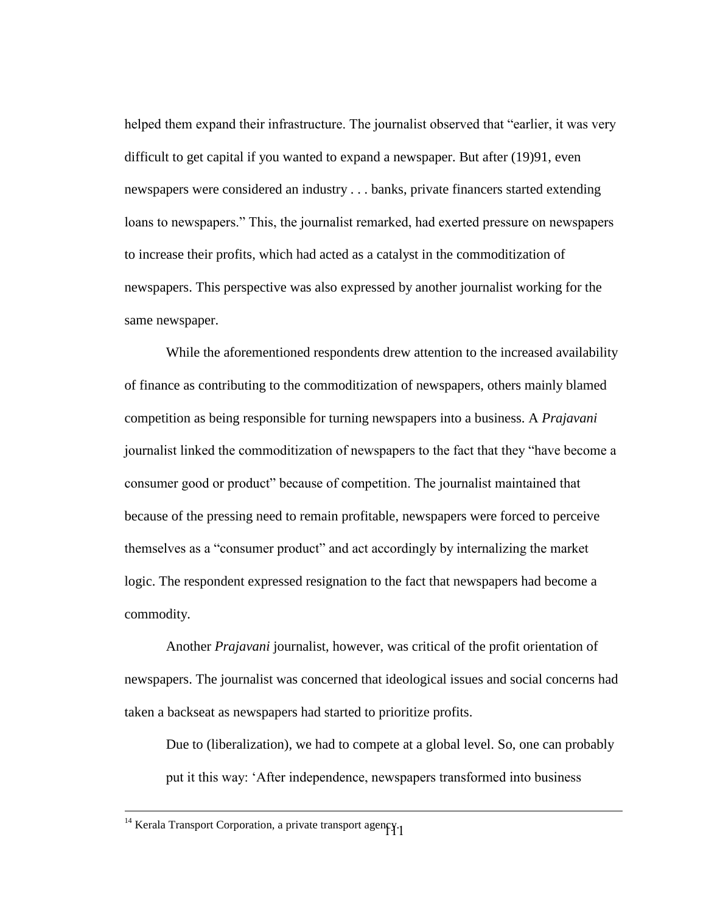helped them expand their infrastructure. The journalist observed that "earlier, it was very difficult to get capital if you wanted to expand a newspaper. But after (19)91, even newspapers were considered an industry . . . banks, private financers started extending loans to newspapers." This, the journalist remarked, had exerted pressure on newspapers to increase their profits, which had acted as a catalyst in the commoditization of newspapers. This perspective was also expressed by another journalist working for the same newspaper.

While the aforementioned respondents drew attention to the increased availability of finance as contributing to the commoditization of newspapers, others mainly blamed competition as being responsible for turning newspapers into a business. A *Prajavani* journalist linked the commoditization of newspapers to the fact that they "have become a consumer good or product" because of competition. The journalist maintained that because of the pressing need to remain profitable, newspapers were forced to perceive themselves as a "consumer product" and act accordingly by internalizing the market logic. The respondent expressed resignation to the fact that newspapers had become a commodity.

Another *Prajavani* journalist, however, was critical of the profit orientation of newspapers. The journalist was concerned that ideological issues and social concerns had taken a backseat as newspapers had started to prioritize profits.

> Due to (liberalization), we had to compete at a global level. So, one can probably put it this way: 'After independence, newspapers transformed into business

---

[14] Kerala Transport Corporation, a private transport agency.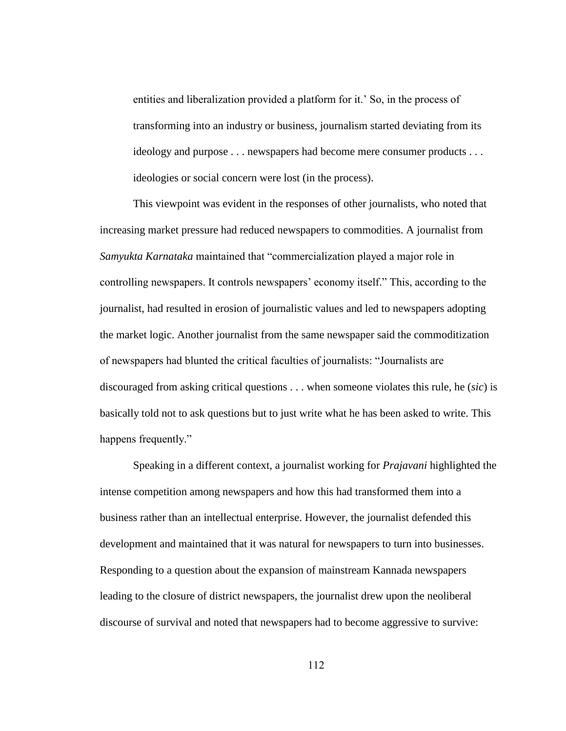> entities and liberalization provided a platform for it.' So, in the process of transforming into an industry or business, journalism started deviating from its ideology and purpose . . . newspapers had become mere consumer products . . . ideologies or social concern were lost (in the process).

This viewpoint was evident in the responses of other journalists, who noted that increasing market pressure had reduced newspapers to commodities. A journalist from *Samyukta Karnataka* maintained that "commercialization played a major role in controlling newspapers. It controls newspapers' economy itself." This, according to the journalist, had resulted in erosion of journalistic values and led to newspapers adopting the market logic. Another journalist from the same newspaper said the commoditization of newspapers had blunted the critical faculties of journalists: "Journalists are discouraged from asking critical questions . . . when someone violates this rule, he (*sic*) is basically told not to ask questions but to just write what he has been asked to write. This happens frequently."

Speaking in a different context, a journalist working for *Prajavani* highlighted the intense competition among newspapers and how this had transformed them into a business rather than an intellectual enterprise. However, the journalist defended this development and maintained that it was natural for newspapers to turn into businesses. Responding to a question about the expansion of mainstream Kannada newspapers leading to the closure of district newspapers, the journalist drew upon the neoliberal discourse of survival and noted that newspapers had to become aggressive to survive: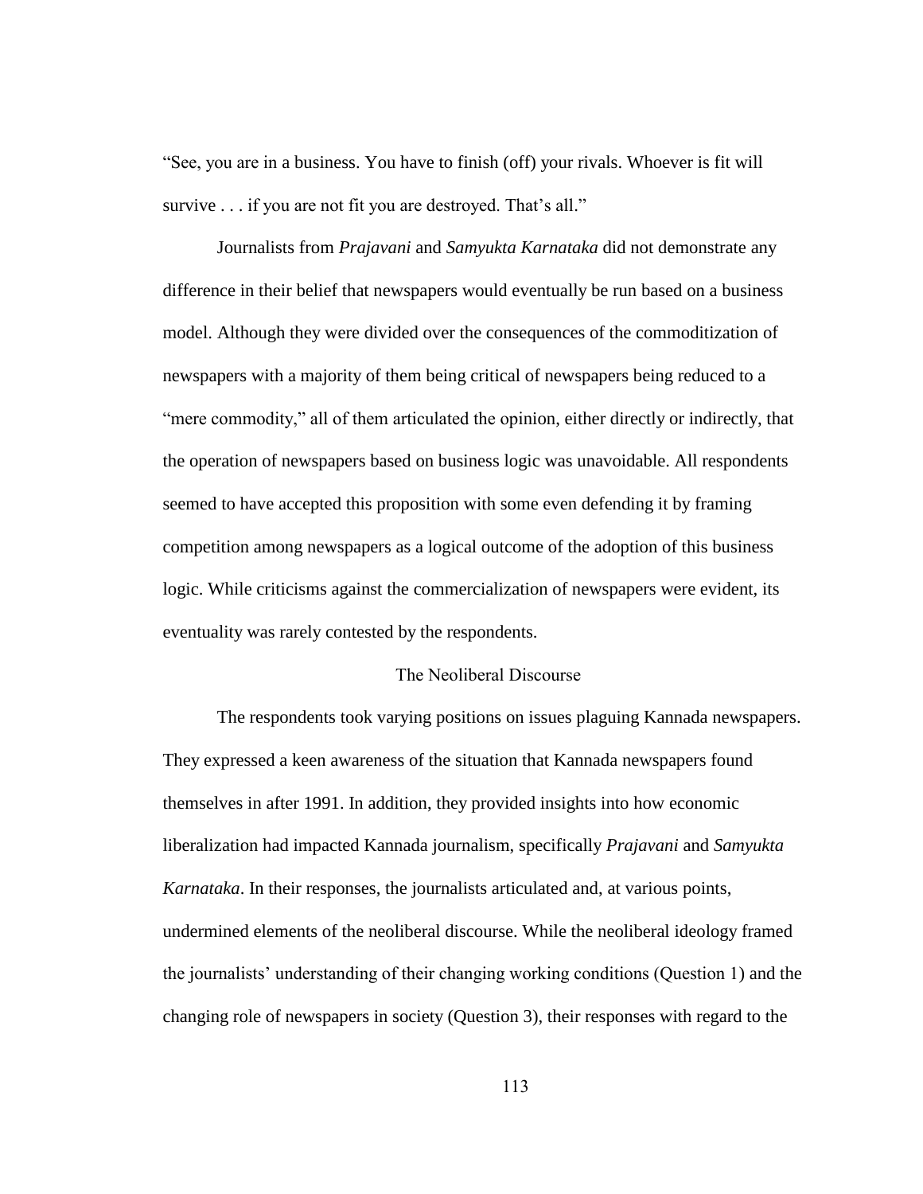"See, you are in a business. You have to finish (off) your rivals. Whoever is fit will survive . . . if you are not fit you are destroyed. That's all."

Journalists from *Prajavani* and *Samyukta Karnataka* did not demonstrate any difference in their belief that newspapers would eventually be run based on a business model. Although they were divided over the consequences of the commoditization of newspapers with a majority of them being critical of newspapers being reduced to a "mere commodity," all of them articulated the opinion, either directly or indirectly, that the operation of newspapers based on business logic was unavoidable. All respondents seemed to have accepted this proposition with some even defending it by framing competition among newspapers as a logical outcome of the adoption of this business logic. While criticisms against the commercialization of newspapers were evident, its eventuality was rarely contested by the respondents.

## The Neoliberal Discourse

The respondents took varying positions on issues plaguing Kannada newspapers. They expressed a keen awareness of the situation that Kannada newspapers found themselves in after 1991. In addition, they provided insights into how economic liberalization had impacted Kannada journalism, specifically *Prajavani* and *Samyukta Karnataka*. In their responses, the journalists articulated and, at various points, undermined elements of the neoliberal discourse. While the neoliberal ideology framed the journalists' understanding of their changing working conditions (Question 1) and the changing role of newspapers in society (Question 3), their responses with regard to the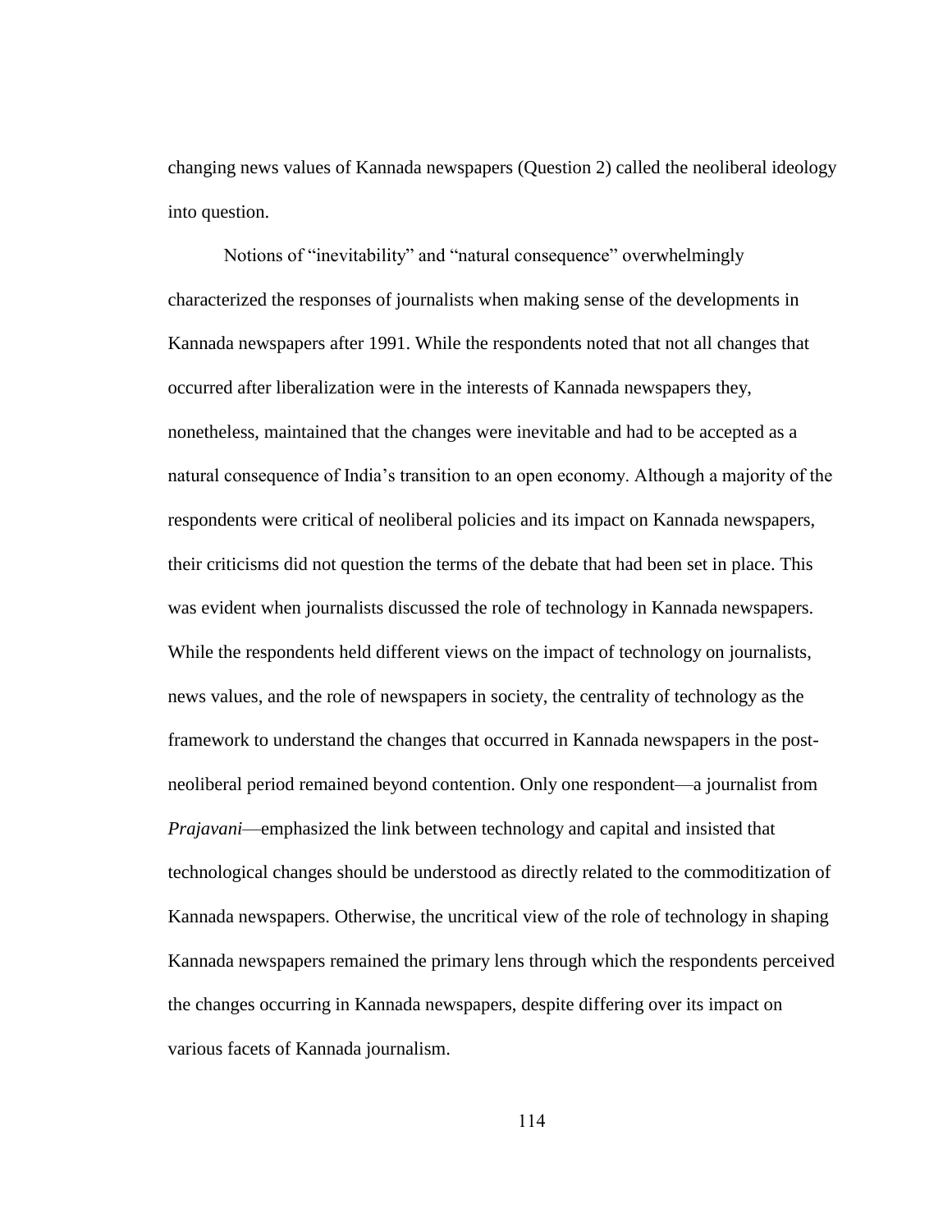changing news values of Kannada newspapers (Question 2) called the neoliberal ideology into question.

Notions of "inevitability" and "natural consequence" overwhelmingly characterized the responses of journalists when making sense of the developments in Kannada newspapers after 1991. While the respondents noted that not all changes that occurred after liberalization were in the interests of Kannada newspapers they, nonetheless, maintained that the changes were inevitable and had to be accepted as a natural consequence of India's transition to an open economy. Although a majority of the respondents were critical of neoliberal policies and its impact on Kannada newspapers, their criticisms did not question the terms of the debate that had been set in place. This was evident when journalists discussed the role of technology in Kannada newspapers. While the respondents held different views on the impact of technology on journalists, news values, and the role of newspapers in society, the centrality of technology as the framework to understand the changes that occurred in Kannada newspapers in the post-neoliberal period remained beyond contention. Only one respondent—a journalist from *Prajavani*—emphasized the link between technology and capital and insisted that technological changes should be understood as directly related to the commoditization of Kannada newspapers. Otherwise, the uncritical view of the role of technology in shaping Kannada newspapers remained the primary lens through which the respondents perceived the changes occurring in Kannada newspapers, despite differing over its impact on various facets of Kannada journalism.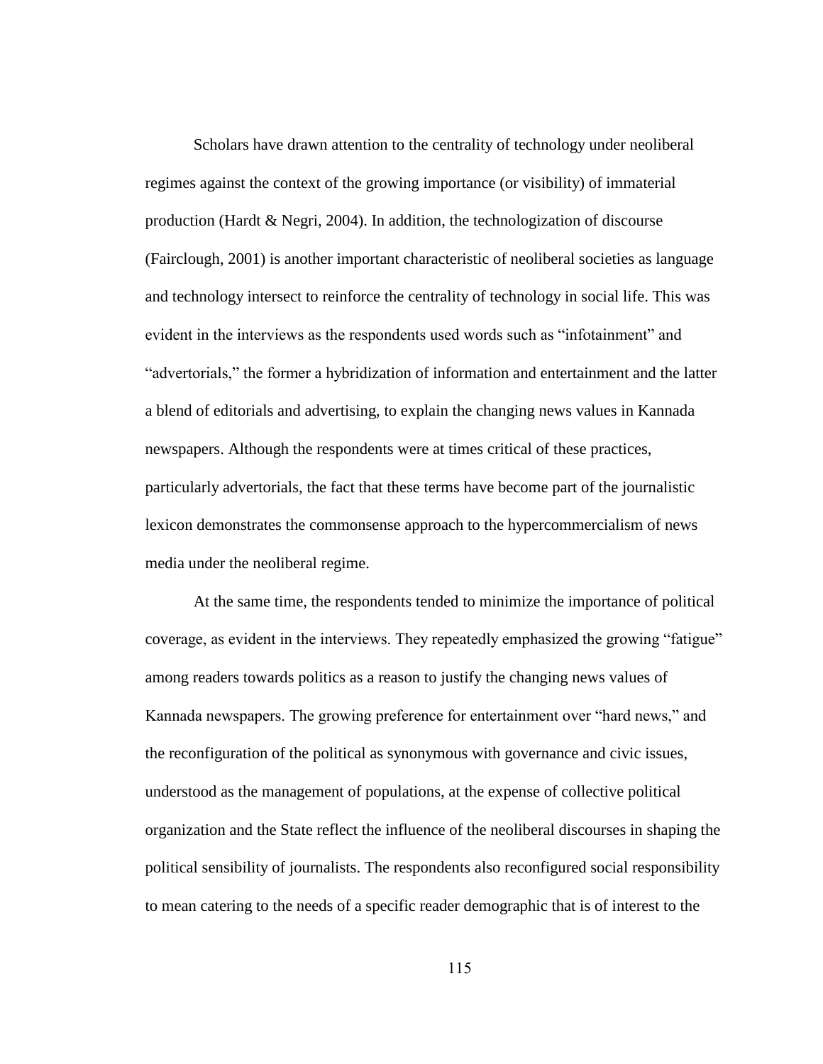Scholars have drawn attention to the centrality of technology under neoliberal regimes against the context of the growing importance (or visibility) of immaterial production (Hardt & Negri, 2004). In addition, the technologization of discourse (Fairclough, 2001) is another important characteristic of neoliberal societies as language and technology intersect to reinforce the centrality of technology in social life. This was evident in the interviews as the respondents used words such as "infotainment" and "advertorials," the former a hybridization of information and entertainment and the latter a blend of editorials and advertising, to explain the changing news values in Kannada newspapers. Although the respondents were at times critical of these practices, particularly advertorials, the fact that these terms have become part of the journalistic lexicon demonstrates the commonsense approach to the hypercommercialism of news media under the neoliberal regime.

At the same time, the respondents tended to minimize the importance of political coverage, as evident in the interviews. They repeatedly emphasized the growing "fatigue" among readers towards politics as a reason to justify the changing news values of Kannada newspapers. The growing preference for entertainment over "hard news," and the reconfiguration of the political as synonymous with governance and civic issues, understood as the management of populations, at the expense of collective political organization and the State reflect the influence of the neoliberal discourses in shaping the political sensibility of journalists. The respondents also reconfigured social responsibility to mean catering to the needs of a specific reader demographic that is of interest to the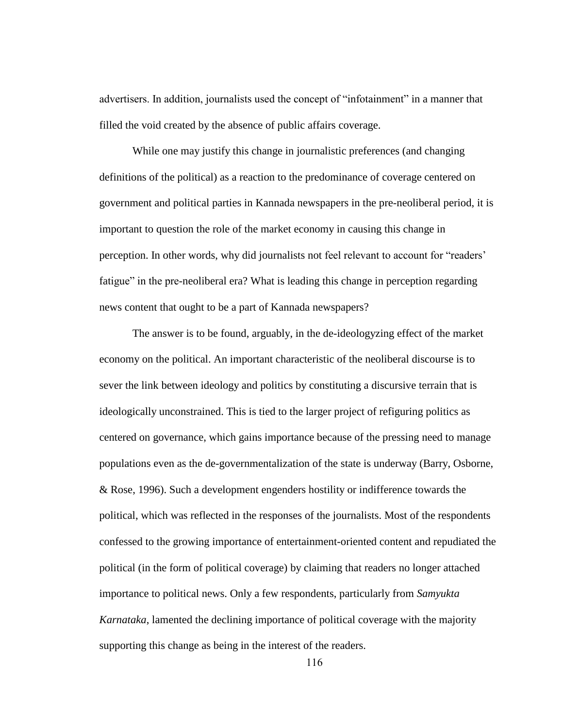advertisers. In addition, journalists used the concept of "infotainment" in a manner that filled the void created by the absence of public affairs coverage.

While one may justify this change in journalistic preferences (and changing definitions of the political) as a reaction to the predominance of coverage centered on government and political parties in Kannada newspapers in the pre-neoliberal period, it is important to question the role of the market economy in causing this change in perception. In other words, why did journalists not feel relevant to account for "readers' fatigue" in the pre-neoliberal era? What is leading this change in perception regarding news content that ought to be a part of Kannada newspapers?

The answer is to be found, arguably, in the de-ideologyzing effect of the market economy on the political. An important characteristic of the neoliberal discourse is to sever the link between ideology and politics by constituting a discursive terrain that is ideologically unconstrained. This is tied to the larger project of refiguring politics as centered on governance, which gains importance because of the pressing need to manage populations even as the de-governmentalization of the state is underway (Barry, Osborne, & Rose, 1996). Such a development engenders hostility or indifference towards the political, which was reflected in the responses of the journalists. Most of the respondents confessed to the growing importance of entertainment-oriented content and repudiated the political (in the form of political coverage) by claiming that readers no longer attached importance to political news. Only a few respondents, particularly from *Samyukta Karnataka*, lamented the declining importance of political coverage with the majority supporting this change as being in the interest of the readers.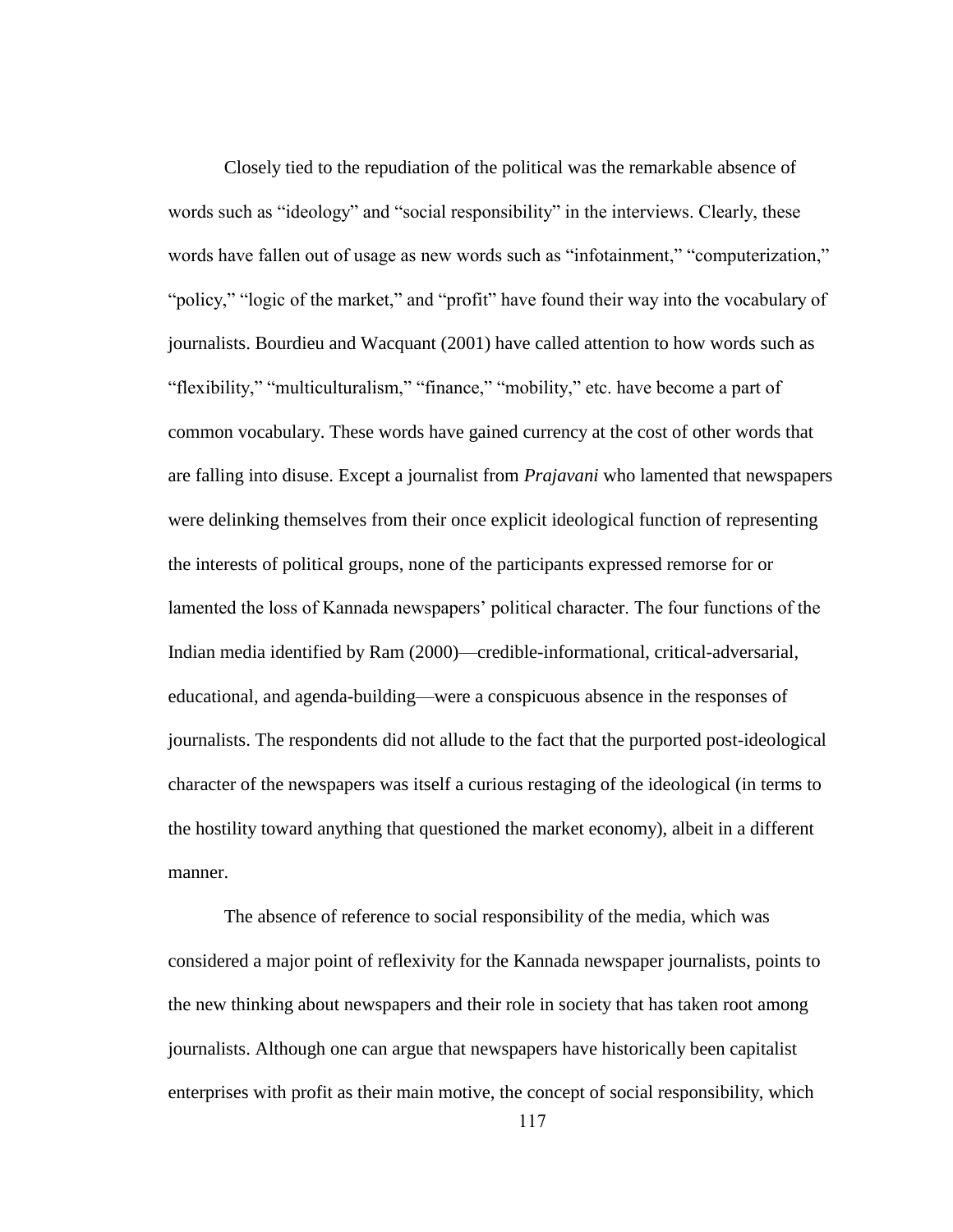Closely tied to the repudiation of the political was the remarkable absence of words such as "ideology" and "social responsibility" in the interviews. Clearly, these words have fallen out of usage as new words such as "infotainment," "computerization," "policy," "logic of the market," and "profit" have found their way into the vocabulary of journalists. Bourdieu and Wacquant (2001) have called attention to how words such as "flexibility," "multiculturalism," "finance," "mobility," etc. have become a part of common vocabulary. These words have gained currency at the cost of other words that are falling into disuse. Except a journalist from *Prajavani* who lamented that newspapers were delinking themselves from their once explicit ideological function of representing the interests of political groups, none of the participants expressed remorse for or lamented the loss of Kannada newspapers' political character. The four functions of the Indian media identified by Ram (2000)—credible-informational, critical-adversarial, educational, and agenda-building—were a conspicuous absence in the responses of journalists. The respondents did not allude to the fact that the purported post-ideological character of the newspapers was itself a curious restaging of the ideological (in terms to the hostility toward anything that questioned the market economy), albeit in a different manner.

The absence of reference to social responsibility of the media, which was considered a major point of reflexivity for the Kannada newspaper journalists, points to the new thinking about newspapers and their role in society that has taken root among journalists. Although one can argue that newspapers have historically been capitalist enterprises with profit as their main motive, the concept of social responsibility, which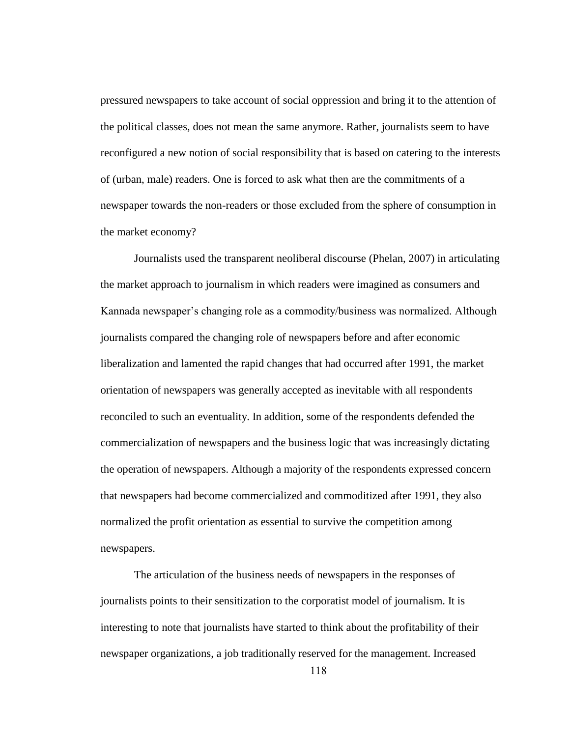pressured newspapers to take account of social oppression and bring it to the attention of the political classes, does not mean the same anymore. Rather, journalists seem to have reconfigured a new notion of social responsibility that is based on catering to the interests of (urban, male) readers. One is forced to ask what then are the commitments of a newspaper towards the non-readers or those excluded from the sphere of consumption in the market economy?

Journalists used the transparent neoliberal discourse (Phelan, 2007) in articulating the market approach to journalism in which readers were imagined as consumers and Kannada newspaper's changing role as a commodity/business was normalized. Although journalists compared the changing role of newspapers before and after economic liberalization and lamented the rapid changes that had occurred after 1991, the market orientation of newspapers was generally accepted as inevitable with all respondents reconciled to such an eventuality. In addition, some of the respondents defended the commercialization of newspapers and the business logic that was increasingly dictating the operation of newspapers. Although a majority of the respondents expressed concern that newspapers had become commercialized and commoditized after 1991, they also normalized the profit orientation as essential to survive the competition among newspapers.

The articulation of the business needs of newspapers in the responses of journalists points to their sensitization to the corporatist model of journalism. It is interesting to note that journalists have started to think about the profitability of their newspaper organizations, a job traditionally reserved for the management. Increased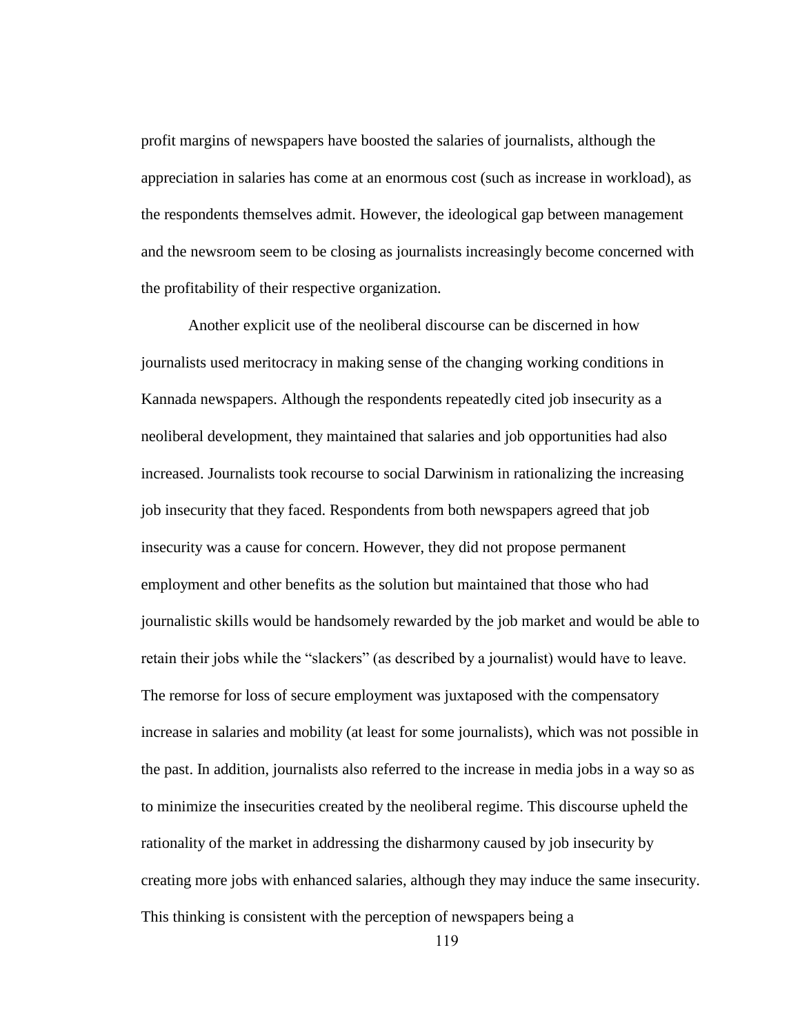profit margins of newspapers have boosted the salaries of journalists, although the appreciation in salaries has come at an enormous cost (such as increase in workload), as the respondents themselves admit. However, the ideological gap between management and the newsroom seem to be closing as journalists increasingly become concerned with the profitability of their respective organization.

Another explicit use of the neoliberal discourse can be discerned in how journalists used meritocracy in making sense of the changing working conditions in Kannada newspapers. Although the respondents repeatedly cited job insecurity as a neoliberal development, they maintained that salaries and job opportunities had also increased. Journalists took recourse to social Darwinism in rationalizing the increasing job insecurity that they faced. Respondents from both newspapers agreed that job insecurity was a cause for concern. However, they did not propose permanent employment and other benefits as the solution but maintained that those who had journalistic skills would be handsomely rewarded by the job market and would be able to retain their jobs while the "slackers" (as described by a journalist) would have to leave. The remorse for loss of secure employment was juxtaposed with the compensatory increase in salaries and mobility (at least for some journalists), which was not possible in the past. In addition, journalists also referred to the increase in media jobs in a way so as to minimize the insecurities created by the neoliberal regime. This discourse upheld the rationality of the market in addressing the disharmony caused by job insecurity by creating more jobs with enhanced salaries, although they may induce the same insecurity. This thinking is consistent with the perception of newspapers being a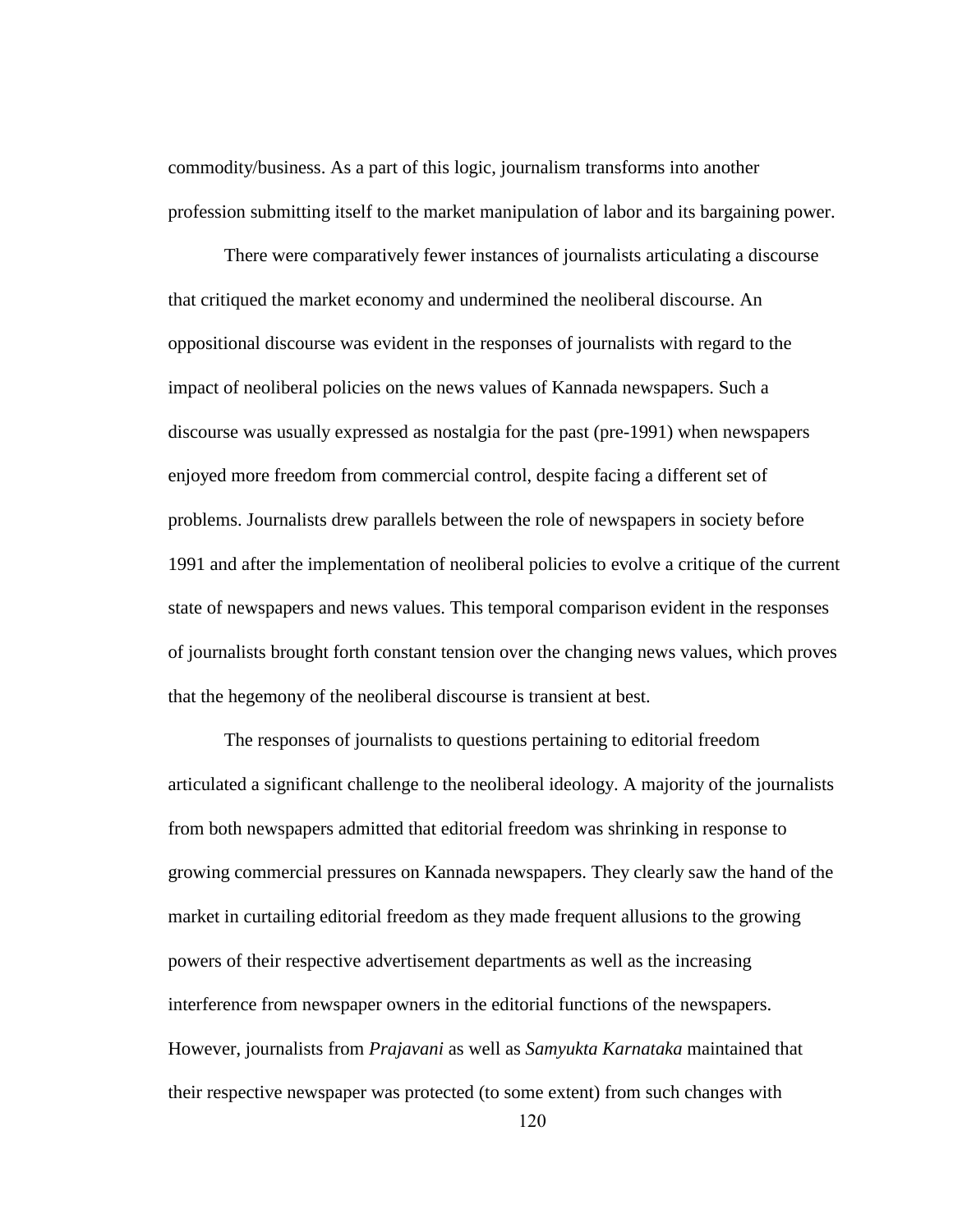commodity/business. As a part of this logic, journalism transforms into another profession submitting itself to the market manipulation of labor and its bargaining power.

There were comparatively fewer instances of journalists articulating a discourse that critiqued the market economy and undermined the neoliberal discourse. An oppositional discourse was evident in the responses of journalists with regard to the impact of neoliberal policies on the news values of Kannada newspapers. Such a discourse was usually expressed as nostalgia for the past (pre-1991) when newspapers enjoyed more freedom from commercial control, despite facing a different set of problems. Journalists drew parallels between the role of newspapers in society before 1991 and after the implementation of neoliberal policies to evolve a critique of the current state of newspapers and news values. This temporal comparison evident in the responses of journalists brought forth constant tension over the changing news values, which proves that the hegemony of the neoliberal discourse is transient at best.

The responses of journalists to questions pertaining to editorial freedom articulated a significant challenge to the neoliberal ideology. A majority of the journalists from both newspapers admitted that editorial freedom was shrinking in response to growing commercial pressures on Kannada newspapers. They clearly saw the hand of the market in curtailing editorial freedom as they made frequent allusions to the growing powers of their respective advertisement departments as well as the increasing interference from newspaper owners in the editorial functions of the newspapers. However, journalists from *Prajavani* as well as *Samyukta Karnataka* maintained that their respective newspaper was protected (to some extent) from such changes with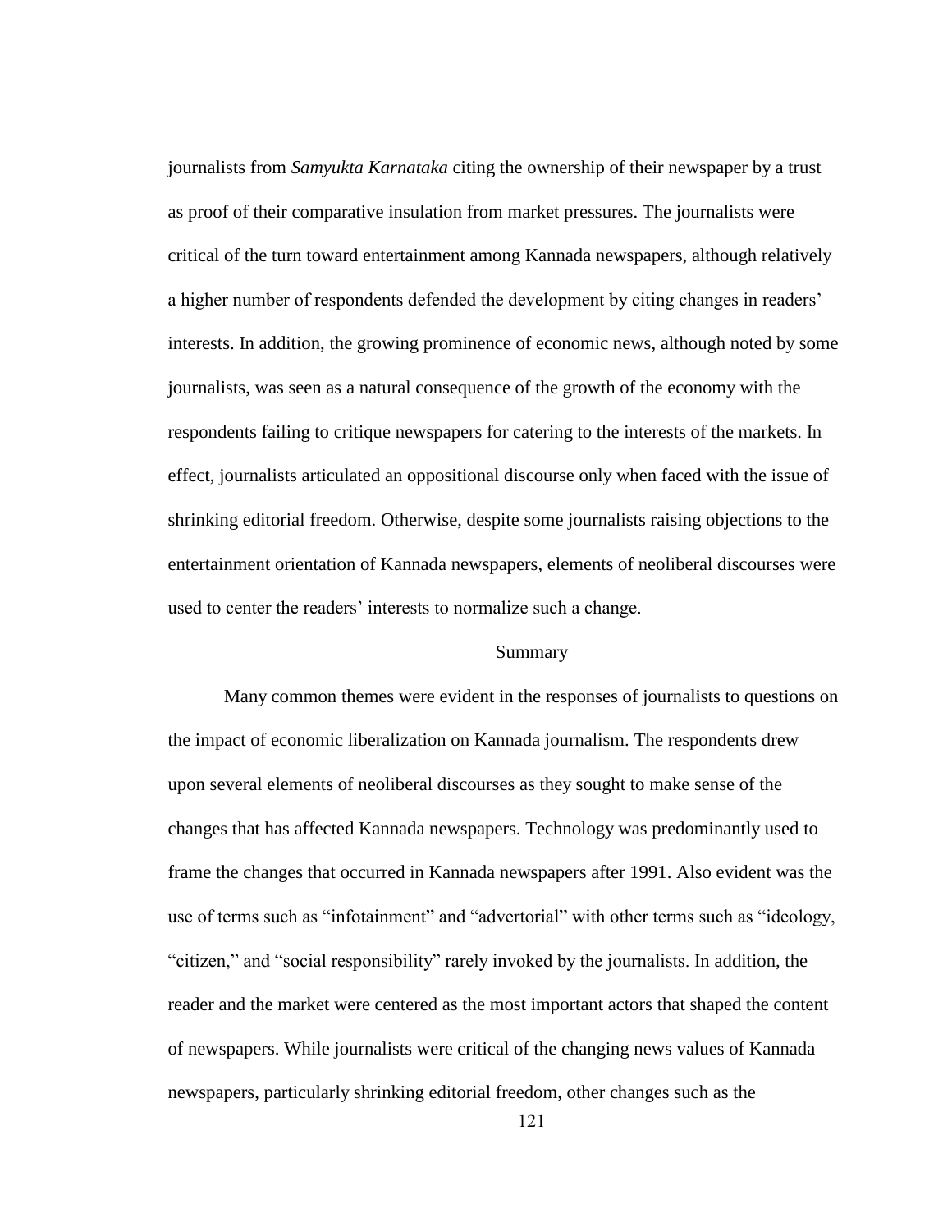journalists from *Samyukta Karnataka* citing the ownership of their newspaper by a trust as proof of their comparative insulation from market pressures. The journalists were critical of the turn toward entertainment among Kannada newspapers, although relatively a higher number of respondents defended the development by citing changes in readers' interests. In addition, the growing prominence of economic news, although noted by some journalists, was seen as a natural consequence of the growth of the economy with the respondents failing to critique newspapers for catering to the interests of the markets. In effect, journalists articulated an oppositional discourse only when faced with the issue of shrinking editorial freedom. Otherwise, despite some journalists raising objections to the entertainment orientation of Kannada newspapers, elements of neoliberal discourses were used to center the readers' interests to normalize such a change.

## Summary

Many common themes were evident in the responses of journalists to questions on the impact of economic liberalization on Kannada journalism. The respondents drew upon several elements of neoliberal discourses as they sought to make sense of the changes that has affected Kannada newspapers. Technology was predominantly used to frame the changes that occurred in Kannada newspapers after 1991. Also evident was the use of terms such as "infotainment" and "advertorial" with other terms such as "ideology, "citizen," and "social responsibility" rarely invoked by the journalists. In addition, the reader and the market were centered as the most important actors that shaped the content of newspapers. While journalists were critical of the changing news values of Kannada newspapers, particularly shrinking editorial freedom, other changes such as the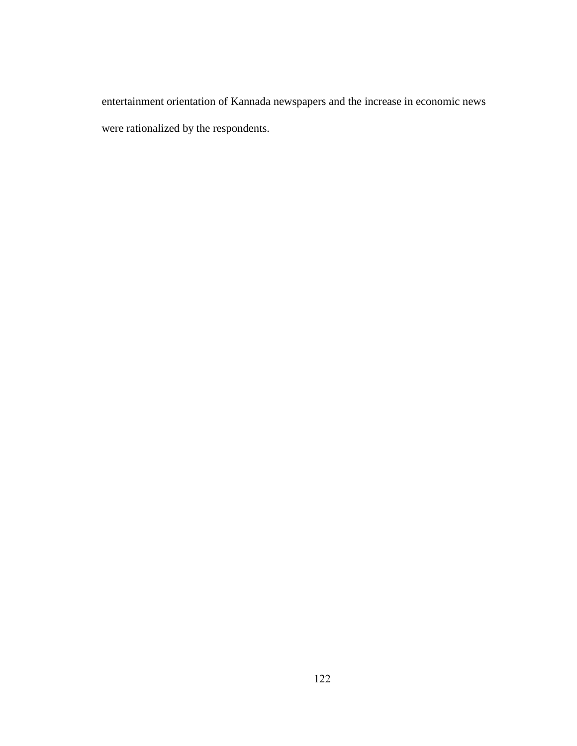entertainment orientation of Kannada newspapers and the increase in economic news were rationalized by the respondents.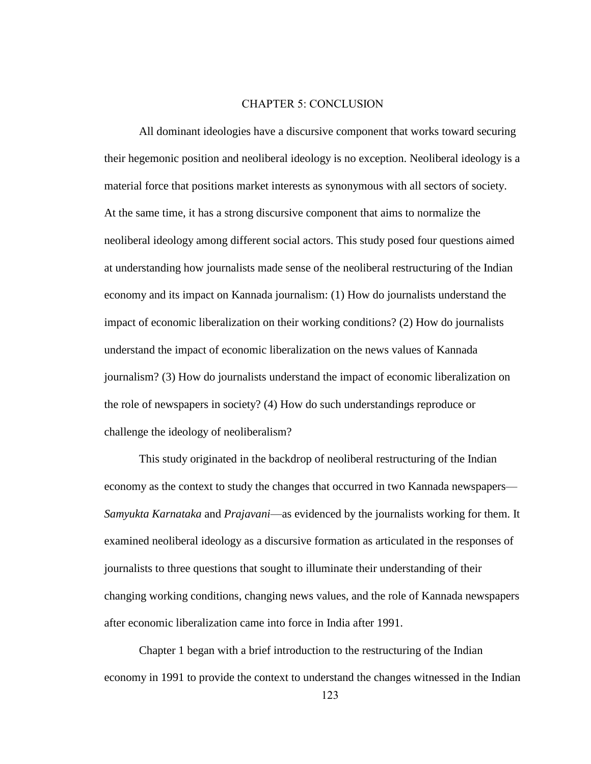# CHAPTER 5: CONCLUSION

All dominant ideologies have a discursive component that works toward securing their hegemonic position and neoliberal ideology is no exception. Neoliberal ideology is a material force that positions market interests as synonymous with all sectors of society. At the same time, it has a strong discursive component that aims to normalize the neoliberal ideology among different social actors. This study posed four questions aimed at understanding how journalists made sense of the neoliberal restructuring of the Indian economy and its impact on Kannada journalism: (1) How do journalists understand the impact of economic liberalization on their working conditions? (2) How do journalists understand the impact of economic liberalization on the news values of Kannada journalism? (3) How do journalists understand the impact of economic liberalization on the role of newspapers in society? (4) How do such understandings reproduce or challenge the ideology of neoliberalism?

This study originated in the backdrop of neoliberal restructuring of the Indian economy as the context to study the changes that occurred in two Kannada newspapers—*Samyukta Karnataka* and *Prajavani*—as evidenced by the journalists working for them. It examined neoliberal ideology as a discursive formation as articulated in the responses of journalists to three questions that sought to illuminate their understanding of their changing working conditions, changing news values, and the role of Kannada newspapers after economic liberalization came into force in India after 1991.

Chapter 1 began with a brief introduction to the restructuring of the Indian economy in 1991 to provide the context to understand the changes witnessed in the Indian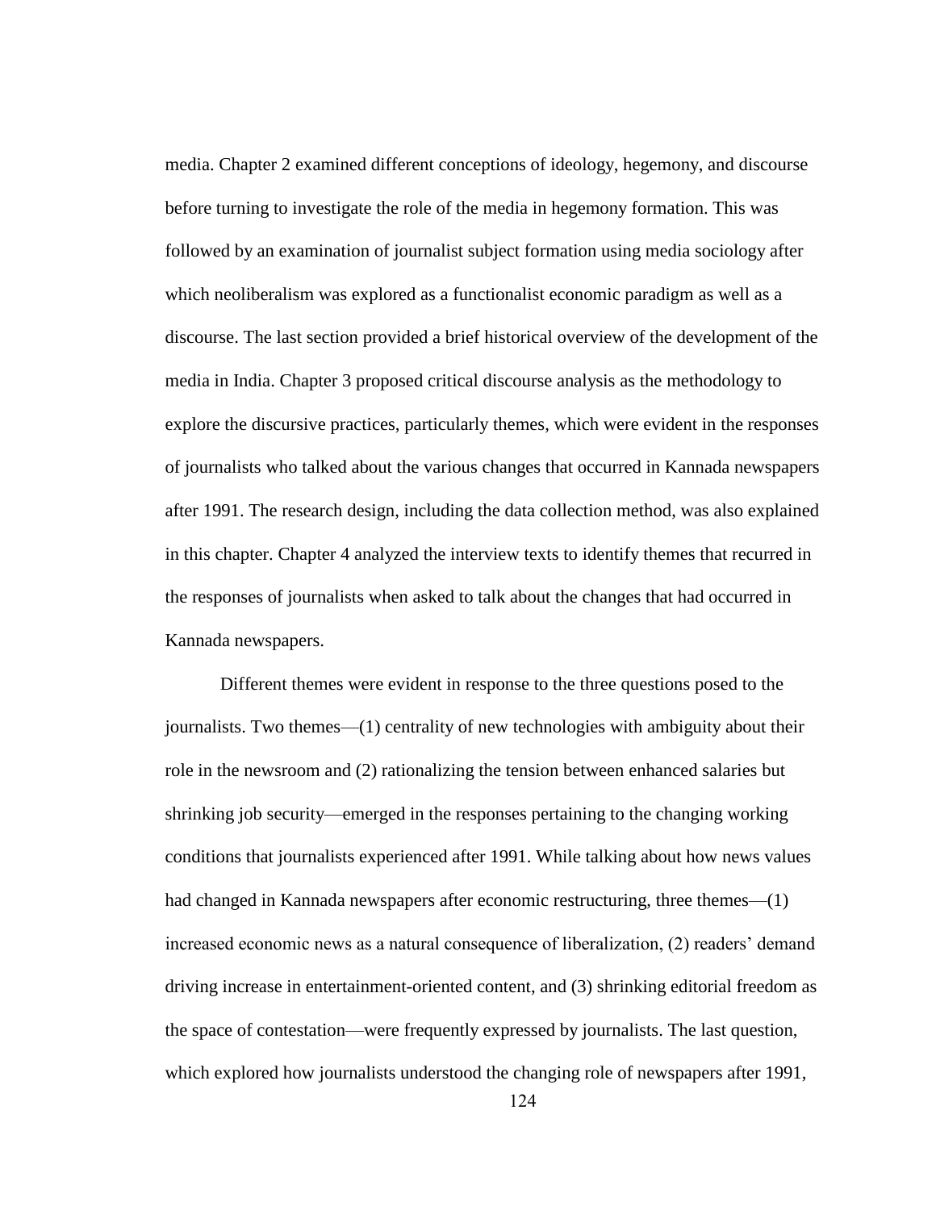media. Chapter 2 examined different conceptions of ideology, hegemony, and discourse before turning to investigate the role of the media in hegemony formation. This was followed by an examination of journalist subject formation using media sociology after which neoliberalism was explored as a functionalist economic paradigm as well as a discourse. The last section provided a brief historical overview of the development of the media in India. Chapter 3 proposed critical discourse analysis as the methodology to explore the discursive practices, particularly themes, which were evident in the responses of journalists who talked about the various changes that occurred in Kannada newspapers after 1991. The research design, including the data collection method, was also explained in this chapter. Chapter 4 analyzed the interview texts to identify themes that recurred in the responses of journalists when asked to talk about the changes that had occurred in Kannada newspapers.

Different themes were evident in response to the three questions posed to the journalists. Two themes—(1) centrality of new technologies with ambiguity about their role in the newsroom and (2) rationalizing the tension between enhanced salaries but shrinking job security—emerged in the responses pertaining to the changing working conditions that journalists experienced after 1991. While talking about how news values had changed in Kannada newspapers after economic restructuring, three themes—(1) increased economic news as a natural consequence of liberalization, (2) readers' demand driving increase in entertainment-oriented content, and (3) shrinking editorial freedom as the space of contestation—were frequently expressed by journalists. The last question, which explored how journalists understood the changing role of newspapers after 1991,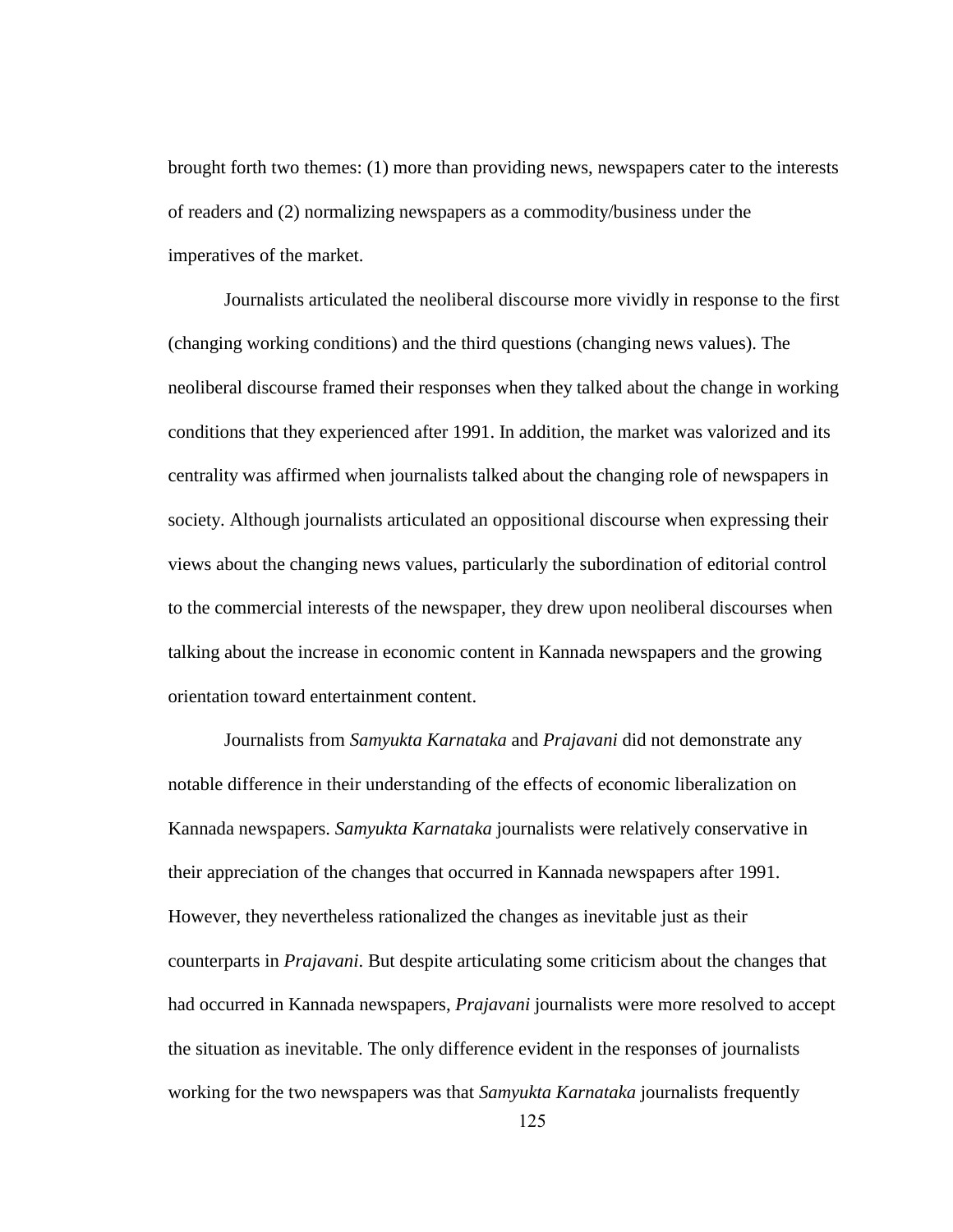brought forth two themes: (1) more than providing news, newspapers cater to the interests of readers and (2) normalizing newspapers as a commodity/business under the imperatives of the market.

Journalists articulated the neoliberal discourse more vividly in response to the first (changing working conditions) and the third questions (changing news values). The neoliberal discourse framed their responses when they talked about the change in working conditions that they experienced after 1991. In addition, the market was valorized and its centrality was affirmed when journalists talked about the changing role of newspapers in society. Although journalists articulated an oppositional discourse when expressing their views about the changing news values, particularly the subordination of editorial control to the commercial interests of the newspaper, they drew upon neoliberal discourses when talking about the increase in economic content in Kannada newspapers and the growing orientation toward entertainment content.

Journalists from *Samyukta Karnataka* and *Prajavani* did not demonstrate any notable difference in their understanding of the effects of economic liberalization on Kannada newspapers. *Samyukta Karnataka* journalists were relatively conservative in their appreciation of the changes that occurred in Kannada newspapers after 1991. However, they nevertheless rationalized the changes as inevitable just as their counterparts in *Prajavani*. But despite articulating some criticism about the changes that had occurred in Kannada newspapers, *Prajavani* journalists were more resolved to accept the situation as inevitable. The only difference evident in the responses of journalists working for the two newspapers was that *Samyukta Karnataka* journalists frequently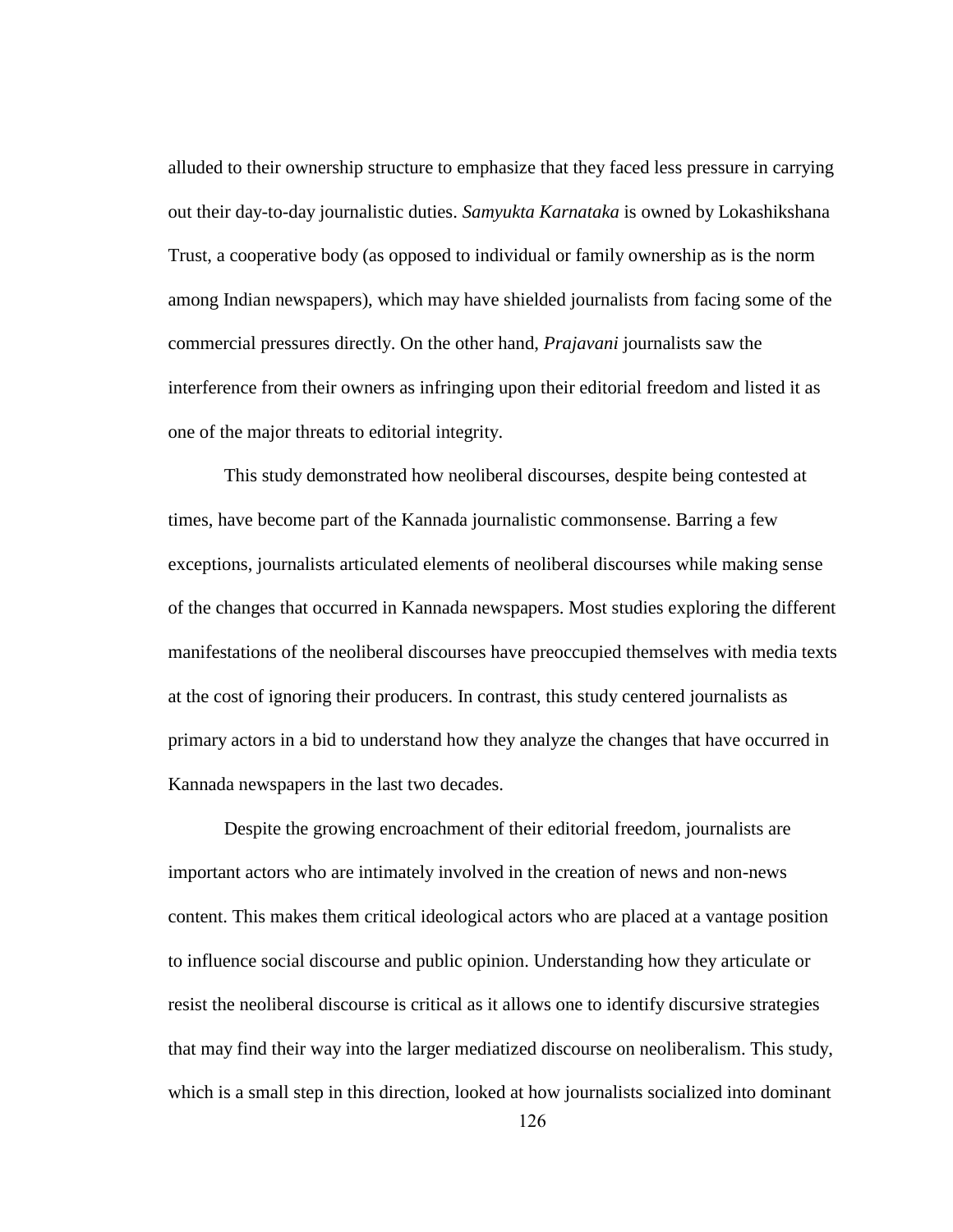alluded to their ownership structure to emphasize that they faced less pressure in carrying out their day-to-day journalistic duties. *Samyukta Karnataka* is owned by Lokashikshana Trust, a cooperative body (as opposed to individual or family ownership as is the norm among Indian newspapers), which may have shielded journalists from facing some of the commercial pressures directly. On the other hand, *Prajavani* journalists saw the interference from their owners as infringing upon their editorial freedom and listed it as one of the major threats to editorial integrity.

This study demonstrated how neoliberal discourses, despite being contested at times, have become part of the Kannada journalistic commonsense. Barring a few exceptions, journalists articulated elements of neoliberal discourses while making sense of the changes that occurred in Kannada newspapers. Most studies exploring the different manifestations of the neoliberal discourses have preoccupied themselves with media texts at the cost of ignoring their producers. In contrast, this study centered journalists as primary actors in a bid to understand how they analyze the changes that have occurred in Kannada newspapers in the last two decades.

Despite the growing encroachment of their editorial freedom, journalists are important actors who are intimately involved in the creation of news and non-news content. This makes them critical ideological actors who are placed at a vantage position to influence social discourse and public opinion. Understanding how they articulate or resist the neoliberal discourse is critical as it allows one to identify discursive strategies that may find their way into the larger mediatized discourse on neoliberalism. This study, which is a small step in this direction, looked at how journalists socialized into dominant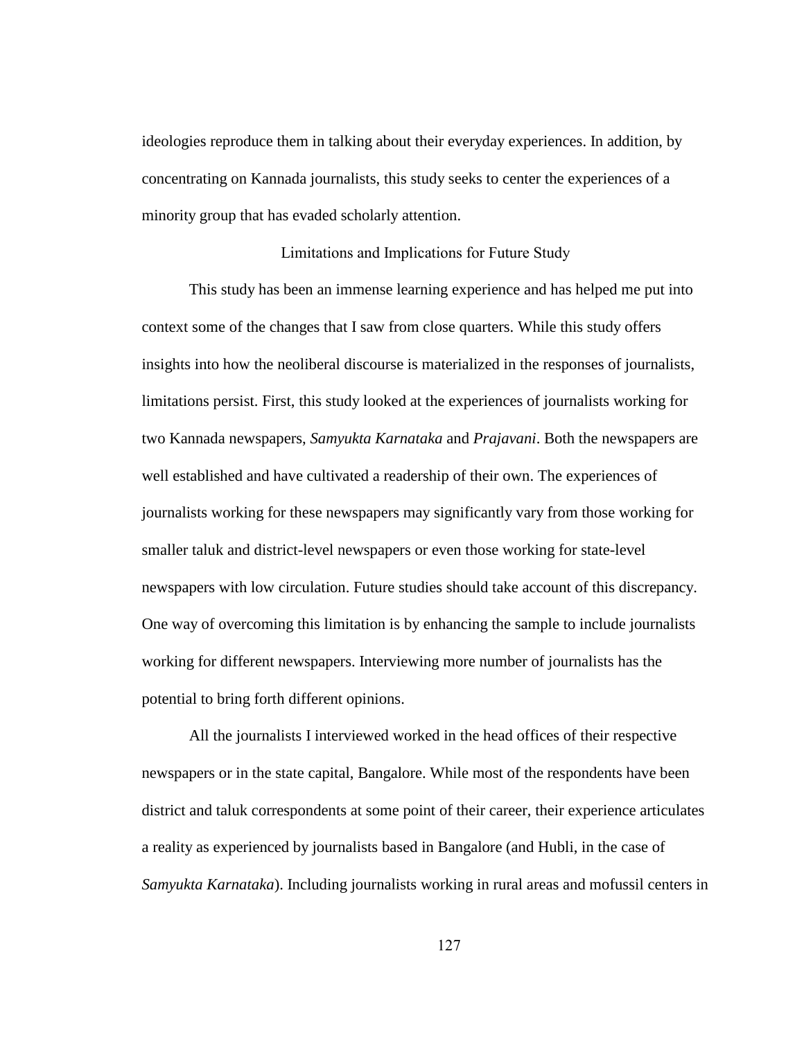ideologies reproduce them in talking about their everyday experiences. In addition, by concentrating on Kannada journalists, this study seeks to center the experiences of a minority group that has evaded scholarly attention.

## Limitations and Implications for Future Study

This study has been an immense learning experience and has helped me put into context some of the changes that I saw from close quarters. While this study offers insights into how the neoliberal discourse is materialized in the responses of journalists, limitations persist. First, this study looked at the experiences of journalists working for two Kannada newspapers, *Samyukta Karnataka* and *Prajavani*. Both the newspapers are well established and have cultivated a readership of their own. The experiences of journalists working for these newspapers may significantly vary from those working for smaller taluk and district-level newspapers or even those working for state-level newspapers with low circulation. Future studies should take account of this discrepancy. One way of overcoming this limitation is by enhancing the sample to include journalists working for different newspapers. Interviewing more number of journalists has the potential to bring forth different opinions.

All the journalists I interviewed worked in the head offices of their respective newspapers or in the state capital, Bangalore. While most of the respondents have been district and taluk correspondents at some point of their career, their experience articulates a reality as experienced by journalists based in Bangalore (and Hubli, in the case of *Samyukta Karnataka*). Including journalists working in rural areas and mofussil centers in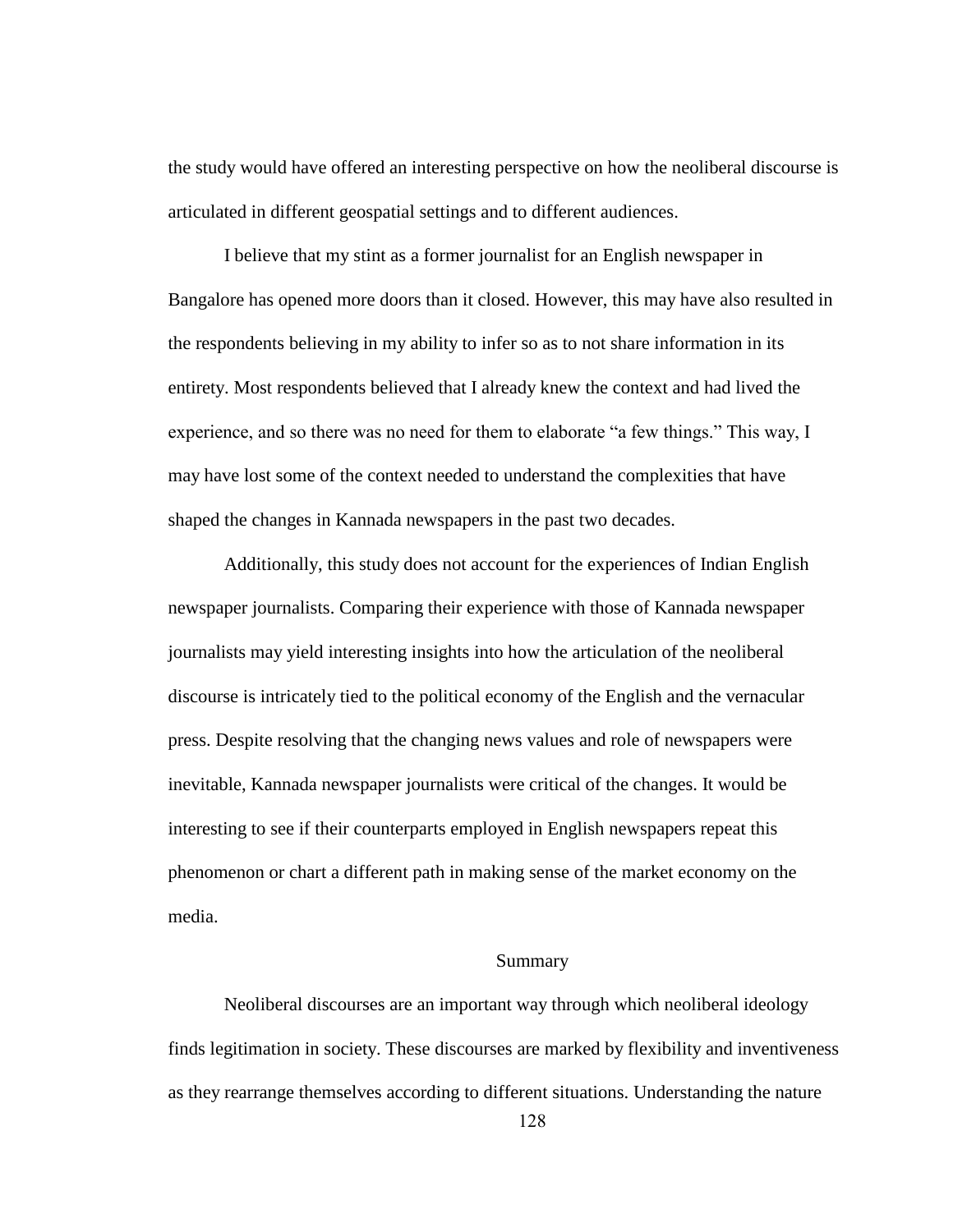the study would have offered an interesting perspective on how the neoliberal discourse is articulated in different geospatial settings and to different audiences.

I believe that my stint as a former journalist for an English newspaper in Bangalore has opened more doors than it closed. However, this may have also resulted in the respondents believing in my ability to infer so as to not share information in its entirety. Most respondents believed that I already knew the context and had lived the experience, and so there was no need for them to elaborate "a few things." This way, I may have lost some of the context needed to understand the complexities that have shaped the changes in Kannada newspapers in the past two decades.

Additionally, this study does not account for the experiences of Indian English newspaper journalists. Comparing their experience with those of Kannada newspaper journalists may yield interesting insights into how the articulation of the neoliberal discourse is intricately tied to the political economy of the English and the vernacular press. Despite resolving that the changing news values and role of newspapers were inevitable, Kannada newspaper journalists were critical of the changes. It would be interesting to see if their counterparts employed in English newspapers repeat this phenomenon or chart a different path in making sense of the market economy on the media.

## Summary

Neoliberal discourses are an important way through which neoliberal ideology finds legitimation in society. These discourses are marked by flexibility and inventiveness as they rearrange themselves according to different situations. Understanding the nature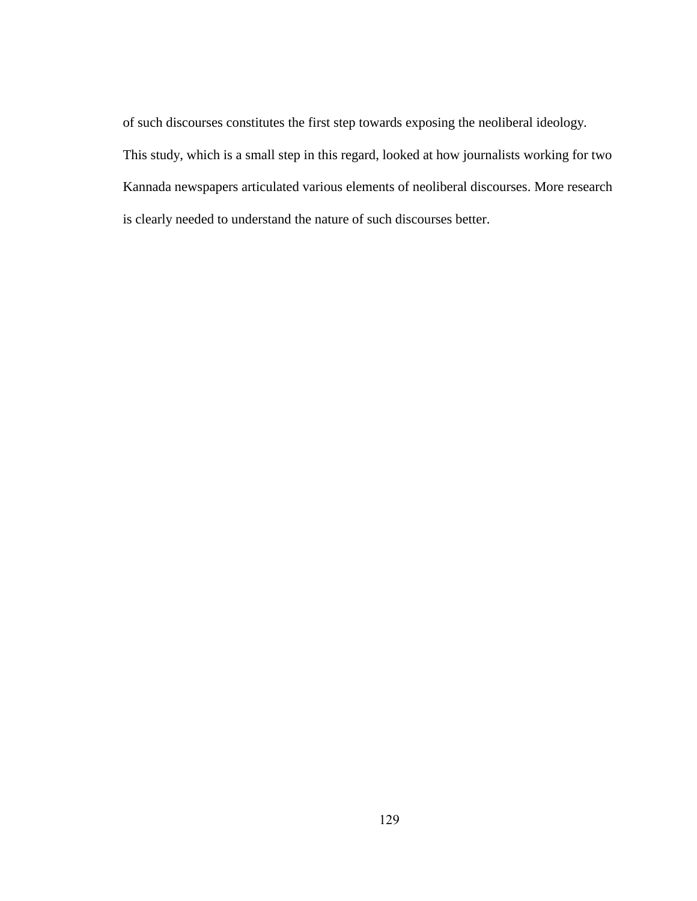of such discourses constitutes the first step towards exposing the neoliberal ideology. This study, which is a small step in this regard, looked at how journalists working for two Kannada newspapers articulated various elements of neoliberal discourses. More research is clearly needed to understand the nature of such discourses better.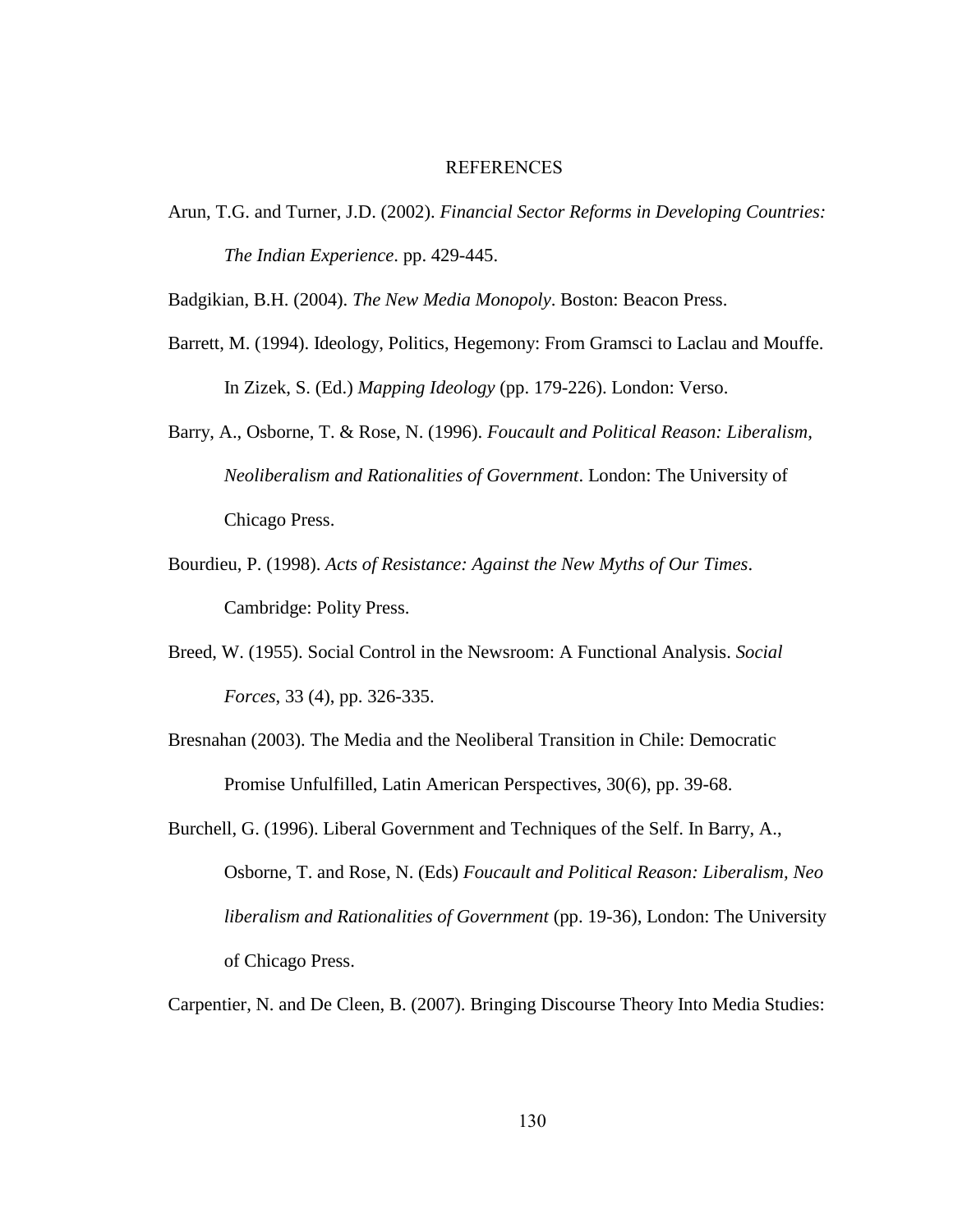# REFERENCES

Arun, T.G. and Turner, J.D. (2002). *Financial Sector Reforms in Developing Countries: The Indian Experience*. pp. 429-445.

Badgikian, B.H. (2004). *The New Media Monopoly*. Boston: Beacon Press.

Barrett, M. (1994). Ideology, Politics, Hegemony: From Gramsci to Laclau and Mouffe. In Zizek, S. (Ed.) *Mapping Ideology* (pp. 179-226). London: Verso.

Barry, A., Osborne, T. & Rose, N. (1996). *Foucault and Political Reason: Liberalism, Neoliberalism and Rationalities of Government*. London: The University of Chicago Press.

Bourdieu, P. (1998). *Acts of Resistance: Against the New Myths of Our Times*. Cambridge: Polity Press.

Breed, W. (1955). Social Control in the Newsroom: A Functional Analysis. *Social Forces*, 33 (4), pp. 326-335.

Bresnahan (2003). The Media and the Neoliberal Transition in Chile: Democratic Promise Unfulfilled, Latin American Perspectives, 30(6), pp. 39-68.

Burchell, G. (1996). Liberal Government and Techniques of the Self. In Barry, A., Osborne, T. and Rose, N. (Eds) *Foucault and Political Reason: Liberalism, Neo liberalism and Rationalities of Government* (pp. 19-36), London: The University of Chicago Press.

Carpentier, N. and De Cleen, B. (2007). Bringing Discourse Theory Into Media Studies: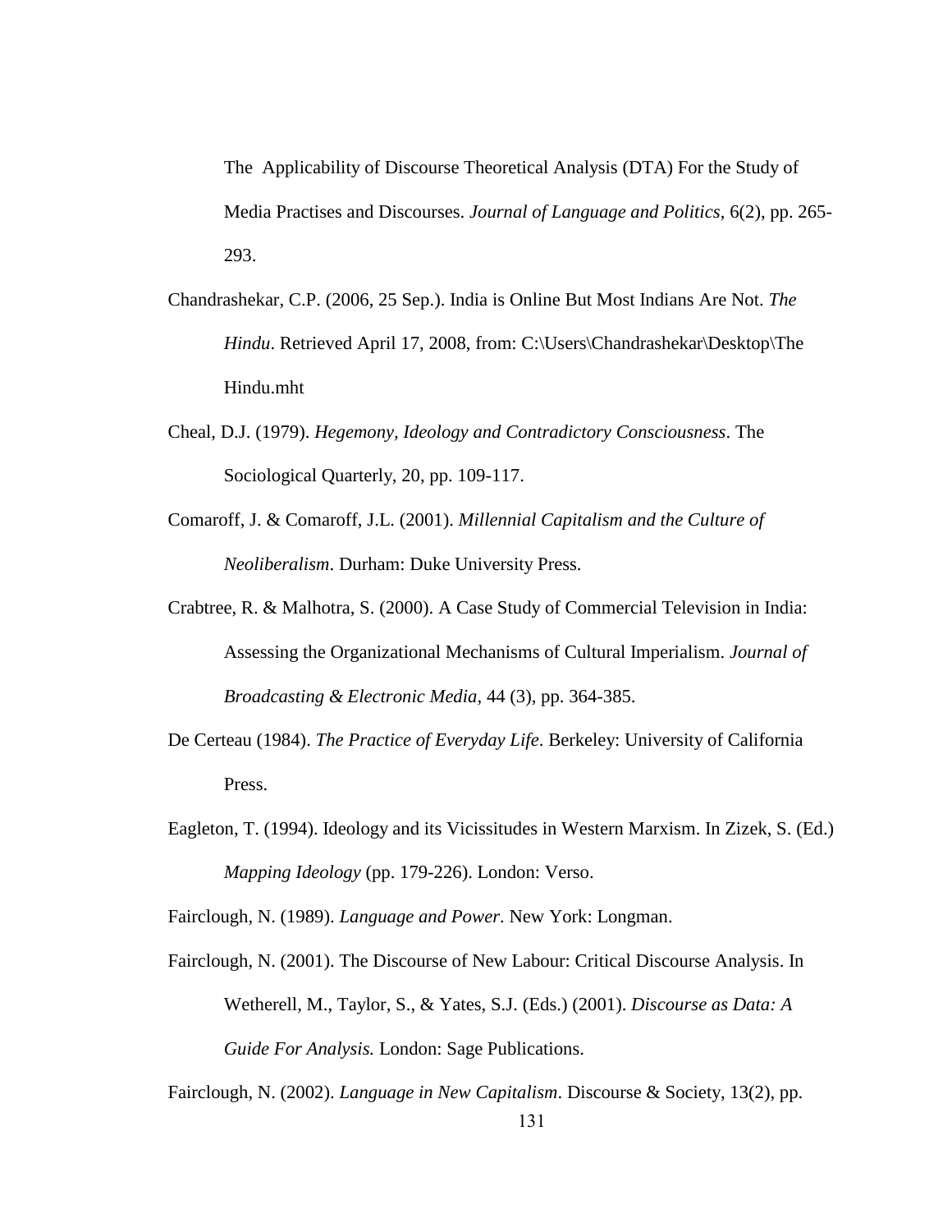The Applicability of Discourse Theoretical Analysis (DTA) For the Study of Media Practises and Discourses. *Journal of Language and Politics*, 6(2), pp. 265-293.

Chandrashekar, C.P. (2006, 25 Sep.). India is Online But Most Indians Are Not. *The Hindu*. Retrieved April 17, 2008, from: C:\Users\Chandrashekar\Desktop\The Hindu.mht

Cheal, D.J. (1979). *Hegemony, Ideology and Contradictory Consciousness*. The Sociological Quarterly, 20, pp. 109-117.

Comaroff, J. & Comaroff, J.L. (2001). *Millennial Capitalism and the Culture of Neoliberalism*. Durham: Duke University Press.

Crabtree, R. & Malhotra, S. (2000). A Case Study of Commercial Television in India: Assessing the Organizational Mechanisms of Cultural Imperialism. *Journal of Broadcasting & Electronic Media*, 44 (3), pp. 364-385.

De Certeau (1984). *The Practice of Everyday Life*. Berkeley: University of California Press.

Eagleton, T. (1994). Ideology and its Vicissitudes in Western Marxism. In Zizek, S. (Ed.) *Mapping Ideology* (pp. 179-226). London: Verso.

Fairclough, N. (1989). *Language and Power*. New York: Longman.

Fairclough, N. (2001). The Discourse of New Labour: Critical Discourse Analysis. In Wetherell, M., Taylor, S., & Yates, S.J. (Eds.) (2001). *Discourse as Data: A Guide For Analysis.* London: Sage Publications.

Fairclough, N. (2002). *Language in New Capitalism*. Discourse & Society, 13(2), pp.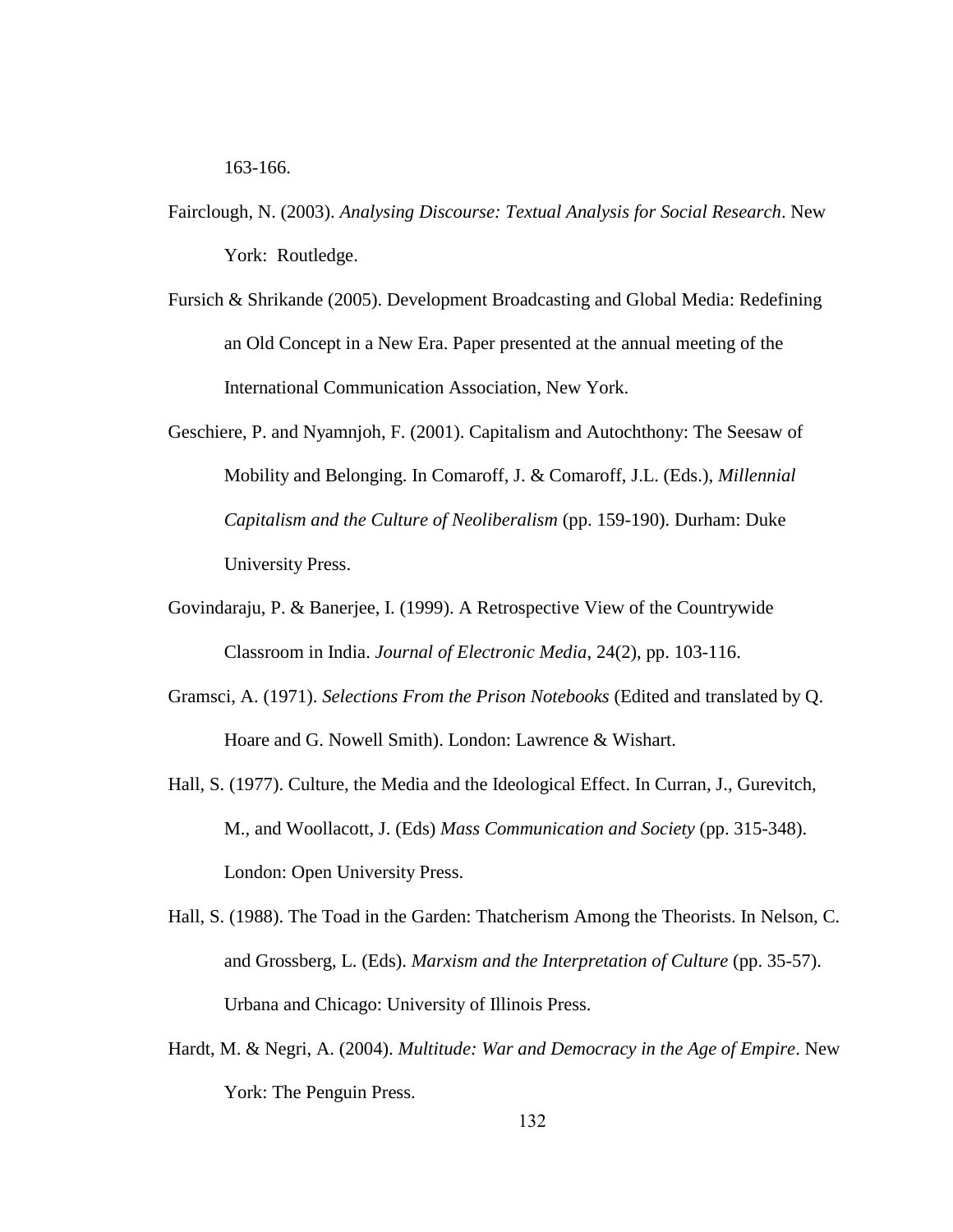163-166.

Fairclough, N. (2003). *Analysing Discourse: Textual Analysis for Social Research*. New York: Routledge.

Fursich & Shrikande (2005). Development Broadcasting and Global Media: Redefining an Old Concept in a New Era. Paper presented at the annual meeting of the International Communication Association, New York.

Geschiere, P. and Nyamnjoh, F. (2001). Capitalism and Autochthony: The Seesaw of Mobility and Belonging. In Comaroff, J. & Comaroff, J.L. (Eds.), *Millennial Capitalism and the Culture of Neoliberalism* (pp. 159-190). Durham: Duke University Press.

Govindaraju, P. & Banerjee, I. (1999). A Retrospective View of the Countrywide Classroom in India. *Journal of Electronic Media*, 24(2), pp. 103-116.

Gramsci, A. (1971). *Selections From the Prison Notebooks* (Edited and translated by Q. Hoare and G. Nowell Smith). London: Lawrence & Wishart.

Hall, S. (1977). Culture, the Media and the Ideological Effect. In Curran, J., Gurevitch, M., and Woollacott, J. (Eds) *Mass Communication and Society* (pp. 315-348). London: Open University Press.

Hall, S. (1988). The Toad in the Garden: Thatcherism Among the Theorists. In Nelson, C. and Grossberg, L. (Eds). *Marxism and the Interpretation of Culture* (pp. 35-57). Urbana and Chicago: University of Illinois Press.

Hardt, M. & Negri, A. (2004). *Multitude: War and Democracy in the Age of Empire*. New York: The Penguin Press.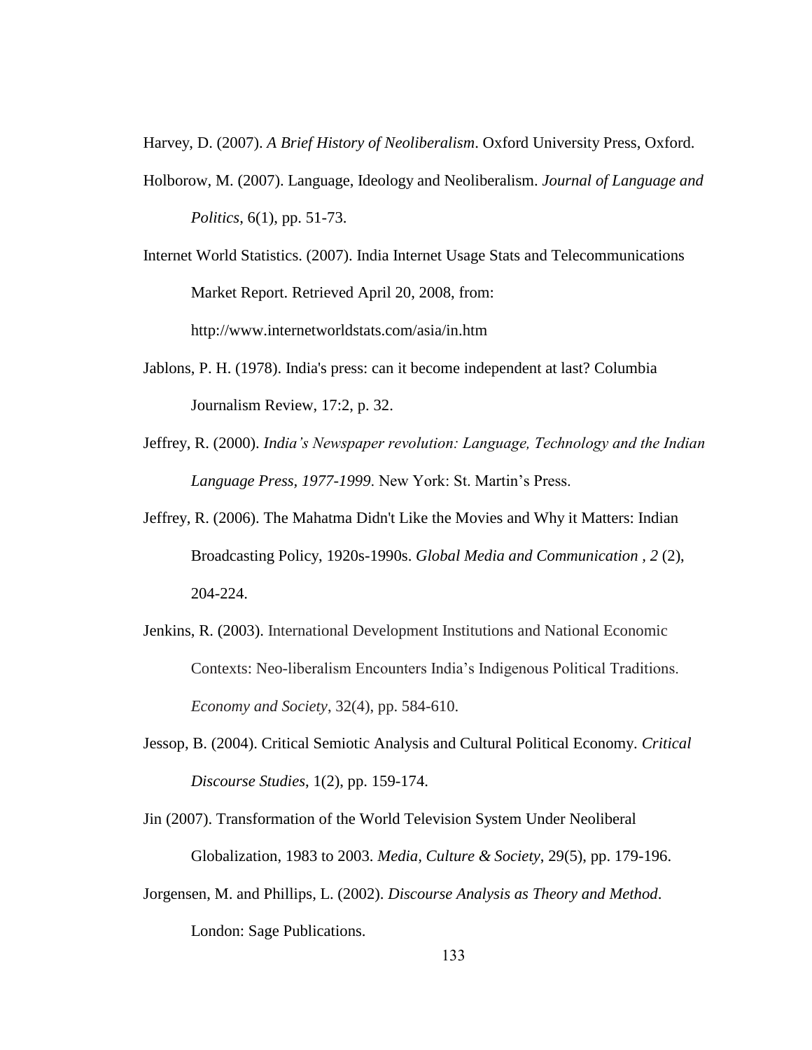Harvey, D. (2007). *A Brief History of Neoliberalism*. Oxford University Press, Oxford.

Holborow, M. (2007). Language, Ideology and Neoliberalism. *Journal of Language and Politics*, 6(1), pp. 51-73.

Internet World Statistics. (2007). India Internet Usage Stats and Telecommunications Market Report. Retrieved April 20, 2008, from: http://www.internetworldstats.com/asia/in.htm

Jablons, P. H. (1978). India's press: can it become independent at last? Columbia Journalism Review, 17:2, p. 32.

Jeffrey, R. (2000). *India's Newspaper revolution: Language, Technology and the Indian Language Press, 1977-1999*. New York: St. Martin's Press.

Jeffrey, R. (2006). The Mahatma Didn't Like the Movies and Why it Matters: Indian Broadcasting Policy, 1920s-1990s. *Global Media and Communication , 2* (2), 204-224.

Jenkins, R. (2003). International Development Institutions and National Economic Contexts: Neo-liberalism Encounters India's Indigenous Political Traditions. *Economy and Society*, 32(4), pp. 584-610.

Jessop, B. (2004). Critical Semiotic Analysis and Cultural Political Economy. *Critical Discourse Studies*, 1(2), pp. 159-174.

Jin (2007). Transformation of the World Television System Under Neoliberal Globalization, 1983 to 2003. *Media, Culture & Society*, 29(5), pp. 179-196.

Jorgensen, M. and Phillips, L. (2002). *Discourse Analysis as Theory and Method*. London: Sage Publications.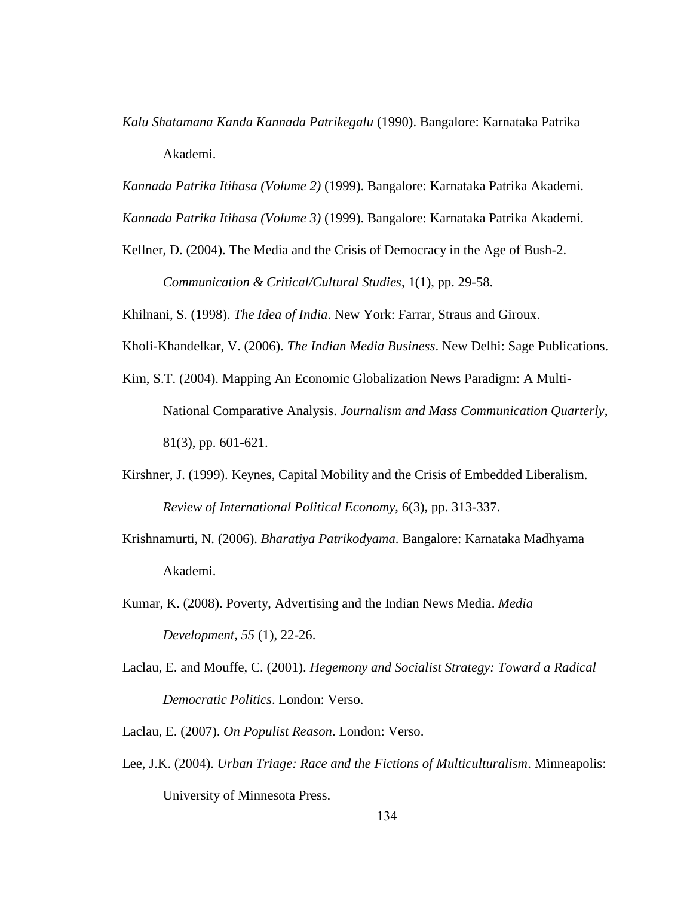*Kalu Shatamana Kanda Kannada Patrikegalu* (1990). Bangalore: Karnataka Patrika Akademi.

*Kannada Patrika Itihasa (Volume 2)* (1999). Bangalore: Karnataka Patrika Akademi.

*Kannada Patrika Itihasa (Volume 3)* (1999). Bangalore: Karnataka Patrika Akademi.

Kellner, D. (2004). The Media and the Crisis of Democracy in the Age of Bush-2. *Communication & Critical/Cultural Studies*, 1(1), pp. 29-58.

Khilnani, S. (1998). *The Idea of India*. New York: Farrar, Straus and Giroux.

Kholi-Khandelkar, V. (2006). *The Indian Media Business*. New Delhi: Sage Publications.

Kim, S.T. (2004). Mapping An Economic Globalization News Paradigm: A Multi-National Comparative Analysis. *Journalism and Mass Communication Quarterly*, 81(3), pp. 601-621.

Kirshner, J. (1999). Keynes, Capital Mobility and the Crisis of Embedded Liberalism. *Review of International Political Economy*, 6(3), pp. 313-337.

Krishnamurti, N. (2006). *Bharatiya Patrikodyama*. Bangalore: Karnataka Madhyama Akademi.

Kumar, K. (2008). Poverty, Advertising and the Indian News Media. *Media Development, 55* (1), 22-26.

Laclau, E. and Mouffe, C. (2001). *Hegemony and Socialist Strategy: Toward a Radical Democratic Politics*. London: Verso.

Laclau, E. (2007). *On Populist Reason*. London: Verso.

Lee, J.K. (2004). *Urban Triage: Race and the Fictions of Multiculturalism*. Minneapolis: University of Minnesota Press.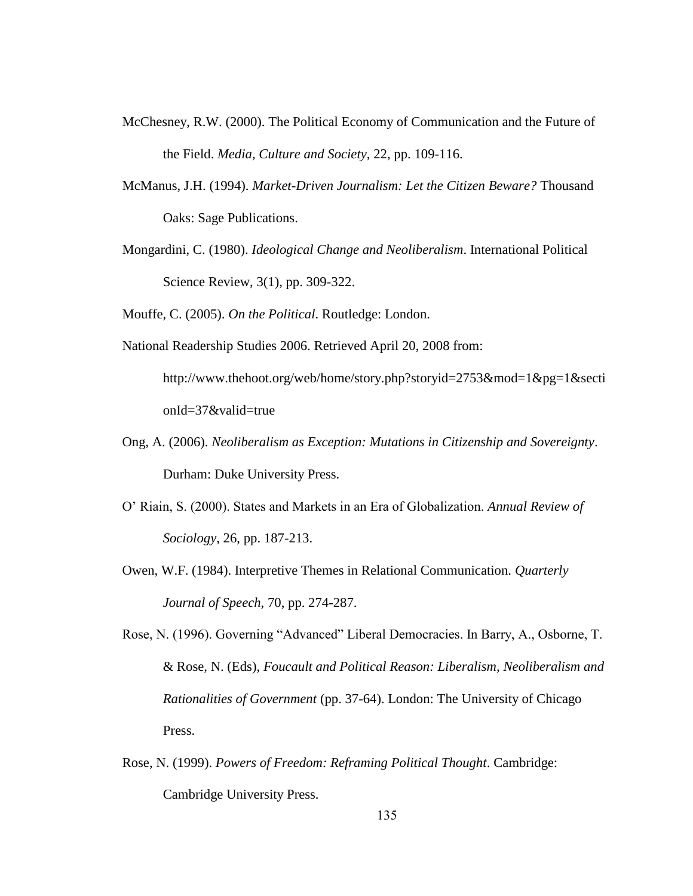McChesney, R.W. (2000). The Political Economy of Communication and the Future of the Field. *Media, Culture and Society*, 22, pp. 109-116.

McManus, J.H. (1994). *Market-Driven Journalism: Let the Citizen Beware?* Thousand Oaks: Sage Publications.

Mongardini, C. (1980). *Ideological Change and Neoliberalism*. International Political Science Review, 3(1), pp. 309-322.

Mouffe, C. (2005). *On the Political*. Routledge: London.

National Readership Studies 2006. Retrieved April 20, 2008 from: http://www.thehoot.org/web/home/story.php?storyid=2753&mod=1&pg=1&sectionId=37&valid=true

Ong, A. (2006). *Neoliberalism as Exception: Mutations in Citizenship and Sovereignty*. Durham: Duke University Press.

O' Riain, S. (2000). States and Markets in an Era of Globalization. *Annual Review of Sociology*, 26, pp. 187-213.

Owen, W.F. (1984). Interpretive Themes in Relational Communication. *Quarterly Journal of Speech*, 70, pp. 274-287.

Rose, N. (1996). Governing "Advanced" Liberal Democracies. In Barry, A., Osborne, T. & Rose, N. (Eds), *Foucault and Political Reason: Liberalism, Neoliberalism and Rationalities of Government* (pp. 37-64). London: The University of Chicago Press.

Rose, N. (1999). *Powers of Freedom: Reframing Political Thought*. Cambridge: Cambridge University Press.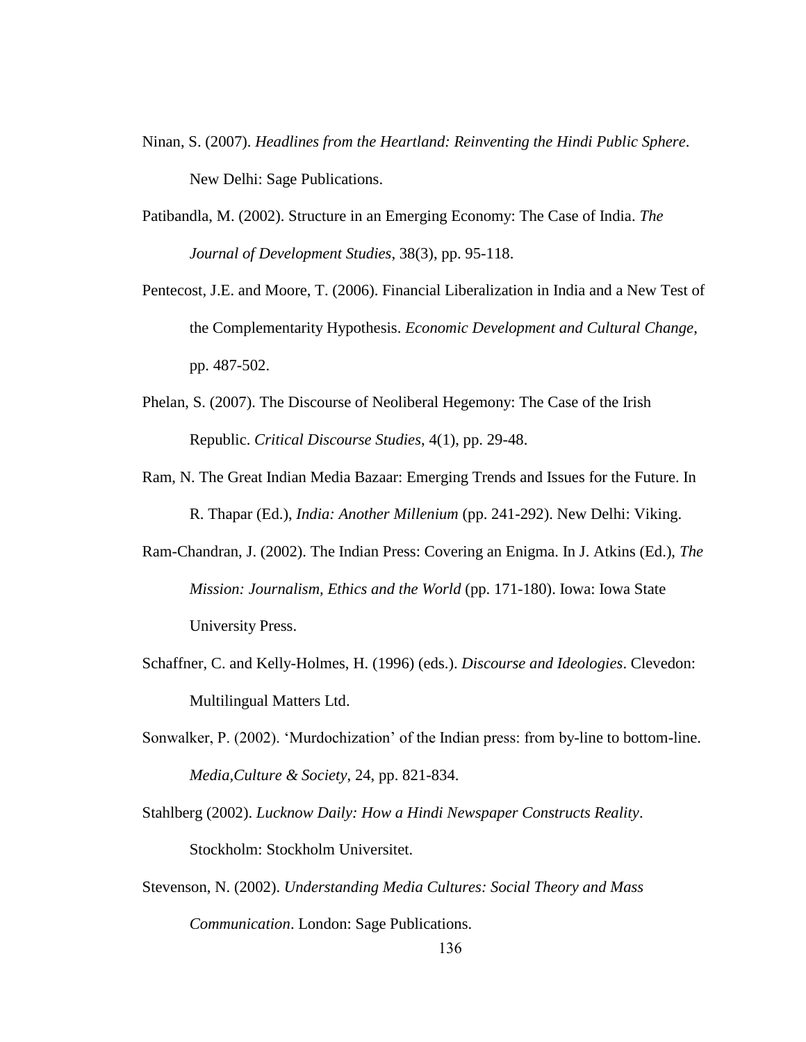Ninan, S. (2007). *Headlines from the Heartland: Reinventing the Hindi Public Sphere*. New Delhi: Sage Publications.

Patibandla, M. (2002). Structure in an Emerging Economy: The Case of India. *The Journal of Development Studies*, 38(3), pp. 95-118.

Pentecost, J.E. and Moore, T. (2006). Financial Liberalization in India and a New Test of the Complementarity Hypothesis. *Economic Development and Cultural Change*, pp. 487-502.

Phelan, S. (2007). The Discourse of Neoliberal Hegemony: The Case of the Irish Republic. *Critical Discourse Studies*, 4(1), pp. 29-48.

Ram, N. The Great Indian Media Bazaar: Emerging Trends and Issues for the Future. In R. Thapar (Ed.), *India: Another Millenium* (pp. 241-292). New Delhi: Viking.

Ram-Chandran, J. (2002). The Indian Press: Covering an Enigma. In J. Atkins (Ed.), *The Mission: Journalism, Ethics and the World* (pp. 171-180). Iowa: Iowa State University Press.

Schaffner, C. and Kelly-Holmes, H. (1996) (eds.). *Discourse and Ideologies*. Clevedon: Multilingual Matters Ltd.

Sonwalker, P. (2002). 'Murdochization' of the Indian press: from by-line to bottom-line. *Media,Culture & Society*, 24, pp. 821-834.

Stahlberg (2002). *Lucknow Daily: How a Hindi Newspaper Constructs Reality*. Stockholm: Stockholm Universitet.

Stevenson, N. (2002). *Understanding Media Cultures: Social Theory and Mass Communication*. London: Sage Publications.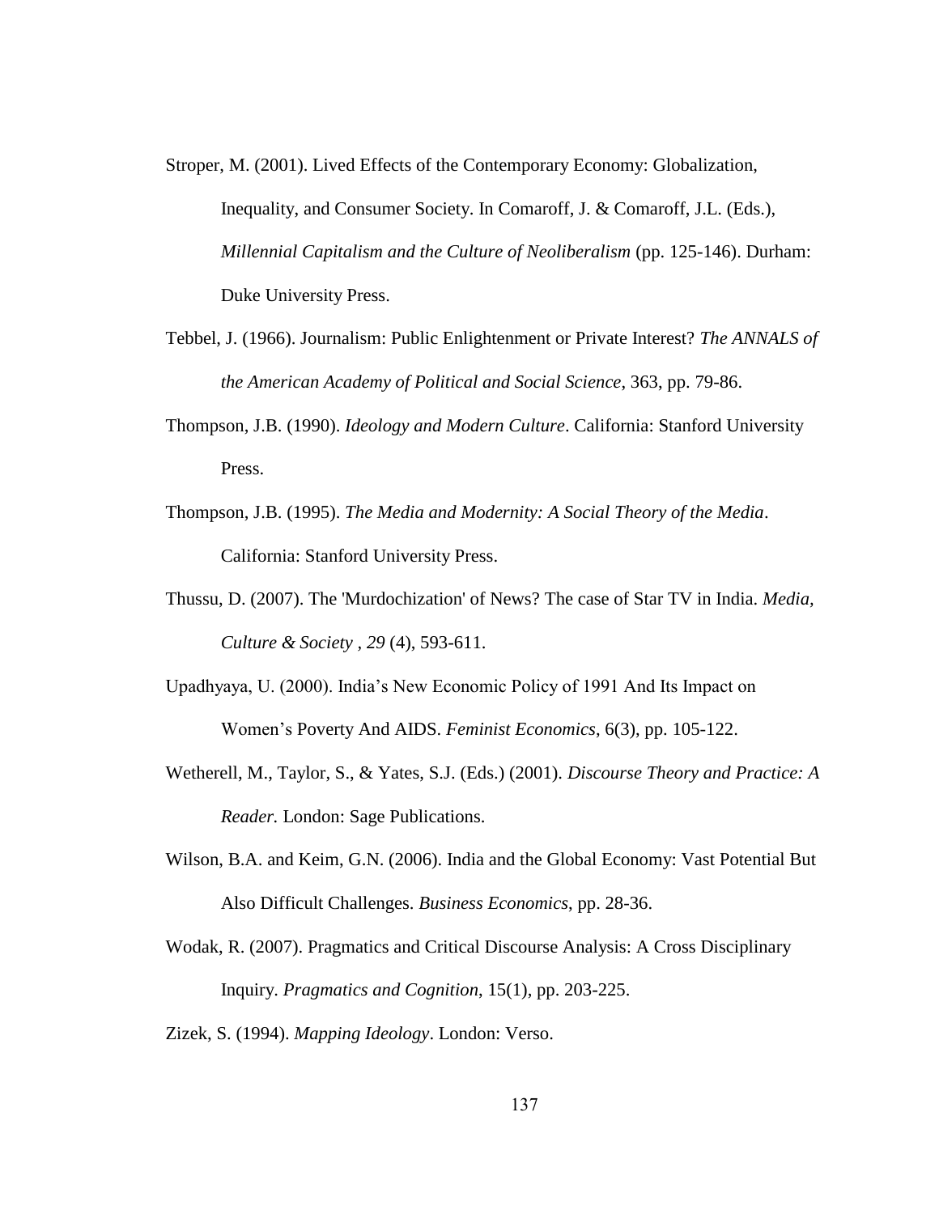Stroper, M. (2001). Lived Effects of the Contemporary Economy: Globalization, Inequality, and Consumer Society. In Comaroff, J. & Comaroff, J.L. (Eds.), *Millennial Capitalism and the Culture of Neoliberalism* (pp. 125-146). Durham: Duke University Press.

Tebbel, J. (1966). Journalism: Public Enlightenment or Private Interest? *The ANNALS of the American Academy of Political and Social Science*, 363, pp. 79-86.

Thompson, J.B. (1990). *Ideology and Modern Culture*. California: Stanford University Press.

Thompson, J.B. (1995). *The Media and Modernity: A Social Theory of the Media*. California: Stanford University Press.

Thussu, D. (2007). The 'Murdochization' of News? The case of Star TV in India. *Media, Culture & Society , 29* (4), 593-611.

Upadhyaya, U. (2000). India's New Economic Policy of 1991 And Its Impact on Women's Poverty And AIDS. *Feminist Economics*, 6(3), pp. 105-122.

Wetherell, M., Taylor, S., & Yates, S.J. (Eds.) (2001). *Discourse Theory and Practice: A Reader.* London: Sage Publications.

Wilson, B.A. and Keim, G.N. (2006). India and the Global Economy: Vast Potential But Also Difficult Challenges. *Business Economics*, pp. 28-36.

Wodak, R. (2007). Pragmatics and Critical Discourse Analysis: A Cross Disciplinary Inquiry. *Pragmatics and Cognition*, 15(1), pp. 203-225.

Zizek, S. (1994). *Mapping Ideology*. London: Verso.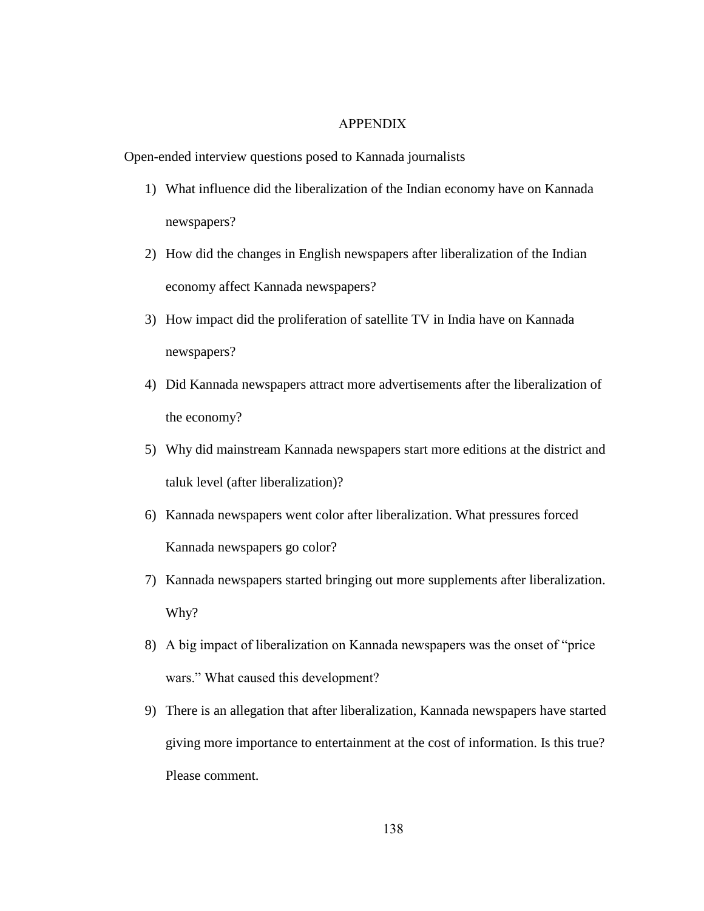# APPENDIX

Open-ended interview questions posed to Kannada journalists

1) What influence did the liberalization of the Indian economy have on Kannada newspapers?
2) How did the changes in English newspapers after liberalization of the Indian economy affect Kannada newspapers?
3) How impact did the proliferation of satellite TV in India have on Kannada newspapers?
4) Did Kannada newspapers attract more advertisements after the liberalization of the economy?
5) Why did mainstream Kannada newspapers start more editions at the district and taluk level (after liberalization)?
6) Kannada newspapers went color after liberalization. What pressures forced Kannada newspapers go color?
7) Kannada newspapers started bringing out more supplements after liberalization. Why?
8) A big impact of liberalization on Kannada newspapers was the onset of "price wars." What caused this development?
9) There is an allegation that after liberalization, Kannada newspapers have started giving more importance to entertainment at the cost of information. Is this true? Please comment.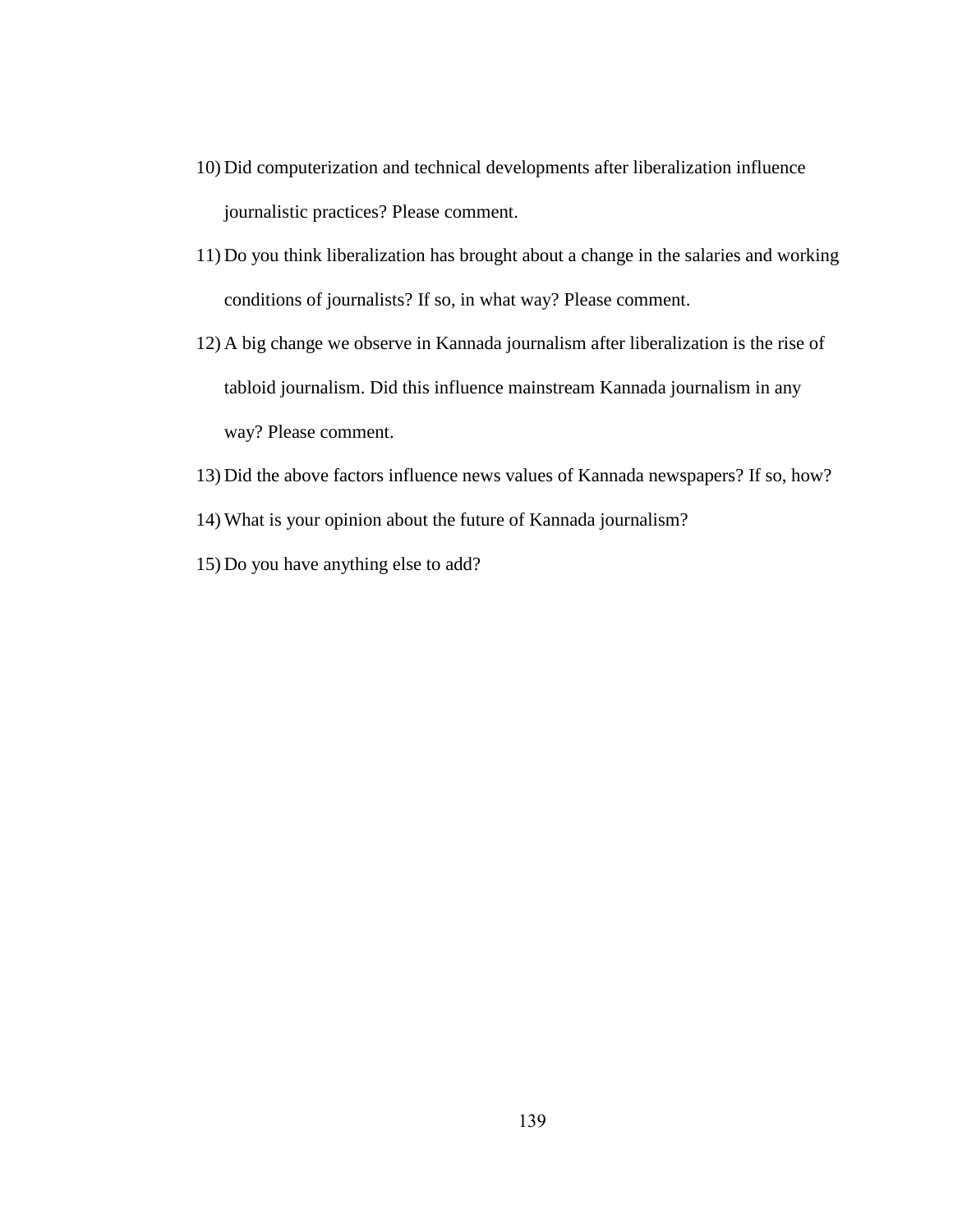10) Did computerization and technical developments after liberalization influence journalistic practices? Please comment.
11) Do you think liberalization has brought about a change in the salaries and working conditions of journalists? If so, in what way? Please comment.
12) A big change we observe in Kannada journalism after liberalization is the rise of tabloid journalism. Did this influence mainstream Kannada journalism in any way? Please comment.
13) Did the above factors influence news values of Kannada newspapers? If so, how?
14) What is your opinion about the future of Kannada journalism?
15) Do you have anything else to add?